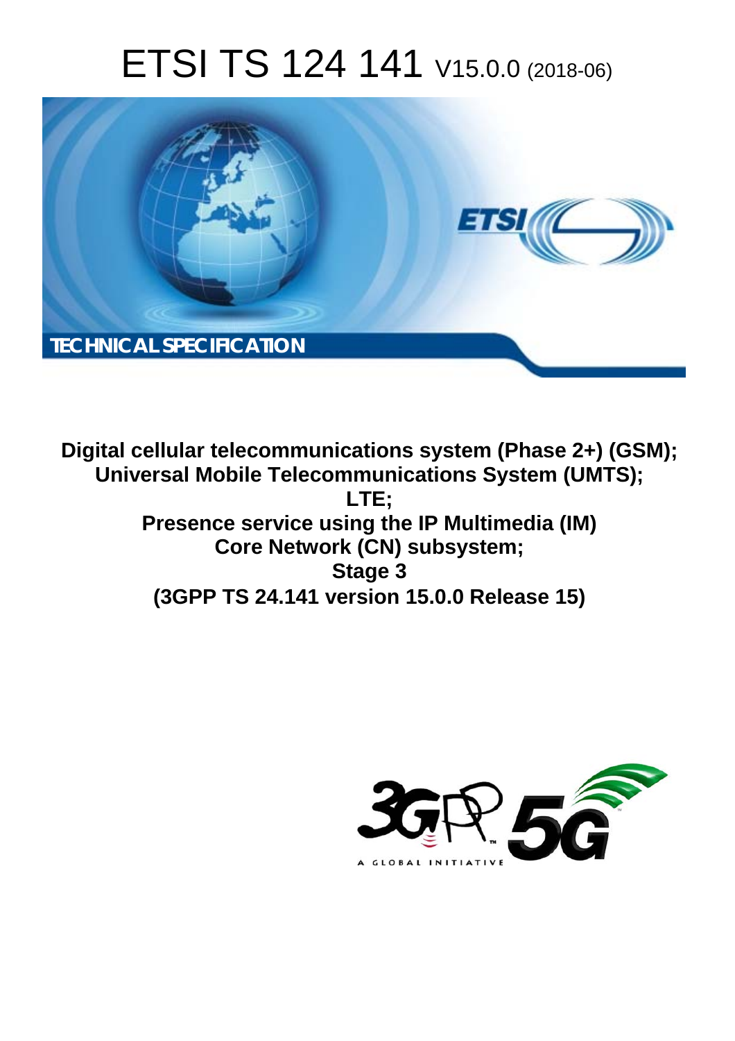# ETSI TS 124 141 V15.0.0 (2018-06)

TECHNICAL SPECIFICATION

**Digital cellular telecommunications system (Phase 2+) (GSM);**
**Universal Mobile Telecommunications System (UMTS);**
**LTE;**
**Presence service using the IP Multimedia (IM) Core Network (CN) subsystem;**
**Stage 3**
**(3GPP TS 24.141 version 15.0.0 Release 15)**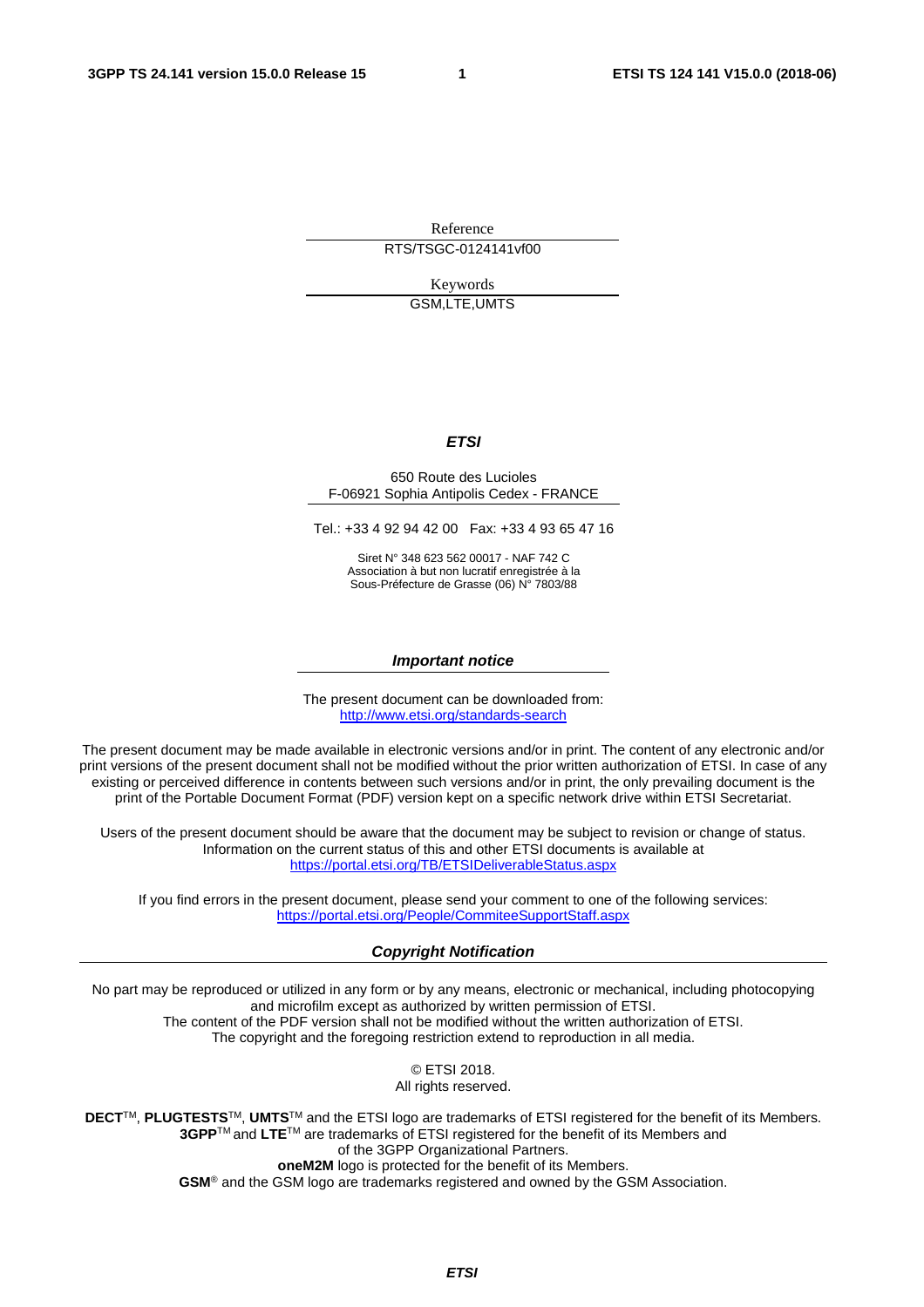Reference

RTS/TSGC-0124141vf00

Keywords

GSM,LTE,UMTS

***ETSI***

650 Route des Lucioles
F-06921 Sophia Antipolis Cedex - FRANCE

Tel.: +33 4 92 94 42 00   Fax: +33 4 93 65 47 16

Siret N° 348 623 562 00017 - NAF 742 C
Association à but non lucratif enregistrée à la
Sous-Préfecture de Grasse (06) N° 7803/88

***Important notice***

The present document can be downloaded from:
http://www.etsi.org/standards-search

The present document may be made available in electronic versions and/or in print. The content of any electronic and/or print versions of the present document shall not be modified without the prior written authorization of ETSI. In case of any existing or perceived difference in contents between such versions and/or in print, the only prevailing document is the print of the Portable Document Format (PDF) version kept on a specific network drive within ETSI Secretariat.

Users of the present document should be aware that the document may be subject to revision or change of status. Information on the current status of this and other ETSI documents is available at
https://portal.etsi.org/TB/ETSIDeliverableStatus.aspx

If you find errors in the present document, please send your comment to one of the following services:
https://portal.etsi.org/People/CommiteeSupportStaff.aspx

***Copyright Notification***

No part may be reproduced or utilized in any form or by any means, electronic or mechanical, including photocopying and microfilm except as authorized by written permission of ETSI.
The content of the PDF version shall not be modified without the written authorization of ETSI.
The copyright and the foregoing restriction extend to reproduction in all media.

© ETSI 2018.
All rights reserved.

**DECT**TM, **PLUGTESTS**TM, **UMTS**TM and the ETSI logo are trademarks of ETSI registered for the benefit of its Members.
**3GPP**TM and **LTE**TM are trademarks of ETSI registered for the benefit of its Members and of the 3GPP Organizational Partners.
**oneM2M** logo is protected for the benefit of its Members.
**GSM**® and the GSM logo are trademarks registered and owned by the GSM Association.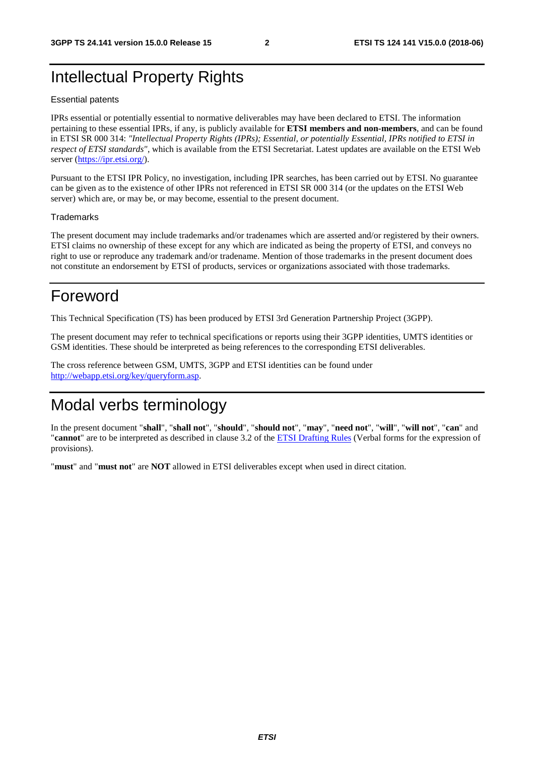# Intellectual Property Rights

Essential patents

IPRs essential or potentially essential to normative deliverables may have been declared to ETSI. The information pertaining to these essential IPRs, if any, is publicly available for **ETSI members and non-members**, and can be found in ETSI SR 000 314: *"Intellectual Property Rights (IPRs); Essential, or potentially Essential, IPRs notified to ETSI in respect of ETSI standards"*, which is available from the ETSI Secretariat. Latest updates are available on the ETSI Web server (https://ipr.etsi.org/).

Pursuant to the ETSI IPR Policy, no investigation, including IPR searches, has been carried out by ETSI. No guarantee can be given as to the existence of other IPRs not referenced in ETSI SR 000 314 (or the updates on the ETSI Web server) which are, or may be, or may become, essential to the present document.

Trademarks

The present document may include trademarks and/or tradenames which are asserted and/or registered by their owners. ETSI claims no ownership of these except for any which are indicated as being the property of ETSI, and conveys no right to use or reproduce any trademark and/or tradename. Mention of those trademarks in the present document does not constitute an endorsement by ETSI of products, services or organizations associated with those trademarks.

# Foreword

This Technical Specification (TS) has been produced by ETSI 3rd Generation Partnership Project (3GPP).

The present document may refer to technical specifications or reports using their 3GPP identities, UMTS identities or GSM identities. These should be interpreted as being references to the corresponding ETSI deliverables.

The cross reference between GSM, UMTS, 3GPP and ETSI identities can be found under http://webapp.etsi.org/key/queryform.asp.

# Modal verbs terminology

In the present document "**shall**", "**shall not**", "**should**", "**should not**", "**may**", "**need not**", "**will**", "**will not**", "**can**" and "**cannot**" are to be interpreted as described in clause 3.2 of the ETSI Drafting Rules (Verbal forms for the expression of provisions).

"**must**" and "**must not**" are **NOT** allowed in ETSI deliverables except when used in direct citation.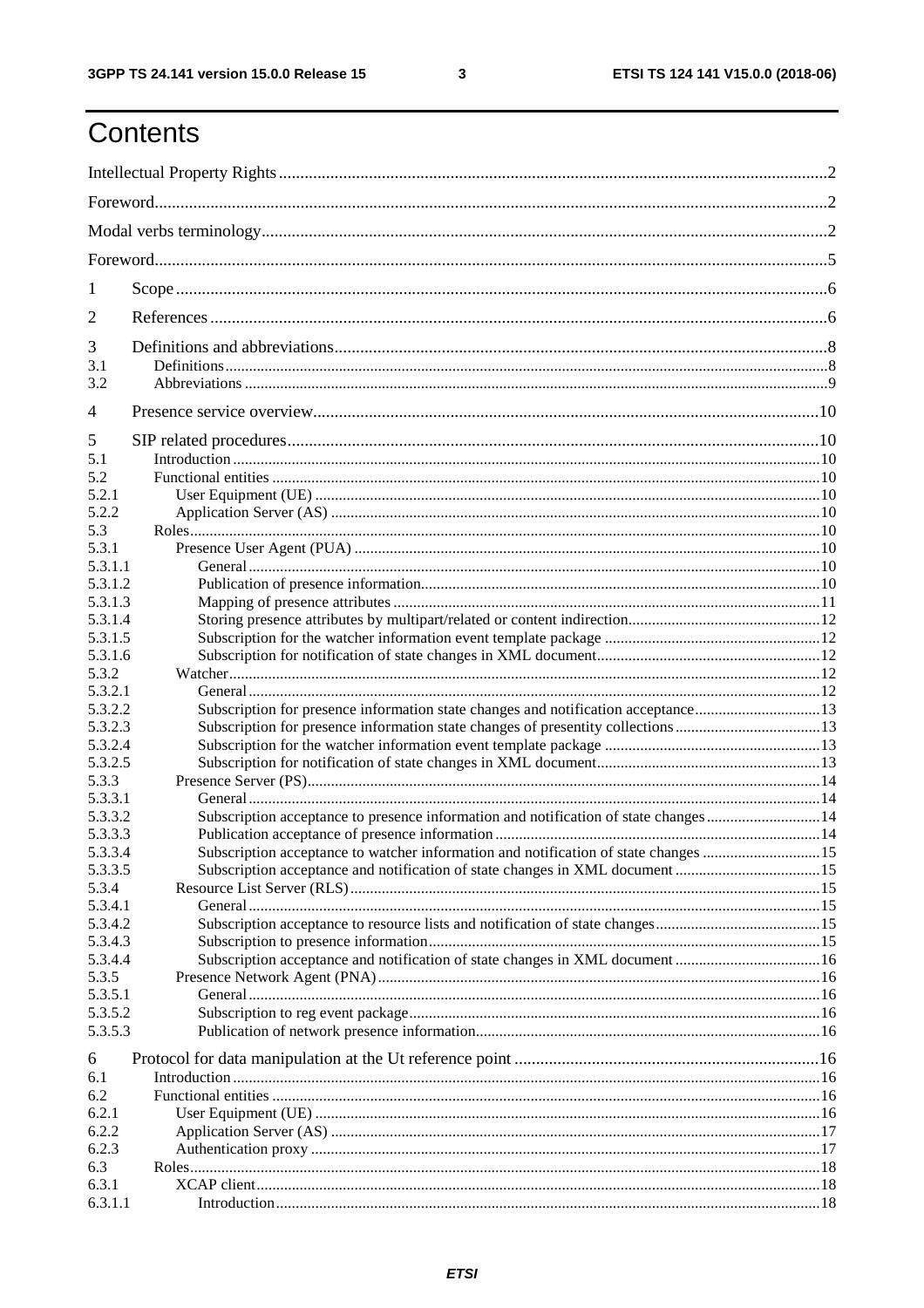# Contents

Intellectual Property Rights ..... 2

Foreword ..... 2

Modal verbs terminology ..... 2

Foreword ..... 5

1 Scope ..... 6

2 References ..... 6

3 Definitions and abbreviations ..... 8
- 3.1 Definitions ..... 8
- 3.2 Abbreviations ..... 9

4 Presence service overview ..... 10

5 SIP related procedures ..... 10
- 5.1 Introduction ..... 10
- 5.2 Functional entities ..... 10
  - 5.2.1 User Equipment (UE) ..... 10
  - 5.2.2 Application Server (AS) ..... 10
- 5.3 Roles ..... 10
  - 5.3.1 Presence User Agent (PUA) ..... 10
    - 5.3.1.1 General ..... 10
    - 5.3.1.2 Publication of presence information ..... 10
    - 5.3.1.3 Mapping of presence attributes ..... 11
    - 5.3.1.4 Storing presence attributes by multipart/related or content indirection ..... 12
    - 5.3.1.5 Subscription for the watcher information event template package ..... 12
    - 5.3.1.6 Subscription for notification of state changes in XML document ..... 12
  - 5.3.2 Watcher ..... 12
    - 5.3.2.1 General ..... 12
    - 5.3.2.2 Subscription for presence information state changes and notification acceptance ..... 13
    - 5.3.2.3 Subscription for presence information state changes of presentity collections ..... 13
    - 5.3.2.4 Subscription for the watcher information event template package ..... 13
    - 5.3.2.5 Subscription for notification of state changes in XML document ..... 13
  - 5.3.3 Presence Server (PS) ..... 14
    - 5.3.3.1 General ..... 14
    - 5.3.3.2 Subscription acceptance to presence information and notification of state changes ..... 14
    - 5.3.3.3 Publication acceptance of presence information ..... 14
    - 5.3.3.4 Subscription acceptance to watcher information and notification of state changes ..... 15
    - 5.3.3.5 Subscription acceptance and notification of state changes in XML document ..... 15
  - 5.3.4 Resource List Server (RLS) ..... 15
    - 5.3.4.1 General ..... 15
    - 5.3.4.2 Subscription acceptance to resource lists and notification of state changes ..... 15
    - 5.3.4.3 Subscription to presence information ..... 15
    - 5.3.4.4 Subscription acceptance and notification of state changes in XML document ..... 16
  - 5.3.5 Presence Network Agent (PNA) ..... 16
    - 5.3.5.1 General ..... 16
    - 5.3.5.2 Subscription to reg event package ..... 16
    - 5.3.5.3 Publication of network presence information ..... 16

6 Protocol for data manipulation at the Ut reference point ..... 16
- 6.1 Introduction ..... 16
- 6.2 Functional entities ..... 16
  - 6.2.1 User Equipment (UE) ..... 16
  - 6.2.2 Application Server (AS) ..... 17
  - 6.2.3 Authentication proxy ..... 17
- 6.3 Roles ..... 18
  - 6.3.1 XCAP client ..... 18
    - 6.3.1.1 Introduction ..... 18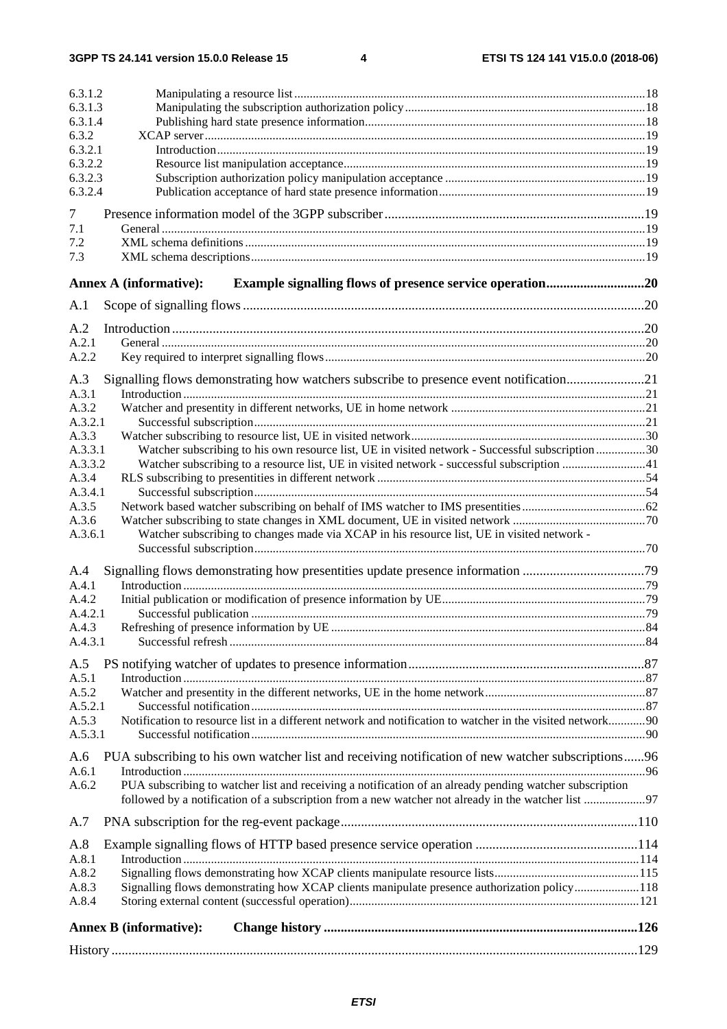6.3.1.2 Manipulating a resource list ........................................................................................................... 18
6.3.1.3 Manipulating the subscription authorization policy ........................................................................... 18
6.3.1.4 Publishing hard state presence information ........................................................................................ 18
6.3.2 XCAP server ........................................................................................................................................ 19
6.3.2.1 Introduction ....................................................................................................................................... 19
6.3.2.2 Resource list manipulation acceptance ............................................................................................... 19
6.3.2.3 Subscription authorization policy manipulation acceptance ............................................................... 19
6.3.2.4 Publication acceptance of hard state presence information ................................................................. 19

7 Presence information model of the 3GPP subscriber ........................................................................... 19
7.1 General ................................................................................................................................................ 19
7.2 XML schema definitions ...................................................................................................................... 19
7.3 XML schema descriptions .................................................................................................................... 19

**Annex A (informative): Example signalling flows of presence service operation ............................ 20**

A.1 Scope of signalling flows ..................................................................................................................... 20

A.2 Introduction .......................................................................................................................................... 20
A.2.1 General ................................................................................................................................................ 20
A.2.2 Key required to interpret signalling flows ............................................................................................ 20

A.3 Signalling flows demonstrating how watchers subscribe to presence event notification ....................... 21
A.3.1 Introduction ......................................................................................................................................... 21
A.3.2 Watcher and presentity in different networks, UE in home network ................................................... 21
A.3.2.1 Successful subscription ..................................................................................................................... 21
A.3.3 Watcher subscribing to resource list, UE in visited network ................................................................ 30
A.3.3.1 Watcher subscribing to his own resource list, UE in visited network - Successful subscription ......... 30
A.3.3.2 Watcher subscribing to a resource list, UE in visited network - successful subscription .................... 41
A.3.4 RLS subscribing to presentities in different network ........................................................................... 54
A.3.4.1 Successful subscription ..................................................................................................................... 54
A.3.5 Network based watcher subscribing on behalf of IMS watcher to IMS presentities ............................. 62
A.3.6 Watcher subscribing to state changes in XML document, UE in visited network ................................ 70
A.3.6.1 Watcher subscribing to changes made via XCAP in his resource list, UE in visited network - Successful subscription ..................................................................................................................... 70

A.4 Signalling flows demonstrating how presentities update presence information .................................... 79
A.4.1 Introduction ......................................................................................................................................... 79
A.4.2 Initial publication or modification of presence information by UE ...................................................... 79
A.4.2.1 Successful publication ...................................................................................................................... 79
A.4.3 Refreshing of presence information by UE .......................................................................................... 84
A.4.3.1 Successful refresh ............................................................................................................................. 84

A.5 PS notifying watcher of updates to presence information ...................................................................... 87
A.5.1 Introduction ......................................................................................................................................... 87
A.5.2 Watcher and presentity in the different networks, UE in the home network ........................................ 87
A.5.2.1 Successful notification ...................................................................................................................... 87
A.5.3 Notification to resource list in a different network and notification to watcher in the visited network ............ 90
A.5.3.1 Successful notification ...................................................................................................................... 90

A.6 PUA subscribing to his own watcher list and receiving notification of new watcher subscriptions ...... 96
A.6.1 Introduction ......................................................................................................................................... 96
A.6.2 PUA subscribing to watcher list and receiving a notification of an already pending watcher subscription followed by a notification of a subscription from a new watcher not already in the watcher list .................... 97

A.7 PNA subscription for the reg-event package ....................................................................................... 110

A.8 Example signalling flows of HTTP based presence service operation ................................................ 114
A.8.1 Introduction ....................................................................................................................................... 114
A.8.2 Signalling flows demonstrating how XCAP clients manipulate resource lists .................................... 115
A.8.3 Signalling flows demonstrating how XCAP clients manipulate presence authorization policy ........... 118
A.8.4 Storing external content (successful operation) ................................................................................. 121

**Annex B (informative): Change history ............................................................................................ 126**

History ................................................................................................................................................... 129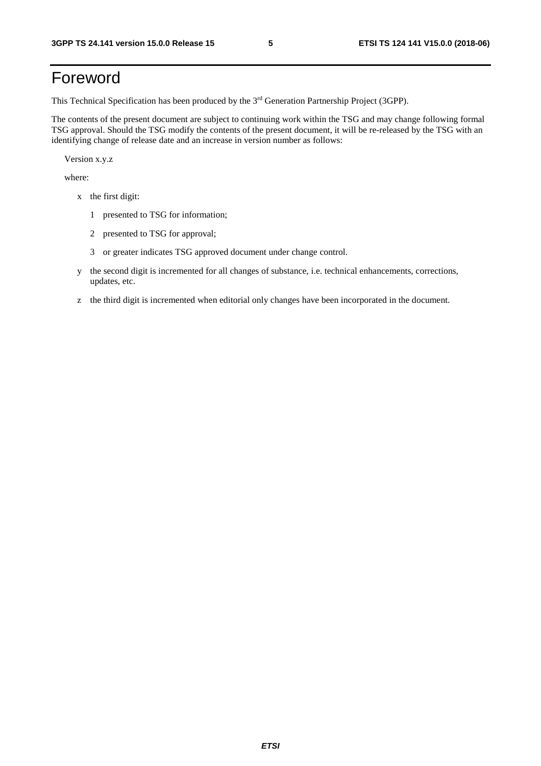# Foreword

This Technical Specification has been produced by the 3rd Generation Partnership Project (3GPP).

The contents of the present document are subject to continuing work within the TSG and may change following formal TSG approval. Should the TSG modify the contents of the present document, it will be re-released by the TSG with an identifying change of release date and an increase in version number as follows:

Version x.y.z

where:

- x the first digit:
  - 1 presented to TSG for information;
  - 2 presented to TSG for approval;
  - 3 or greater indicates TSG approved document under change control.
- y the second digit is incremented for all changes of substance, i.e. technical enhancements, corrections, updates, etc.
- z the third digit is incremented when editorial only changes have been incorporated in the document.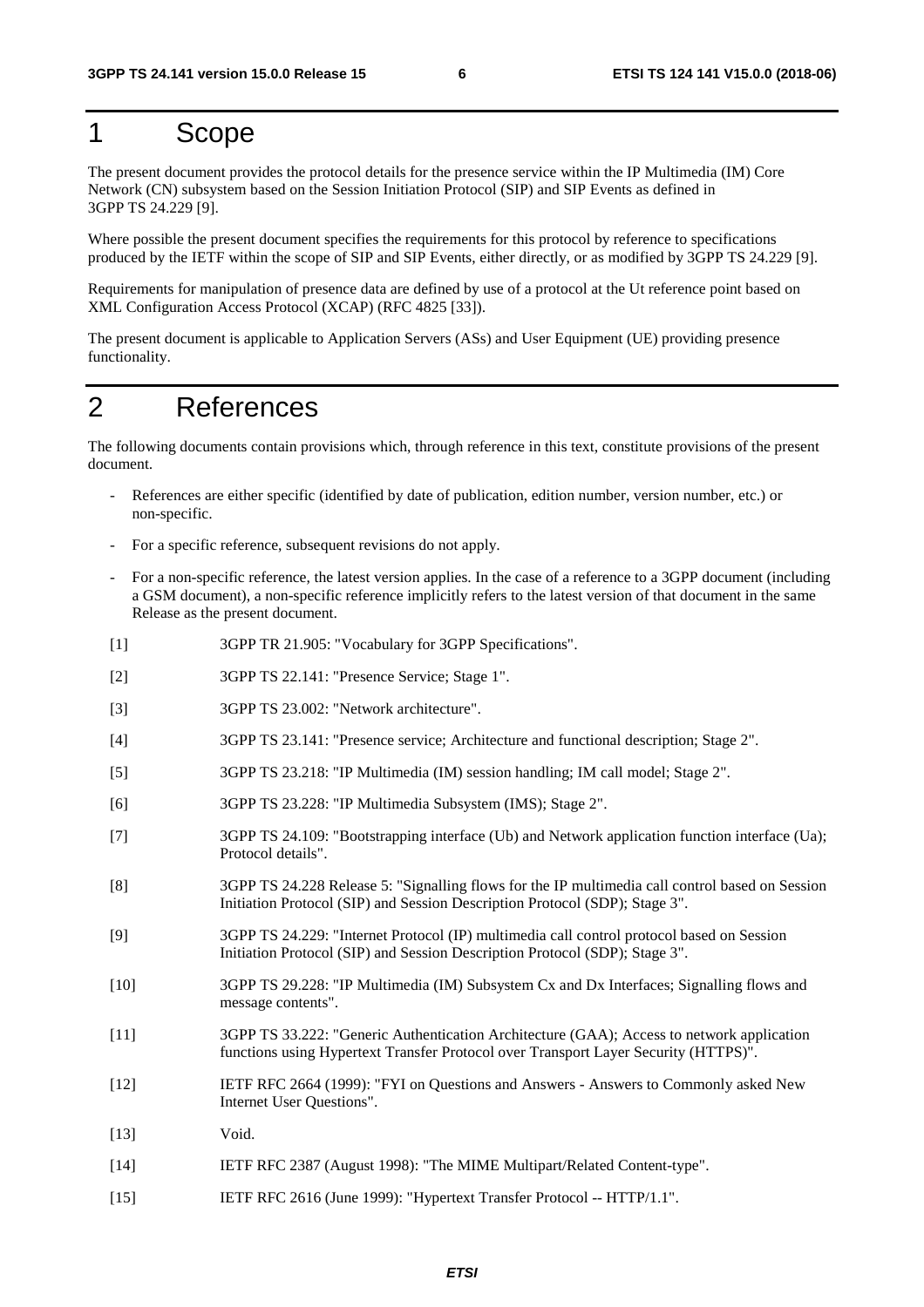# 1 Scope

The present document provides the protocol details for the presence service within the IP Multimedia (IM) Core Network (CN) subsystem based on the Session Initiation Protocol (SIP) and SIP Events as defined in 3GPP TS 24.229 [9].

Where possible the present document specifies the requirements for this protocol by reference to specifications produced by the IETF within the scope of SIP and SIP Events, either directly, or as modified by 3GPP TS 24.229 [9].

Requirements for manipulation of presence data are defined by use of a protocol at the Ut reference point based on XML Configuration Access Protocol (XCAP) (RFC 4825 [33]).

The present document is applicable to Application Servers (ASs) and User Equipment (UE) providing presence functionality.

# 2 References

The following documents contain provisions which, through reference in this text, constitute provisions of the present document.

- References are either specific (identified by date of publication, edition number, version number, etc.) or non-specific.
- For a specific reference, subsequent revisions do not apply.
- For a non-specific reference, the latest version applies. In the case of a reference to a 3GPP document (including a GSM document), a non-specific reference implicitly refers to the latest version of that document in the same Release as the present document.

[1] 3GPP TR 21.905: "Vocabulary for 3GPP Specifications".

[2] 3GPP TS 22.141: "Presence Service; Stage 1".

[3] 3GPP TS 23.002: "Network architecture".

[4] 3GPP TS 23.141: "Presence service; Architecture and functional description; Stage 2".

[5] 3GPP TS 23.218: "IP Multimedia (IM) session handling; IM call model; Stage 2".

[6] 3GPP TS 23.228: "IP Multimedia Subsystem (IMS); Stage 2".

[7] 3GPP TS 24.109: "Bootstrapping interface (Ub) and Network application function interface (Ua); Protocol details".

[8] 3GPP TS 24.228 Release 5: "Signalling flows for the IP multimedia call control based on Session Initiation Protocol (SIP) and Session Description Protocol (SDP); Stage 3".

[9] 3GPP TS 24.229: "Internet Protocol (IP) multimedia call control protocol based on Session Initiation Protocol (SIP) and Session Description Protocol (SDP); Stage 3".

[10] 3GPP TS 29.228: "IP Multimedia (IM) Subsystem Cx and Dx Interfaces; Signalling flows and message contents".

[11] 3GPP TS 33.222: "Generic Authentication Architecture (GAA); Access to network application functions using Hypertext Transfer Protocol over Transport Layer Security (HTTPS)".

[12] IETF RFC 2664 (1999): "FYI on Questions and Answers - Answers to Commonly asked New Internet User Questions".

[13] Void.

[14] IETF RFC 2387 (August 1998): "The MIME Multipart/Related Content-type".

[15] IETF RFC 2616 (June 1999): "Hypertext Transfer Protocol -- HTTP/1.1".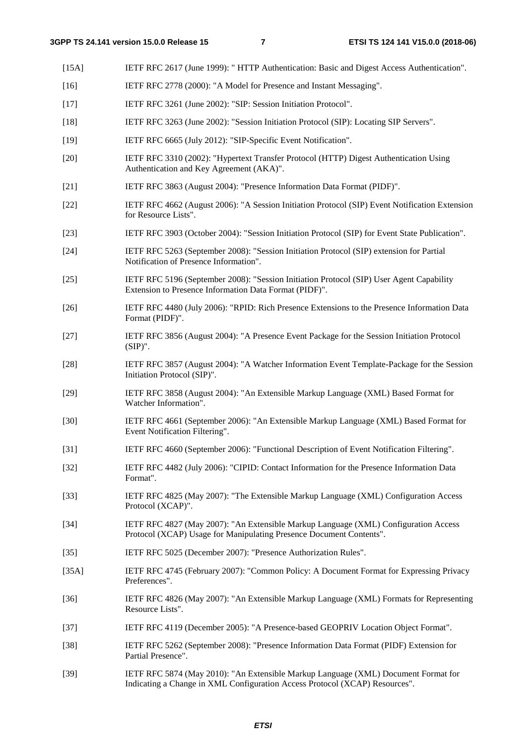[15A] IETF RFC 2617 (June 1999): " HTTP Authentication: Basic and Digest Access Authentication".

[16] IETF RFC 2778 (2000): "A Model for Presence and Instant Messaging".

[17] IETF RFC 3261 (June 2002): "SIP: Session Initiation Protocol".

[18] IETF RFC 3263 (June 2002): "Session Initiation Protocol (SIP): Locating SIP Servers".

[19] IETF RFC 6665 (July 2012): "SIP-Specific Event Notification".

[20] IETF RFC 3310 (2002): "Hypertext Transfer Protocol (HTTP) Digest Authentication Using Authentication and Key Agreement (AKA)".

[21] IETF RFC 3863 (August 2004): "Presence Information Data Format (PIDF)".

[22] IETF RFC 4662 (August 2006): "A Session Initiation Protocol (SIP) Event Notification Extension for Resource Lists".

[23] IETF RFC 3903 (October 2004): "Session Initiation Protocol (SIP) for Event State Publication".

[24] IETF RFC 5263 (September 2008): "Session Initiation Protocol (SIP) extension for Partial Notification of Presence Information".

[25] IETF RFC 5196 (September 2008): "Session Initiation Protocol (SIP) User Agent Capability Extension to Presence Information Data Format (PIDF)".

[26] IETF RFC 4480 (July 2006): "RPID: Rich Presence Extensions to the Presence Information Data Format (PIDF)".

[27] IETF RFC 3856 (August 2004): "A Presence Event Package for the Session Initiation Protocol (SIP)".

[28] IETF RFC 3857 (August 2004): "A Watcher Information Event Template-Package for the Session Initiation Protocol (SIP)".

[29] IETF RFC 3858 (August 2004): "An Extensible Markup Language (XML) Based Format for Watcher Information".

[30] IETF RFC 4661 (September 2006): "An Extensible Markup Language (XML) Based Format for Event Notification Filtering".

[31] IETF RFC 4660 (September 2006): "Functional Description of Event Notification Filtering".

[32] IETF RFC 4482 (July 2006): "CIPID: Contact Information for the Presence Information Data Format".

[33] IETF RFC 4825 (May 2007): "The Extensible Markup Language (XML) Configuration Access Protocol (XCAP)".

[34] IETF RFC 4827 (May 2007): "An Extensible Markup Language (XML) Configuration Access Protocol (XCAP) Usage for Manipulating Presence Document Contents".

[35] IETF RFC 5025 (December 2007): "Presence Authorization Rules".

[35A] IETF RFC 4745 (February 2007): "Common Policy: A Document Format for Expressing Privacy Preferences".

[36] IETF RFC 4826 (May 2007): "An Extensible Markup Language (XML) Formats for Representing Resource Lists".

[37] IETF RFC 4119 (December 2005): "A Presence-based GEOPRIV Location Object Format".

[38] IETF RFC 5262 (September 2008): "Presence Information Data Format (PIDF) Extension for Partial Presence".

[39] IETF RFC 5874 (May 2010): "An Extensible Markup Language (XML) Document Format for Indicating a Change in XML Configuration Access Protocol (XCAP) Resources".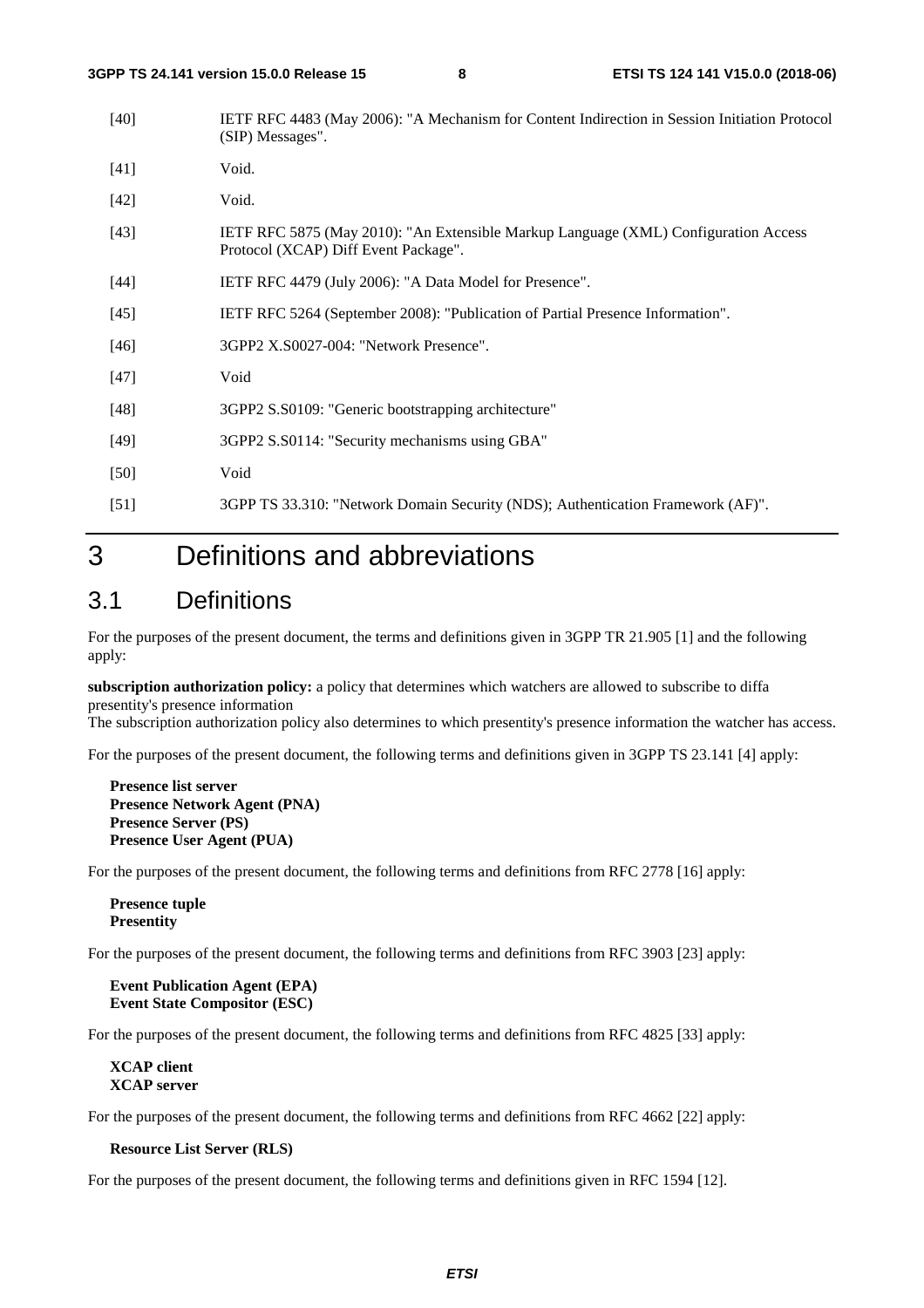[40] IETF RFC 4483 (May 2006): "A Mechanism for Content Indirection in Session Initiation Protocol (SIP) Messages".

[41] Void.

[42] Void.

[43] IETF RFC 5875 (May 2010): "An Extensible Markup Language (XML) Configuration Access Protocol (XCAP) Diff Event Package".

[44] IETF RFC 4479 (July 2006): "A Data Model for Presence".

[45] IETF RFC 5264 (September 2008): "Publication of Partial Presence Information".

[46] 3GPP2 X.S0027-004: "Network Presence".

[47] Void

[48] 3GPP2 S.S0109: "Generic bootstrapping architecture"

[49] 3GPP2 S.S0114: "Security mechanisms using GBA"

[50] Void

[51] 3GPP TS 33.310: "Network Domain Security (NDS); Authentication Framework (AF)".

# 3 Definitions and abbreviations

## 3.1 Definitions

For the purposes of the present document, the terms and definitions given in 3GPP TR 21.905 [1] and the following apply:

**subscription authorization policy:** a policy that determines which watchers are allowed to subscribe to diffa presentity's presence information
The subscription authorization policy also determines to which presentity's presence information the watcher has access.

For the purposes of the present document, the following terms and definitions given in 3GPP TS 23.141 [4] apply:

**Presence list server**
**Presence Network Agent (PNA)**
**Presence Server (PS)**
**Presence User Agent (PUA)**

For the purposes of the present document, the following terms and definitions from RFC 2778 [16] apply:

**Presence tuple**
**Presentity**

For the purposes of the present document, the following terms and definitions from RFC 3903 [23] apply:

**Event Publication Agent (EPA)**
**Event State Compositor (ESC)**

For the purposes of the present document, the following terms and definitions from RFC 4825 [33] apply:

**XCAP client**
**XCAP server**

For the purposes of the present document, the following terms and definitions from RFC 4662 [22] apply:

**Resource List Server (RLS)**

For the purposes of the present document, the following terms and definitions given in RFC 1594 [12].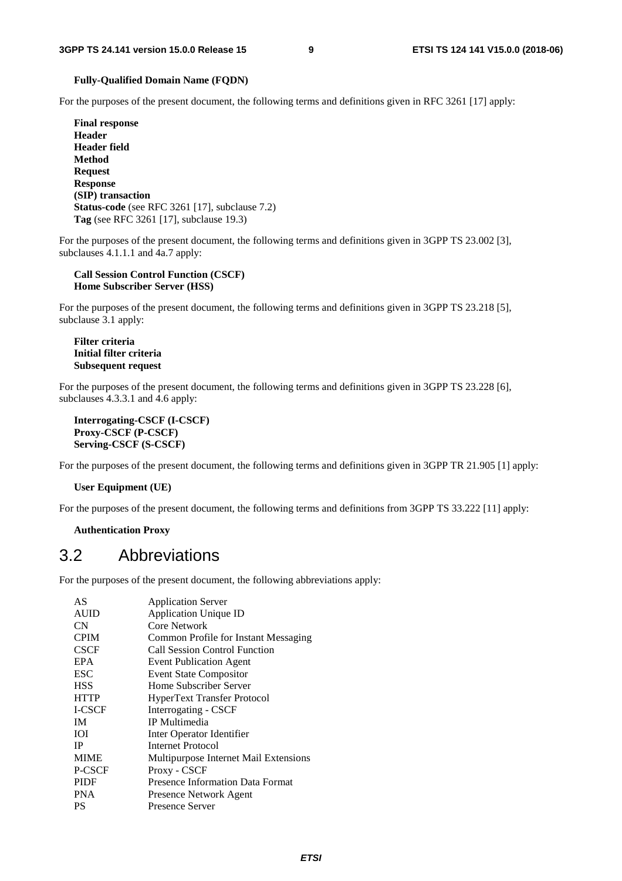**Fully-Qualified Domain Name (FQDN)**

For the purposes of the present document, the following terms and definitions given in RFC 3261 [17] apply:

**Final response**
**Header**
**Header field**
**Method**
**Request**
**Response**
**(SIP) transaction**
**Status-code** (see RFC 3261 [17], subclause 7.2)
**Tag** (see RFC 3261 [17], subclause 19.3)

For the purposes of the present document, the following terms and definitions given in 3GPP TS 23.002 [3], subclauses 4.1.1.1 and 4a.7 apply:

**Call Session Control Function (CSCF)**
**Home Subscriber Server (HSS)**

For the purposes of the present document, the following terms and definitions given in 3GPP TS 23.218 [5], subclause 3.1 apply:

**Filter criteria**
**Initial filter criteria**
**Subsequent request**

For the purposes of the present document, the following terms and definitions given in 3GPP TS 23.228 [6], subclauses 4.3.3.1 and 4.6 apply:

**Interrogating-CSCF (I-CSCF)**
**Proxy-CSCF (P-CSCF)**
**Serving-CSCF (S-CSCF)**

For the purposes of the present document, the following terms and definitions given in 3GPP TR 21.905 [1] apply:

**User Equipment (UE)**

For the purposes of the present document, the following terms and definitions from 3GPP TS 33.222 [11] apply:

**Authentication Proxy**

## 3.2 Abbreviations

For the purposes of the present document, the following abbreviations apply:

| | |
|---|---|
| AS | Application Server |
| AUID | Application Unique ID |
| CN | Core Network |
| CPIM | Common Profile for Instant Messaging |
| CSCF | Call Session Control Function |
| EPA | Event Publication Agent |
| ESC | Event State Compositor |
| HSS | Home Subscriber Server |
| HTTP | HyperText Transfer Protocol |
| I-CSCF | Interrogating - CSCF |
| IM | IP Multimedia |
| IOI | Inter Operator Identifier |
| IP | Internet Protocol |
| MIME | Multipurpose Internet Mail Extensions |
| P-CSCF | Proxy - CSCF |
| PIDF | Presence Information Data Format |
| PNA | Presence Network Agent |
| PS | Presence Server |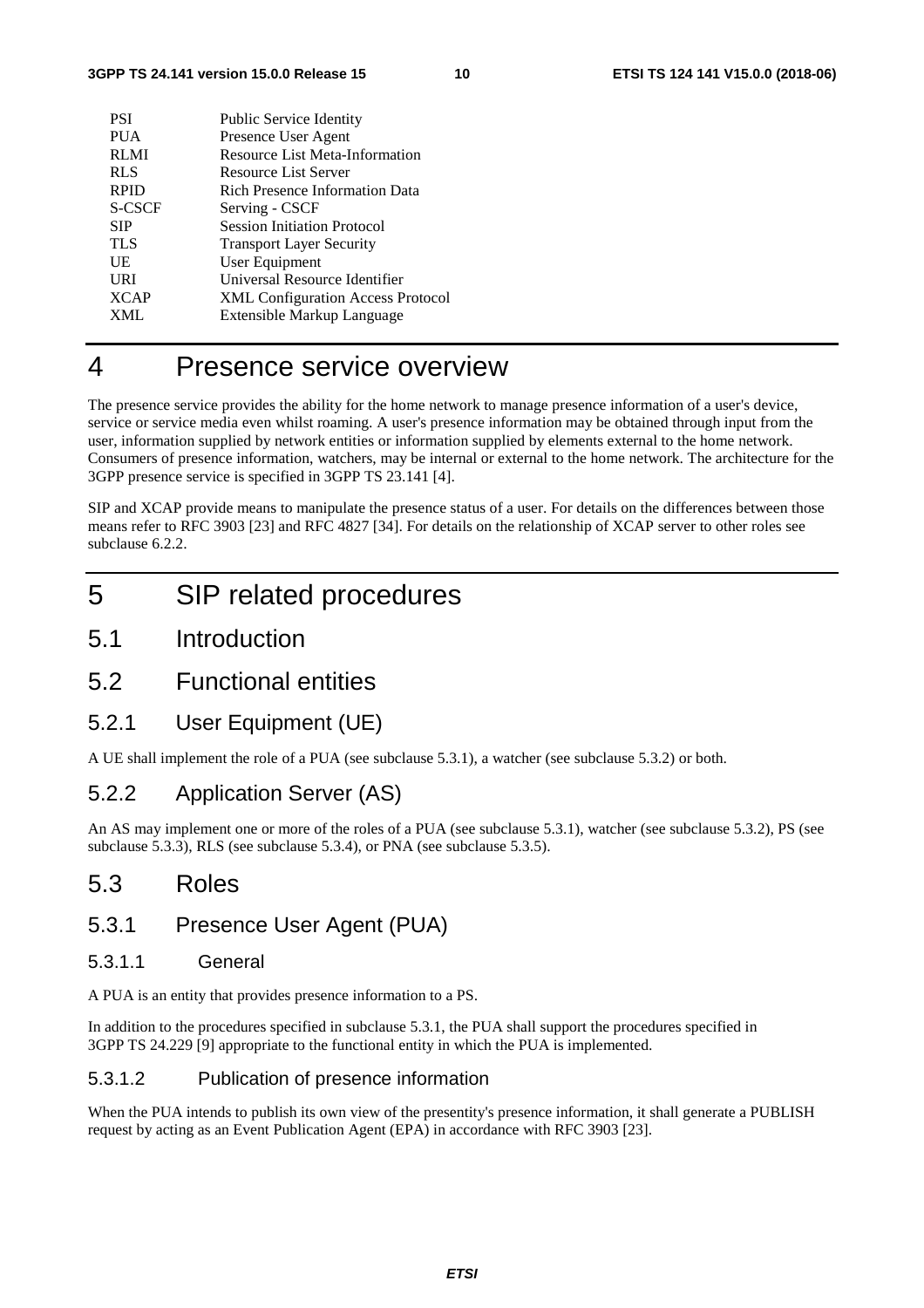| | |
|---|---|
| PSI | Public Service Identity |
| PUA | Presence User Agent |
| RLMI | Resource List Meta-Information |
| RLS | Resource List Server |
| RPID | Rich Presence Information Data |
| S-CSCF | Serving - CSCF |
| SIP | Session Initiation Protocol |
| TLS | Transport Layer Security |
| UE | User Equipment |
| URI | Universal Resource Identifier |
| XCAP | XML Configuration Access Protocol |
| XML | Extensible Markup Language |

# 4 Presence service overview

The presence service provides the ability for the home network to manage presence information of a user's device, service or service media even whilst roaming. A user's presence information may be obtained through input from the user, information supplied by network entities or information supplied by elements external to the home network. Consumers of presence information, watchers, may be internal or external to the home network. The architecture for the 3GPP presence service is specified in 3GPP TS 23.141 [4].

SIP and XCAP provide means to manipulate the presence status of a user. For details on the differences between those means refer to RFC 3903 [23] and RFC 4827 [34]. For details on the relationship of XCAP server to other roles see subclause 6.2.2.

# 5 SIP related procedures

## 5.1 Introduction

## 5.2 Functional entities

### 5.2.1 User Equipment (UE)

A UE shall implement the role of a PUA (see subclause 5.3.1), a watcher (see subclause 5.3.2) or both.

### 5.2.2 Application Server (AS)

An AS may implement one or more of the roles of a PUA (see subclause 5.3.1), watcher (see subclause 5.3.2), PS (see subclause 5.3.3), RLS (see subclause 5.3.4), or PNA (see subclause 5.3.5).

## 5.3 Roles

### 5.3.1 Presence User Agent (PUA)

#### 5.3.1.1 General

A PUA is an entity that provides presence information to a PS.

In addition to the procedures specified in subclause 5.3.1, the PUA shall support the procedures specified in 3GPP TS 24.229 [9] appropriate to the functional entity in which the PUA is implemented.

#### 5.3.1.2 Publication of presence information

When the PUA intends to publish its own view of the presentity's presence information, it shall generate a PUBLISH request by acting as an Event Publication Agent (EPA) in accordance with RFC 3903 [23].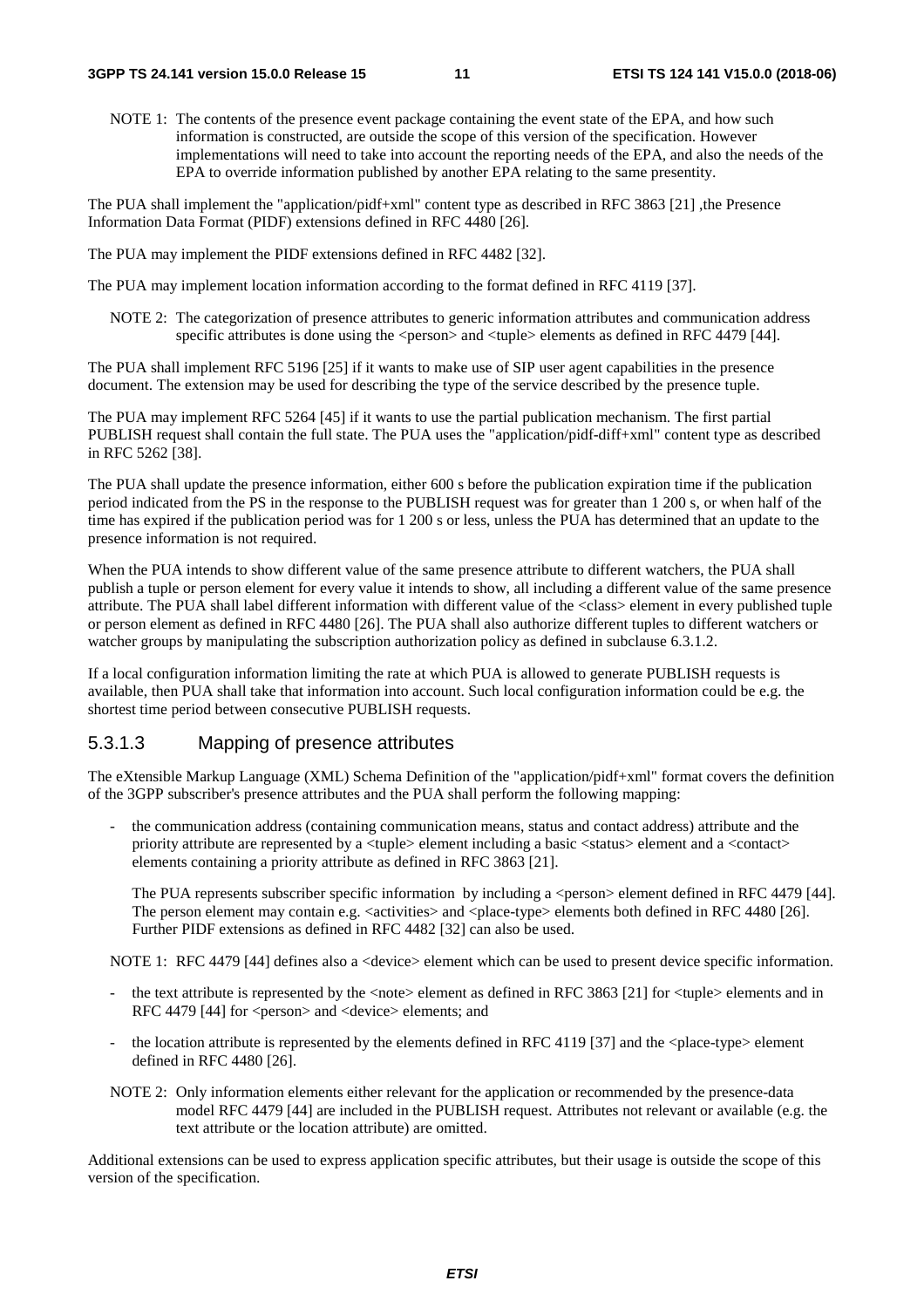NOTE 1: The contents of the presence event package containing the event state of the EPA, and how such information is constructed, are outside the scope of this version of the specification. However implementations will need to take into account the reporting needs of the EPA, and also the needs of the EPA to override information published by another EPA relating to the same presentity.

The PUA shall implement the "application/pidf+xml" content type as described in RFC 3863 [21] ,the Presence Information Data Format (PIDF) extensions defined in RFC 4480 [26].

The PUA may implement the PIDF extensions defined in RFC 4482 [32].

The PUA may implement location information according to the format defined in RFC 4119 [37].

NOTE 2: The categorization of presence attributes to generic information attributes and communication address specific attributes is done using the <person> and <tuple> elements as defined in RFC 4479 [44].

The PUA shall implement RFC 5196 [25] if it wants to make use of SIP user agent capabilities in the presence document. The extension may be used for describing the type of the service described by the presence tuple.

The PUA may implement RFC 5264 [45] if it wants to use the partial publication mechanism. The first partial PUBLISH request shall contain the full state. The PUA uses the "application/pidf-diff+xml" content type as described in RFC 5262 [38].

The PUA shall update the presence information, either 600 s before the publication expiration time if the publication period indicated from the PS in the response to the PUBLISH request was for greater than 1 200 s, or when half of the time has expired if the publication period was for 1 200 s or less, unless the PUA has determined that an update to the presence information is not required.

When the PUA intends to show different value of the same presence attribute to different watchers, the PUA shall publish a tuple or person element for every value it intends to show, all including a different value of the same presence attribute. The PUA shall label different information with different value of the <class> element in every published tuple or person element as defined in RFC 4480 [26]. The PUA shall also authorize different tuples to different watchers or watcher groups by manipulating the subscription authorization policy as defined in subclause 6.3.1.2.

If a local configuration information limiting the rate at which PUA is allowed to generate PUBLISH requests is available, then PUA shall take that information into account. Such local configuration information could be e.g. the shortest time period between consecutive PUBLISH requests.

### 5.3.1.3 Mapping of presence attributes

The eXtensible Markup Language (XML) Schema Definition of the "application/pidf+xml" format covers the definition of the 3GPP subscriber's presence attributes and the PUA shall perform the following mapping:

- the communication address (containing communication means, status and contact address) attribute and the priority attribute are represented by a <tuple> element including a basic <status> element and a <contact> elements containing a priority attribute as defined in RFC 3863 [21].

  The PUA represents subscriber specific information by including a <person> element defined in RFC 4479 [44]. The person element may contain e.g. <activities> and <place-type> elements both defined in RFC 4480 [26]. Further PIDF extensions as defined in RFC 4482 [32] can also be used.

NOTE 1: RFC 4479 [44] defines also a <device> element which can be used to present device specific information.

- the text attribute is represented by the <note> element as defined in RFC 3863 [21] for <tuple> elements and in RFC 4479 [44] for <person> and <device> elements; and

- the location attribute is represented by the elements defined in RFC 4119 [37] and the <place-type> element defined in RFC 4480 [26].

NOTE 2: Only information elements either relevant for the application or recommended by the presence-data model RFC 4479 [44] are included in the PUBLISH request. Attributes not relevant or available (e.g. the text attribute or the location attribute) are omitted.

Additional extensions can be used to express application specific attributes, but their usage is outside the scope of this version of the specification.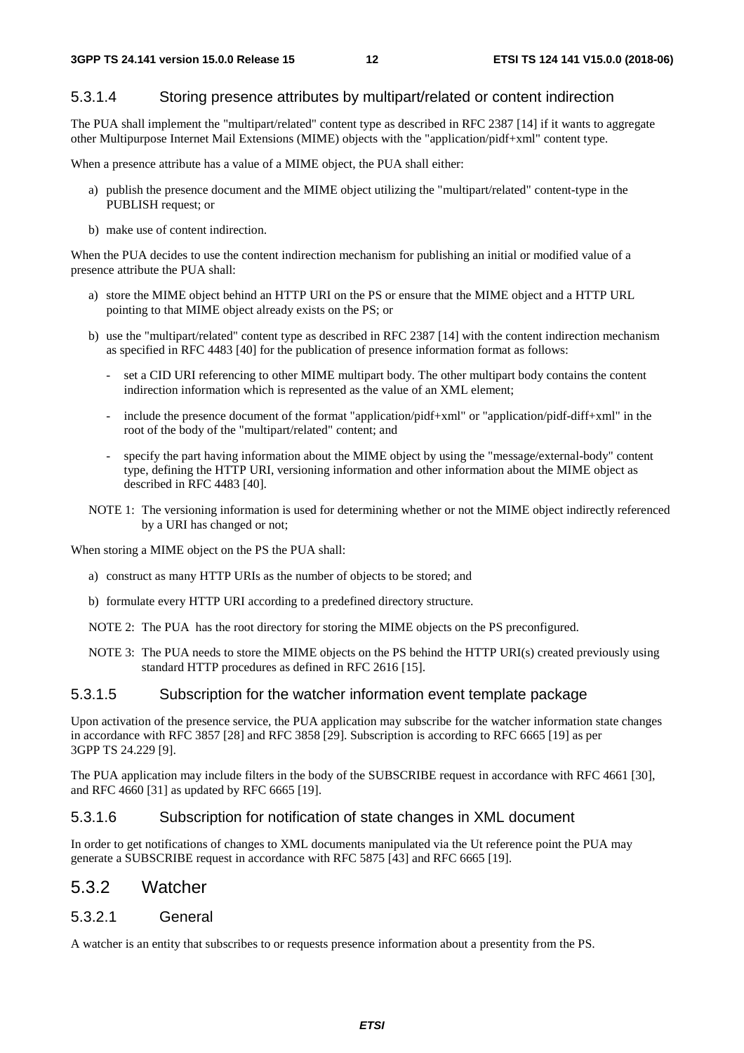#### 5.3.1.4 Storing presence attributes by multipart/related or content indirection

The PUA shall implement the "multipart/related" content type as described in RFC 2387 [14] if it wants to aggregate other Multipurpose Internet Mail Extensions (MIME) objects with the "application/pidf+xml" content type.

When a presence attribute has a value of a MIME object, the PUA shall either:

a) publish the presence document and the MIME object utilizing the "multipart/related" content-type in the PUBLISH request; or

b) make use of content indirection.

When the PUA decides to use the content indirection mechanism for publishing an initial or modified value of a presence attribute the PUA shall:

a) store the MIME object behind an HTTP URI on the PS or ensure that the MIME object and a HTTP URL pointing to that MIME object already exists on the PS; or

b) use the "multipart/related" content type as described in RFC 2387 [14] with the content indirection mechanism as specified in RFC 4483 [40] for the publication of presence information format as follows:

   - set a CID URI referencing to other MIME multipart body. The other multipart body contains the content indirection information which is represented as the value of an XML element;

   - include the presence document of the format "application/pidf+xml" or "application/pidf-diff+xml" in the root of the body of the "multipart/related" content; and

   - specify the part having information about the MIME object by using the "message/external-body" content type, defining the HTTP URI, versioning information and other information about the MIME object as described in RFC 4483 [40].

NOTE 1: The versioning information is used for determining whether or not the MIME object indirectly referenced by a URI has changed or not;

When storing a MIME object on the PS the PUA shall:

a) construct as many HTTP URIs as the number of objects to be stored; and

b) formulate every HTTP URI according to a predefined directory structure.

NOTE 2: The PUA has the root directory for storing the MIME objects on the PS preconfigured.

NOTE 3: The PUA needs to store the MIME objects on the PS behind the HTTP URI(s) created previously using standard HTTP procedures as defined in RFC 2616 [15].

#### 5.3.1.5 Subscription for the watcher information event template package

Upon activation of the presence service, the PUA application may subscribe for the watcher information state changes in accordance with RFC 3857 [28] and RFC 3858 [29]. Subscription is according to RFC 6665 [19] as per 3GPP TS 24.229 [9].

The PUA application may include filters in the body of the SUBSCRIBE request in accordance with RFC 4661 [30], and RFC 4660 [31] as updated by RFC 6665 [19].

#### 5.3.1.6 Subscription for notification of state changes in XML document

In order to get notifications of changes to XML documents manipulated via the Ut reference point the PUA may generate a SUBSCRIBE request in accordance with RFC 5875 [43] and RFC 6665 [19].

### 5.3.2 Watcher

#### 5.3.2.1 General

A watcher is an entity that subscribes to or requests presence information about a presentity from the PS.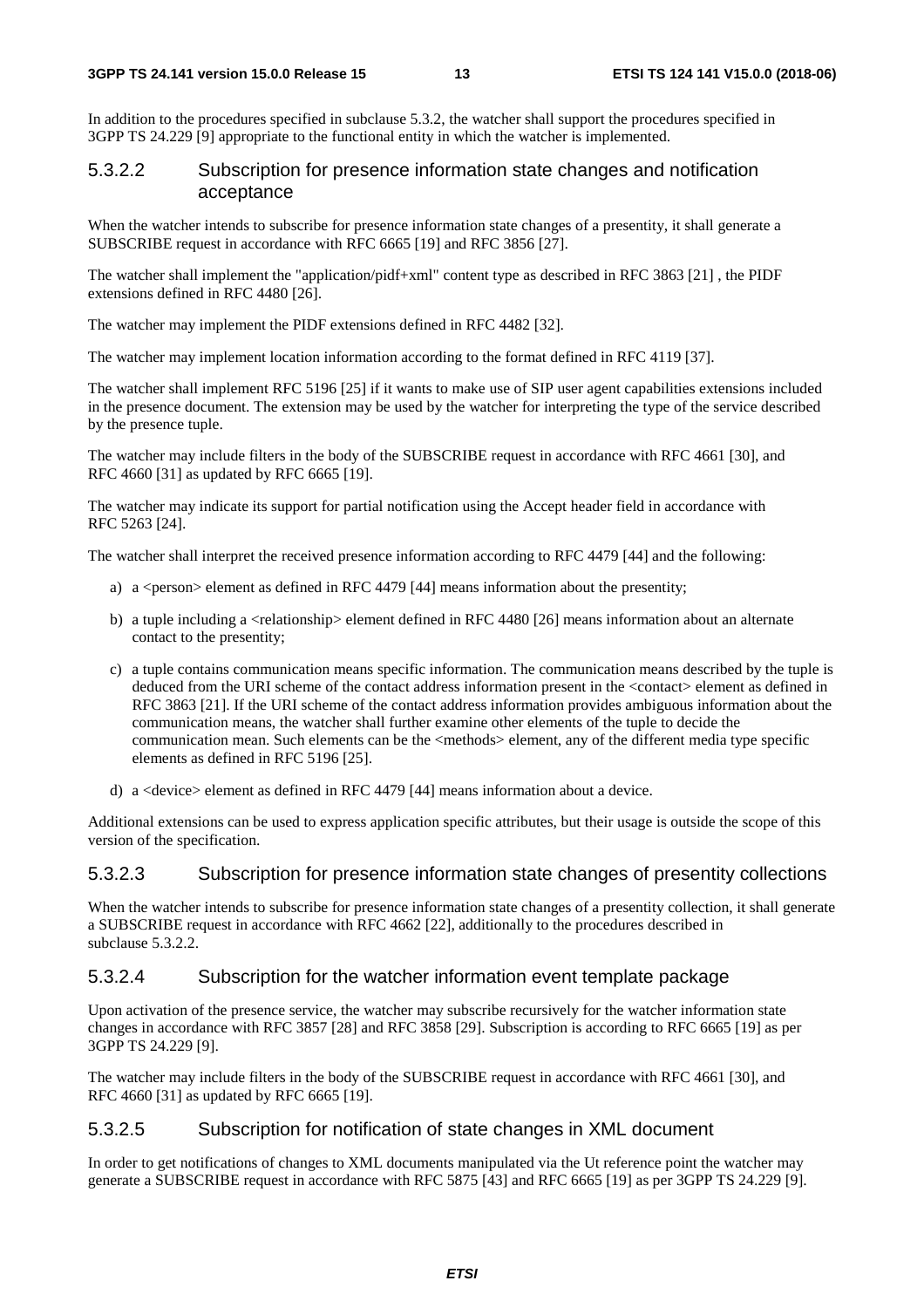In addition to the procedures specified in subclause 5.3.2, the watcher shall support the procedures specified in 3GPP TS 24.229 [9] appropriate to the functional entity in which the watcher is implemented.

#### 5.3.2.2 Subscription for presence information state changes and notification acceptance

When the watcher intends to subscribe for presence information state changes of a presentity, it shall generate a SUBSCRIBE request in accordance with RFC 6665 [19] and RFC 3856 [27].

The watcher shall implement the "application/pidf+xml" content type as described in RFC 3863 [21] , the PIDF extensions defined in RFC 4480 [26].

The watcher may implement the PIDF extensions defined in RFC 4482 [32].

The watcher may implement location information according to the format defined in RFC 4119 [37].

The watcher shall implement RFC 5196 [25] if it wants to make use of SIP user agent capabilities extensions included in the presence document. The extension may be used by the watcher for interpreting the type of the service described by the presence tuple.

The watcher may include filters in the body of the SUBSCRIBE request in accordance with RFC 4661 [30], and RFC 4660 [31] as updated by RFC 6665 [19].

The watcher may indicate its support for partial notification using the Accept header field in accordance with RFC 5263 [24].

The watcher shall interpret the received presence information according to RFC 4479 [44] and the following:

a) a <person> element as defined in RFC 4479 [44] means information about the presentity;

b) a tuple including a <relationship> element defined in RFC 4480 [26] means information about an alternate contact to the presentity;

c) a tuple contains communication means specific information. The communication means described by the tuple is deduced from the URI scheme of the contact address information present in the <contact> element as defined in RFC 3863 [21]. If the URI scheme of the contact address information provides ambiguous information about the communication means, the watcher shall further examine other elements of the tuple to decide the communication mean. Such elements can be the <methods> element, any of the different media type specific elements as defined in RFC 5196 [25].

d) a <device> element as defined in RFC 4479 [44] means information about a device.

Additional extensions can be used to express application specific attributes, but their usage is outside the scope of this version of the specification.

#### 5.3.2.3 Subscription for presence information state changes of presentity collections

When the watcher intends to subscribe for presence information state changes of a presentity collection, it shall generate a SUBSCRIBE request in accordance with RFC 4662 [22], additionally to the procedures described in subclause 5.3.2.2.

#### 5.3.2.4 Subscription for the watcher information event template package

Upon activation of the presence service, the watcher may subscribe recursively for the watcher information state changes in accordance with RFC 3857 [28] and RFC 3858 [29]. Subscription is according to RFC 6665 [19] as per 3GPP TS 24.229 [9].

The watcher may include filters in the body of the SUBSCRIBE request in accordance with RFC 4661 [30], and RFC 4660 [31] as updated by RFC 6665 [19].

#### 5.3.2.5 Subscription for notification of state changes in XML document

In order to get notifications of changes to XML documents manipulated via the Ut reference point the watcher may generate a SUBSCRIBE request in accordance with RFC 5875 [43] and RFC 6665 [19] as per 3GPP TS 24.229 [9].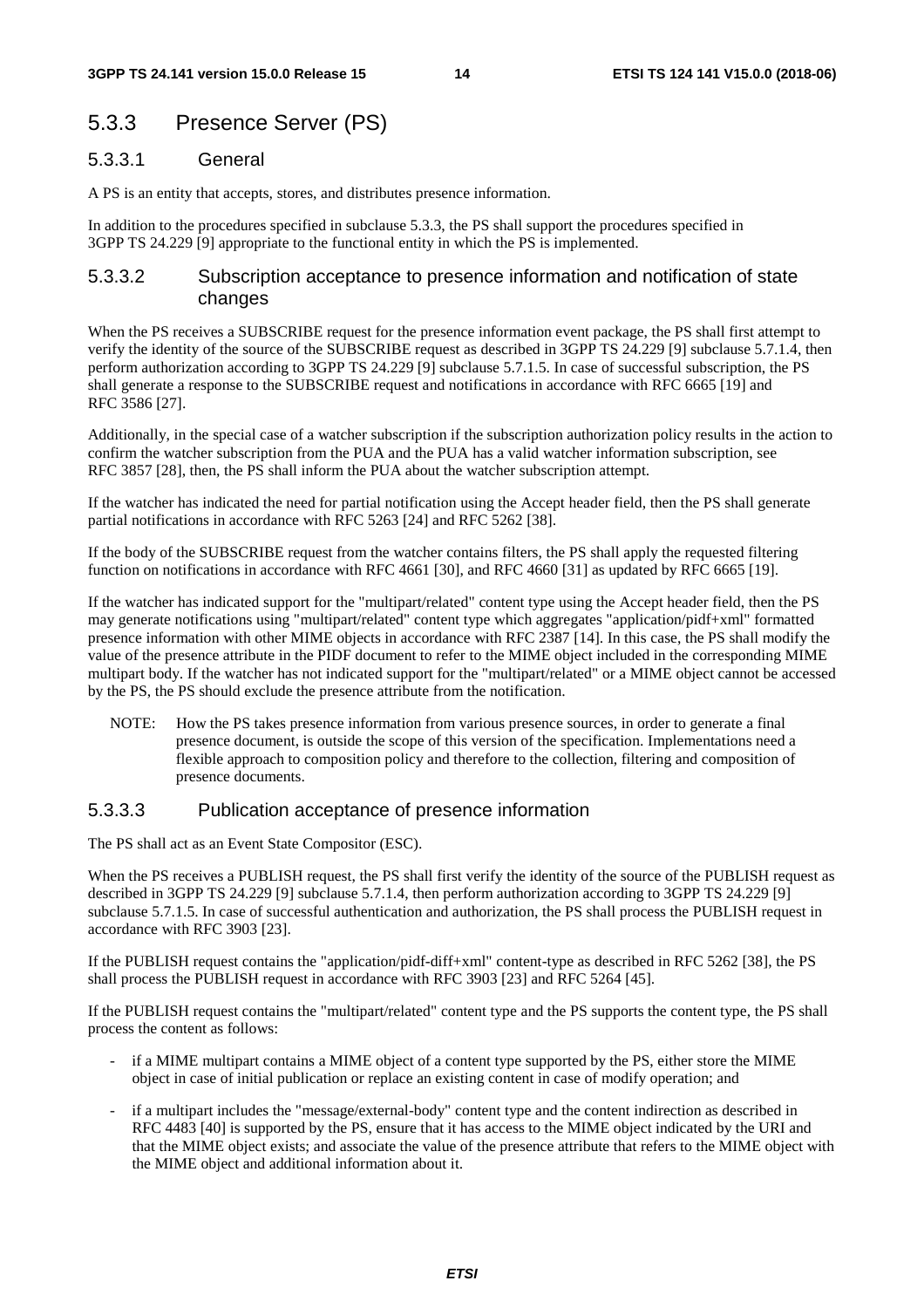## 5.3.3 Presence Server (PS)

### 5.3.3.1 General

A PS is an entity that accepts, stores, and distributes presence information.

In addition to the procedures specified in subclause 5.3.3, the PS shall support the procedures specified in 3GPP TS 24.229 [9] appropriate to the functional entity in which the PS is implemented.

### 5.3.3.2 Subscription acceptance to presence information and notification of state changes

When the PS receives a SUBSCRIBE request for the presence information event package, the PS shall first attempt to verify the identity of the source of the SUBSCRIBE request as described in 3GPP TS 24.229 [9] subclause 5.7.1.4, then perform authorization according to 3GPP TS 24.229 [9] subclause 5.7.1.5. In case of successful subscription, the PS shall generate a response to the SUBSCRIBE request and notifications in accordance with RFC 6665 [19] and RFC 3586 [27].

Additionally, in the special case of a watcher subscription if the subscription authorization policy results in the action to confirm the watcher subscription from the PUA and the PUA has a valid watcher information subscription, see RFC 3857 [28], then, the PS shall inform the PUA about the watcher subscription attempt.

If the watcher has indicated the need for partial notification using the Accept header field, then the PS shall generate partial notifications in accordance with RFC 5263 [24] and RFC 5262 [38].

If the body of the SUBSCRIBE request from the watcher contains filters, the PS shall apply the requested filtering function on notifications in accordance with RFC 4661 [30], and RFC 4660 [31] as updated by RFC 6665 [19].

If the watcher has indicated support for the "multipart/related" content type using the Accept header field, then the PS may generate notifications using "multipart/related" content type which aggregates "application/pidf+xml" formatted presence information with other MIME objects in accordance with RFC 2387 [14]. In this case, the PS shall modify the value of the presence attribute in the PIDF document to refer to the MIME object included in the corresponding MIME multipart body. If the watcher has not indicated support for the "multipart/related" or a MIME object cannot be accessed by the PS, the PS should exclude the presence attribute from the notification.

NOTE: How the PS takes presence information from various presence sources, in order to generate a final presence document, is outside the scope of this version of the specification. Implementations need a flexible approach to composition policy and therefore to the collection, filtering and composition of presence documents.

### 5.3.3.3 Publication acceptance of presence information

The PS shall act as an Event State Compositor (ESC).

When the PS receives a PUBLISH request, the PS shall first verify the identity of the source of the PUBLISH request as described in 3GPP TS 24.229 [9] subclause 5.7.1.4, then perform authorization according to 3GPP TS 24.229 [9] subclause 5.7.1.5. In case of successful authentication and authorization, the PS shall process the PUBLISH request in accordance with RFC 3903 [23].

If the PUBLISH request contains the "application/pidf-diff+xml" content-type as described in RFC 5262 [38], the PS shall process the PUBLISH request in accordance with RFC 3903 [23] and RFC 5264 [45].

If the PUBLISH request contains the "multipart/related" content type and the PS supports the content type, the PS shall process the content as follows:

- if a MIME multipart contains a MIME object of a content type supported by the PS, either store the MIME object in case of initial publication or replace an existing content in case of modify operation; and
- if a multipart includes the "message/external-body" content type and the content indirection as described in RFC 4483 [40] is supported by the PS, ensure that it has access to the MIME object indicated by the URI and that the MIME object exists; and associate the value of the presence attribute that refers to the MIME object with the MIME object and additional information about it.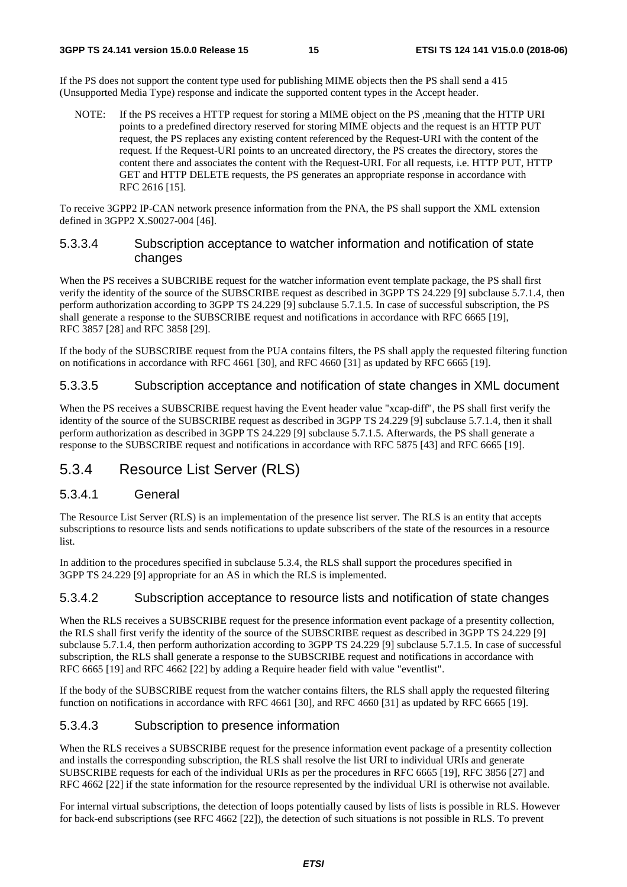If the PS does not support the content type used for publishing MIME objects then the PS shall send a 415 (Unsupported Media Type) response and indicate the supported content types in the Accept header.

NOTE: If the PS receives a HTTP request for storing a MIME object on the PS ,meaning that the HTTP URI points to a predefined directory reserved for storing MIME objects and the request is an HTTP PUT request, the PS replaces any existing content referenced by the Request-URI with the content of the request. If the Request-URI points to an uncreated directory, the PS creates the directory, stores the content there and associates the content with the Request-URI. For all requests, i.e. HTTP PUT, HTTP GET and HTTP DELETE requests, the PS generates an appropriate response in accordance with RFC 2616 [15].

To receive 3GPP2 IP-CAN network presence information from the PNA, the PS shall support the XML extension defined in 3GPP2 X.S0027-004 [46].

#### 5.3.3.4 Subscription acceptance to watcher information and notification of state changes

When the PS receives a SUBCRIBE request for the watcher information event template package, the PS shall first verify the identity of the source of the SUBSCRIBE request as described in 3GPP TS 24.229 [9] subclause 5.7.1.4, then perform authorization according to 3GPP TS 24.229 [9] subclause 5.7.1.5. In case of successful subscription, the PS shall generate a response to the SUBSCRIBE request and notifications in accordance with RFC 6665 [19], RFC 3857 [28] and RFC 3858 [29].

If the body of the SUBSCRIBE request from the PUA contains filters, the PS shall apply the requested filtering function on notifications in accordance with RFC 4661 [30], and RFC 4660 [31] as updated by RFC 6665 [19].

#### 5.3.3.5 Subscription acceptance and notification of state changes in XML document

When the PS receives a SUBSCRIBE request having the Event header value "xcap-diff", the PS shall first verify the identity of the source of the SUBSCRIBE request as described in 3GPP TS 24.229 [9] subclause 5.7.1.4, then it shall perform authorization as described in 3GPP TS 24.229 [9] subclause 5.7.1.5. Afterwards, the PS shall generate a response to the SUBSCRIBE request and notifications in accordance with RFC 5875 [43] and RFC 6665 [19].

### 5.3.4 Resource List Server (RLS)

#### 5.3.4.1 General

The Resource List Server (RLS) is an implementation of the presence list server. The RLS is an entity that accepts subscriptions to resource lists and sends notifications to update subscribers of the state of the resources in a resource list.

In addition to the procedures specified in subclause 5.3.4, the RLS shall support the procedures specified in 3GPP TS 24.229 [9] appropriate for an AS in which the RLS is implemented.

#### 5.3.4.2 Subscription acceptance to resource lists and notification of state changes

When the RLS receives a SUBSCRIBE request for the presence information event package of a presentity collection, the RLS shall first verify the identity of the source of the SUBSCRIBE request as described in 3GPP TS 24.229 [9] subclause 5.7.1.4, then perform authorization according to 3GPP TS 24.229 [9] subclause 5.7.1.5. In case of successful subscription, the RLS shall generate a response to the SUBSCRIBE request and notifications in accordance with RFC 6665 [19] and RFC 4662 [22] by adding a Require header field with value "eventlist".

If the body of the SUBSCRIBE request from the watcher contains filters, the RLS shall apply the requested filtering function on notifications in accordance with RFC 4661 [30], and RFC 4660 [31] as updated by RFC 6665 [19].

#### 5.3.4.3 Subscription to presence information

When the RLS receives a SUBSCRIBE request for the presence information event package of a presentity collection and installs the corresponding subscription, the RLS shall resolve the list URI to individual URIs and generate SUBSCRIBE requests for each of the individual URIs as per the procedures in RFC 6665 [19], RFC 3856 [27] and RFC 4662 [22] if the state information for the resource represented by the individual URI is otherwise not available.

For internal virtual subscriptions, the detection of loops potentially caused by lists of lists is possible in RLS. However for back-end subscriptions (see RFC 4662 [22]), the detection of such situations is not possible in RLS. To prevent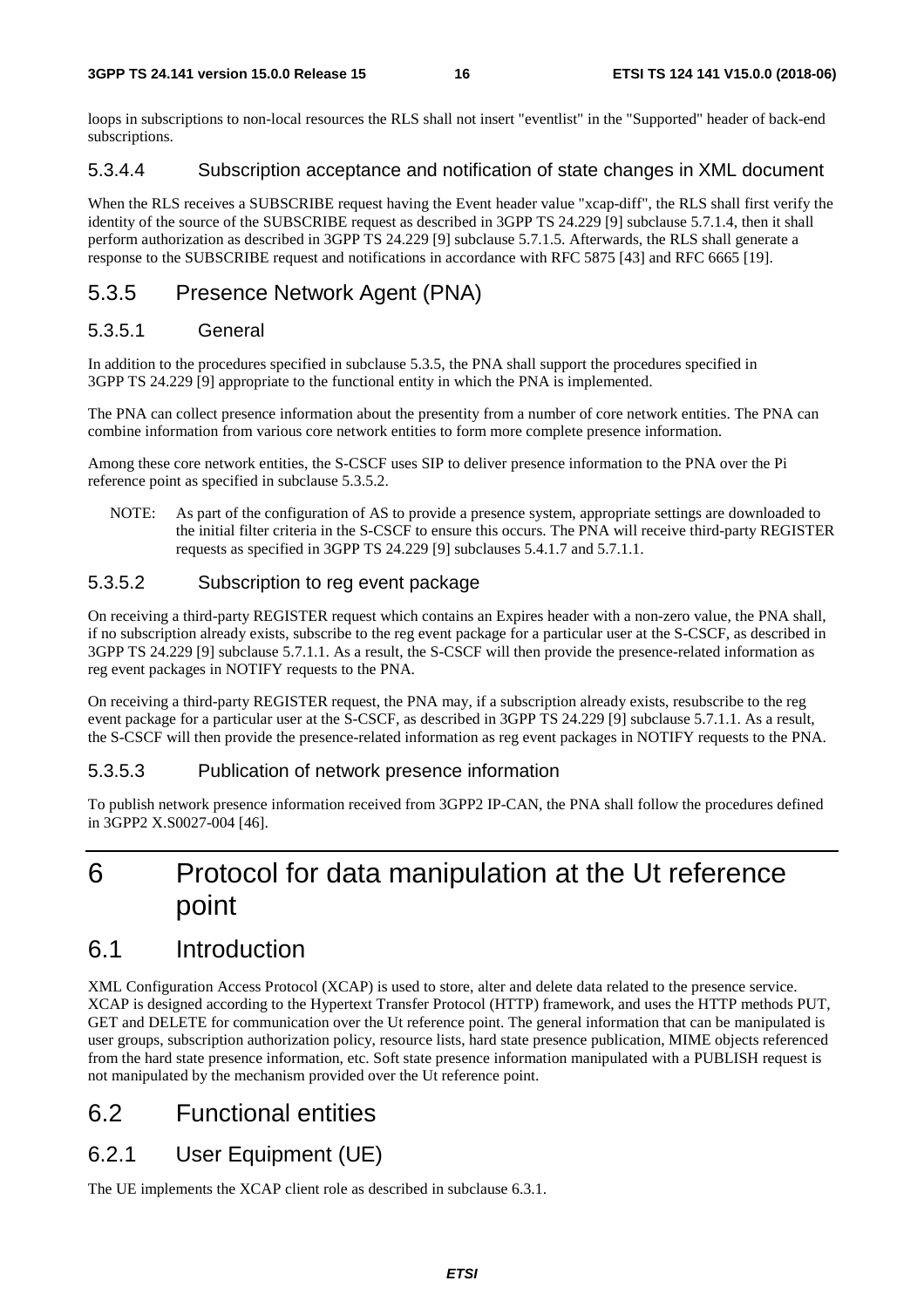loops in subscriptions to non-local resources the RLS shall not insert "eventlist" in the "Supported" header of back-end subscriptions.

#### 5.3.4.4 Subscription acceptance and notification of state changes in XML document

When the RLS receives a SUBSCRIBE request having the Event header value "xcap-diff", the RLS shall first verify the identity of the source of the SUBSCRIBE request as described in 3GPP TS 24.229 [9] subclause 5.7.1.4, then it shall perform authorization as described in 3GPP TS 24.229 [9] subclause 5.7.1.5. Afterwards, the RLS shall generate a response to the SUBSCRIBE request and notifications in accordance with RFC 5875 [43] and RFC 6665 [19].

### 5.3.5 Presence Network Agent (PNA)

#### 5.3.5.1 General

In addition to the procedures specified in subclause 5.3.5, the PNA shall support the procedures specified in 3GPP TS 24.229 [9] appropriate to the functional entity in which the PNA is implemented.

The PNA can collect presence information about the presentity from a number of core network entities. The PNA can combine information from various core network entities to form more complete presence information.

Among these core network entities, the S-CSCF uses SIP to deliver presence information to the PNA over the Pi reference point as specified in subclause 5.3.5.2.

NOTE: As part of the configuration of AS to provide a presence system, appropriate settings are downloaded to the initial filter criteria in the S-CSCF to ensure this occurs. The PNA will receive third-party REGISTER requests as specified in 3GPP TS 24.229 [9] subclauses 5.4.1.7 and 5.7.1.1.

#### 5.3.5.2 Subscription to reg event package

On receiving a third-party REGISTER request which contains an Expires header with a non-zero value, the PNA shall, if no subscription already exists, subscribe to the reg event package for a particular user at the S-CSCF, as described in 3GPP TS 24.229 [9] subclause 5.7.1.1. As a result, the S-CSCF will then provide the presence-related information as reg event packages in NOTIFY requests to the PNA.

On receiving a third-party REGISTER request, the PNA may, if a subscription already exists, resubscribe to the reg event package for a particular user at the S-CSCF, as described in 3GPP TS 24.229 [9] subclause 5.7.1.1. As a result, the S-CSCF will then provide the presence-related information as reg event packages in NOTIFY requests to the PNA.

#### 5.3.5.3 Publication of network presence information

To publish network presence information received from 3GPP2 IP-CAN, the PNA shall follow the procedures defined in 3GPP2 X.S0027-004 [46].

# 6 Protocol for data manipulation at the Ut reference point

## 6.1 Introduction

XML Configuration Access Protocol (XCAP) is used to store, alter and delete data related to the presence service. XCAP is designed according to the Hypertext Transfer Protocol (HTTP) framework, and uses the HTTP methods PUT, GET and DELETE for communication over the Ut reference point. The general information that can be manipulated is user groups, subscription authorization policy, resource lists, hard state presence publication, MIME objects referenced from the hard state presence information, etc. Soft state presence information manipulated with a PUBLISH request is not manipulated by the mechanism provided over the Ut reference point.

## 6.2 Functional entities

### 6.2.1 User Equipment (UE)

The UE implements the XCAP client role as described in subclause 6.3.1.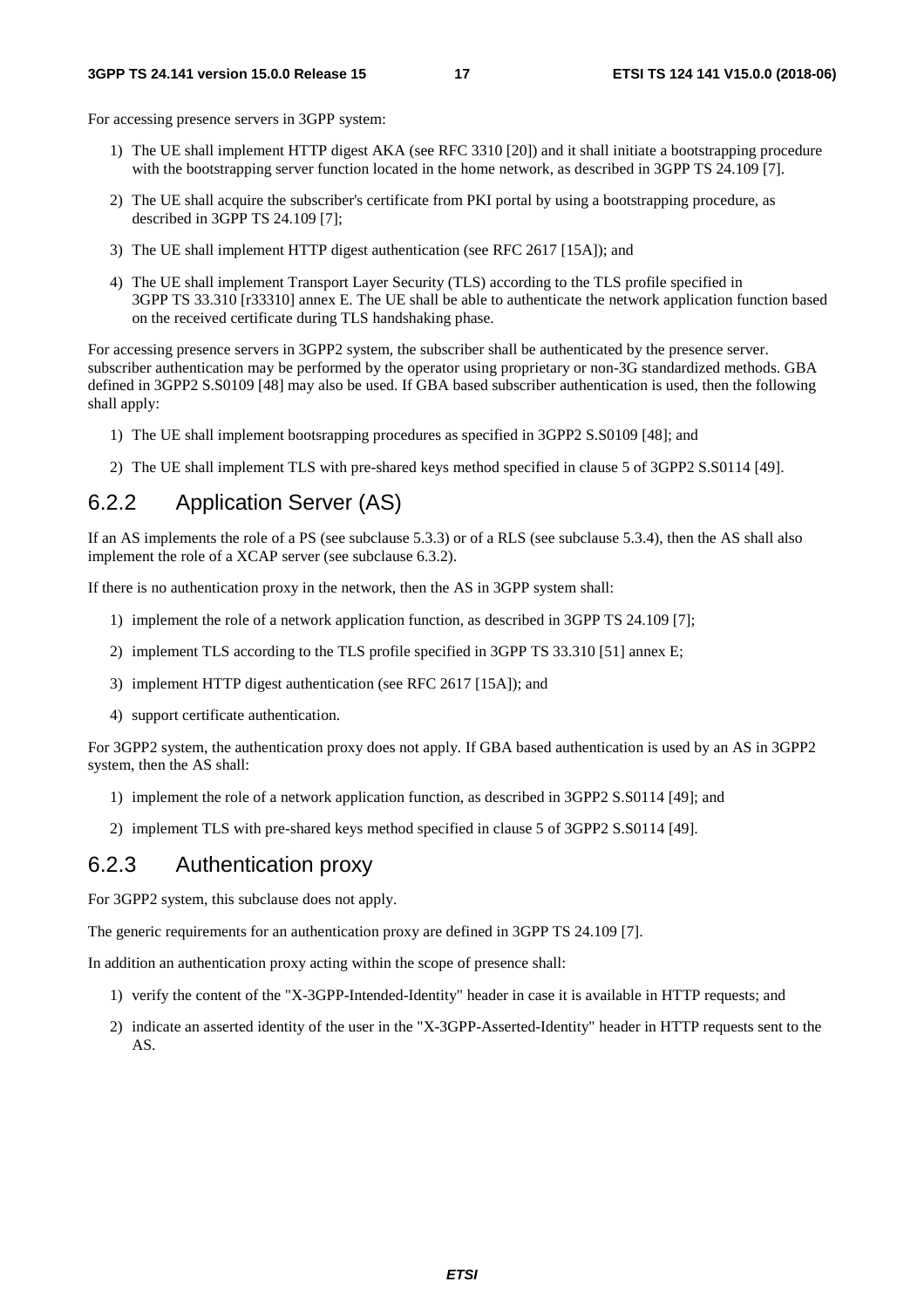For accessing presence servers in 3GPP system:

1) The UE shall implement HTTP digest AKA (see RFC 3310 [20]) and it shall initiate a bootstrapping procedure with the bootstrapping server function located in the home network, as described in 3GPP TS 24.109 [7].

2) The UE shall acquire the subscriber's certificate from PKI portal by using a bootstrapping procedure, as described in 3GPP TS 24.109 [7];

3) The UE shall implement HTTP digest authentication (see RFC 2617 [15A]); and

4) The UE shall implement Transport Layer Security (TLS) according to the TLS profile specified in 3GPP TS 33.310 [r33310] annex E. The UE shall be able to authenticate the network application function based on the received certificate during TLS handshaking phase.

For accessing presence servers in 3GPP2 system, the subscriber shall be authenticated by the presence server. subscriber authentication may be performed by the operator using proprietary or non-3G standardized methods. GBA defined in 3GPP2 S.S0109 [48] may also be used. If GBA based subscriber authentication is used, then the following shall apply:

1) The UE shall implement bootsrapping procedures as specified in 3GPP2 S.S0109 [48]; and

2) The UE shall implement TLS with pre-shared keys method specified in clause 5 of 3GPP2 S.S0114 [49].

## 6.2.2 Application Server (AS)

If an AS implements the role of a PS (see subclause 5.3.3) or of a RLS (see subclause 5.3.4), then the AS shall also implement the role of a XCAP server (see subclause 6.3.2).

If there is no authentication proxy in the network, then the AS in 3GPP system shall:

1) implement the role of a network application function, as described in 3GPP TS 24.109 [7];

2) implement TLS according to the TLS profile specified in 3GPP TS 33.310 [51] annex E;

3) implement HTTP digest authentication (see RFC 2617 [15A]); and

4) support certificate authentication.

For 3GPP2 system, the authentication proxy does not apply. If GBA based authentication is used by an AS in 3GPP2 system, then the AS shall:

1) implement the role of a network application function, as described in 3GPP2 S.S0114 [49]; and

2) implement TLS with pre-shared keys method specified in clause 5 of 3GPP2 S.S0114 [49].

## 6.2.3 Authentication proxy

For 3GPP2 system, this subclause does not apply.

The generic requirements for an authentication proxy are defined in 3GPP TS 24.109 [7].

In addition an authentication proxy acting within the scope of presence shall:

1) verify the content of the "X-3GPP-Intended-Identity" header in case it is available in HTTP requests; and

2) indicate an asserted identity of the user in the "X-3GPP-Asserted-Identity" header in HTTP requests sent to the AS.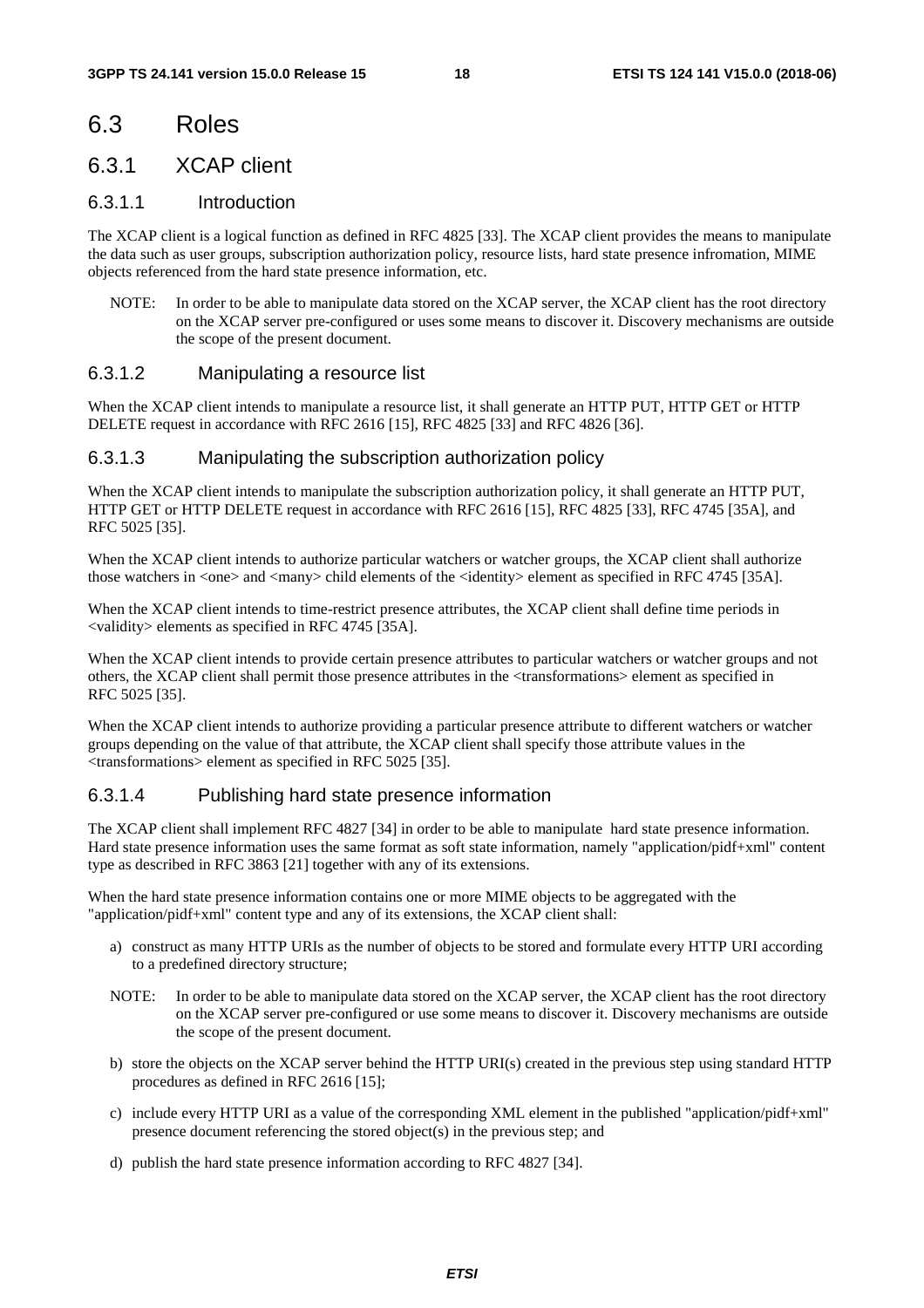# 6.3 Roles

## 6.3.1 XCAP client

### 6.3.1.1 Introduction

The XCAP client is a logical function as defined in RFC 4825 [33]. The XCAP client provides the means to manipulate the data such as user groups, subscription authorization policy, resource lists, hard state presence infromation, MIME objects referenced from the hard state presence information, etc.

NOTE: In order to be able to manipulate data stored on the XCAP server, the XCAP client has the root directory on the XCAP server pre-configured or uses some means to discover it. Discovery mechanisms are outside the scope of the present document.

### 6.3.1.2 Manipulating a resource list

When the XCAP client intends to manipulate a resource list, it shall generate an HTTP PUT, HTTP GET or HTTP DELETE request in accordance with RFC 2616 [15], RFC 4825 [33] and RFC 4826 [36].

### 6.3.1.3 Manipulating the subscription authorization policy

When the XCAP client intends to manipulate the subscription authorization policy, it shall generate an HTTP PUT, HTTP GET or HTTP DELETE request in accordance with RFC 2616 [15], RFC 4825 [33], RFC 4745 [35A], and RFC 5025 [35].

When the XCAP client intends to authorize particular watchers or watcher groups, the XCAP client shall authorize those watchers in <one> and <many> child elements of the <identity> element as specified in RFC 4745 [35A].

When the XCAP client intends to time-restrict presence attributes, the XCAP client shall define time periods in <validity> elements as specified in RFC 4745 [35A].

When the XCAP client intends to provide certain presence attributes to particular watchers or watcher groups and not others, the XCAP client shall permit those presence attributes in the <transformations> element as specified in RFC 5025 [35].

When the XCAP client intends to authorize providing a particular presence attribute to different watchers or watcher groups depending on the value of that attribute, the XCAP client shall specify those attribute values in the <transformations> element as specified in RFC 5025 [35].

### 6.3.1.4 Publishing hard state presence information

The XCAP client shall implement RFC 4827 [34] in order to be able to manipulate hard state presence information. Hard state presence information uses the same format as soft state information, namely "application/pidf+xml" content type as described in RFC 3863 [21] together with any of its extensions.

When the hard state presence information contains one or more MIME objects to be aggregated with the "application/pidf+xml" content type and any of its extensions, the XCAP client shall:

a) construct as many HTTP URIs as the number of objects to be stored and formulate every HTTP URI according to a predefined directory structure;

NOTE: In order to be able to manipulate data stored on the XCAP server, the XCAP client has the root directory on the XCAP server pre-configured or use some means to discover it. Discovery mechanisms are outside the scope of the present document.

b) store the objects on the XCAP server behind the HTTP URI(s) created in the previous step using standard HTTP procedures as defined in RFC 2616 [15];

c) include every HTTP URI as a value of the corresponding XML element in the published "application/pidf+xml" presence document referencing the stored object(s) in the previous step; and

d) publish the hard state presence information according to RFC 4827 [34].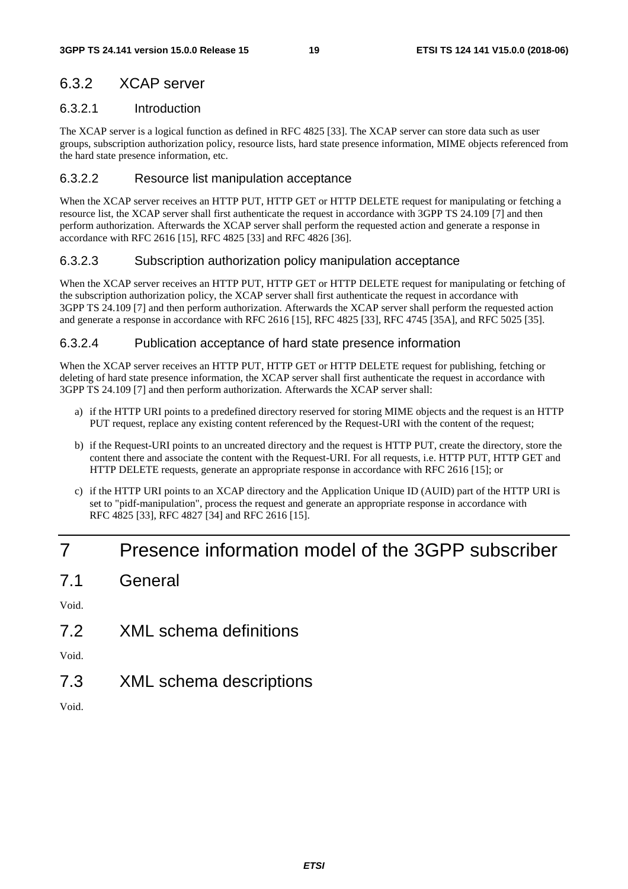### 6.3.2 XCAP server

#### 6.3.2.1 Introduction

The XCAP server is a logical function as defined in RFC 4825 [33]. The XCAP server can store data such as user groups, subscription authorization policy, resource lists, hard state presence information, MIME objects referenced from the hard state presence information, etc.

#### 6.3.2.2 Resource list manipulation acceptance

When the XCAP server receives an HTTP PUT, HTTP GET or HTTP DELETE request for manipulating or fetching a resource list, the XCAP server shall first authenticate the request in accordance with 3GPP TS 24.109 [7] and then perform authorization. Afterwards the XCAP server shall perform the requested action and generate a response in accordance with RFC 2616 [15], RFC 4825 [33] and RFC 4826 [36].

#### 6.3.2.3 Subscription authorization policy manipulation acceptance

When the XCAP server receives an HTTP PUT, HTTP GET or HTTP DELETE request for manipulating or fetching of the subscription authorization policy, the XCAP server shall first authenticate the request in accordance with 3GPP TS 24.109 [7] and then perform authorization. Afterwards the XCAP server shall perform the requested action and generate a response in accordance with RFC 2616 [15], RFC 4825 [33], RFC 4745 [35A], and RFC 5025 [35].

#### 6.3.2.4 Publication acceptance of hard state presence information

When the XCAP server receives an HTTP PUT, HTTP GET or HTTP DELETE request for publishing, fetching or deleting of hard state presence information, the XCAP server shall first authenticate the request in accordance with 3GPP TS 24.109 [7] and then perform authorization. Afterwards the XCAP server shall:

a) if the HTTP URI points to a predefined directory reserved for storing MIME objects and the request is an HTTP PUT request, replace any existing content referenced by the Request-URI with the content of the request;

b) if the Request-URI points to an uncreated directory and the request is HTTP PUT, create the directory, store the content there and associate the content with the Request-URI. For all requests, i.e. HTTP PUT, HTTP GET and HTTP DELETE requests, generate an appropriate response in accordance with RFC 2616 [15]; or

c) if the HTTP URI points to an XCAP directory and the Application Unique ID (AUID) part of the HTTP URI is set to "pidf-manipulation", process the request and generate an appropriate response in accordance with RFC 4825 [33], RFC 4827 [34] and RFC 2616 [15].

# 7 Presence information model of the 3GPP subscriber

## 7.1 General

Void.

## 7.2 XML schema definitions

Void.

## 7.3 XML schema descriptions

Void.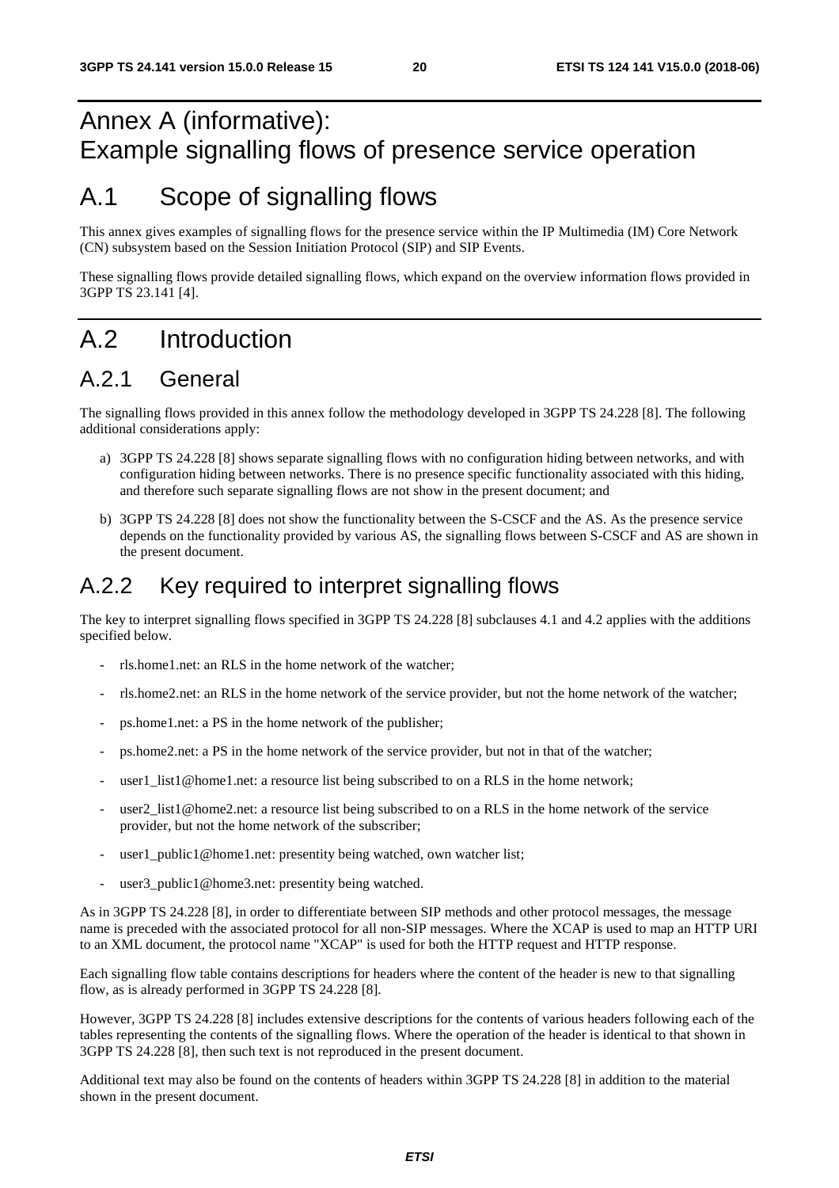# Annex A (informative): Example signalling flows of presence service operation

# A.1 Scope of signalling flows

This annex gives examples of signalling flows for the presence service within the IP Multimedia (IM) Core Network (CN) subsystem based on the Session Initiation Protocol (SIP) and SIP Events.

These signalling flows provide detailed signalling flows, which expand on the overview information flows provided in 3GPP TS 23.141 [4].

# A.2 Introduction

## A.2.1 General

The signalling flows provided in this annex follow the methodology developed in 3GPP TS 24.228 [8]. The following additional considerations apply:

a) 3GPP TS 24.228 [8] shows separate signalling flows with no configuration hiding between networks, and with configuration hiding between networks. There is no presence specific functionality associated with this hiding, and therefore such separate signalling flows are not show in the present document; and

b) 3GPP TS 24.228 [8] does not show the functionality between the S-CSCF and the AS. As the presence service depends on the functionality provided by various AS, the signalling flows between S-CSCF and AS are shown in the present document.

## A.2.2 Key required to interpret signalling flows

The key to interpret signalling flows specified in 3GPP TS 24.228 [8] subclauses 4.1 and 4.2 applies with the additions specified below.

- rls.home1.net: an RLS in the home network of the watcher;
- rls.home2.net: an RLS in the home network of the service provider, but not the home network of the watcher;
- ps.home1.net: a PS in the home network of the publisher;
- ps.home2.net: a PS in the home network of the service provider, but not in that of the watcher;
- user1_list1@home1.net: a resource list being subscribed to on a RLS in the home network;
- user2_list1@home2.net: a resource list being subscribed to on a RLS in the home network of the service provider, but not the home network of the subscriber;
- user1_public1@home1.net: presentity being watched, own watcher list;
- user3_public1@home3.net: presentity being watched.

As in 3GPP TS 24.228 [8], in order to differentiate between SIP methods and other protocol messages, the message name is preceded with the associated protocol for all non-SIP messages. Where the XCAP is used to map an HTTP URI to an XML document, the protocol name "XCAP" is used for both the HTTP request and HTTP response.

Each signalling flow table contains descriptions for headers where the content of the header is new to that signalling flow, as is already performed in 3GPP TS 24.228 [8].

However, 3GPP TS 24.228 [8] includes extensive descriptions for the contents of various headers following each of the tables representing the contents of the signalling flows. Where the operation of the header is identical to that shown in 3GPP TS 24.228 [8], then such text is not reproduced in the present document.

Additional text may also be found on the contents of headers within 3GPP TS 24.228 [8] in addition to the material shown in the present document.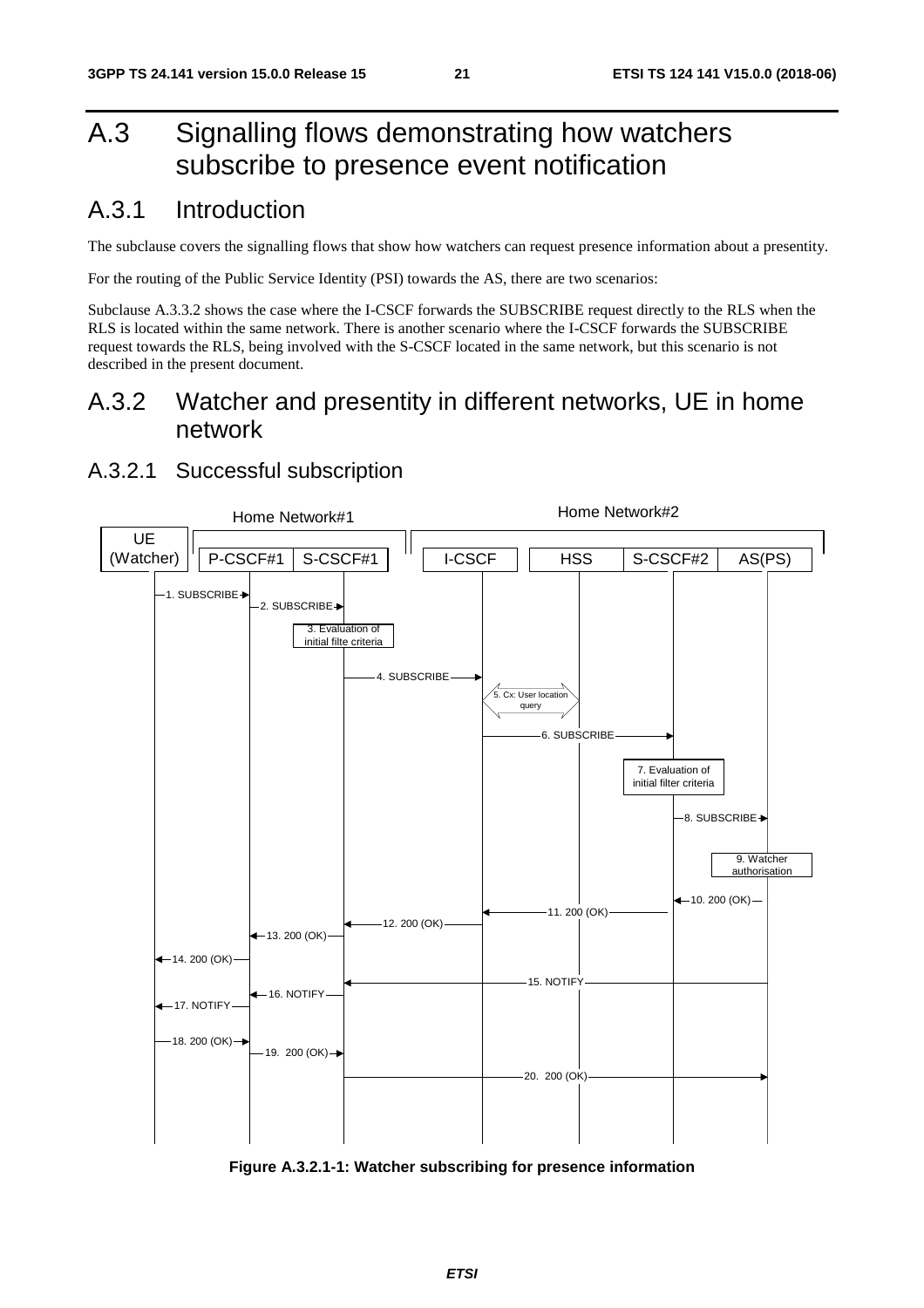# A.3 Signalling flows demonstrating how watchers subscribe to presence event notification

## A.3.1 Introduction

The subclause covers the signalling flows that show how watchers can request presence information about a presentity.

For the routing of the Public Service Identity (PSI) towards the AS, there are two scenarios:

Subclause A.3.3.2 shows the case where the I-CSCF forwards the SUBSCRIBE request directly to the RLS when the RLS is located within the same network. There is another scenario where the I-CSCF forwards the SUBSCRIBE request towards the RLS, being involved with the S-CSCF located in the same network, but this scenario is not described in the present document.

## A.3.2 Watcher and presentity in different networks, UE in home network

### A.3.2.1 Successful subscription

**Figure A.3.2.1-1: Watcher subscribing for presence information**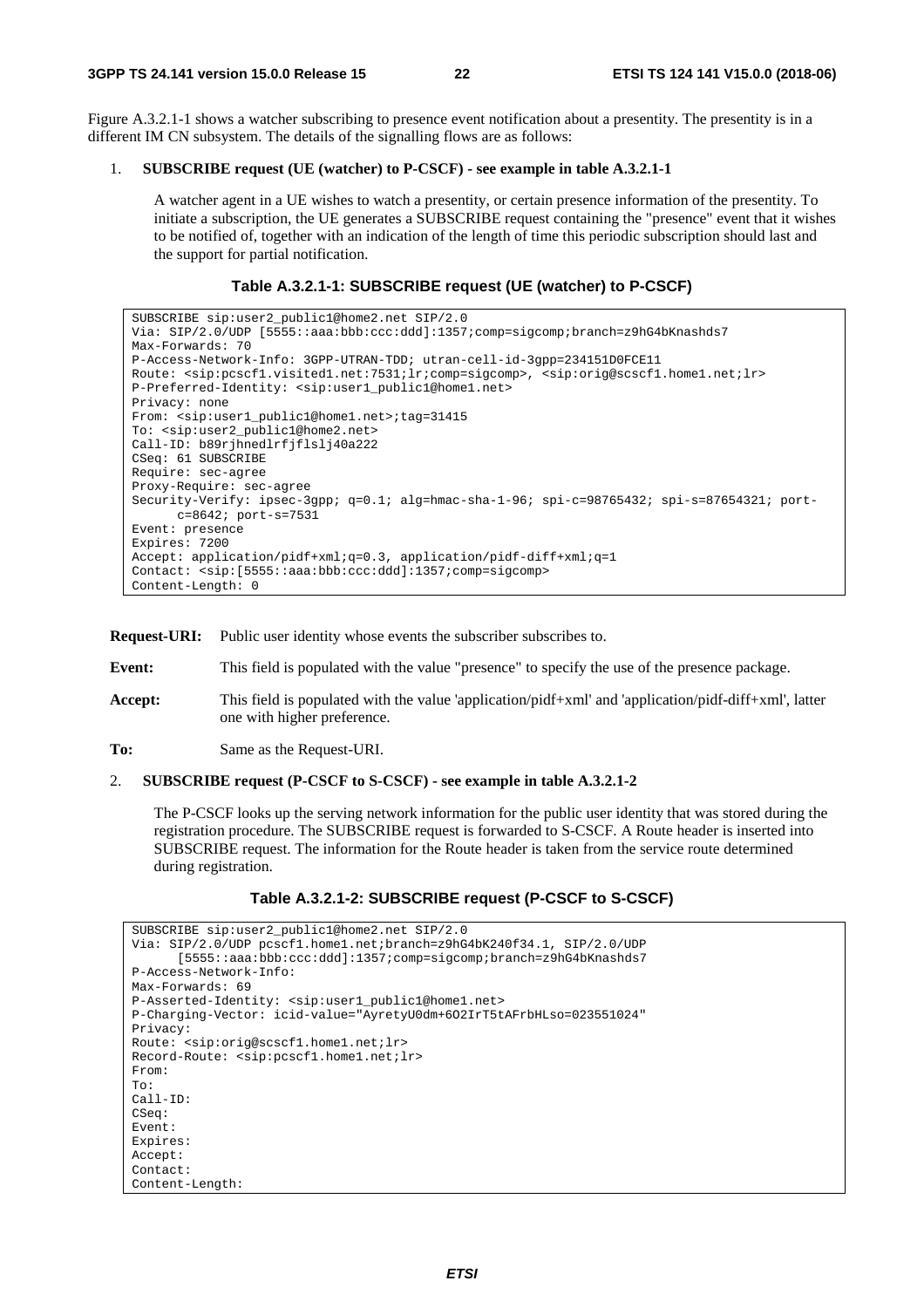Figure A.3.2.1-1 shows a watcher subscribing to presence event notification about a presentity. The presentity is in a different IM CN subsystem. The details of the signalling flows are as follows:

1. **SUBSCRIBE request (UE (watcher) to P-CSCF) - see example in table A.3.2.1-1**

   A watcher agent in a UE wishes to watch a presentity, or certain presence information of the presentity. To initiate a subscription, the UE generates a SUBSCRIBE request containing the "presence" event that it wishes to be notified of, together with an indication of the length of time this periodic subscription should last and the support for partial notification.

**Table A.3.2.1-1: SUBSCRIBE request (UE (watcher) to P-CSCF)**

```
SUBSCRIBE sip:user2_public1@home2.net SIP/2.0
Via: SIP/2.0/UDP [5555::aaa:bbb:ccc:ddd]:1357;comp=sigcomp;branch=z9hG4bKnashds7
Max-Forwards: 70
P-Access-Network-Info: 3GPP-UTRAN-TDD; utran-cell-id-3gpp=234151D0FCE11
Route: <sip:pcscf1.visited1.net:7531;lr;comp=sigcomp>, <sip:orig@scscf1.home1.net;lr>
P-Preferred-Identity: <sip:user1_public1@home1.net>
Privacy: none
From: <sip:user1_public1@home1.net>;tag=31415
To: <sip:user2_public1@home2.net>
Call-ID: b89rjhnedlrfjflslj40a222
CSeq: 61 SUBSCRIBE
Require: sec-agree
Proxy-Require: sec-agree
Security-Verify: ipsec-3gpp; q=0.1; alg=hmac-sha-1-96; spi-c=98765432; spi-s=87654321; port-
      c=8642; port-s=7531
Event: presence
Expires: 7200
Accept: application/pidf+xml;q=0.3, application/pidf-diff+xml;q=1
Contact: <sip:[5555::aaa:bbb:ccc:ddd]:1357;comp=sigcomp>
Content-Length: 0
```

**Request-URI:** Public user identity whose events the subscriber subscribes to.

**Event:** This field is populated with the value "presence" to specify the use of the presence package.

**Accept:** This field is populated with the value 'application/pidf+xml' and 'application/pidf-diff+xml', latter one with higher preference.

**To:** Same as the Request-URI.

2. **SUBSCRIBE request (P-CSCF to S-CSCF) - see example in table A.3.2.1-2**

   The P-CSCF looks up the serving network information for the public user identity that was stored during the registration procedure. The SUBSCRIBE request is forwarded to S-CSCF. A Route header is inserted into SUBSCRIBE request. The information for the Route header is taken from the service route determined during registration.

**Table A.3.2.1-2: SUBSCRIBE request (P-CSCF to S-CSCF)**

```
SUBSCRIBE sip:user2_public1@home2.net SIP/2.0
Via: SIP/2.0/UDP pcscf1.home1.net;branch=z9hG4bK240f34.1, SIP/2.0/UDP
      [5555::aaa:bbb:ccc:ddd]:1357;comp=sigcomp;branch=z9hG4bKnashds7
P-Access-Network-Info:
Max-Forwards: 69
P-Asserted-Identity: <sip:user1_public1@home1.net>
P-Charging-Vector: icid-value="AyretyU0dm+6O2IrT5tAFrbHLso=023551024"
Privacy:
Route: <sip:orig@scscf1.home1.net;lr>
Record-Route: <sip:pcscf1.home1.net;lr>
From:
To:
Call-ID:
CSeq:
Event:
Expires:
Accept:
Contact:
Content-Length:
```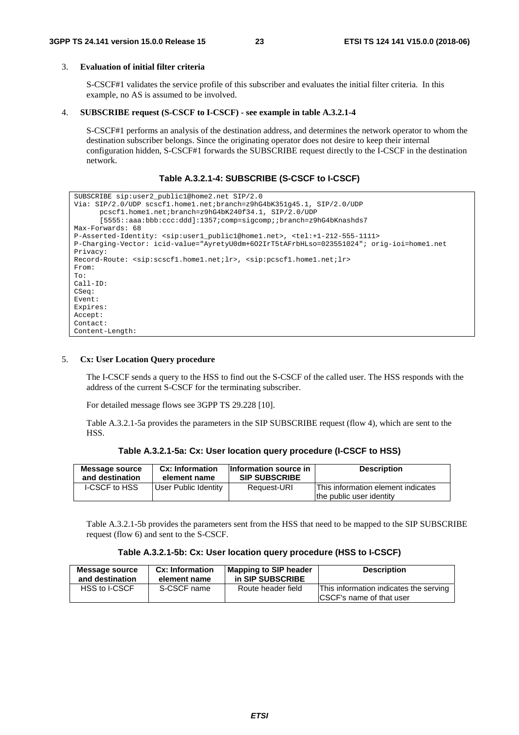3. **Evaluation of initial filter criteria**

   S-CSCF#1 validates the service profile of this subscriber and evaluates the initial filter criteria. In this example, no AS is assumed to be involved.

4. **SUBSCRIBE request (S-CSCF to I-CSCF) - see example in table A.3.2.1-4**

   S-CSCF#1 performs an analysis of the destination address, and determines the network operator to whom the destination subscriber belongs. Since the originating operator does not desire to keep their internal configuration hidden, S-CSCF#1 forwards the SUBSCRIBE request directly to the I-CSCF in the destination network.

**Table A.3.2.1-4: SUBSCRIBE (S-CSCF to I-CSCF)**

```
SUBSCRIBE sip:user2_public1@home2.net SIP/2.0
Via: SIP/2.0/UDP scscf1.home1.net;branch=z9hG4bK351g45.1, SIP/2.0/UDP
      pcscf1.home1.net;branch=z9hG4bK240f34.1, SIP/2.0/UDP
      [5555::aaa:bbb:ccc:ddd]:1357;comp=sigcomp;;branch=z9hG4bKnashds7
Max-Forwards: 68
P-Asserted-Identity: <sip:user1_public1@home1.net>, <tel:+1-212-555-1111>
P-Charging-Vector: icid-value="AyretyU0dm+6O2IrT5tAFrbHLso=023551024"; orig-ioi=home1.net
Privacy:
Record-Route: <sip:scscf1.home1.net;lr>, <sip:pcscf1.home1.net;lr>
From:
To:
Call-ID:
CSeq:
Event:
Expires:
Accept:
Contact:
Content-Length:
```

5. **Cx: User Location Query procedure**

   The I-CSCF sends a query to the HSS to find out the S-CSCF of the called user. The HSS responds with the address of the current S-CSCF for the terminating subscriber.

   For detailed message flows see 3GPP TS 29.228 [10].

   Table A.3.2.1-5a provides the parameters in the SIP SUBSCRIBE request (flow 4), which are sent to the HSS.

**Table A.3.2.1-5a: Cx: User location query procedure (I-CSCF to HSS)**

| Message source and destination | Cx: Information element name | Information source in SIP SUBSCRIBE | Description |
|---|---|---|---|
| I-CSCF to HSS | User Public Identity | Request-URI | This information element indicates the public user identity |

   Table A.3.2.1-5b provides the parameters sent from the HSS that need to be mapped to the SIP SUBSCRIBE request (flow 6) and sent to the S-CSCF.

**Table A.3.2.1-5b: Cx: User location query procedure (HSS to I-CSCF)**

| Message source and destination | Cx: Information element name | Mapping to SIP header in SIP SUBSCRIBE | Description |
|---|---|---|---|
| HSS to I-CSCF | S-CSCF name | Route header field | This information indicates the serving CSCF's name of that user |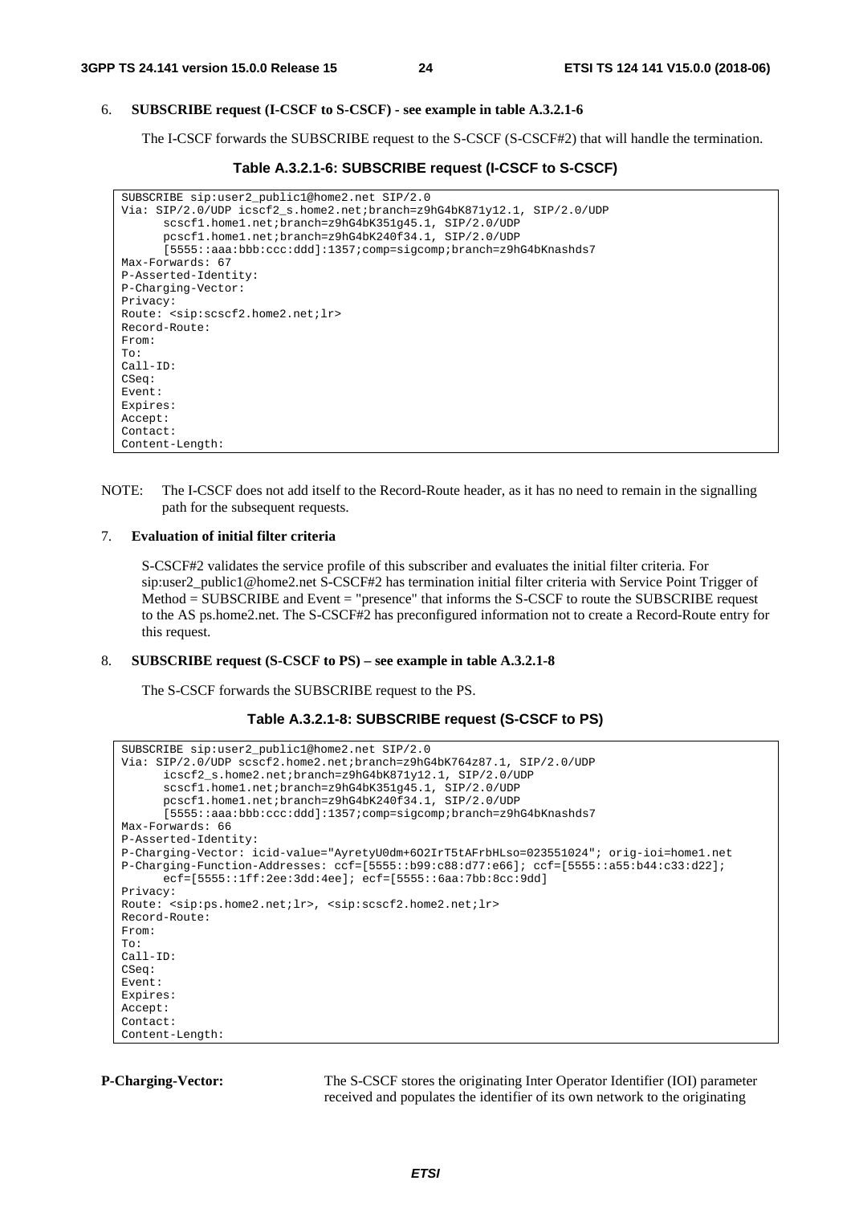6. **SUBSCRIBE request (I-CSCF to S-CSCF) - see example in table A.3.2.1-6**

   The I-CSCF forwards the SUBSCRIBE request to the S-CSCF (S-CSCF#2) that will handle the termination.

**Table A.3.2.1-6: SUBSCRIBE request (I-CSCF to S-CSCF)**

```
SUBSCRIBE sip:user2_public1@home2.net SIP/2.0
Via: SIP/2.0/UDP icscf2_s.home2.net;branch=z9hG4bK871y12.1, SIP/2.0/UDP
      scscf1.home1.net;branch=z9hG4bK351g45.1, SIP/2.0/UDP
      pcscf1.home1.net;branch=z9hG4bK240f34.1, SIP/2.0/UDP
      [5555::aaa:bbb:ccc:ddd]:1357;comp=sigcomp;branch=z9hG4bKnashds7
Max-Forwards: 67
P-Asserted-Identity:
P-Charging-Vector:
Privacy:
Route: <sip:scscf2.home2.net;lr>
Record-Route:
From:
To:
Call-ID:
CSeq:
Event:
Expires:
Accept:
Contact:
Content-Length:
```

NOTE: The I-CSCF does not add itself to the Record-Route header, as it has no need to remain in the signalling path for the subsequent requests.

7. **Evaluation of initial filter criteria**

   S-CSCF#2 validates the service profile of this subscriber and evaluates the initial filter criteria. For sip:user2_public1@home2.net S-CSCF#2 has termination initial filter criteria with Service Point Trigger of Method = SUBSCRIBE and Event = "presence" that informs the S-CSCF to route the SUBSCRIBE request to the AS ps.home2.net. The S-CSCF#2 has preconfigured information not to create a Record-Route entry for this request.

8. **SUBSCRIBE request (S-CSCF to PS) – see example in table A.3.2.1-8**

   The S-CSCF forwards the SUBSCRIBE request to the PS.

**Table A.3.2.1-8: SUBSCRIBE request (S-CSCF to PS)**

```
SUBSCRIBE sip:user2_public1@home2.net SIP/2.0
Via: SIP/2.0/UDP scscf2.home2.net;branch=z9hG4bK764z87.1, SIP/2.0/UDP
      icscf2_s.home2.net;branch=z9hG4bK871y12.1, SIP/2.0/UDP
      scscf1.home1.net;branch=z9hG4bK351g45.1, SIP/2.0/UDP
      pcscf1.home1.net;branch=z9hG4bK240f34.1, SIP/2.0/UDP
      [5555::aaa:bbb:ccc:ddd]:1357;comp=sigcomp;branch=z9hG4bKnashds7
Max-Forwards: 66
P-Asserted-Identity:
P-Charging-Vector: icid-value="AyretyU0dm+6O2IrT5tAFrbHLso=023551024"; orig-ioi=home1.net
P-Charging-Function-Addresses: ccf=[5555::b99:c88:d77:e66]; ccf=[5555::a55:b44:c33:d22];
      ecf=[5555::1ff:2ee:3dd:4ee]; ecf=[5555::6aa:7bb:8cc:9dd]
Privacy:
Route: <sip:ps.home2.net;lr>, <sip:scscf2.home2.net;lr>
Record-Route:
From:
To:
Call-ID:
CSeq:
Event:
Expires:
Accept:
Contact:
Content-Length:
```

**P-Charging-Vector:** The S-CSCF stores the originating Inter Operator Identifier (IOI) parameter received and populates the identifier of its own network to the originating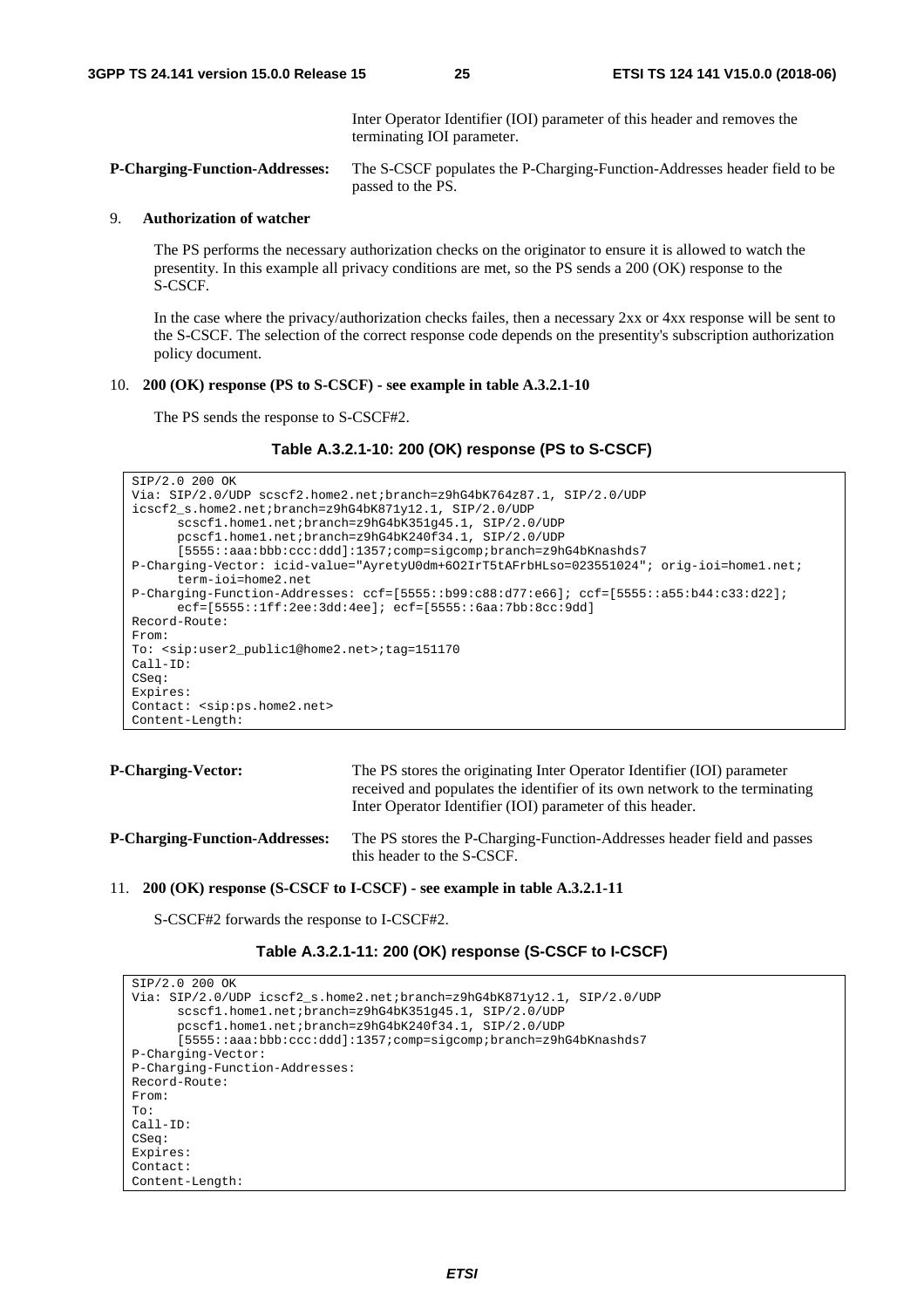Inter Operator Identifier (IOI) parameter of this header and removes the terminating IOI parameter.

**P-Charging-Function-Addresses:** The S-CSCF populates the P-Charging-Function-Addresses header field to be passed to the PS.

9. **Authorization of watcher**

   The PS performs the necessary authorization checks on the originator to ensure it is allowed to watch the presentity. In this example all privacy conditions are met, so the PS sends a 200 (OK) response to the S-CSCF.

   In the case where the privacy/authorization checks failes, then a necessary 2xx or 4xx response will be sent to the S-CSCF. The selection of the correct response code depends on the presentity's subscription authorization policy document.

10. **200 (OK) response (PS to S-CSCF) - see example in table A.3.2.1-10**

    The PS sends the response to S-CSCF#2.

**Table A.3.2.1-10: 200 (OK) response (PS to S-CSCF)**

```
SIP/2.0 200 OK
Via: SIP/2.0/UDP scscf2.home2.net;branch=z9hG4bK764z87.1, SIP/2.0/UDP
icscf2_s.home2.net;branch=z9hG4bK871y12.1, SIP/2.0/UDP
      scscf1.home1.net;branch=z9hG4bK351g45.1, SIP/2.0/UDP
      pcscf1.home1.net;branch=z9hG4bK240f34.1, SIP/2.0/UDP
      [5555::aaa:bbb:ccc:ddd]:1357;comp=sigcomp;branch=z9hG4bKnashds7
P-Charging-Vector: icid-value="AyretyU0dm+6O2IrT5tAFrbHLso=023551024"; orig-ioi=home1.net;
      term-ioi=home2.net
P-Charging-Function-Addresses: ccf=[5555::b99:c88:d77:e66]; ccf=[5555::a55:b44:c33:d22];
      ecf=[5555::1ff:2ee:3dd:4ee]; ecf=[5555::6aa:7bb:8cc:9dd]
Record-Route:
From:
To: <sip:user2_public1@home2.net>;tag=151170
Call-ID:
CSeq:
Expires:
Contact: <sip:ps.home2.net>
Content-Length:
```

**P-Charging-Vector:** The PS stores the originating Inter Operator Identifier (IOI) parameter received and populates the identifier of its own network to the terminating Inter Operator Identifier (IOI) parameter of this header.

**P-Charging-Function-Addresses:** The PS stores the P-Charging-Function-Addresses header field and passes this header to the S-CSCF.

11. **200 (OK) response (S-CSCF to I-CSCF) - see example in table A.3.2.1-11**

    S-CSCF#2 forwards the response to I-CSCF#2.

**Table A.3.2.1-11: 200 (OK) response (S-CSCF to I-CSCF)**

```
SIP/2.0 200 OK
Via: SIP/2.0/UDP icscf2_s.home2.net;branch=z9hG4bK871y12.1, SIP/2.0/UDP
      scscf1.home1.net;branch=z9hG4bK351g45.1, SIP/2.0/UDP
      pcscf1.home1.net;branch=z9hG4bK240f34.1, SIP/2.0/UDP
      [5555::aaa:bbb:ccc:ddd]:1357;comp=sigcomp;branch=z9hG4bKnashds7
P-Charging-Vector:
P-Charging-Function-Addresses:
Record-Route:
From:
To:
Call-ID:
CSeq:
Expires:
Contact:
Content-Length:
```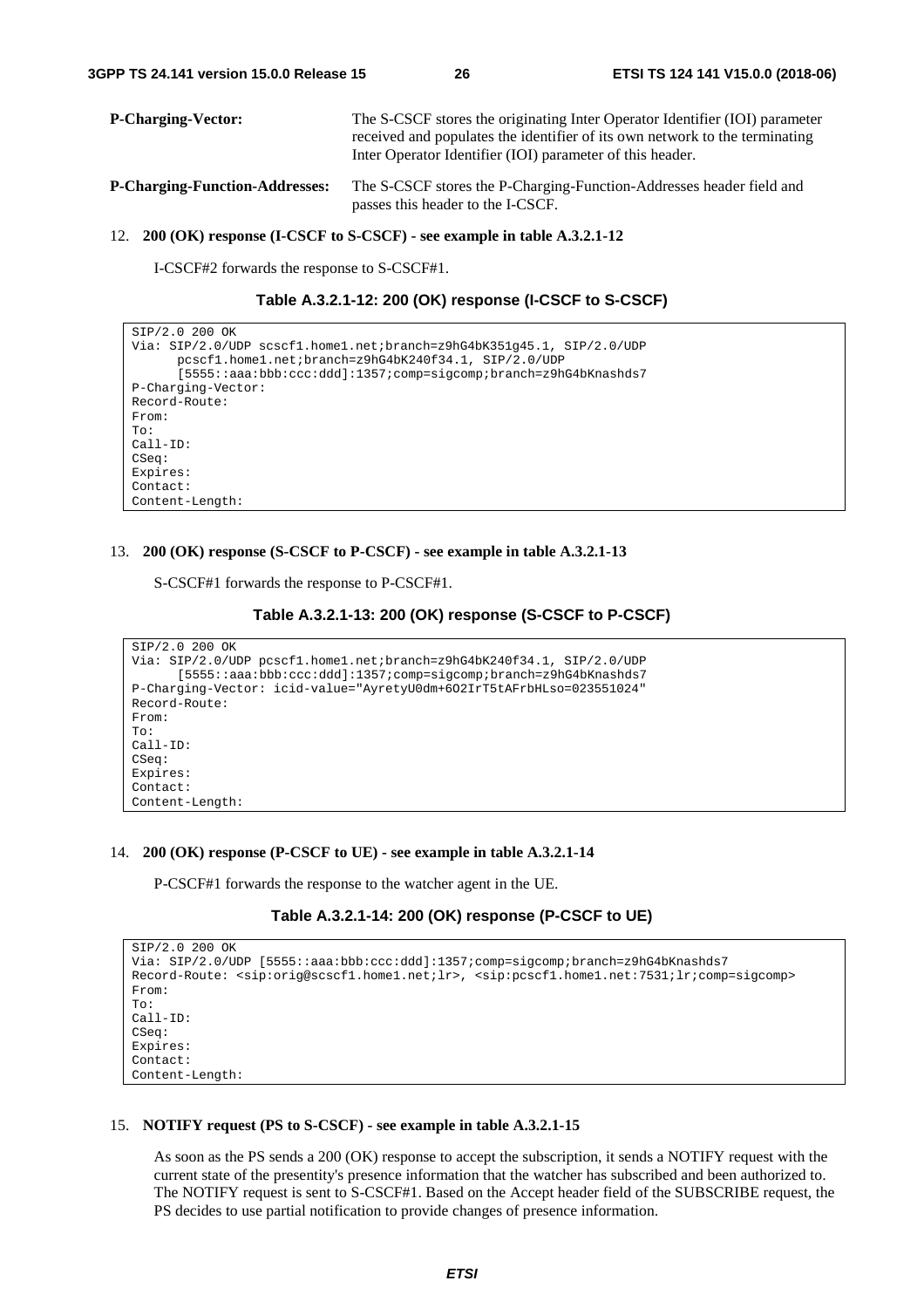**P-Charging-Vector:** The S-CSCF stores the originating Inter Operator Identifier (IOI) parameter received and populates the identifier of its own network to the terminating Inter Operator Identifier (IOI) parameter of this header.

**P-Charging-Function-Addresses:** The S-CSCF stores the P-Charging-Function-Addresses header field and passes this header to the I-CSCF.

12. **200 (OK) response (I-CSCF to S-CSCF) - see example in table A.3.2.1-12**

    I-CSCF#2 forwards the response to S-CSCF#1.

**Table A.3.2.1-12: 200 (OK) response (I-CSCF to S-CSCF)**

```
SIP/2.0 200 OK
Via: SIP/2.0/UDP scscf1.home1.net;branch=z9hG4bK351g45.1, SIP/2.0/UDP
      pcscf1.home1.net;branch=z9hG4bK240f34.1, SIP/2.0/UDP
      [5555::aaa:bbb:ccc:ddd]:1357;comp=sigcomp;branch=z9hG4bKnashds7
P-Charging-Vector:
Record-Route:
From:
To:
Call-ID:
CSeq:
Expires:
Contact:
Content-Length:
```

13. **200 (OK) response (S-CSCF to P-CSCF) - see example in table A.3.2.1-13**

    S-CSCF#1 forwards the response to P-CSCF#1.

**Table A.3.2.1-13: 200 (OK) response (S-CSCF to P-CSCF)**

```
SIP/2.0 200 OK
Via: SIP/2.0/UDP pcscf1.home1.net;branch=z9hG4bK240f34.1, SIP/2.0/UDP
      [5555::aaa:bbb:ccc:ddd]:1357;comp=sigcomp;branch=z9hG4bKnashds7
P-Charging-Vector: icid-value="AyretyU0dm+6O2IrT5tAFrbHLso=023551024"
Record-Route:
From:
To:
Call-ID:
CSeq:
Expires:
Contact:
Content-Length:
```

14. **200 (OK) response (P-CSCF to UE) - see example in table A.3.2.1-14**

    P-CSCF#1 forwards the response to the watcher agent in the UE.

**Table A.3.2.1-14: 200 (OK) response (P-CSCF to UE)**

```
SIP/2.0 200 OK
Via: SIP/2.0/UDP [5555::aaa:bbb:ccc:ddd]:1357;comp=sigcomp;branch=z9hG4bKnashds7
Record-Route: <sip:orig@scscf1.home1.net;lr>, <sip:pcscf1.home1.net:7531;lr;comp=sigcomp>
From:
To:
Call-ID:
CSeq:
Expires:
Contact:
Content-Length:
```

15. **NOTIFY request (PS to S-CSCF) - see example in table A.3.2.1-15**

    As soon as the PS sends a 200 (OK) response to accept the subscription, it sends a NOTIFY request with the current state of the presentity's presence information that the watcher has subscribed and been authorized to. The NOTIFY request is sent to S-CSCF#1. Based on the Accept header field of the SUBSCRIBE request, the PS decides to use partial notification to provide changes of presence information.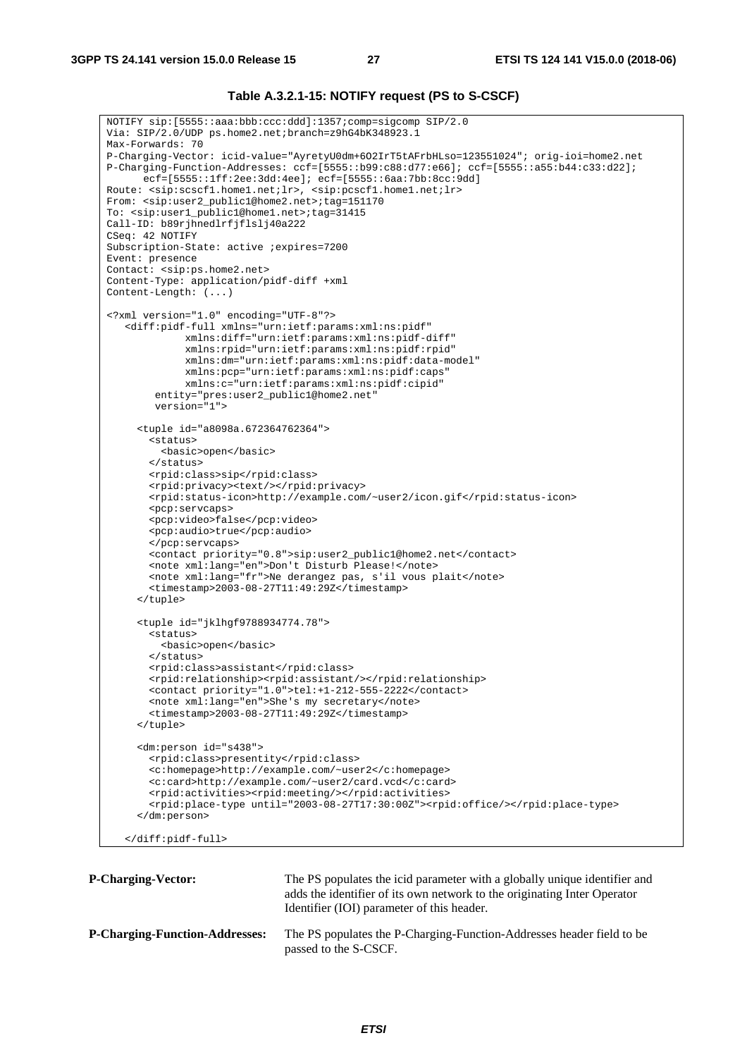**Table A.3.2.1-15: NOTIFY request (PS to S-CSCF)**

```
NOTIFY sip:[5555::aaa:bbb:ccc:ddd]:1357;comp=sigcomp SIP/2.0
Via: SIP/2.0/UDP ps.home2.net;branch=z9hG4bK348923.1
Max-Forwards: 70
P-Charging-Vector: icid-value="AyretyU0dm+6O2IrT5tAFrbHLso=123551024"; orig-ioi=home2.net
P-Charging-Function-Addresses: ccf=[5555::b99:c88:d77:e66]; ccf=[5555::a55:b44:c33:d22];
      ecf=[5555::1ff:2ee:3dd:4ee]; ecf=[5555::6aa:7bb:8cc:9dd]
Route: <sip:scscf1.home1.net;lr>, <sip:pcscf1.home1.net;lr>
From: <sip:user2_public1@home2.net>;tag=151170
To: <sip:user1_public1@home1.net>;tag=31415
Call-ID: b89rjhnedlrfjflslj40a222
CSeq: 42 NOTIFY
Subscription-State: active ;expires=7200
Event: presence
Contact: <sip:ps.home2.net>
Content-Type: application/pidf-diff +xml
Content-Length: (...)

<?xml version="1.0" encoding="UTF-8"?>
   <diff:pidf-full xmlns="urn:ietf:params:xml:ns:pidf"
             xmlns:diff="urn:ietf:params:xml:ns:pidf-diff"
             xmlns:rpid="urn:ietf:params:xml:ns:pidf:rpid"
             xmlns:dm="urn:ietf:params:xml:ns:pidf:data-model"
             xmlns:pcp="urn:ietf:params:xml:ns:pidf:caps"
             xmlns:c="urn:ietf:params:xml:ns:pidf:cipid"
        entity="pres:user2_public1@home2.net"
        version="1">

     <tuple id="a8098a.672364762364">
       <status>
         <basic>open</basic>
       </status>
       <rpid:class>sip</rpid:class>
       <rpid:privacy><text/></rpid:privacy>
       <rpid:status-icon>http://example.com/~user2/icon.gif</rpid:status-icon>
       <pcp:servcaps>
       <pcp:video>false</pcp:video>
       <pcp:audio>true</pcp:audio>
       </pcp:servcaps>
       <contact priority="0.8">sip:user2_public1@home2.net</contact>
       <note xml:lang="en">Don't Disturb Please!</note>
       <note xml:lang="fr">Ne derangez pas, s'il vous plait</note>
       <timestamp>2003-08-27T11:49:29Z</timestamp>
     </tuple>

     <tuple id="jklhgf9788934774.78">
       <status>
         <basic>open</basic>
       </status>
       <rpid:class>assistant</rpid:class>
       <rpid:relationship><rpid:assistant/></rpid:relationship>
       <contact priority="1.0">tel:+1-212-555-2222</contact>
       <note xml:lang="en">She's my secretary</note>
       <timestamp>2003-08-27T11:49:29Z</timestamp>
     </tuple>

     <dm:person id="s438">
       <rpid:class>presentity</rpid:class>
       <c:homepage>http://example.com/~user2</c:homepage>
       <c:card>http://example.com/~user2/card.vcd</c:card>
       <rpid:activities><rpid:meeting/></rpid:activities>
       <rpid:place-type until="2003-08-27T17:30:00Z"><rpid:office/></rpid:place-type>
     </dm:person>

   </diff:pidf-full>
```

**P-Charging-Vector:** The PS populates the icid parameter with a globally unique identifier and adds the identifier of its own network to the originating Inter Operator Identifier (IOI) parameter of this header.

**P-Charging-Function-Addresses:** The PS populates the P-Charging-Function-Addresses header field to be passed to the S-CSCF.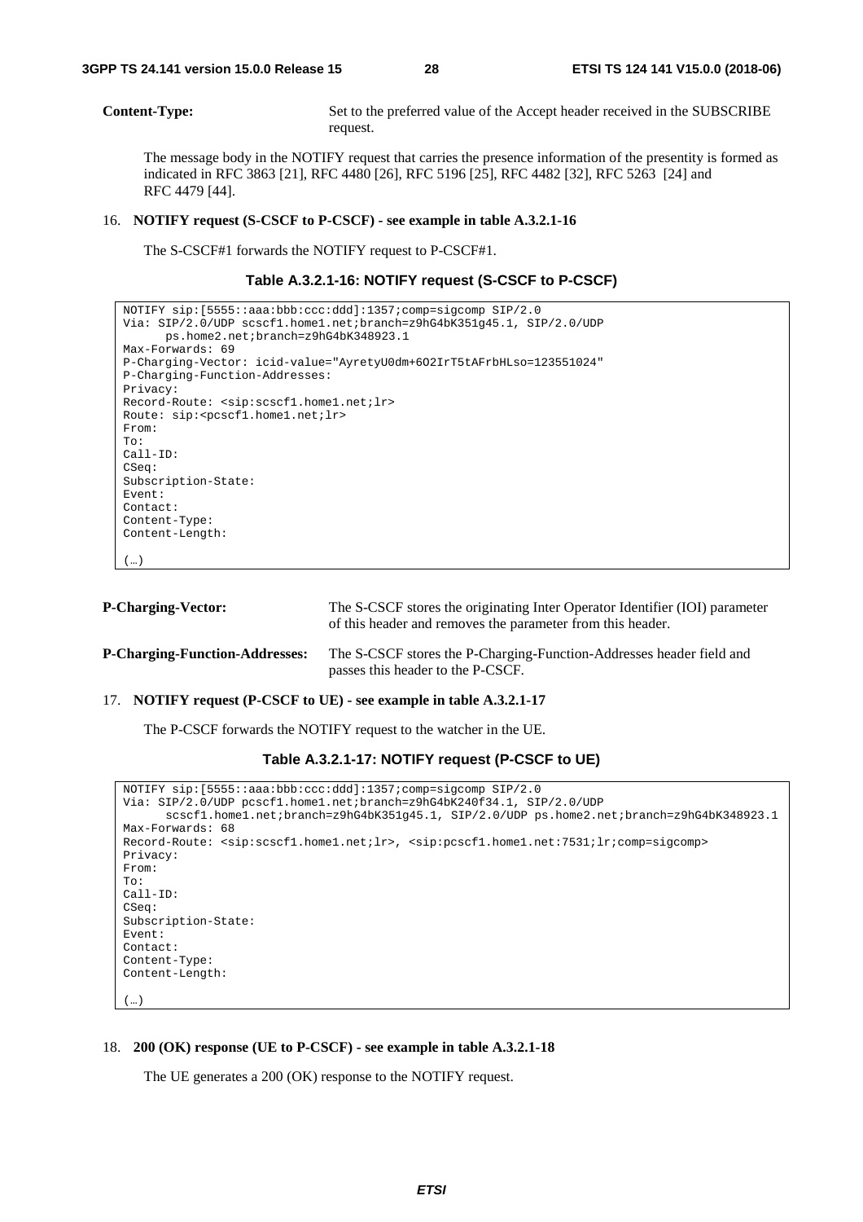**Content-Type:** Set to the preferred value of the Accept header received in the SUBSCRIBE request.

The message body in the NOTIFY request that carries the presence information of the presentity is formed as indicated in RFC 3863 [21], RFC 4480 [26], RFC 5196 [25], RFC 4482 [32], RFC 5263 [24] and RFC 4479 [44].

16. **NOTIFY request (S-CSCF to P-CSCF) - see example in table A.3.2.1-16**

    The S-CSCF#1 forwards the NOTIFY request to P-CSCF#1.

**Table A.3.2.1-16: NOTIFY request (S-CSCF to P-CSCF)**

```
NOTIFY sip:[5555::aaa:bbb:ccc:ddd]:1357;comp=sigcomp SIP/2.0
Via: SIP/2.0/UDP scscf1.home1.net;branch=z9hG4bK351g45.1, SIP/2.0/UDP
      ps.home2.net;branch=z9hG4bK348923.1
Max-Forwards: 69
P-Charging-Vector: icid-value="AyretyU0dm+6O2IrT5tAFrbHLso=123551024"
P-Charging-Function-Addresses:
Privacy:
Record-Route: <sip:scscf1.home1.net;lr>
Route: sip:<pcscf1.home1.net;lr>
From:
To:
Call-ID:
CSeq:
Subscription-State:
Event:
Contact:
Content-Type:
Content-Length:

(…)
```

**P-Charging-Vector:** The S-CSCF stores the originating Inter Operator Identifier (IOI) parameter of this header and removes the parameter from this header.

**P-Charging-Function-Addresses:** The S-CSCF stores the P-Charging-Function-Addresses header field and passes this header to the P-CSCF.

17. **NOTIFY request (P-CSCF to UE) - see example in table A.3.2.1-17**

    The P-CSCF forwards the NOTIFY request to the watcher in the UE.

**Table A.3.2.1-17: NOTIFY request (P-CSCF to UE)**

```
NOTIFY sip:[5555::aaa:bbb:ccc:ddd]:1357;comp=sigcomp SIP/2.0
Via: SIP/2.0/UDP pcscf1.home1.net;branch=z9hG4bK240f34.1, SIP/2.0/UDP
      scscf1.home1.net;branch=z9hG4bK351g45.1, SIP/2.0/UDP ps.home2.net;branch=z9hG4bK348923.1
Max-Forwards: 68
Record-Route: <sip:scscf1.home1.net;lr>, <sip:pcscf1.home1.net:7531;lr;comp=sigcomp>
Privacy:
From:
To:
Call-ID:
CSeq:
Subscription-State:
Event:
Contact:
Content-Type:
Content-Length:

(…)
```

18. **200 (OK) response (UE to P-CSCF) - see example in table A.3.2.1-18**

    The UE generates a 200 (OK) response to the NOTIFY request.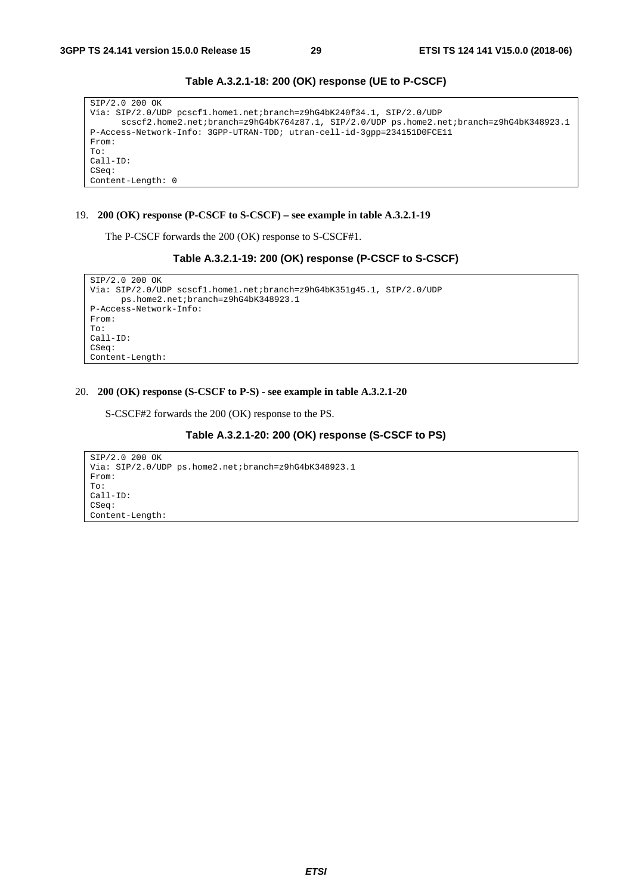**Table A.3.2.1-18: 200 (OK) response (UE to P-CSCF)**

```
SIP/2.0 200 OK
Via: SIP/2.0/UDP pcscf1.home1.net;branch=z9hG4bK240f34.1, SIP/2.0/UDP
      scscf2.home2.net;branch=z9hG4bK764z87.1, SIP/2.0/UDP ps.home2.net;branch=z9hG4bK348923.1
P-Access-Network-Info: 3GPP-UTRAN-TDD; utran-cell-id-3gpp=234151D0FCE11
From:
To:
Call-ID:
CSeq:
Content-Length: 0
```

19. **200 (OK) response (P-CSCF to S-CSCF) – see example in table A.3.2.1-19**

The P-CSCF forwards the 200 (OK) response to S-CSCF#1.

**Table A.3.2.1-19: 200 (OK) response (P-CSCF to S-CSCF)**

```
SIP/2.0 200 OK
Via: SIP/2.0/UDP scscf1.home1.net;branch=z9hG4bK351g45.1, SIP/2.0/UDP
      ps.home2.net;branch=z9hG4bK348923.1
P-Access-Network-Info:
From:
To:
Call-ID:
CSeq:
Content-Length:
```

20. **200 (OK) response (S-CSCF to P-S) - see example in table A.3.2.1-20**

S-CSCF#2 forwards the 200 (OK) response to the PS.

**Table A.3.2.1-20: 200 (OK) response (S-CSCF to PS)**

```
SIP/2.0 200 OK
Via: SIP/2.0/UDP ps.home2.net;branch=z9hG4bK348923.1
From:
To:
Call-ID:
CSeq:
Content-Length:
```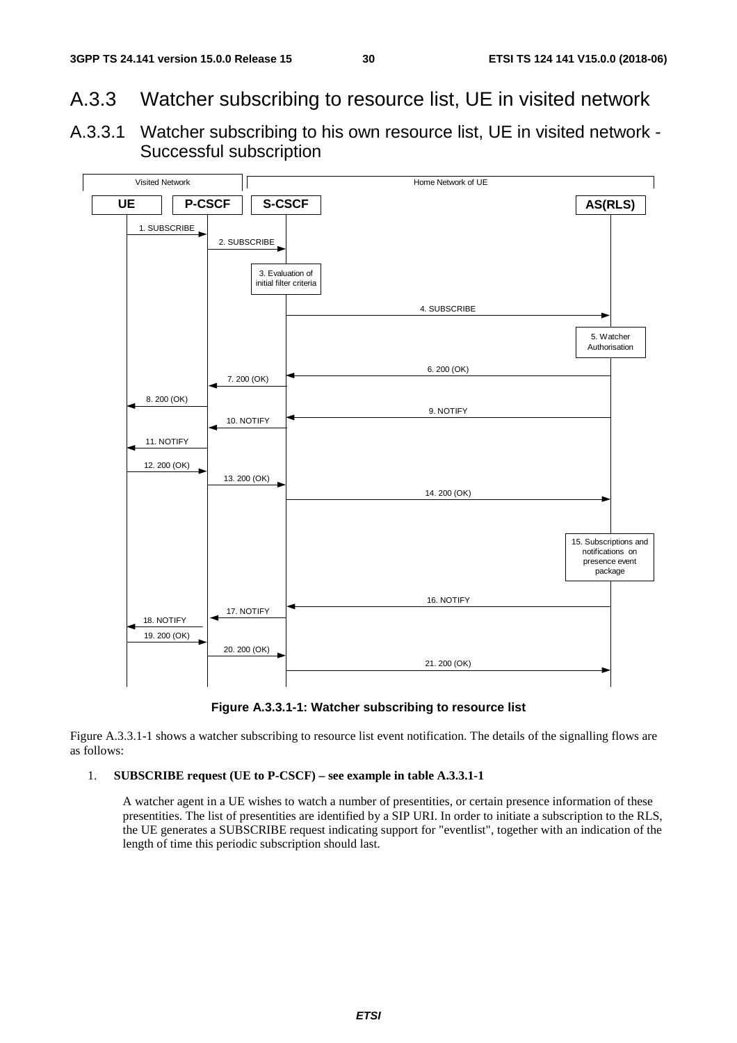## A.3.3 Watcher subscribing to resource list, UE in visited network

### A.3.3.1 Watcher subscribing to his own resource list, UE in visited network - Successful subscription

**Figure A.3.3.1-1: Watcher subscribing to resource list**

Figure A.3.3.1-1 shows a watcher subscribing to resource list event notification. The details of the signalling flows are as follows:

1. **SUBSCRIBE request (UE to P-CSCF) – see example in table A.3.3.1-1**

   A watcher agent in a UE wishes to watch a number of presentities, or certain presence information of these presentities. The list of presentities are identified by a SIP URI. In order to initiate a subscription to the RLS, the UE generates a SUBSCRIBE request indicating support for "eventlist", together with an indication of the length of time this periodic subscription should last.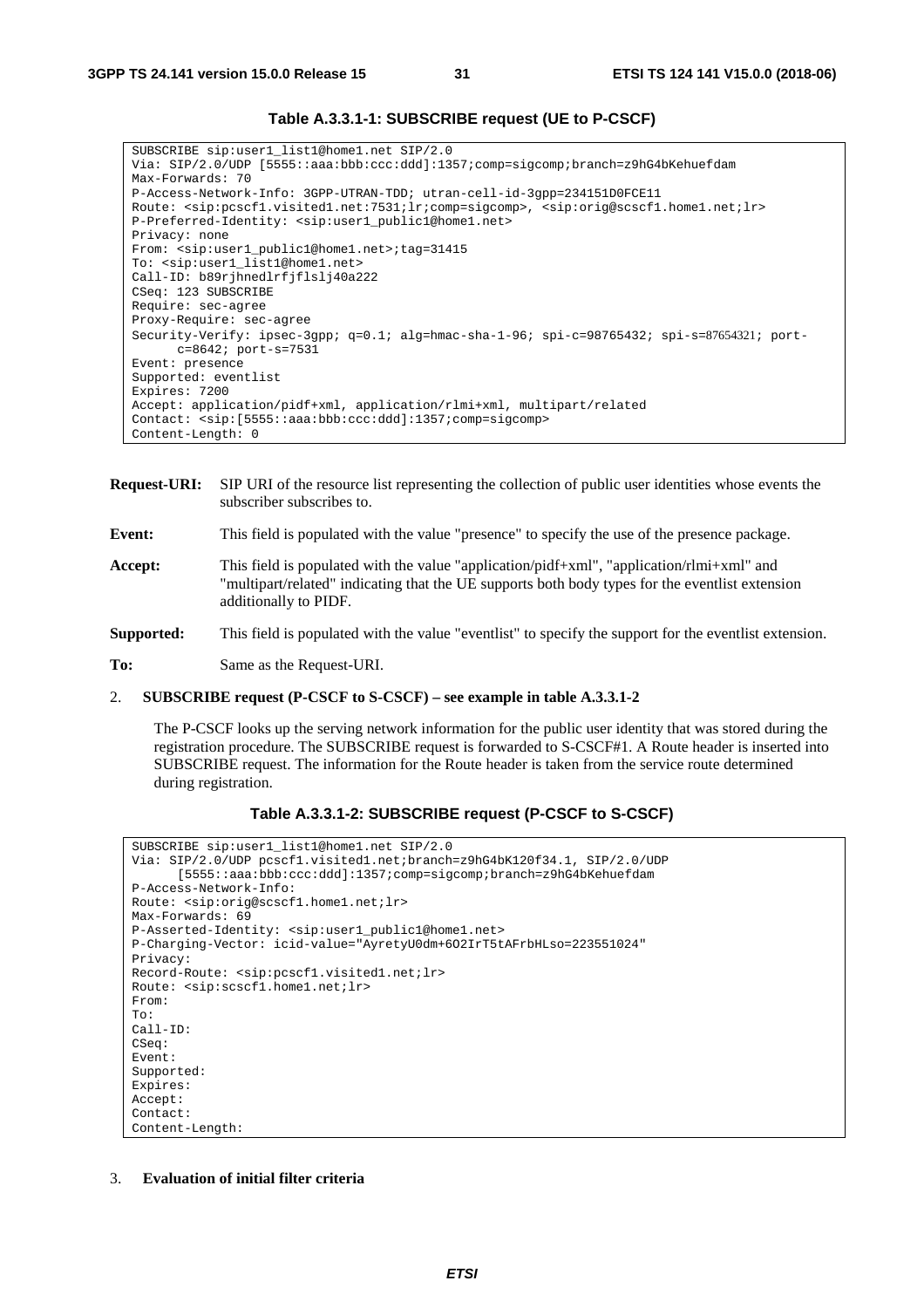**Table A.3.3.1-1: SUBSCRIBE request (UE to P-CSCF)**

```
SUBSCRIBE sip:user1_list1@home1.net SIP/2.0
Via: SIP/2.0/UDP [5555::aaa:bbb:ccc:ddd]:1357;comp=sigcomp;branch=z9hG4bKehuefdam
Max-Forwards: 70
P-Access-Network-Info: 3GPP-UTRAN-TDD; utran-cell-id-3gpp=234151D0FCE11
Route: <sip:pcscf1.visited1.net:7531;lr;comp=sigcomp>, <sip:orig@scscf1.home1.net;lr>
P-Preferred-Identity: <sip:user1_public1@home1.net>
Privacy: none
From: <sip:user1_public1@home1.net>;tag=31415
To: <sip:user1_list1@home1.net>
Call-ID: b89rjhnedlrfjflslj40a222
CSeq: 123 SUBSCRIBE
Require: sec-agree
Proxy-Require: sec-agree
Security-Verify: ipsec-3gpp; q=0.1; alg=hmac-sha-1-96; spi-c=98765432; spi-s=87654321; port-
      c=8642; port-s=7531
Event: presence
Supported: eventlist
Expires: 7200
Accept: application/pidf+xml, application/rlmi+xml, multipart/related
Contact: <sip:[5555::aaa:bbb:ccc:ddd]:1357;comp=sigcomp>
Content-Length: 0
```

**Request-URI:** SIP URI of the resource list representing the collection of public user identities whose events the subscriber subscribes to.

**Event:** This field is populated with the value "presence" to specify the use of the presence package.

**Accept:** This field is populated with the value "application/pidf+xml", "application/rlmi+xml" and "multipart/related" indicating that the UE supports both body types for the eventlist extension additionally to PIDF.

**Supported:** This field is populated with the value "eventlist" to specify the support for the eventlist extension.

**To:** Same as the Request-URI.

2. **SUBSCRIBE request (P-CSCF to S-CSCF) – see example in table A.3.3.1-2**

   The P-CSCF looks up the serving network information for the public user identity that was stored during the registration procedure. The SUBSCRIBE request is forwarded to S-CSCF#1. A Route header is inserted into SUBSCRIBE request. The information for the Route header is taken from the service route determined during registration.

**Table A.3.3.1-2: SUBSCRIBE request (P-CSCF to S-CSCF)**

```
SUBSCRIBE sip:user1_list1@home1.net SIP/2.0
Via: SIP/2.0/UDP pcscf1.visited1.net;branch=z9hG4bK120f34.1, SIP/2.0/UDP
      [5555::aaa:bbb:ccc:ddd]:1357;comp=sigcomp;branch=z9hG4bKehuefdam
P-Access-Network-Info:
Route: <sip:orig@scscf1.home1.net;lr>
Max-Forwards: 69
P-Asserted-Identity: <sip:user1_public1@home1.net>
P-Charging-Vector: icid-value="AyretyU0dm+6O2IrT5tAFrbHLso=223551024"
Privacy:
Record-Route: <sip:pcscf1.visited1.net;lr>
Route: <sip:scscf1.home1.net;lr>
From:
To:
Call-ID:
CSeq:
Event:
Supported:
Expires:
Accept:
Contact:
Content-Length:
```

3. **Evaluation of initial filter criteria**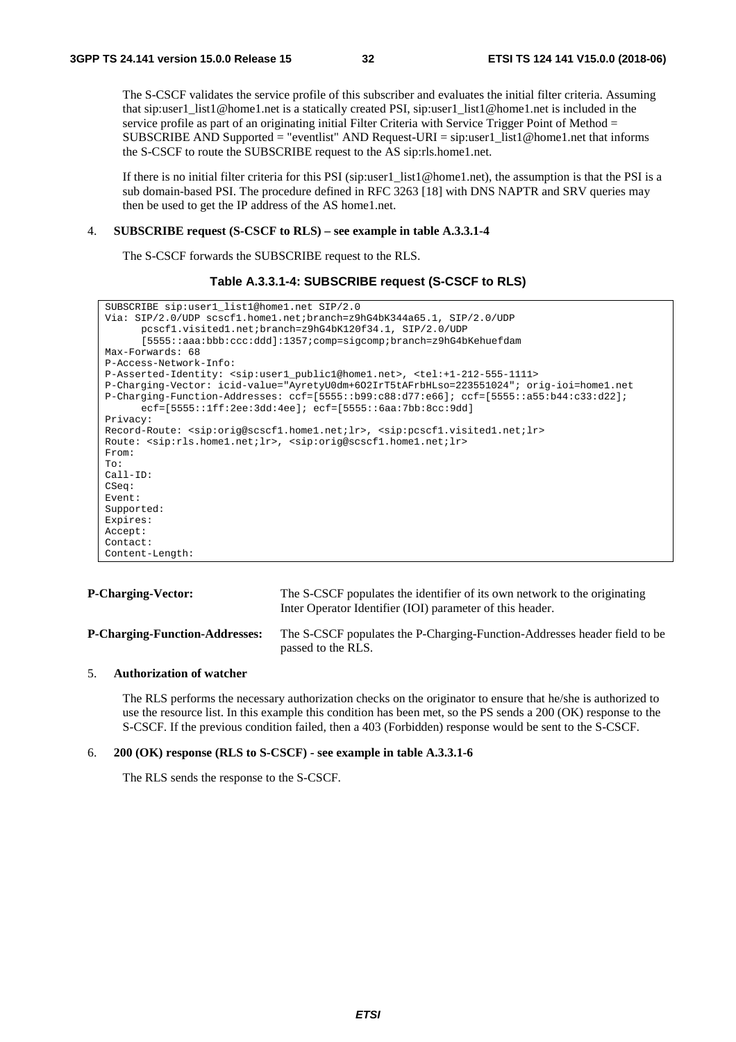The S-CSCF validates the service profile of this subscriber and evaluates the initial filter criteria. Assuming that sip:user1_list1@home1.net is a statically created PSI, sip:user1_list1@home1.net is included in the service profile as part of an originating initial Filter Criteria with Service Trigger Point of Method = SUBSCRIBE AND Supported = "eventlist" AND Request-URI = sip:user1_list1@home1.net that informs the S-CSCF to route the SUBSCRIBE request to the AS sip:rls.home1.net.

If there is no initial filter criteria for this PSI (sip:user1_list1@home1.net), the assumption is that the PSI is a sub domain-based PSI. The procedure defined in RFC 3263 [18] with DNS NAPTR and SRV queries may then be used to get the IP address of the AS home1.net.

4. **SUBSCRIBE request (S-CSCF to RLS) – see example in table A.3.3.1-4**

   The S-CSCF forwards the SUBSCRIBE request to the RLS.

**Table A.3.3.1-4: SUBSCRIBE request (S-CSCF to RLS)**

```
SUBSCRIBE sip:user1_list1@home1.net SIP/2.0
Via: SIP/2.0/UDP scscf1.home1.net;branch=z9hG4bK344a65.1, SIP/2.0/UDP
      pcscf1.visited1.net;branch=z9hG4bK120f34.1, SIP/2.0/UDP
      [5555::aaa:bbb:ccc:ddd]:1357;comp=sigcomp;branch=z9hG4bKehuefdam
Max-Forwards: 68
P-Access-Network-Info:
P-Asserted-Identity: <sip:user1_public1@home1.net>, <tel:+1-212-555-1111>
P-Charging-Vector: icid-value="AyretyU0dm+6O2IrT5tAFrbHLso=223551024"; orig-ioi=home1.net
P-Charging-Function-Addresses: ccf=[5555::b99:c88:d77:e66]; ccf=[5555::a55:b44:c33:d22];
      ecf=[5555::1ff:2ee:3dd:4ee]; ecf=[5555::6aa:7bb:8cc:9dd]
Privacy:
Record-Route: <sip:orig@scscf1.home1.net;lr>, <sip:pcscf1.visited1.net;lr>
Route: <sip:rls.home1.net;lr>, <sip:orig@scscf1.home1.net;lr>
From:
To:
Call-ID:
CSeq:
Event:
Supported:
Expires:
Accept:
Contact:
Content-Length:
```

**P-Charging-Vector:** The S-CSCF populates the identifier of its own network to the originating Inter Operator Identifier (IOI) parameter of this header.

**P-Charging-Function-Addresses:** The S-CSCF populates the P-Charging-Function-Addresses header field to be passed to the RLS.

5. **Authorization of watcher**

   The RLS performs the necessary authorization checks on the originator to ensure that he/she is authorized to use the resource list. In this example this condition has been met, so the PS sends a 200 (OK) response to the S-CSCF. If the previous condition failed, then a 403 (Forbidden) response would be sent to the S-CSCF.

6. **200 (OK) response (RLS to S-CSCF) - see example in table A.3.3.1-6**

   The RLS sends the response to the S-CSCF.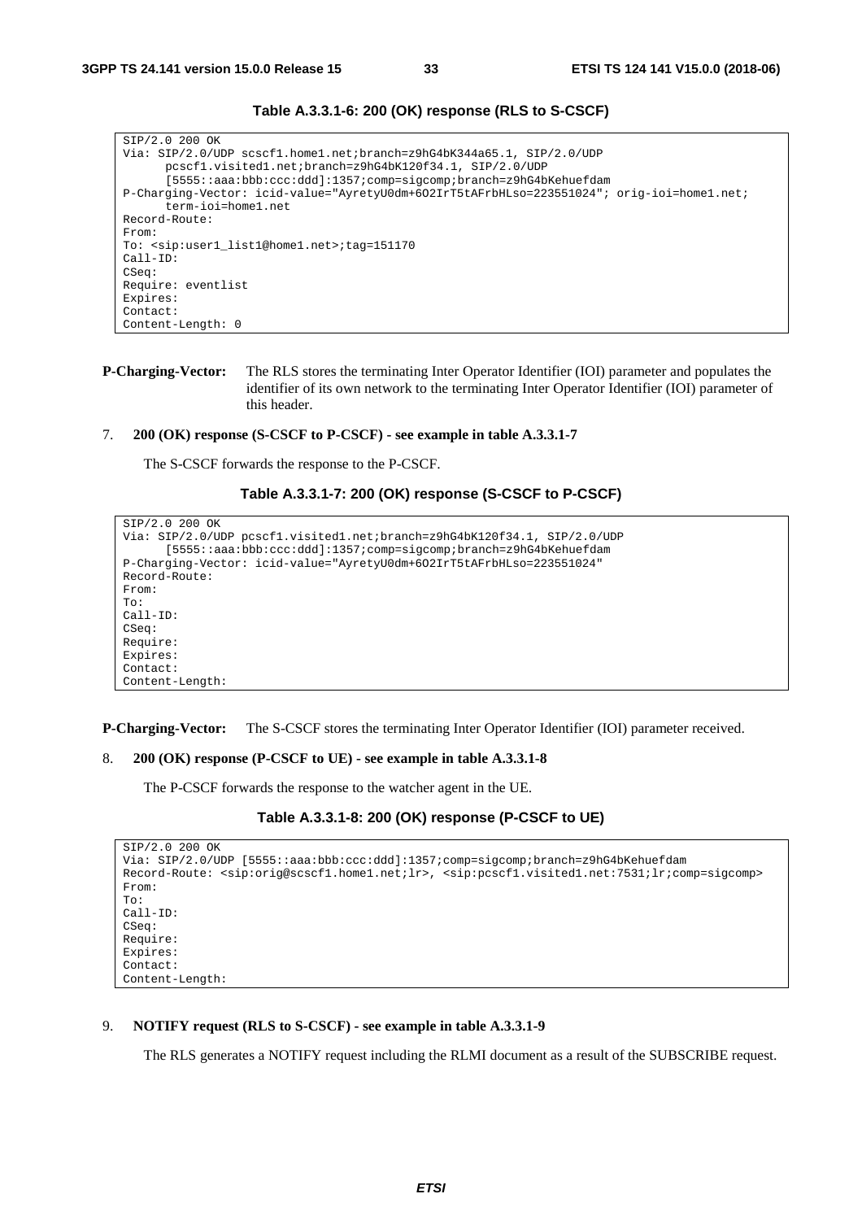**Table A.3.3.1-6: 200 (OK) response (RLS to S-CSCF)**

```
SIP/2.0 200 OK
Via: SIP/2.0/UDP scscf1.home1.net;branch=z9hG4bK344a65.1, SIP/2.0/UDP
      pcscf1.visited1.net;branch=z9hG4bK120f34.1, SIP/2.0/UDP
      [5555::aaa:bbb:ccc:ddd]:1357;comp=sigcomp;branch=z9hG4bKehuefdam
P-Charging-Vector: icid-value="AyretyU0dm+6O2IrT5tAFrbHLso=223551024"; orig-ioi=home1.net;
      term-ioi=home1.net
Record-Route:
From:
To: <sip:user1_list1@home1.net>;tag=151170
Call-ID:
CSeq:
Require: eventlist
Expires:
Contact:
Content-Length: 0
```

**P-Charging-Vector:** The RLS stores the terminating Inter Operator Identifier (IOI) parameter and populates the identifier of its own network to the terminating Inter Operator Identifier (IOI) parameter of this header.

7. **200 (OK) response (S-CSCF to P-CSCF) - see example in table A.3.3.1-7**

   The S-CSCF forwards the response to the P-CSCF.

**Table A.3.3.1-7: 200 (OK) response (S-CSCF to P-CSCF)**

```
SIP/2.0 200 OK
Via: SIP/2.0/UDP pcscf1.visited1.net;branch=z9hG4bK120f34.1, SIP/2.0/UDP
      [5555::aaa:bbb:ccc:ddd]:1357;comp=sigcomp;branch=z9hG4bKehuefdam
P-Charging-Vector: icid-value="AyretyU0dm+6O2IrT5tAFrbHLso=223551024"
Record-Route:
From:
To:
Call-ID:
CSeq:
Require:
Expires:
Contact:
Content-Length:
```

**P-Charging-Vector:** The S-CSCF stores the terminating Inter Operator Identifier (IOI) parameter received.

8. **200 (OK) response (P-CSCF to UE) - see example in table A.3.3.1-8**

   The P-CSCF forwards the response to the watcher agent in the UE.

**Table A.3.3.1-8: 200 (OK) response (P-CSCF to UE)**

```
SIP/2.0 200 OK
Via: SIP/2.0/UDP [5555::aaa:bbb:ccc:ddd]:1357;comp=sigcomp;branch=z9hG4bKehuefdam
Record-Route: <sip:orig@scscf1.home1.net;lr>, <sip:pcscf1.visited1.net:7531;lr;comp=sigcomp>
From:
To:
Call-ID:
CSeq:
Require:
Expires:
Contact:
Content-Length:
```

9. **NOTIFY request (RLS to S-CSCF) - see example in table A.3.3.1-9**

   The RLS generates a NOTIFY request including the RLMI document as a result of the SUBSCRIBE request.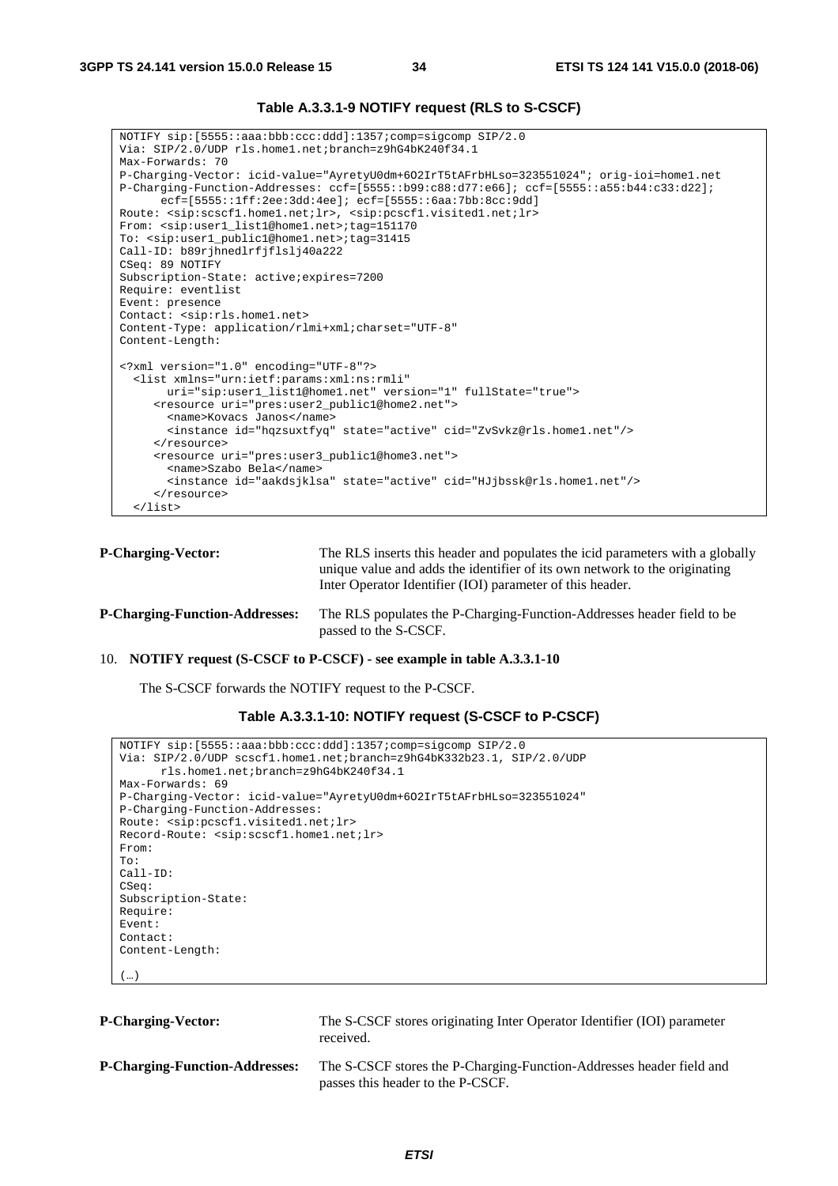**Table A.3.3.1-9 NOTIFY request (RLS to S-CSCF)**

```
NOTIFY sip:[5555::aaa:bbb:ccc:ddd]:1357;comp=sigcomp SIP/2.0
Via: SIP/2.0/UDP rls.home1.net;branch=z9hG4bK240f34.1
Max-Forwards: 70
P-Charging-Vector: icid-value="AyretyU0dm+6O2IrT5tAFrbHLso=323551024"; orig-ioi=home1.net
P-Charging-Function-Addresses: ccf=[5555::b99:c88:d77:e66]; ccf=[5555::a55:b44:c33:d22];
      ecf=[5555::1ff:2ee:3dd:4ee]; ecf=[5555::6aa:7bb:8cc:9dd]
Route: <sip:scscf1.home1.net;lr>, <sip:pcscf1.visited1.net;lr>
From: <sip:user1_list1@home1.net>;tag=151170
To: <sip:user1_public1@home1.net>;tag=31415
Call-ID: b89rjhnedlrfjflslj40a222
CSeq: 89 NOTIFY
Subscription-State: active;expires=7200
Require: eventlist
Event: presence
Contact: <sip:rls.home1.net>
Content-Type: application/rlmi+xml;charset="UTF-8"
Content-Length:

<?xml version="1.0" encoding="UTF-8"?>
  <list xmlns="urn:ietf:params:xml:ns:rmli"
       uri="sip:user1_list1@home1.net" version="1" fullState="true">
     <resource uri="pres:user2_public1@home2.net">
       <name>Kovacs Janos</name>
       <instance id="hqzsuxtfyq" state="active" cid="ZvSvkz@rls.home1.net"/>
     </resource>
     <resource uri="pres:user3_public1@home3.net">
       <name>Szabo Bela</name>
       <instance id="aakdsjklsa" state="active" cid="HJjbssk@rls.home1.net"/>
     </resource>
  </list>
```

**P-Charging-Vector:** The RLS inserts this header and populates the icid parameters with a globally unique value and adds the identifier of its own network to the originating Inter Operator Identifier (IOI) parameter of this header.

**P-Charging-Function-Addresses:** The RLS populates the P-Charging-Function-Addresses header field to be passed to the S-CSCF.

10. **NOTIFY request (S-CSCF to P-CSCF) - see example in table A.3.3.1-10**

    The S-CSCF forwards the NOTIFY request to the P-CSCF.

**Table A.3.3.1-10: NOTIFY request (S-CSCF to P-CSCF)**

```
NOTIFY sip:[5555::aaa:bbb:ccc:ddd]:1357;comp=sigcomp SIP/2.0
Via: SIP/2.0/UDP scscf1.home1.net;branch=z9hG4bK332b23.1, SIP/2.0/UDP
      rls.home1.net;branch=z9hG4bK240f34.1
Max-Forwards: 69
P-Charging-Vector: icid-value="AyretyU0dm+6O2IrT5tAFrbHLso=323551024"
P-Charging-Function-Addresses:
Route: <sip:pcscf1.visited1.net;lr>
Record-Route: <sip:scscf1.home1.net;lr>
From:
To:
Call-ID:
CSeq:
Subscription-State:
Require:
Event:
Contact:
Content-Length:

(…)
```

**P-Charging-Vector:** The S-CSCF stores originating Inter Operator Identifier (IOI) parameter received.

**P-Charging-Function-Addresses:** The S-CSCF stores the P-Charging-Function-Addresses header field and passes this header to the P-CSCF.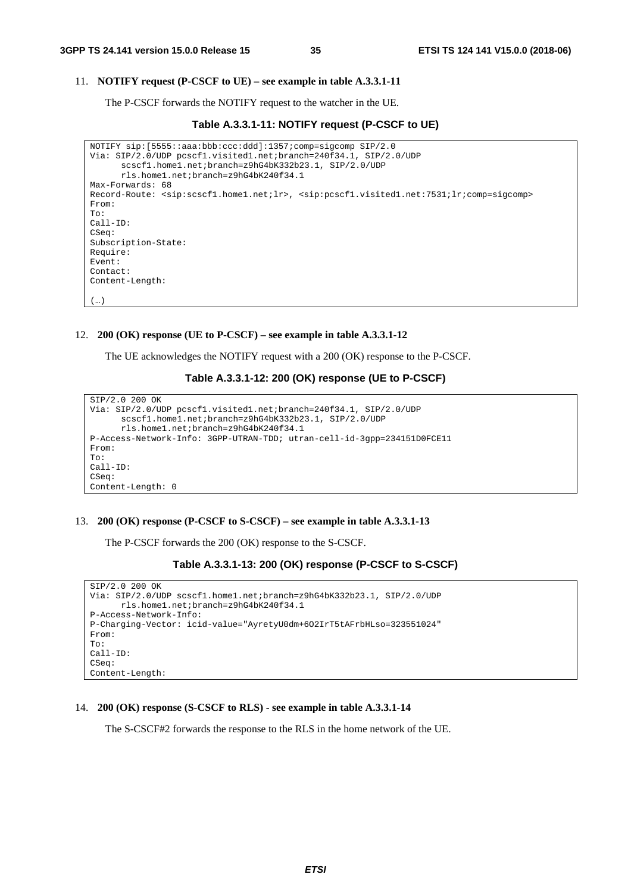11. **NOTIFY request (P-CSCF to UE) – see example in table A.3.3.1-11**

    The P-CSCF forwards the NOTIFY request to the watcher in the UE.

**Table A.3.3.1-11: NOTIFY request (P-CSCF to UE)**

```
NOTIFY sip:[5555::aaa:bbb:ccc:ddd]:1357;comp=sigcomp SIP/2.0
Via: SIP/2.0/UDP pcscf1.visited1.net;branch=240f34.1, SIP/2.0/UDP
      scscf1.home1.net;branch=z9hG4bK332b23.1, SIP/2.0/UDP
      rls.home1.net;branch=z9hG4bK240f34.1
Max-Forwards: 68
Record-Route: <sip:scscf1.home1.net;lr>, <sip:pcscf1.visited1.net:7531;lr;comp=sigcomp>
From:
To:
Call-ID:
CSeq:
Subscription-State:
Require:
Event:
Contact:
Content-Length:

(…)
```

12. **200 (OK) response (UE to P-CSCF) – see example in table A.3.3.1-12**

    The UE acknowledges the NOTIFY request with a 200 (OK) response to the P-CSCF.

**Table A.3.3.1-12: 200 (OK) response (UE to P-CSCF)**

```
SIP/2.0 200 OK
Via: SIP/2.0/UDP pcscf1.visited1.net;branch=240f34.1, SIP/2.0/UDP
      scscf1.home1.net;branch=z9hG4bK332b23.1, SIP/2.0/UDP
      rls.home1.net;branch=z9hG4bK240f34.1
P-Access-Network-Info: 3GPP-UTRAN-TDD; utran-cell-id-3gpp=234151D0FCE11
From:
To:
Call-ID:
CSeq:
Content-Length: 0
```

13. **200 (OK) response (P-CSCF to S-CSCF) – see example in table A.3.3.1-13**

    The P-CSCF forwards the 200 (OK) response to the S-CSCF.

**Table A.3.3.1-13: 200 (OK) response (P-CSCF to S-CSCF)**

```
SIP/2.0 200 OK
Via: SIP/2.0/UDP scscf1.home1.net;branch=z9hG4bK332b23.1, SIP/2.0/UDP
      rls.home1.net;branch=z9hG4bK240f34.1
P-Access-Network-Info:
P-Charging-Vector: icid-value="AyretyU0dm+6O2IrT5tAFrbHLso=323551024"
From:
To:
Call-ID:
CSeq:
Content-Length:
```

14. **200 (OK) response (S-CSCF to RLS) - see example in table A.3.3.1-14**

    The S-CSCF#2 forwards the response to the RLS in the home network of the UE.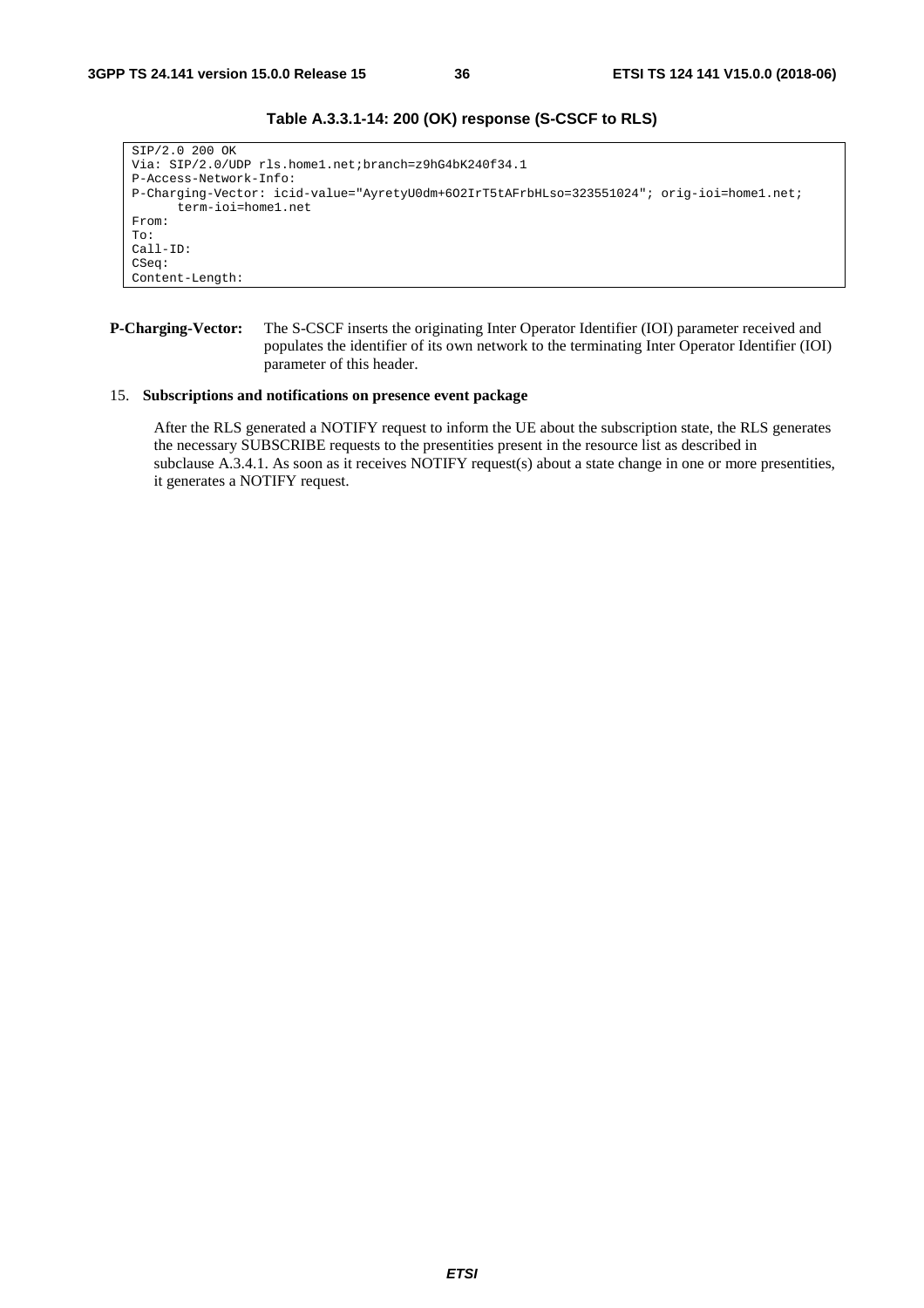**Table A.3.3.1-14: 200 (OK) response (S-CSCF to RLS)**

```
SIP/2.0 200 OK
Via: SIP/2.0/UDP rls.home1.net;branch=z9hG4bK240f34.1
P-Access-Network-Info:
P-Charging-Vector: icid-value="AyretyU0dm+6O2IrT5tAFrbHLso=323551024"; orig-ioi=home1.net;
      term-ioi=home1.net
From:
To:
Call-ID:
CSeq:
Content-Length:
```

**P-Charging-Vector:** The S-CSCF inserts the originating Inter Operator Identifier (IOI) parameter received and populates the identifier of its own network to the terminating Inter Operator Identifier (IOI) parameter of this header.

15. **Subscriptions and notifications on presence event package**

After the RLS generated a NOTIFY request to inform the UE about the subscription state, the RLS generates the necessary SUBSCRIBE requests to the presentities present in the resource list as described in subclause A.3.4.1. As soon as it receives NOTIFY request(s) about a state change in one or more presentities, it generates a NOTIFY request.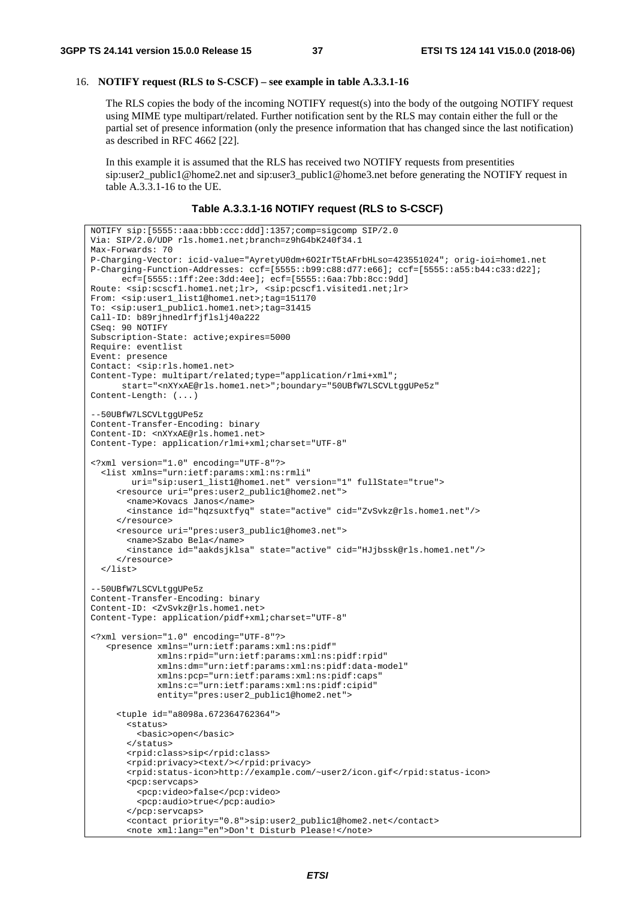16. **NOTIFY request (RLS to S-CSCF) – see example in table A.3.3.1-16**

    The RLS copies the body of the incoming NOTIFY request(s) into the body of the outgoing NOTIFY request using MIME type multipart/related. Further notification sent by the RLS may contain either the full or the partial set of presence information (only the presence information that has changed since the last notification) as described in RFC 4662 [22].

    In this example it is assumed that the RLS has received two NOTIFY requests from presentities sip:user2_public1@home2.net and sip:user3_public1@home3.net before generating the NOTIFY request in table A.3.3.1-16 to the UE.

**Table A.3.3.1-16 NOTIFY request (RLS to S-CSCF)**

```
NOTIFY sip:[5555::aaa:bbb:ccc:ddd]:1357;comp=sigcomp SIP/2.0
Via: SIP/2.0/UDP rls.home1.net;branch=z9hG4bK240f34.1
Max-Forwards: 70
P-Charging-Vector: icid-value="AyretyU0dm+6O2IrT5tAFrbHLso=423551024"; orig-ioi=home1.net
P-Charging-Function-Addresses: ccf=[5555::b99:c88:d77:e66]; ccf=[5555::a55:b44:c33:d22];
      ecf=[5555::1ff:2ee:3dd:4ee]; ecf=[5555::6aa:7bb:8cc:9dd]
Route: <sip:scscf1.home1.net;lr>, <sip:pcscf1.visited1.net;lr>
From: <sip:user1_list1@home1.net>;tag=151170
To: <sip:user1_public1.home1.net>;tag=31415
Call-ID: b89rjhnedlrfjflslj40a222
CSeq: 90 NOTIFY
Subscription-State: active;expires=5000
Require: eventlist
Event: presence
Contact: <sip:rls.home1.net>
Content-Type: multipart/related;type="application/rlmi+xml";
      start="<nXYxAE@rls.home1.net>";boundary="50UBfW7LSCVLtggUPe5z"
Content-Length: (...)

--50UBfW7LSCVLtggUPe5z
Content-Transfer-Encoding: binary
Content-ID: <nXYxAE@rls.home1.net>
Content-Type: application/rlmi+xml;charset="UTF-8"

<?xml version="1.0" encoding="UTF-8"?>
  <list xmlns="urn:ietf:params:xml:ns:rmli"
        uri="sip:user1_list1@home1.net" version="1" fullState="true">
     <resource uri="pres:user2_public1@home2.net">
       <name>Kovacs Janos</name>
       <instance id="hqzsuxtfyq" state="active" cid="ZvSvkz@rls.home1.net"/>
     </resource>
     <resource uri="pres:user3_public1@home3.net">
       <name>Szabo Bela</name>
       <instance id="aakdsjklsa" state="active" cid="HJjbssk@rls.home1.net"/>
     </resource>
  </list>

--50UBfW7LSCVLtggUPe5z
Content-Transfer-Encoding: binary
Content-ID: <ZvSvkz@rls.home1.net>
Content-Type: application/pidf+xml;charset="UTF-8"

<?xml version="1.0" encoding="UTF-8"?>
   <presence xmlns="urn:ietf:params:xml:ns:pidf"
             xmlns:rpid="urn:ietf:params:xml:ns:pidf:rpid"
             xmlns:dm="urn:ietf:params:xml:ns:pidf:data-model"
             xmlns:pcp="urn:ietf:params:xml:ns:pidf:caps"
             xmlns:c="urn:ietf:params:xml:ns:pidf:cipid"
             entity="pres:user2_public1@home2.net">

     <tuple id="a8098a.672364762364">
       <status>
         <basic>open</basic>
       </status>
       <rpid:class>sip</rpid:class>
       <rpid:privacy><text/></rpid:privacy>
       <rpid:status-icon>http://example.com/~user2/icon.gif</rpid:status-icon>
       <pcp:servcaps>
         <pcp:video>false</pcp:video>
         <pcp:audio>true</pcp:audio>
       </pcp:servcaps>
       <contact priority="0.8">sip:user2_public1@home2.net</contact>
       <note xml:lang="en">Don't Disturb Please!</note>
```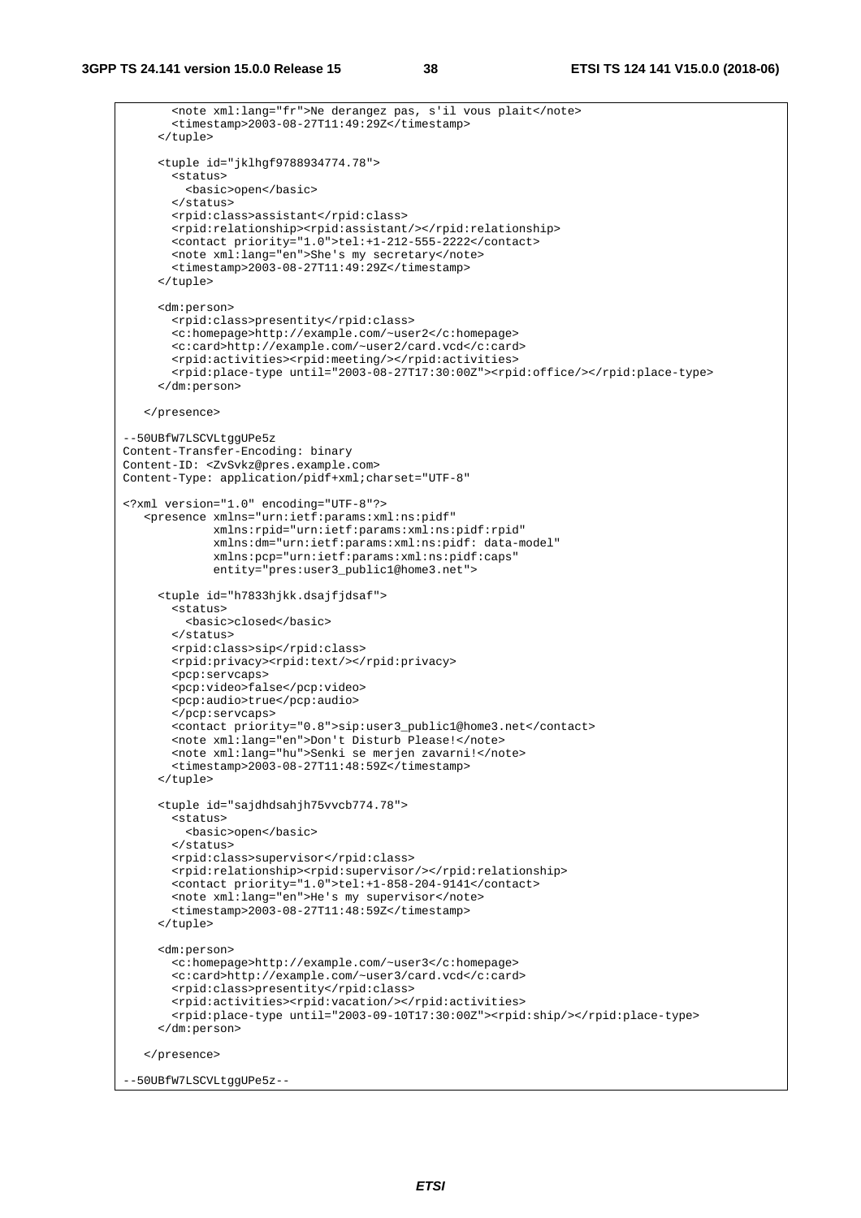```
      <note xml:lang="fr">Ne derangez pas, s'il vous plait</note>
      <timestamp>2003-08-27T11:49:29Z</timestamp>
    </tuple>

    <tuple id="jklhgf9788934774.78">
      <status>
        <basic>open</basic>
      </status>
      <rpid:class>assistant</rpid:class>
      <rpid:relationship><rpid:assistant/></rpid:relationship>
      <contact priority="1.0">tel:+1-212-555-2222</contact>
      <note xml:lang="en">She's my secretary</note>
      <timestamp>2003-08-27T11:49:29Z</timestamp>
    </tuple>

    <dm:person>
      <rpid:class>presentity</rpid:class>
      <c:homepage>http://example.com/~user2</c:homepage>
      <c:card>http://example.com/~user2/card.vcd</c:card>
      <rpid:activities><rpid:meeting/></rpid:activities>
      <rpid:place-type until="2003-08-27T17:30:00Z"><rpid:office/></rpid:place-type>
    </dm:person>

  </presence>

--50UBfW7LSCVLtggUPe5z
Content-Transfer-Encoding: binary
Content-ID: <ZvSvkz@pres.example.com>
Content-Type: application/pidf+xml;charset="UTF-8"

<?xml version="1.0" encoding="UTF-8"?>
  <presence xmlns="urn:ietf:params:xml:ns:pidf"
            xmlns:rpid="urn:ietf:params:xml:ns:pidf:rpid"
            xmlns:dm="urn:ietf:params:xml:ns:pidf: data-model"
            xmlns:pcp="urn:ietf:params:xml:ns:pidf:caps"
            entity="pres:user3_public1@home3.net">

    <tuple id="h7833hjkk.dsajfjdsaf">
      <status>
        <basic>closed</basic>
      </status>
      <rpid:class>sip</rpid:class>
      <rpid:privacy><rpid:text/></rpid:privacy>
      <pcp:servcaps>
      <pcp:video>false</pcp:video>
      <pcp:audio>true</pcp:audio>
      </pcp:servcaps>
      <contact priority="0.8">sip:user3_public1@home3.net</contact>
      <note xml:lang="en">Don't Disturb Please!</note>
      <note xml:lang="hu">Senki se merjen zavarni!</note>
      <timestamp>2003-08-27T11:48:59Z</timestamp>
    </tuple>

    <tuple id="sajdhdsahjh75vvcb774.78">
      <status>
        <basic>open</basic>
      </status>
      <rpid:class>supervisor</rpid:class>
      <rpid:relationship><rpid:supervisor/></rpid:relationship>
      <contact priority="1.0">tel:+1-858-204-9141</contact>
      <note xml:lang="en">He's my supervisor</note>
      <timestamp>2003-08-27T11:48:59Z</timestamp>
    </tuple>

    <dm:person>
      <c:homepage>http://example.com/~user3</c:homepage>
      <c:card>http://example.com/~user3/card.vcd</c:card>
      <rpid:class>presentity</rpid:class>
      <rpid:activities><rpid:vacation/></rpid:activities>
      <rpid:place-type until="2003-09-10T17:30:00Z"><rpid:ship/></rpid:place-type>
    </dm:person>

  </presence>

--50UBfW7LSCVLtggUPe5z--
```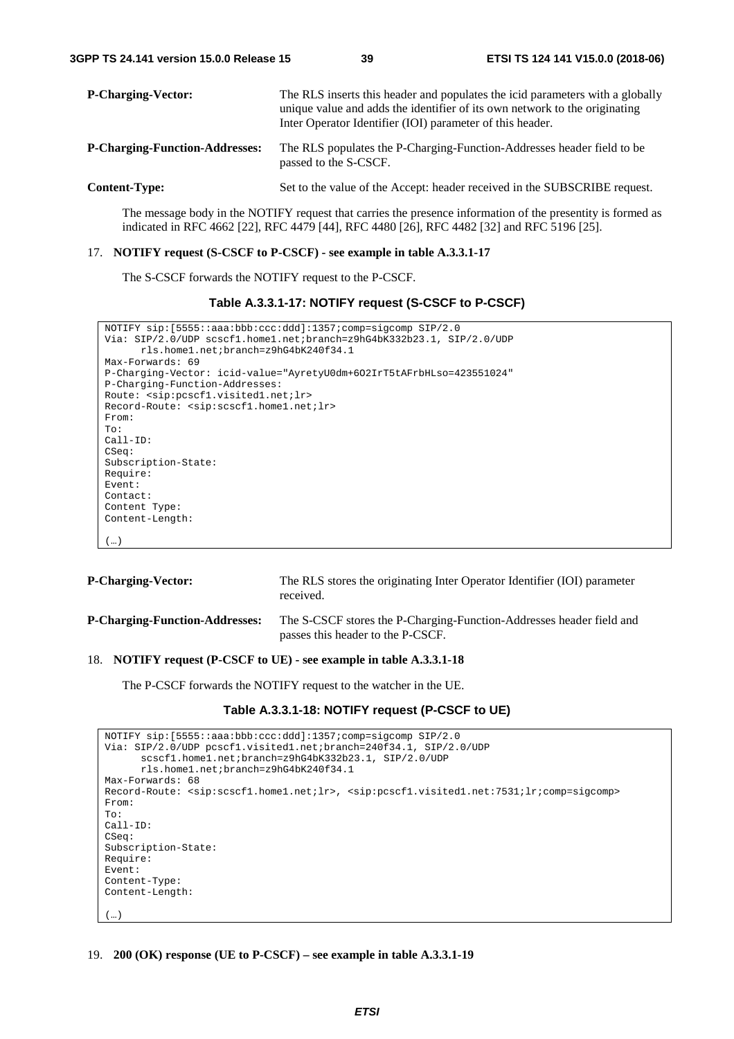**P-Charging-Vector:** The RLS inserts this header and populates the icid parameters with a globally unique value and adds the identifier of its own network to the originating Inter Operator Identifier (IOI) parameter of this header.

**P-Charging-Function-Addresses:** The RLS populates the P-Charging-Function-Addresses header field to be passed to the S-CSCF.

**Content-Type:** Set to the value of the Accept: header received in the SUBSCRIBE request.

The message body in the NOTIFY request that carries the presence information of the presentity is formed as indicated in RFC 4662 [22], RFC 4479 [44], RFC 4480 [26], RFC 4482 [32] and RFC 5196 [25].

17. **NOTIFY request (S-CSCF to P-CSCF) - see example in table A.3.3.1-17**

    The S-CSCF forwards the NOTIFY request to the P-CSCF.

**Table A.3.3.1-17: NOTIFY request (S-CSCF to P-CSCF)**

```
NOTIFY sip:[5555::aaa:bbb:ccc:ddd]:1357;comp=sigcomp SIP/2.0
Via: SIP/2.0/UDP scscf1.home1.net;branch=z9hG4bK332b23.1, SIP/2.0/UDP
      rls.home1.net;branch=z9hG4bK240f34.1
Max-Forwards: 69
P-Charging-Vector: icid-value="AyretyU0dm+6O2IrT5tAFrbHLso=423551024"
P-Charging-Function-Addresses:
Route: <sip:pcscf1.visited1.net;lr>
Record-Route: <sip:scscf1.home1.net;lr>
From:
To:
Call-ID:
CSeq:
Subscription-State:
Require:
Event:
Contact:
Content Type:
Content-Length:

(…)
```

**P-Charging-Vector:** The RLS stores the originating Inter Operator Identifier (IOI) parameter received.

**P-Charging-Function-Addresses:** The S-CSCF stores the P-Charging-Function-Addresses header field and passes this header to the P-CSCF.

18. **NOTIFY request (P-CSCF to UE) - see example in table A.3.3.1-18**

    The P-CSCF forwards the NOTIFY request to the watcher in the UE.

**Table A.3.3.1-18: NOTIFY request (P-CSCF to UE)**

```
NOTIFY sip:[5555::aaa:bbb:ccc:ddd]:1357;comp=sigcomp SIP/2.0
Via: SIP/2.0/UDP pcscf1.visited1.net;branch=240f34.1, SIP/2.0/UDP
      scscf1.home1.net;branch=z9hG4bK332b23.1, SIP/2.0/UDP
      rls.home1.net;branch=z9hG4bK240f34.1
Max-Forwards: 68
Record-Route: <sip:scscf1.home1.net;lr>, <sip:pcscf1.visited1.net:7531;lr;comp=sigcomp>
From:
To:
Call-ID:
CSeq:
Subscription-State:
Require:
Event:
Content-Type:
Content-Length:

(…)
```

19. **200 (OK) response (UE to P-CSCF) – see example in table A.3.3.1-19**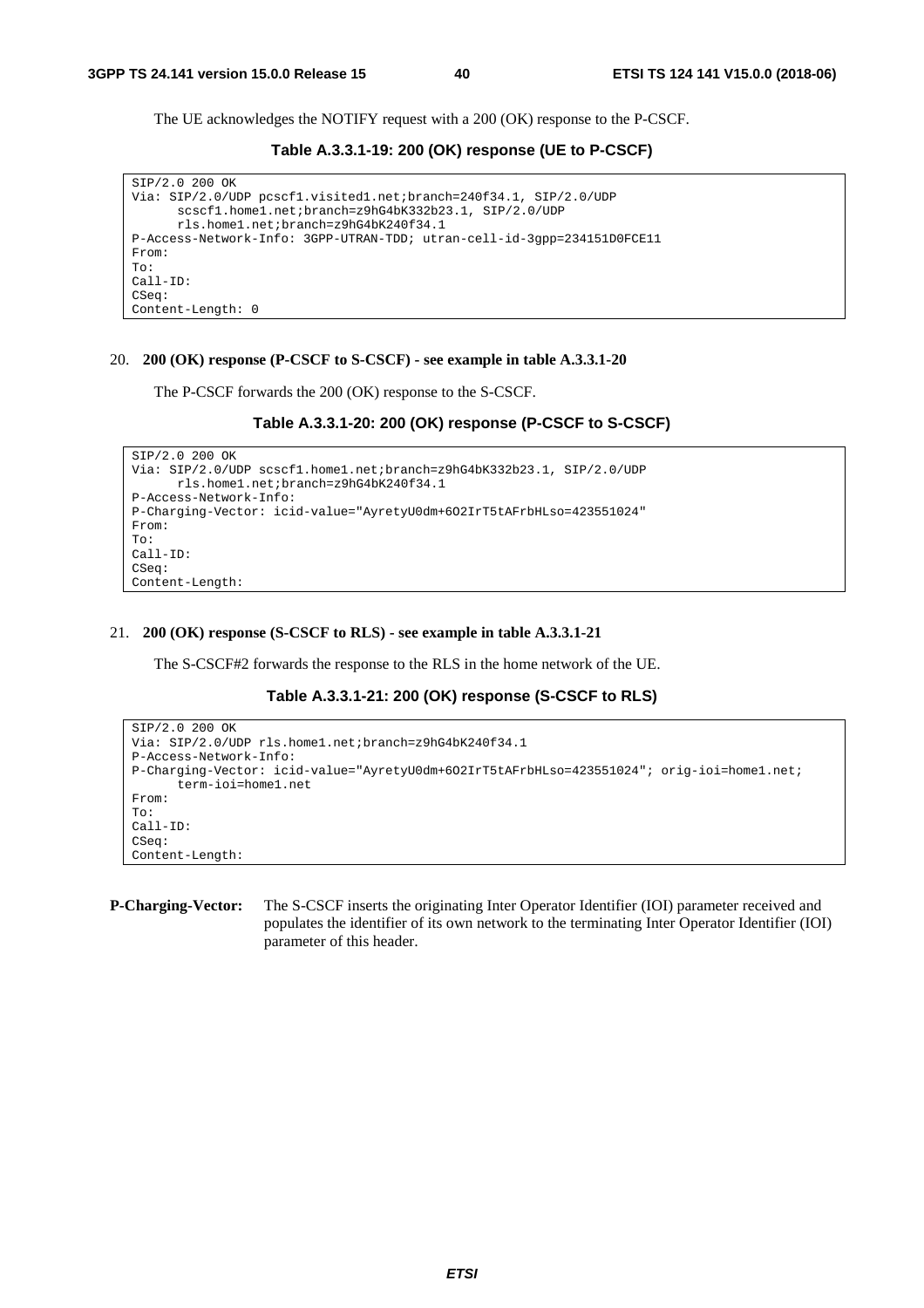The UE acknowledges the NOTIFY request with a 200 (OK) response to the P-CSCF.

**Table A.3.3.1-19: 200 (OK) response (UE to P-CSCF)**

```
SIP/2.0 200 OK
Via: SIP/2.0/UDP pcscf1.visited1.net;branch=240f34.1, SIP/2.0/UDP
      scscf1.home1.net;branch=z9hG4bK332b23.1, SIP/2.0/UDP
      rls.home1.net;branch=z9hG4bK240f34.1
P-Access-Network-Info: 3GPP-UTRAN-TDD; utran-cell-id-3gpp=234151D0FCE11
From:
To:
Call-ID:
CSeq:
Content-Length: 0
```

20. **200 (OK) response (P-CSCF to S-CSCF) - see example in table A.3.3.1-20**

The P-CSCF forwards the 200 (OK) response to the S-CSCF.

**Table A.3.3.1-20: 200 (OK) response (P-CSCF to S-CSCF)**

```
SIP/2.0 200 OK
Via: SIP/2.0/UDP scscf1.home1.net;branch=z9hG4bK332b23.1, SIP/2.0/UDP
      rls.home1.net;branch=z9hG4bK240f34.1
P-Access-Network-Info:
P-Charging-Vector: icid-value="AyretyU0dm+6O2IrT5tAFrbHLso=423551024"
From:
To:
Call-ID:
CSeq:
Content-Length:
```

21. **200 (OK) response (S-CSCF to RLS) - see example in table A.3.3.1-21**

The S-CSCF#2 forwards the response to the RLS in the home network of the UE.

**Table A.3.3.1-21: 200 (OK) response (S-CSCF to RLS)**

```
SIP/2.0 200 OK
Via: SIP/2.0/UDP rls.home1.net;branch=z9hG4bK240f34.1
P-Access-Network-Info:
P-Charging-Vector: icid-value="AyretyU0dm+6O2IrT5tAFrbHLso=423551024"; orig-ioi=home1.net;
      term-ioi=home1.net
From:
To:
Call-ID:
CSeq:
Content-Length:
```

**P-Charging-Vector:** The S-CSCF inserts the originating Inter Operator Identifier (IOI) parameter received and populates the identifier of its own network to the terminating Inter Operator Identifier (IOI) parameter of this header.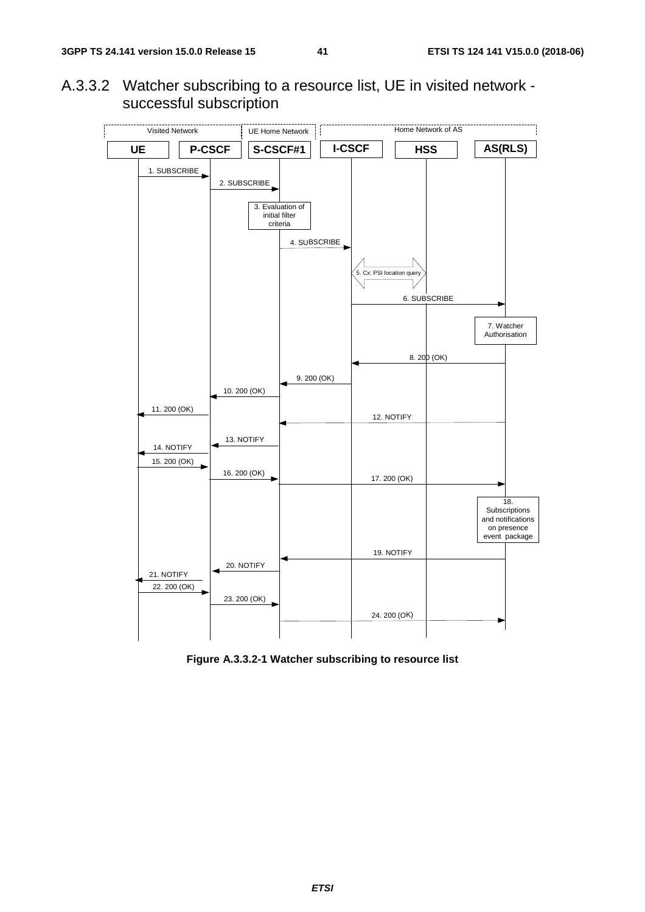### A.3.3.2 Watcher subscribing to a resource list, UE in visited network - successful subscription

**Figure A.3.3.2-1 Watcher subscribing to resource list**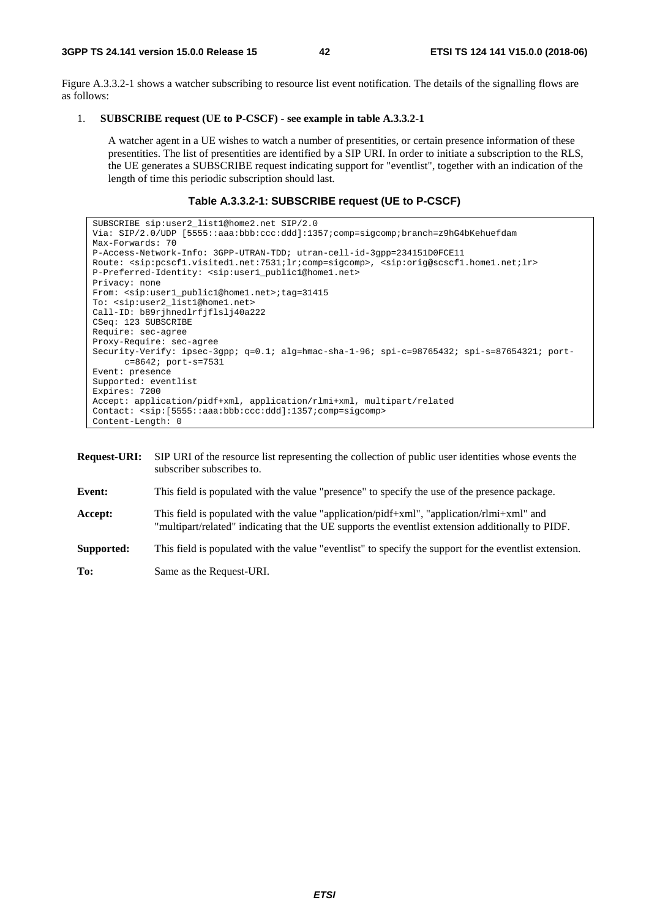Figure A.3.3.2-1 shows a watcher subscribing to resource list event notification. The details of the signalling flows are as follows:

1. **SUBSCRIBE request (UE to P-CSCF) - see example in table A.3.3.2-1**

   A watcher agent in a UE wishes to watch a number of presentities, or certain presence information of these presentities. The list of presentities are identified by a SIP URI. In order to initiate a subscription to the RLS, the UE generates a SUBSCRIBE request indicating support for "eventlist", together with an indication of the length of time this periodic subscription should last.

**Table A.3.3.2-1: SUBSCRIBE request (UE to P-CSCF)**

```
SUBSCRIBE sip:user2_list1@home2.net SIP/2.0
Via: SIP/2.0/UDP [5555::aaa:bbb:ccc:ddd]:1357;comp=sigcomp;branch=z9hG4bKehuefdam
Max-Forwards: 70
P-Access-Network-Info: 3GPP-UTRAN-TDD; utran-cell-id-3gpp=234151D0FCE11
Route: <sip:pcscf1.visited1.net:7531;lr;comp=sigcomp>, <sip:orig@scscf1.home1.net;lr>
P-Preferred-Identity: <sip:user1_public1@home1.net>
Privacy: none
From: <sip:user1_public1@home1.net>;tag=31415
To: <sip:user2_list1@home1.net>
Call-ID: b89rjhnedlrfjflslj40a222
CSeq: 123 SUBSCRIBE
Require: sec-agree
Proxy-Require: sec-agree
Security-Verify: ipsec-3gpp; q=0.1; alg=hmac-sha-1-96; spi-c=98765432; spi-s=87654321; port-
      c=8642; port-s=7531
Event: presence
Supported: eventlist
Expires: 7200
Accept: application/pidf+xml, application/rlmi+xml, multipart/related
Contact: <sip:[5555::aaa:bbb:ccc:ddd]:1357;comp=sigcomp>
Content-Length: 0
```

**Request-URI:** SIP URI of the resource list representing the collection of public user identities whose events the subscriber subscribes to.

**Event:** This field is populated with the value "presence" to specify the use of the presence package.

**Accept:** This field is populated with the value "application/pidf+xml", "application/rlmi+xml" and "multipart/related" indicating that the UE supports the eventlist extension additionally to PIDF.

**Supported:** This field is populated with the value "eventlist" to specify the support for the eventlist extension.

**To:** Same as the Request-URI.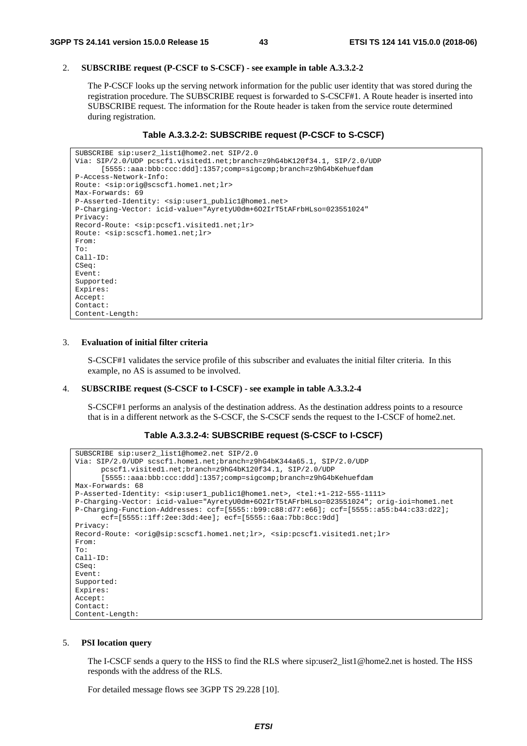2. **SUBSCRIBE request (P-CSCF to S-CSCF) - see example in table A.3.3.2-2**

   The P-CSCF looks up the serving network information for the public user identity that was stored during the registration procedure. The SUBSCRIBE request is forwarded to S-CSCF#1. A Route header is inserted into SUBSCRIBE request. The information for the Route header is taken from the service route determined during registration.

**Table A.3.3.2-2: SUBSCRIBE request (P-CSCF to S-CSCF)**

```
SUBSCRIBE sip:user2_list1@home2.net SIP/2.0
Via: SIP/2.0/UDP pcscf1.visited1.net;branch=z9hG4bK120f34.1, SIP/2.0/UDP
      [5555::aaa:bbb:ccc:ddd]:1357;comp=sigcomp;branch=z9hG4bKehuefdam
P-Access-Network-Info:
Route: <sip:orig@scscf1.home1.net;lr>
Max-Forwards: 69
P-Asserted-Identity: <sip:user1_public1@home1.net>
P-Charging-Vector: icid-value="AyretyU0dm+6O2IrT5tAFrbHLso=023551024"
Privacy:
Record-Route: <sip:pcscf1.visited1.net;lr>
Route: <sip:scscf1.home1.net;lr>
From:
To:
Call-ID:
CSeq:
Event:
Supported:
Expires:
Accept:
Contact:
Content-Length:
```

3. **Evaluation of initial filter criteria**

   S-CSCF#1 validates the service profile of this subscriber and evaluates the initial filter criteria. In this example, no AS is assumed to be involved.

4. **SUBSCRIBE request (S-CSCF to I-CSCF) - see example in table A.3.3.2-4**

   S-CSCF#1 performs an analysis of the destination address. As the destination address points to a resource that is in a different network as the S-CSCF, the S-CSCF sends the request to the I-CSCF of home2.net.

**Table A.3.3.2-4: SUBSCRIBE request (S-CSCF to I-CSCF)**

```
SUBSCRIBE sip:user2_list1@home2.net SIP/2.0
Via: SIP/2.0/UDP scscf1.home1.net;branch=z9hG4bK344a65.1, SIP/2.0/UDP
      pcscf1.visited1.net;branch=z9hG4bK120f34.1, SIP/2.0/UDP
      [5555::aaa:bbb:ccc:ddd]:1357;comp=sigcomp;branch=z9hG4bKehuefdam
Max-Forwards: 68
P-Asserted-Identity: <sip:user1_public1@home1.net>, <tel:+1-212-555-1111>
P-Charging-Vector: icid-value="AyretyU0dm+6O2IrT5tAFrbHLso=023551024"; orig-ioi=home1.net
P-Charging-Function-Addresses: ccf=[5555::b99:c88:d77:e66]; ccf=[5555::a55:b44:c33:d22];
      ecf=[5555::1ff:2ee:3dd:4ee]; ecf=[5555::6aa:7bb:8cc:9dd]
Privacy:
Record-Route: <orig@sip:scscf1.home1.net;lr>, <sip:pcscf1.visited1.net;lr>
From:
To:
Call-ID:
CSeq:
Event:
Supported:
Expires:
Accept:
Contact:
Content-Length:
```

5. **PSI location query**

   The I-CSCF sends a query to the HSS to find the RLS where sip:user2_list1@home2.net is hosted. The HSS responds with the address of the RLS.

   For detailed message flows see 3GPP TS 29.228 [10].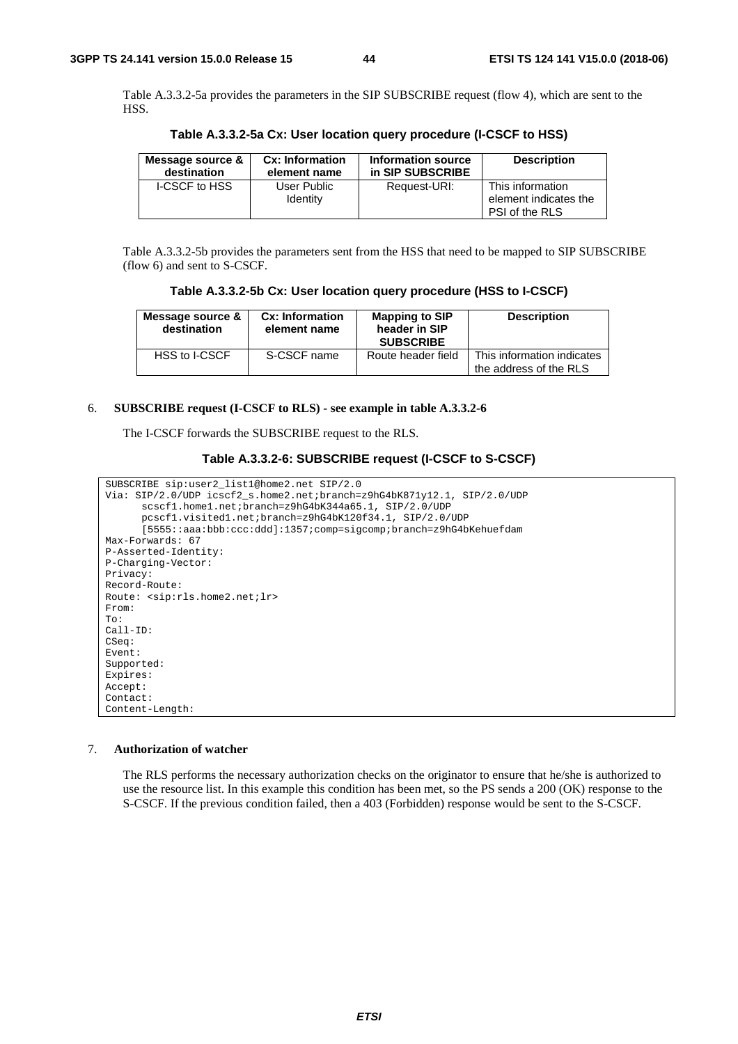Table A.3.3.2-5a provides the parameters in the SIP SUBSCRIBE request (flow 4), which are sent to the HSS.

**Table A.3.3.2-5a Cx: User location query procedure (I-CSCF to HSS)**

| Message source & destination | Cx: Information element name | Information source in SIP SUBSCRIBE | Description |
|---|---|---|---|
| I-CSCF to HSS | User Public Identity | Request-URI: | This information element indicates the PSI of the RLS |

Table A.3.3.2-5b provides the parameters sent from the HSS that need to be mapped to SIP SUBSCRIBE (flow 6) and sent to S-CSCF.

**Table A.3.3.2-5b Cx: User location query procedure (HSS to I-CSCF)**

| Message source & destination | Cx: Information element name | Mapping to SIP header in SIP SUBSCRIBE | Description |
|---|---|---|---|
| HSS to I-CSCF | S-CSCF name | Route header field | This information indicates the address of the RLS |

6. **SUBSCRIBE request (I-CSCF to RLS) - see example in table A.3.3.2-6**

   The I-CSCF forwards the SUBSCRIBE request to the RLS.

**Table A.3.3.2-6: SUBSCRIBE request (I-CSCF to S-CSCF)**

```
SUBSCRIBE sip:user2_list1@home2.net SIP/2.0
Via: SIP/2.0/UDP icscf2_s.home2.net;branch=z9hG4bK871y12.1, SIP/2.0/UDP
      scscf1.home1.net;branch=z9hG4bK344a65.1, SIP/2.0/UDP
      pcscf1.visited1.net;branch=z9hG4bK120f34.1, SIP/2.0/UDP
      [5555::aaa:bbb:ccc:ddd]:1357;comp=sigcomp;branch=z9hG4bKehuefdam
Max-Forwards: 67
P-Asserted-Identity:
P-Charging-Vector:
Privacy:
Record-Route:
Route: <sip:rls.home2.net;lr>
From:
To:
Call-ID:
CSeq:
Event:
Supported:
Expires:
Accept:
Contact:
Content-Length:
```

7. **Authorization of watcher**

   The RLS performs the necessary authorization checks on the originator to ensure that he/she is authorized to use the resource list. In this example this condition has been met, so the PS sends a 200 (OK) response to the S-CSCF. If the previous condition failed, then a 403 (Forbidden) response would be sent to the S-CSCF.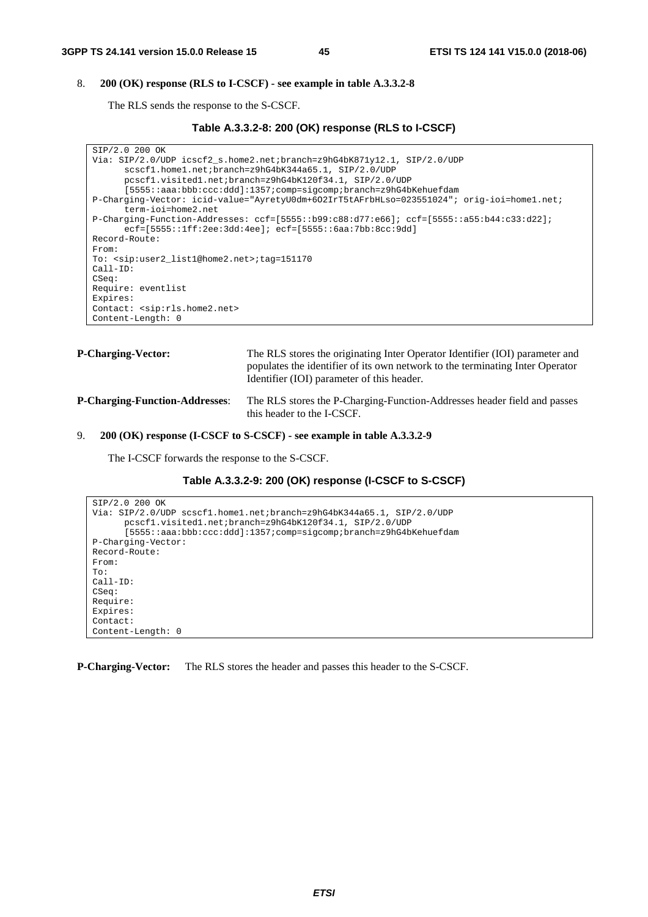8. **200 (OK) response (RLS to I-CSCF) - see example in table A.3.3.2-8**

The RLS sends the response to the S-CSCF.

**Table A.3.3.2-8: 200 (OK) response (RLS to I-CSCF)**

```
SIP/2.0 200 OK
Via: SIP/2.0/UDP icscf2_s.home2.net;branch=z9hG4bK871y12.1, SIP/2.0/UDP
      scscf1.home1.net;branch=z9hG4bK344a65.1, SIP/2.0/UDP
      pcscf1.visited1.net;branch=z9hG4bK120f34.1, SIP/2.0/UDP
      [5555::aaa:bbb:ccc:ddd]:1357;comp=sigcomp;branch=z9hG4bKehuefdam
P-Charging-Vector: icid-value="AyretyU0dm+6O2IrT5tAFrbHLso=023551024"; orig-ioi=home1.net;
      term-ioi=home2.net
P-Charging-Function-Addresses: ccf=[5555::b99:c88:d77:e66]; ccf=[5555::a55:b44:c33:d22];
      ecf=[5555::1ff:2ee:3dd:4ee]; ecf=[5555::6aa:7bb:8cc:9dd]
Record-Route:
From:
To: <sip:user2_list1@home2.net>;tag=151170
Call-ID:
CSeq:
Require: eventlist
Expires:
Contact: <sip:rls.home2.net>
Content-Length: 0
```

**P-Charging-Vector:** The RLS stores the originating Inter Operator Identifier (IOI) parameter and populates the identifier of its own network to the terminating Inter Operator Identifier (IOI) parameter of this header.

**P-Charging-Function-Addresses**: The RLS stores the P-Charging-Function-Addresses header field and passes this header to the I-CSCF.

9. **200 (OK) response (I-CSCF to S-CSCF) - see example in table A.3.3.2-9**

The I-CSCF forwards the response to the S-CSCF.

**Table A.3.3.2-9: 200 (OK) response (I-CSCF to S-CSCF)**

```
SIP/2.0 200 OK
Via: SIP/2.0/UDP scscf1.home1.net;branch=z9hG4bK344a65.1, SIP/2.0/UDP
      pcscf1.visited1.net;branch=z9hG4bK120f34.1, SIP/2.0/UDP
      [5555::aaa:bbb:ccc:ddd]:1357;comp=sigcomp;branch=z9hG4bKehuefdam
P-Charging-Vector:
Record-Route:
From:
To:
Call-ID:
CSeq:
Require:
Expires:
Contact:
Content-Length: 0
```

**P-Charging-Vector:** The RLS stores the header and passes this header to the S-CSCF.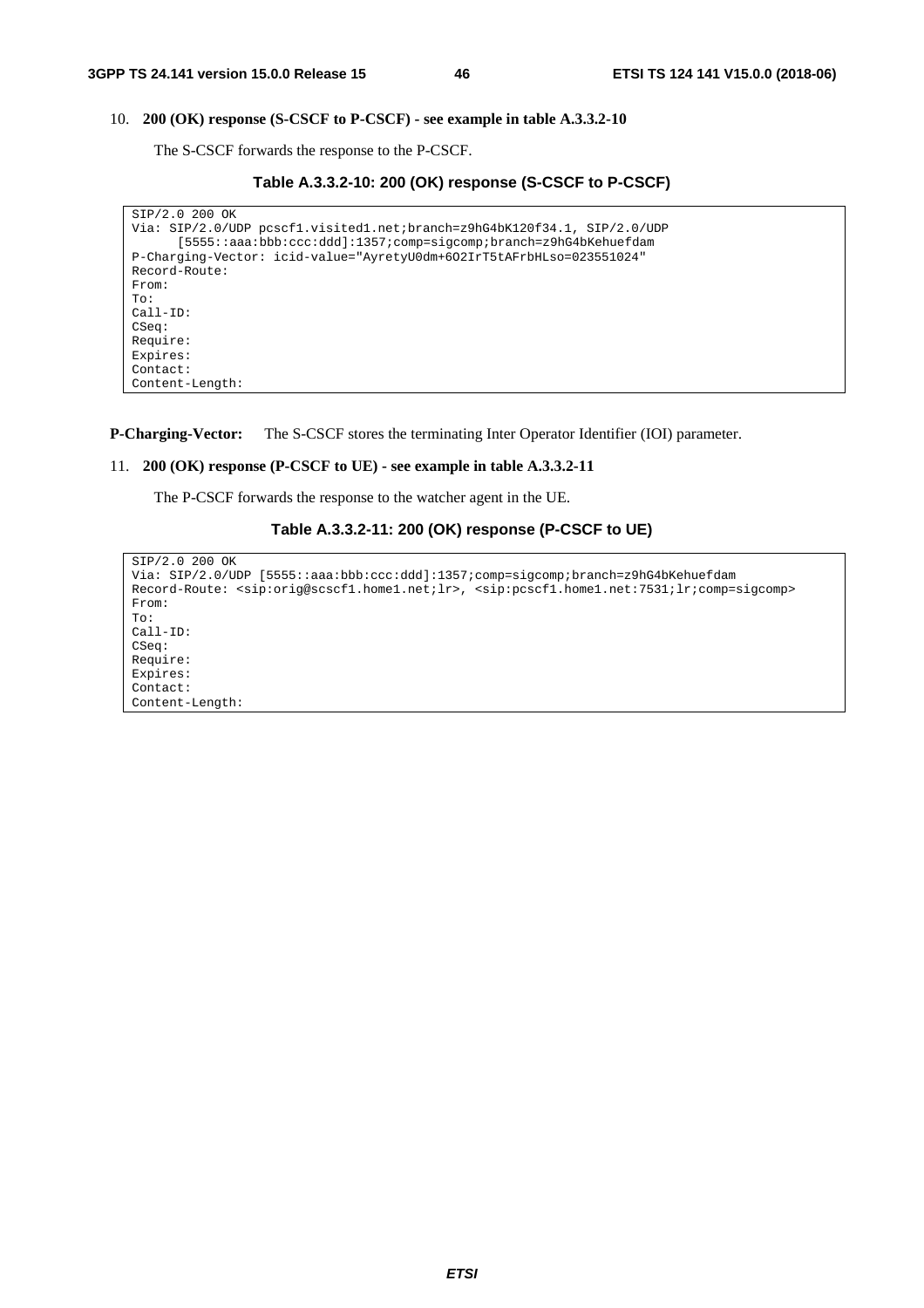10. **200 (OK) response (S-CSCF to P-CSCF) - see example in table A.3.3.2-10**

The S-CSCF forwards the response to the P-CSCF.

**Table A.3.3.2-10: 200 (OK) response (S-CSCF to P-CSCF)**

```
SIP/2.0 200 OK
Via: SIP/2.0/UDP pcscf1.visited1.net;branch=z9hG4bK120f34.1, SIP/2.0/UDP
      [5555::aaa:bbb:ccc:ddd]:1357;comp=sigcomp;branch=z9hG4bKehuefdam
P-Charging-Vector: icid-value="AyretyU0dm+6O2IrT5tAFrbHLso=023551024"
Record-Route:
From:
To:
Call-ID:
CSeq:
Require:
Expires:
Contact:
Content-Length:
```

**P-Charging-Vector:** The S-CSCF stores the terminating Inter Operator Identifier (IOI) parameter.

11. **200 (OK) response (P-CSCF to UE) - see example in table A.3.3.2-11**

The P-CSCF forwards the response to the watcher agent in the UE.

**Table A.3.3.2-11: 200 (OK) response (P-CSCF to UE)**

```
SIP/2.0 200 OK
Via: SIP/2.0/UDP [5555::aaa:bbb:ccc:ddd]:1357;comp=sigcomp;branch=z9hG4bKehuefdam
Record-Route: <sip:orig@scscf1.home1.net;lr>, <sip:pcscf1.home1.net:7531;lr;comp=sigcomp>
From:
To:
Call-ID:
CSeq:
Require:
Expires:
Contact:
Content-Length:
```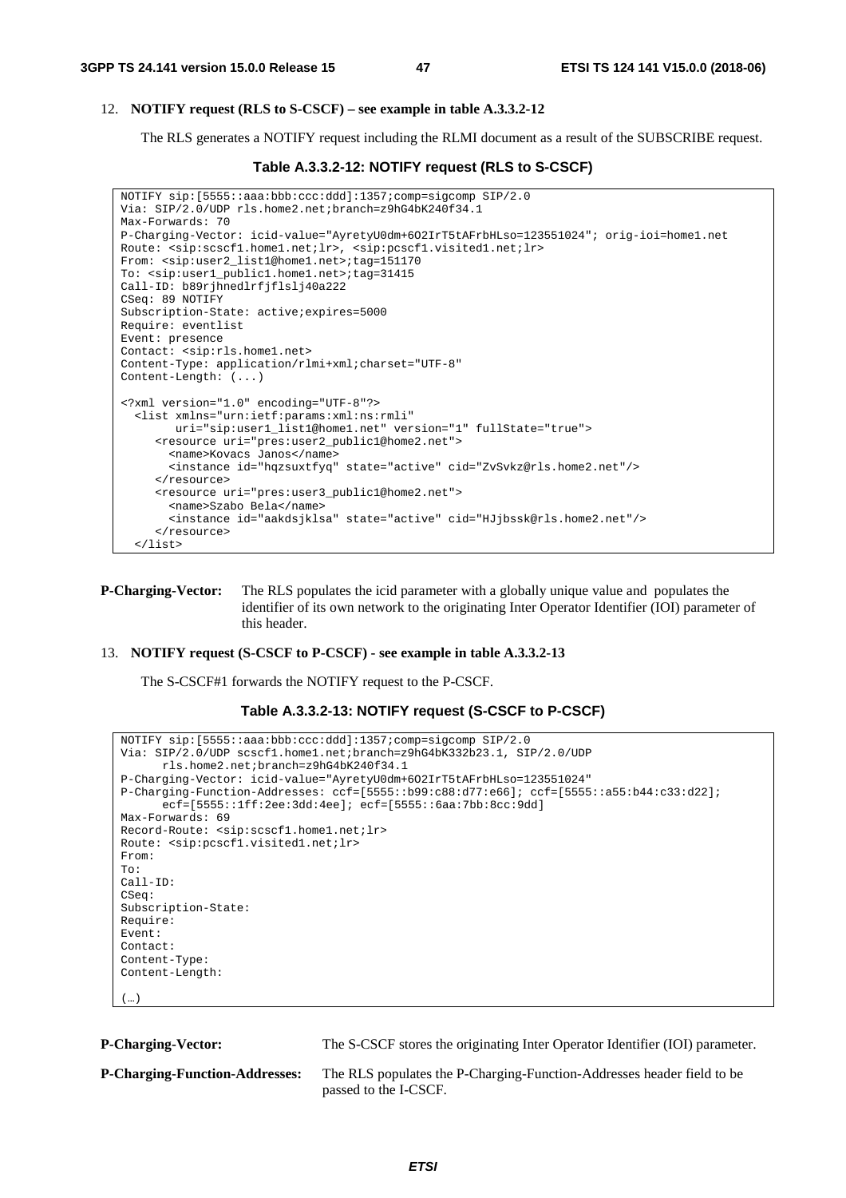12. **NOTIFY request (RLS to S-CSCF) – see example in table A.3.3.2-12**

The RLS generates a NOTIFY request including the RLMI document as a result of the SUBSCRIBE request.

**Table A.3.3.2-12: NOTIFY request (RLS to S-CSCF)**

```
NOTIFY sip:[5555::aaa:bbb:ccc:ddd]:1357;comp=sigcomp SIP/2.0
Via: SIP/2.0/UDP rls.home2.net;branch=z9hG4bK240f34.1
Max-Forwards: 70
P-Charging-Vector: icid-value="AyretyU0dm+6O2IrT5tAFrbHLso=123551024"; orig-ioi=home1.net
Route: <sip:scscf1.home1.net;lr>, <sip:pcscf1.visited1.net;lr>
From: <sip:user2_list1@home1.net>;tag=151170
To: <sip:user1_public1.home1.net>;tag=31415
Call-ID: b89rjhnedlrfjflslj40a222
CSeq: 89 NOTIFY
Subscription-State: active;expires=5000
Require: eventlist
Event: presence
Contact: <sip:rls.home1.net>
Content-Type: application/rlmi+xml;charset="UTF-8"
Content-Length: (...)

<?xml version="1.0" encoding="UTF-8"?>
  <list xmlns="urn:ietf:params:xml:ns:rmli"
        uri="sip:user1_list1@home1.net" version="1" fullState="true">
     <resource uri="pres:user2_public1@home2.net">
       <name>Kovacs Janos</name>
       <instance id="hqzsuxtfyq" state="active" cid="ZvSvkz@rls.home2.net"/>
     </resource>
     <resource uri="pres:user3_public1@home2.net">
       <name>Szabo Bela</name>
       <instance id="aakdsjklsa" state="active" cid="HJjbssk@rls.home2.net"/>
     </resource>
  </list>
```

**P-Charging-Vector:** The RLS populates the icid parameter with a globally unique value and populates the identifier of its own network to the originating Inter Operator Identifier (IOI) parameter of this header.

13. **NOTIFY request (S-CSCF to P-CSCF) - see example in table A.3.3.2-13**

The S-CSCF#1 forwards the NOTIFY request to the P-CSCF.

**Table A.3.3.2-13: NOTIFY request (S-CSCF to P-CSCF)**

```
NOTIFY sip:[5555::aaa:bbb:ccc:ddd]:1357;comp=sigcomp SIP/2.0
Via: SIP/2.0/UDP scscf1.home1.net;branch=z9hG4bK332b23.1, SIP/2.0/UDP
      rls.home2.net;branch=z9hG4bK240f34.1
P-Charging-Vector: icid-value="AyretyU0dm+6O2IrT5tAFrbHLso=123551024"
P-Charging-Function-Addresses: ccf=[5555::b99:c88:d77:e66]; ccf=[5555::a55:b44:c33:d22];
      ecf=[5555::1ff:2ee:3dd:4ee]; ecf=[5555::6aa:7bb:8cc:9dd]
Max-Forwards: 69
Record-Route: <sip:scscf1.home1.net;lr>
Route: <sip:pcscf1.visited1.net;lr>
From:
To:
Call-ID:
CSeq:
Subscription-State:
Require:
Event:
Contact:
Content-Type:
Content-Length:

(…)
```

**P-Charging-Vector:** The S-CSCF stores the originating Inter Operator Identifier (IOI) parameter.

**P-Charging-Function-Addresses:** The RLS populates the P-Charging-Function-Addresses header field to be passed to the I-CSCF.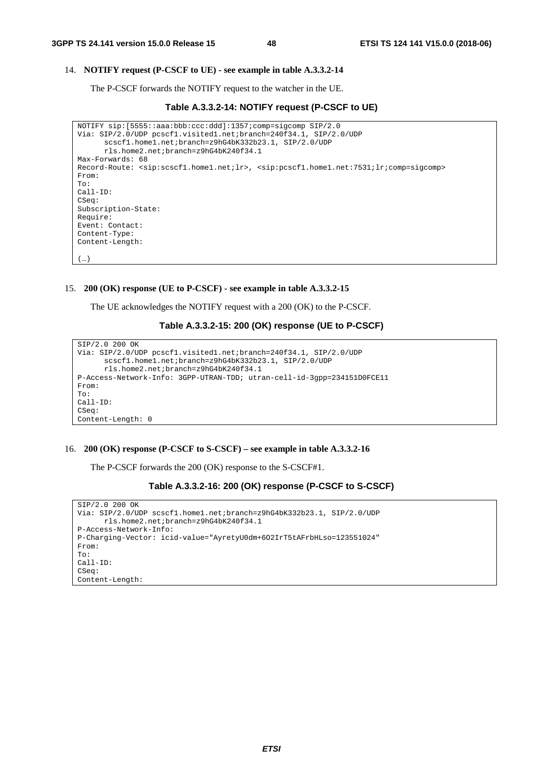14. **NOTIFY request (P-CSCF to UE) - see example in table A.3.3.2-14**

The P-CSCF forwards the NOTIFY request to the watcher in the UE.

**Table A.3.3.2-14: NOTIFY request (P-CSCF to UE)**

```
NOTIFY sip:[5555::aaa:bbb:ccc:ddd]:1357;comp=sigcomp SIP/2.0
Via: SIP/2.0/UDP pcscf1.visited1.net;branch=240f34.1, SIP/2.0/UDP
      scscf1.home1.net;branch=z9hG4bK332b23.1, SIP/2.0/UDP
      rls.home2.net;branch=z9hG4bK240f34.1
Max-Forwards: 68
Record-Route: <sip:scscf1.home1.net;lr>, <sip:pcscf1.home1.net:7531;lr;comp=sigcomp>
From:
To:
Call-ID:
CSeq:
Subscription-State:
Require:
Event: Contact:
Content-Type:
Content-Length:

(…)
```

15. **200 (OK) response (UE to P-CSCF) - see example in table A.3.3.2-15**

The UE acknowledges the NOTIFY request with a 200 (OK) to the P-CSCF.

**Table A.3.3.2-15: 200 (OK) response (UE to P-CSCF)**

```
SIP/2.0 200 OK
Via: SIP/2.0/UDP pcscf1.visited1.net;branch=240f34.1, SIP/2.0/UDP
      scscf1.home1.net;branch=z9hG4bK332b23.1, SIP/2.0/UDP
      rls.home2.net;branch=z9hG4bK240f34.1
P-Access-Network-Info: 3GPP-UTRAN-TDD; utran-cell-id-3gpp=234151D0FCE11
From:
To:
Call-ID:
CSeq:
Content-Length: 0
```

16. **200 (OK) response (P-CSCF to S-CSCF) – see example in table A.3.3.2-16**

The P-CSCF forwards the 200 (OK) response to the S-CSCF#1.

**Table A.3.3.2-16: 200 (OK) response (P-CSCF to S-CSCF)**

```
SIP/2.0 200 OK
Via: SIP/2.0/UDP scscf1.home1.net;branch=z9hG4bK332b23.1, SIP/2.0/UDP
      rls.home2.net;branch=z9hG4bK240f34.1
P-Access-Network-Info:
P-Charging-Vector: icid-value="AyretyU0dm+6O2IrT5tAFrbHLso=123551024"
From:
To:
Call-ID:
CSeq:
Content-Length:
```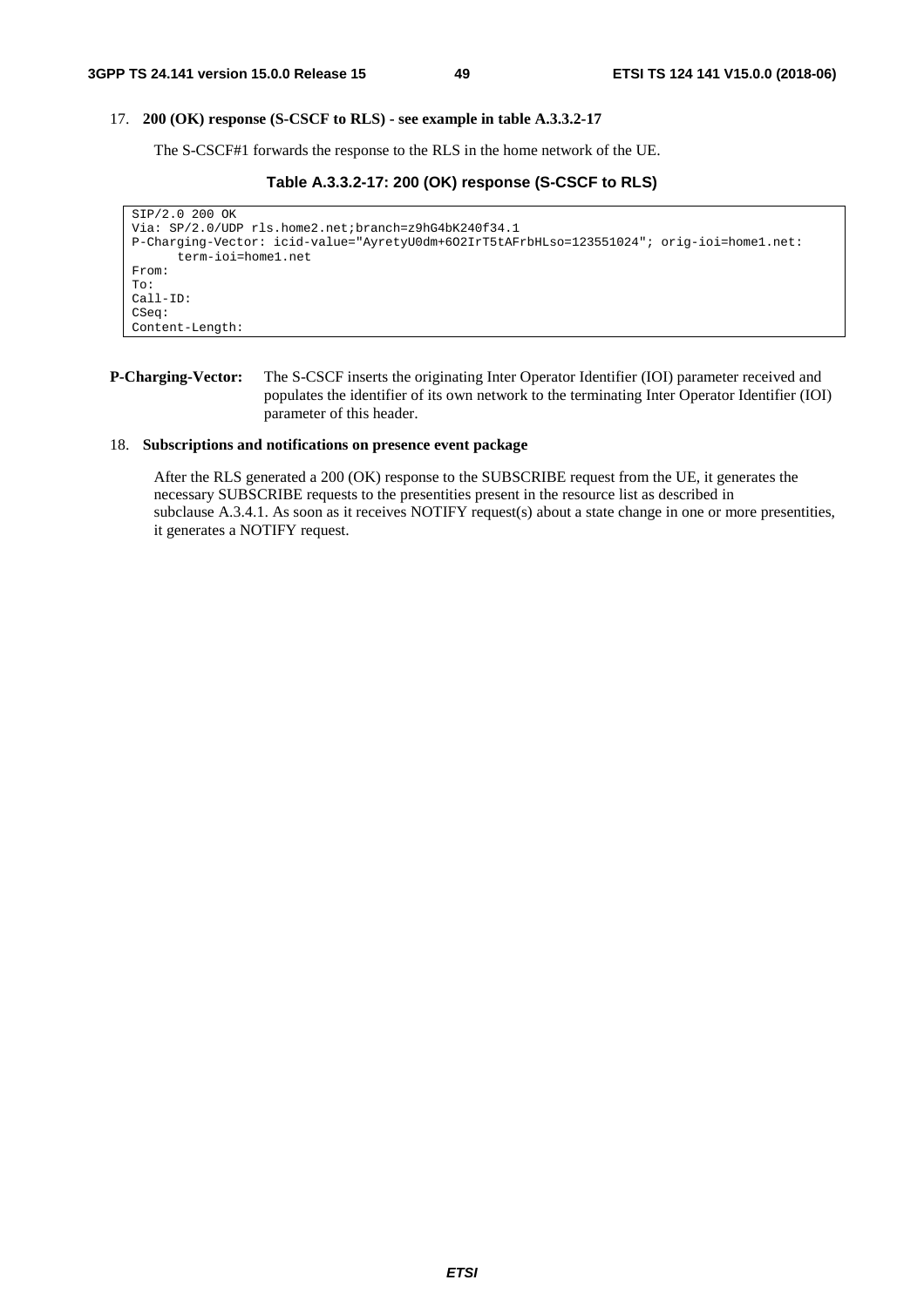17. **200 (OK) response (S-CSCF to RLS) - see example in table A.3.3.2-17**

The S-CSCF#1 forwards the response to the RLS in the home network of the UE.

**Table A.3.3.2-17: 200 (OK) response (S-CSCF to RLS)**

```
SIP/2.0 200 OK
Via: SP/2.0/UDP rls.home2.net;branch=z9hG4bK240f34.1
P-Charging-Vector: icid-value="AyretyU0dm+6O2IrT5tAFrbHLso=123551024"; orig-ioi=home1.net:
      term-ioi=home1.net
From:
To:
Call-ID:
CSeq:
Content-Length:
```

**P-Charging-Vector:** The S-CSCF inserts the originating Inter Operator Identifier (IOI) parameter received and populates the identifier of its own network to the terminating Inter Operator Identifier (IOI) parameter of this header.

18. **Subscriptions and notifications on presence event package**

After the RLS generated a 200 (OK) response to the SUBSCRIBE request from the UE, it generates the necessary SUBSCRIBE requests to the presentities present in the resource list as described in subclause A.3.4.1. As soon as it receives NOTIFY request(s) about a state change in one or more presentities, it generates a NOTIFY request.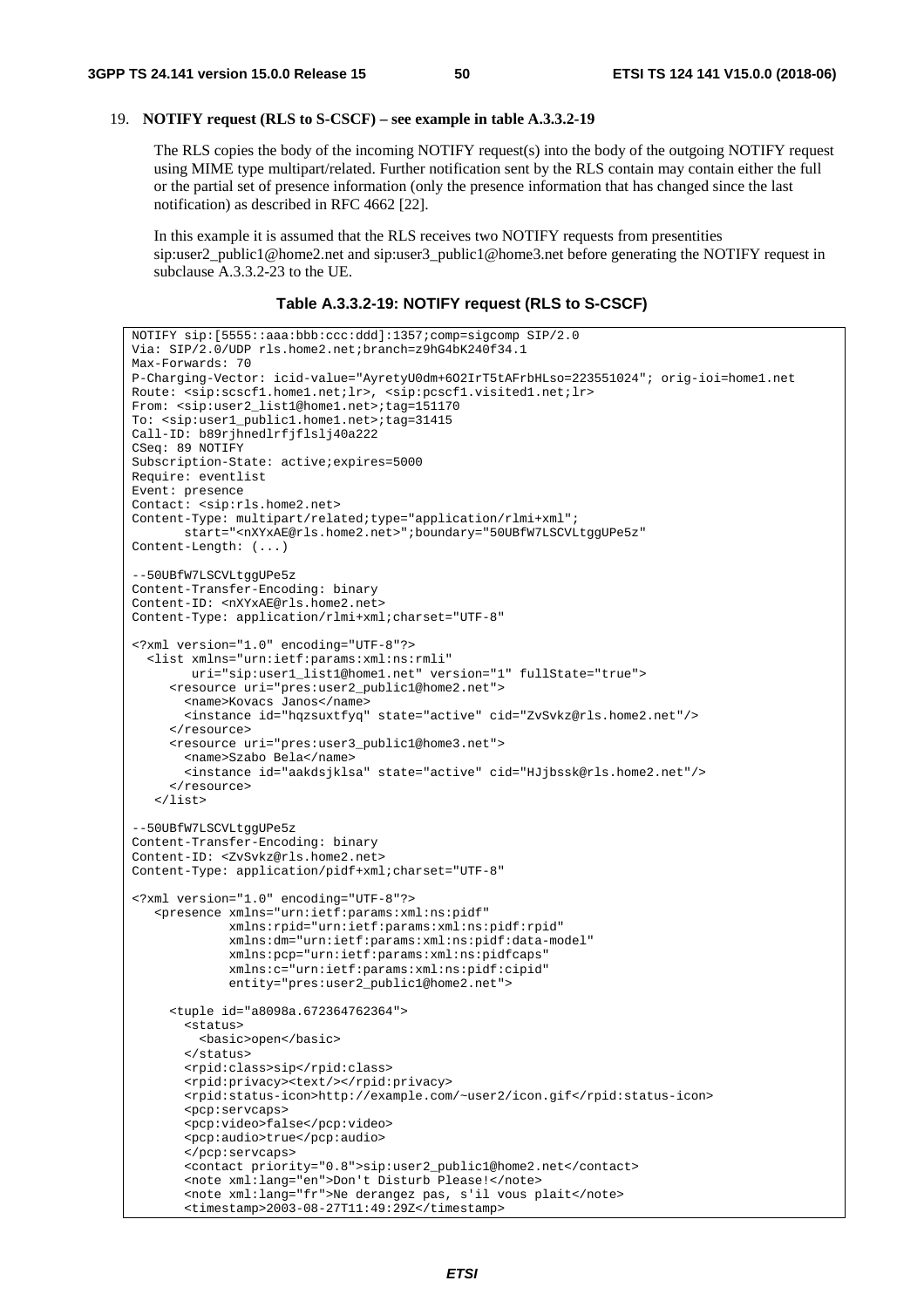19. **NOTIFY request (RLS to S-CSCF) – see example in table A.3.3.2-19**

    The RLS copies the body of the incoming NOTIFY request(s) into the body of the outgoing NOTIFY request using MIME type multipart/related. Further notification sent by the RLS contain may contain either the full or the partial set of presence information (only the presence information that has changed since the last notification) as described in RFC 4662 [22].

    In this example it is assumed that the RLS receives two NOTIFY requests from presentities sip:user2_public1@home2.net and sip:user3_public1@home3.net before generating the NOTIFY request in subclause A.3.3.2-23 to the UE.

**Table A.3.3.2-19: NOTIFY request (RLS to S-CSCF)**

```
NOTIFY sip:[5555::aaa:bbb:ccc:ddd]:1357;comp=sigcomp SIP/2.0
Via: SIP/2.0/UDP rls.home2.net;branch=z9hG4bK240f34.1
Max-Forwards: 70
P-Charging-Vector: icid-value="AyretyU0dm+6O2IrT5tAFrbHLso=223551024"; orig-ioi=home1.net
Route: <sip:scscf1.home1.net;lr>, <sip:pcscf1.visited1.net;lr>
From: <sip:user2_list1@home1.net>;tag=151170
To: <sip:user1_public1.home1.net>;tag=31415
Call-ID: b89rjhnedlrfjflslj40a222
CSeq: 89 NOTIFY
Subscription-State: active;expires=5000
Require: eventlist
Event: presence
Contact: <sip:rls.home2.net>
Content-Type: multipart/related;type="application/rlmi+xml";
       start="<nXYxAE@rls.home2.net>";boundary="50UBfW7LSCVLtggUPe5z"
Content-Length: (...)

--50UBfW7LSCVLtggUPe5z
Content-Transfer-Encoding: binary
Content-ID: <nXYxAE@rls.home2.net>
Content-Type: application/rlmi+xml;charset="UTF-8"

<?xml version="1.0" encoding="UTF-8"?>
  <list xmlns="urn:ietf:params:xml:ns:rmli"
        uri="sip:user1_list1@home1.net" version="1" fullState="true">
     <resource uri="pres:user2_public1@home2.net">
       <name>Kovacs Janos</name>
       <instance id="hqzsuxtfyq" state="active" cid="ZvSvkz@rls.home2.net"/>
     </resource>
     <resource uri="pres:user3_public1@home3.net">
       <name>Szabo Bela</name>
       <instance id="aakdsjklsa" state="active" cid="HJjbssk@rls.home2.net"/>
     </resource>
   </list>

--50UBfW7LSCVLtggUPe5z
Content-Transfer-Encoding: binary
Content-ID: <ZvSvkz@rls.home2.net>
Content-Type: application/pidf+xml;charset="UTF-8"

<?xml version="1.0" encoding="UTF-8"?>
   <presence xmlns="urn:ietf:params:xml:ns:pidf"
             xmlns:rpid="urn:ietf:params:xml:ns:pidf:rpid"
             xmlns:dm="urn:ietf:params:xml:ns:pidf:data-model"
             xmlns:pcp="urn:ietf:params:xml:ns:pidfcaps"
             xmlns:c="urn:ietf:params:xml:ns:pidf:cipid"
             entity="pres:user2_public1@home2.net">

     <tuple id="a8098a.672364762364">
       <status>
         <basic>open</basic>
       </status>
       <rpid:class>sip</rpid:class>
       <rpid:privacy><text/></rpid:privacy>
       <rpid:status-icon>http://example.com/~user2/icon.gif</rpid:status-icon>
       <pcp:servcaps>
       <pcp:video>false</pcp:video>
       <pcp:audio>true</pcp:audio>
       </pcp:servcaps>
       <contact priority="0.8">sip:user2_public1@home2.net</contact>
       <note xml:lang="en">Don't Disturb Please!</note>
       <note xml:lang="fr">Ne derangez pas, s'il vous plait</note>
       <timestamp>2003-08-27T11:49:29Z</timestamp>
```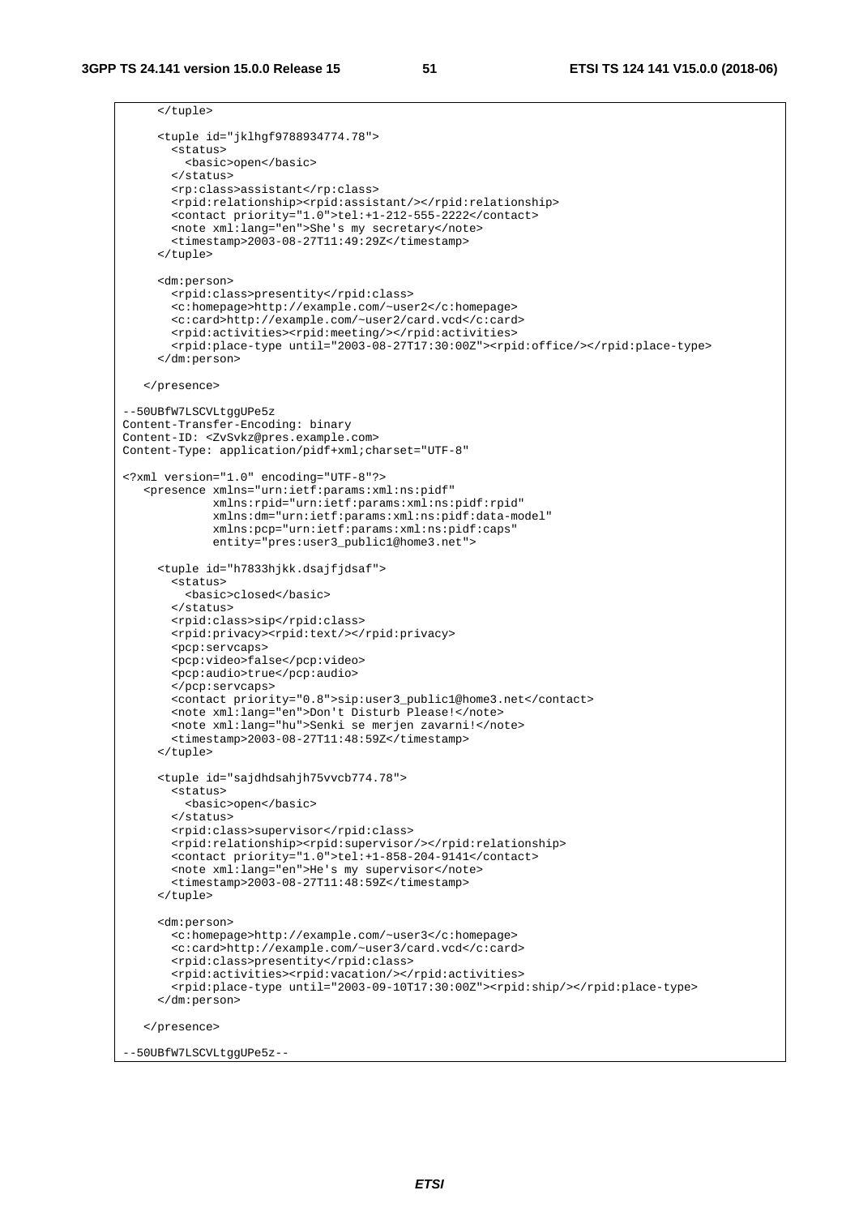```
      </tuple>

      <tuple id="jklhgf9788934774.78">
        <status>
          <basic>open</basic>
        </status>
        <rp:class>assistant</rp:class>
        <rpid:relationship><rpid:assistant/></rpid:relationship>
        <contact priority="1.0">tel:+1-212-555-2222</contact>
        <note xml:lang="en">She's my secretary</note>
        <timestamp>2003-08-27T11:49:29Z</timestamp>
      </tuple>

      <dm:person>
        <rpid:class>presentity</rpid:class>
        <c:homepage>http://example.com/~user2</c:homepage>
        <c:card>http://example.com/~user2/card.vcd</c:card>
        <rpid:activities><rpid:meeting/></rpid:activities>
        <rpid:place-type until="2003-08-27T17:30:00Z"><rpid:office/></rpid:place-type>
      </dm:person>

   </presence>

--50UBfW7LSCVLtggUPe5z
Content-Transfer-Encoding: binary
Content-ID: <ZvSvkz@pres.example.com>
Content-Type: application/pidf+xml;charset="UTF-8"

<?xml version="1.0" encoding="UTF-8"?>
   <presence xmlns="urn:ietf:params:xml:ns:pidf"
             xmlns:rpid="urn:ietf:params:xml:ns:pidf:rpid"
             xmlns:dm="urn:ietf:params:xml:ns:pidf:data-model"
             xmlns:pcp="urn:ietf:params:xml:ns:pidf:caps"
             entity="pres:user3_public1@home3.net">

      <tuple id="h7833hjkk.dsajfjdsaf">
        <status>
          <basic>closed</basic>
        </status>
        <rpid:class>sip</rpid:class>
        <rpid:privacy><rpid:text/></rpid:privacy>
        <pcp:servcaps>
        <pcp:video>false</pcp:video>
        <pcp:audio>true</pcp:audio>
        </pcp:servcaps>
        <contact priority="0.8">sip:user3_public1@home3.net</contact>
        <note xml:lang="en">Don't Disturb Please!</note>
        <note xml:lang="hu">Senki se merjen zavarni!</note>
        <timestamp>2003-08-27T11:48:59Z</timestamp>
      </tuple>

      <tuple id="sajdhdsahjh75vvcb774.78">
        <status>
          <basic>open</basic>
        </status>
        <rpid:class>supervisor</rpid:class>
        <rpid:relationship><rpid:supervisor/></rpid:relationship>
        <contact priority="1.0">tel:+1-858-204-9141</contact>
        <note xml:lang="en">He's my supervisor</note>
        <timestamp>2003-08-27T11:48:59Z</timestamp>
      </tuple>

      <dm:person>
        <c:homepage>http://example.com/~user3</c:homepage>
        <c:card>http://example.com/~user3/card.vcd</c:card>
        <rpid:class>presentity</rpid:class>
        <rpid:activities><rpid:vacation/></rpid:activities>
        <rpid:place-type until="2003-09-10T17:30:00Z"><rpid:ship/></rpid:place-type>
      </dm:person>

   </presence>

--50UBfW7LSCVLtggUPe5z--
```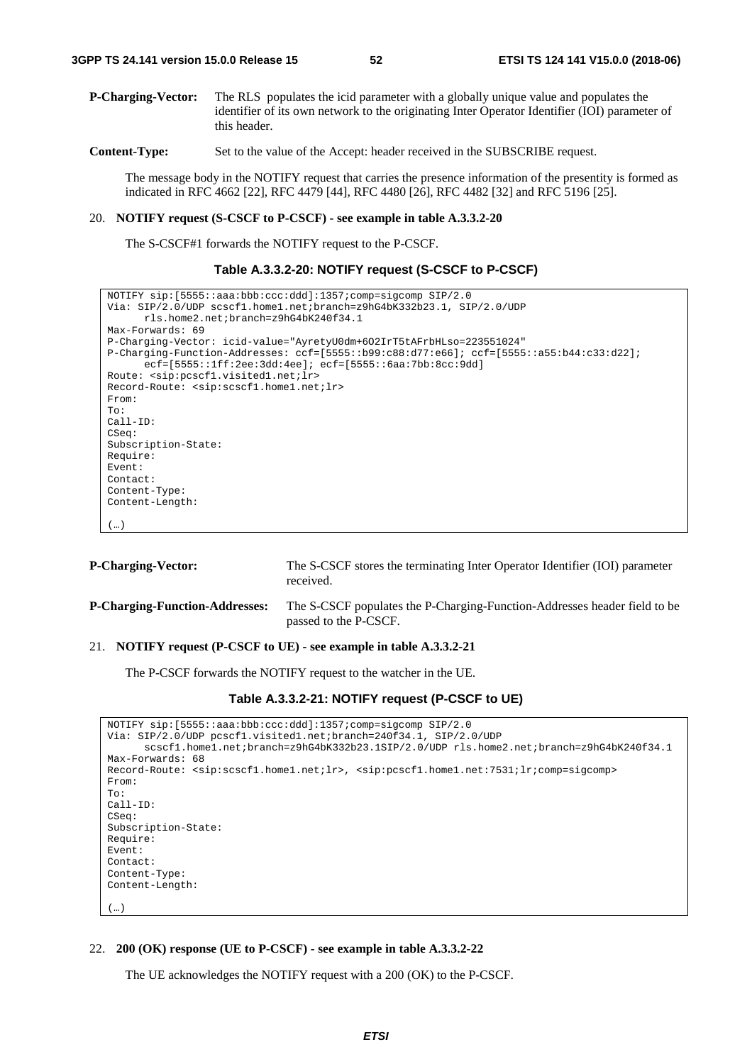**P-Charging-Vector:** The RLS populates the icid parameter with a globally unique value and populates the identifier of its own network to the originating Inter Operator Identifier (IOI) parameter of this header.

**Content-Type:** Set to the value of the Accept: header received in the SUBSCRIBE request.

The message body in the NOTIFY request that carries the presence information of the presentity is formed as indicated in RFC 4662 [22], RFC 4479 [44], RFC 4480 [26], RFC 4482 [32] and RFC 5196 [25].

20. **NOTIFY request (S-CSCF to P-CSCF) - see example in table A.3.3.2-20**

The S-CSCF#1 forwards the NOTIFY request to the P-CSCF.

**Table A.3.3.2-20: NOTIFY request (S-CSCF to P-CSCF)**

```
NOTIFY sip:[5555::aaa:bbb:ccc:ddd]:1357;comp=sigcomp SIP/2.0
Via: SIP/2.0/UDP scscf1.home1.net;branch=z9hG4bK332b23.1, SIP/2.0/UDP
      rls.home2.net;branch=z9hG4bK240f34.1
Max-Forwards: 69
P-Charging-Vector: icid-value="AyretyU0dm+6O2IrT5tAFrbHLso=223551024"
P-Charging-Function-Addresses: ccf=[5555::b99:c88:d77:e66]; ccf=[5555::a55:b44:c33:d22];
      ecf=[5555::1ff:2ee:3dd:4ee]; ecf=[5555::6aa:7bb:8cc:9dd]
Route: <sip:pcscf1.visited1.net;lr>
Record-Route: <sip:scscf1.home1.net;lr>
From:
To:
Call-ID:
CSeq:
Subscription-State:
Require:
Event:
Contact:
Content-Type:
Content-Length:

(…)
```

**P-Charging-Vector:** The S-CSCF stores the terminating Inter Operator Identifier (IOI) parameter received.

**P-Charging-Function-Addresses:** The S-CSCF populates the P-Charging-Function-Addresses header field to be passed to the P-CSCF.

21. **NOTIFY request (P-CSCF to UE) - see example in table A.3.3.2-21**

The P-CSCF forwards the NOTIFY request to the watcher in the UE.

**Table A.3.3.2-21: NOTIFY request (P-CSCF to UE)**

```
NOTIFY sip:[5555::aaa:bbb:ccc:ddd]:1357;comp=sigcomp SIP/2.0
Via: SIP/2.0/UDP pcscf1.visited1.net;branch=240f34.1, SIP/2.0/UDP
      scscf1.home1.net;branch=z9hG4bK332b23.1SIP/2.0/UDP rls.home2.net;branch=z9hG4bK240f34.1
Max-Forwards: 68
Record-Route: <sip:scscf1.home1.net;lr>, <sip:pcscf1.home1.net:7531;lr;comp=sigcomp>
From:
To:
Call-ID:
CSeq:
Subscription-State:
Require:
Event:
Contact:
Content-Type:
Content-Length:

(…)
```

22. **200 (OK) response (UE to P-CSCF) - see example in table A.3.3.2-22**

The UE acknowledges the NOTIFY request with a 200 (OK) to the P-CSCF.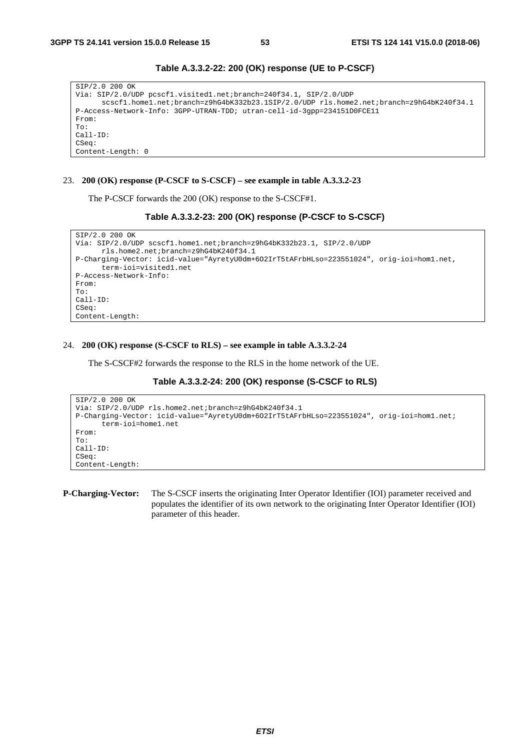**Table A.3.3.2-22: 200 (OK) response (UE to P-CSCF)**

```
SIP/2.0 200 OK
Via: SIP/2.0/UDP pcscf1.visited1.net;branch=240f34.1, SIP/2.0/UDP
      scscf1.home1.net;branch=z9hG4bK332b23.1SIP/2.0/UDP rls.home2.net;branch=z9hG4bK240f34.1
P-Access-Network-Info: 3GPP-UTRAN-TDD; utran-cell-id-3gpp=234151D0FCE11
From:
To:
Call-ID:
CSeq:
Content-Length: 0
```

23. **200 (OK) response (P-CSCF to S-CSCF) – see example in table A.3.3.2-23**

    The P-CSCF forwards the 200 (OK) response to the S-CSCF#1.

**Table A.3.3.2-23: 200 (OK) response (P-CSCF to S-CSCF)**

```
SIP/2.0 200 OK
Via: SIP/2.0/UDP scscf1.home1.net;branch=z9hG4bK332b23.1, SIP/2.0/UDP
      rls.home2.net;branch=z9hG4bK240f34.1
P-Charging-Vector: icid-value="AyretyU0dm+6O2IrT5tAFrbHLso=223551024", orig-ioi=hom1.net,
      term-ioi=visited1.net
P-Access-Network-Info:
From:
To:
Call-ID:
CSeq:
Content-Length:
```

24. **200 (OK) response (S-CSCF to RLS) – see example in table A.3.3.2-24**

    The S-CSCF#2 forwards the response to the RLS in the home network of the UE.

**Table A.3.3.2-24: 200 (OK) response (S-CSCF to RLS)**

```
SIP/2.0 200 OK
Via: SIP/2.0/UDP rls.home2.net;branch=z9hG4bK240f34.1
P-Charging-Vector: icid-value="AyretyU0dm+6O2IrT5tAFrbHLso=223551024", orig-ioi=hom1.net;
      term-ioi=home1.net
From:
To:
Call-ID:
CSeq:
Content-Length:
```

**P-Charging-Vector:** The S-CSCF inserts the originating Inter Operator Identifier (IOI) parameter received and populates the identifier of its own network to the originating Inter Operator Identifier (IOI) parameter of this header.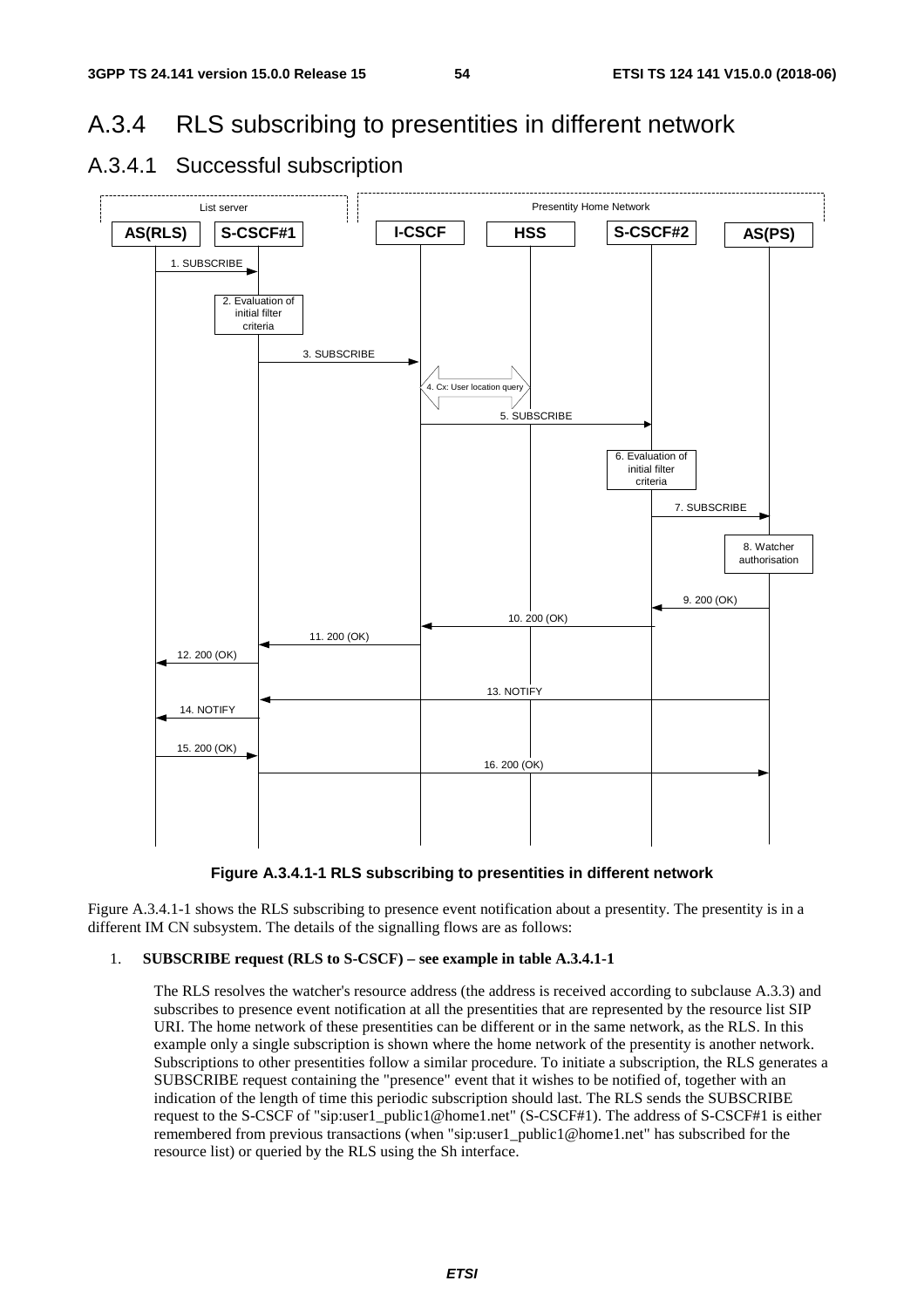# A.3.4 RLS subscribing to presentities in different network

## A.3.4.1 Successful subscription

Figure A.3.4.1-1 RLS subscribing to presentities in different network

Figure A.3.4.1-1 shows the RLS subscribing to presence event notification about a presentity. The presentity is in a different IM CN subsystem. The details of the signalling flows are as follows:

1. **SUBSCRIBE request (RLS to S-CSCF) – see example in table A.3.4.1-1**

   The RLS resolves the watcher's resource address (the address is received according to subclause A.3.3) and subscribes to presence event notification at all the presentities that are represented by the resource list SIP URI. The home network of these presentities can be different or in the same network, as the RLS. In this example only a single subscription is shown where the home network of the presentity is another network. Subscriptions to other presentities follow a similar procedure. To initiate a subscription, the RLS generates a SUBSCRIBE request containing the "presence" event that it wishes to be notified of, together with an indication of the length of time this periodic subscription should last. The RLS sends the SUBSCRIBE request to the S-CSCF of "sip:user1_public1@home1.net" (S-CSCF#1). The address of S-CSCF#1 is either remembered from previous transactions (when "sip:user1_public1@home1.net" has subscribed for the resource list) or queried by the RLS using the Sh interface.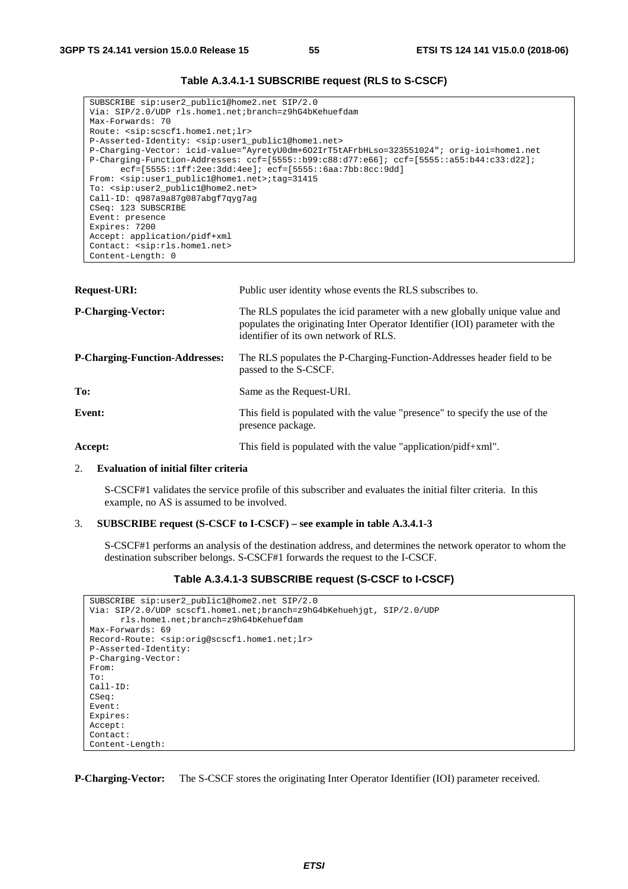**Table A.3.4.1-1 SUBSCRIBE request (RLS to S-CSCF)**

```
SUBSCRIBE sip:user2_public1@home2.net SIP/2.0
Via: SIP/2.0/UDP rls.home1.net;branch=z9hG4bKehuefdam
Max-Forwards: 70
Route: <sip:scscf1.home1.net;lr>
P-Asserted-Identity: <sip:user1_public1@home1.net>
P-Charging-Vector: icid-value="AyretyU0dm+6O2IrT5tAFrbHLso=323551024"; orig-ioi=home1.net
P-Charging-Function-Addresses: ccf=[5555::b99:c88:d77:e66]; ccf=[5555::a55:b44:c33:d22];
      ecf=[5555::1ff:2ee:3dd:4ee]; ecf=[5555::6aa:7bb:8cc:9dd]
From: <sip:user1_public1@home1.net>;tag=31415
To: <sip:user2_public1@home2.net>
Call-ID: q987a9a87g087abgf7qyg7ag
CSeq: 123 SUBSCRIBE
Event: presence
Expires: 7200
Accept: application/pidf+xml
Contact: <sip:rls.home1.net>
Content-Length: 0
```

**Request-URI:** Public user identity whose events the RLS subscribes to.

**P-Charging-Vector:** The RLS populates the icid parameter with a new globally unique value and populates the originating Inter Operator Identifier (IOI) parameter with the identifier of its own network of RLS.

**P-Charging-Function-Addresses:** The RLS populates the P-Charging-Function-Addresses header field to be passed to the S-CSCF.

**To:** Same as the Request-URI.

**Event:** This field is populated with the value "presence" to specify the use of the presence package.

**Accept:** This field is populated with the value "application/pidf+xml".

2. **Evaluation of initial filter criteria**

   S-CSCF#1 validates the service profile of this subscriber and evaluates the initial filter criteria. In this example, no AS is assumed to be involved.

3. **SUBSCRIBE request (S-CSCF to I-CSCF) – see example in table A.3.4.1-3**

   S-CSCF#1 performs an analysis of the destination address, and determines the network operator to whom the destination subscriber belongs. S-CSCF#1 forwards the request to the I-CSCF.

**Table A.3.4.1-3 SUBSCRIBE request (S-CSCF to I-CSCF)**

```
SUBSCRIBE sip:user2_public1@home2.net SIP/2.0
Via: SIP/2.0/UDP scscf1.home1.net;branch=z9hG4bKehuehjgt, SIP/2.0/UDP
      rls.home1.net;branch=z9hG4bKehuefdam
Max-Forwards: 69
Record-Route: <sip:orig@scscf1.home1.net;lr>
P-Asserted-Identity:
P-Charging-Vector:
From:
To:
Call-ID:
CSeq:
Event:
Expires:
Accept:
Contact:
Content-Length:
```

**P-Charging-Vector:** The S-CSCF stores the originating Inter Operator Identifier (IOI) parameter received.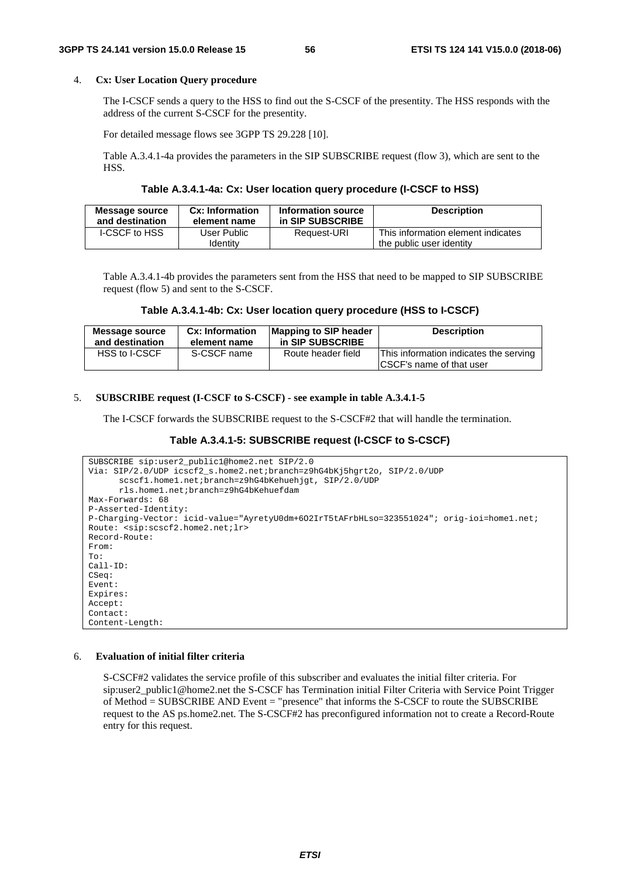4. **Cx: User Location Query procedure**

   The I-CSCF sends a query to the HSS to find out the S-CSCF of the presentity. The HSS responds with the address of the current S-CSCF for the presentity.

   For detailed message flows see 3GPP TS 29.228 [10].

   Table A.3.4.1-4a provides the parameters in the SIP SUBSCRIBE request (flow 3), which are sent to the HSS.

**Table A.3.4.1-4a: Cx: User location query procedure (I-CSCF to HSS)**

| Message source and destination | Cx: Information element name | Information source in SIP SUBSCRIBE | Description |
|---|---|---|---|
| I-CSCF to HSS | User Public Identity | Request-URI | This information element indicates the public user identity |

Table A.3.4.1-4b provides the parameters sent from the HSS that need to be mapped to SIP SUBSCRIBE request (flow 5) and sent to the S-CSCF.

**Table A.3.4.1-4b: Cx: User location query procedure (HSS to I-CSCF)**

| Message source and destination | Cx: Information element name | Mapping to SIP header in SIP SUBSCRIBE | Description |
|---|---|---|---|
| HSS to I-CSCF | S-CSCF name | Route header field | This information indicates the serving CSCF's name of that user |

5. **SUBSCRIBE request (I-CSCF to S-CSCF) - see example in table A.3.4.1-5**

   The I-CSCF forwards the SUBSCRIBE request to the S-CSCF#2 that will handle the termination.

**Table A.3.4.1-5: SUBSCRIBE request (I-CSCF to S-CSCF)**

```
SUBSCRIBE sip:user2_public1@home2.net SIP/2.0
Via: SIP/2.0/UDP icscf2_s.home2.net;branch=z9hG4bKj5hgrt2o, SIP/2.0/UDP
      scscf1.home1.net;branch=z9hG4bKehuehjgt, SIP/2.0/UDP
      rls.home1.net;branch=z9hG4bKehuefdam
Max-Forwards: 68
P-Asserted-Identity:
P-Charging-Vector: icid-value="AyretyU0dm+6O2IrT5tAFrbHLso=323551024"; orig-ioi=home1.net;
Route: <sip:scscf2.home2.net;lr>
Record-Route:
From:
To:
Call-ID:
CSeq:
Event:
Expires:
Accept:
Contact:
Content-Length:
```

6. **Evaluation of initial filter criteria**

   S-CSCF#2 validates the service profile of this subscriber and evaluates the initial filter criteria. For sip:user2_public1@home2.net the S-CSCF has Termination initial Filter Criteria with Service Point Trigger of Method = SUBSCRIBE AND Event = "presence" that informs the S-CSCF to route the SUBSCRIBE request to the AS ps.home2.net. The S-CSCF#2 has preconfigured information not to create a Record-Route entry for this request.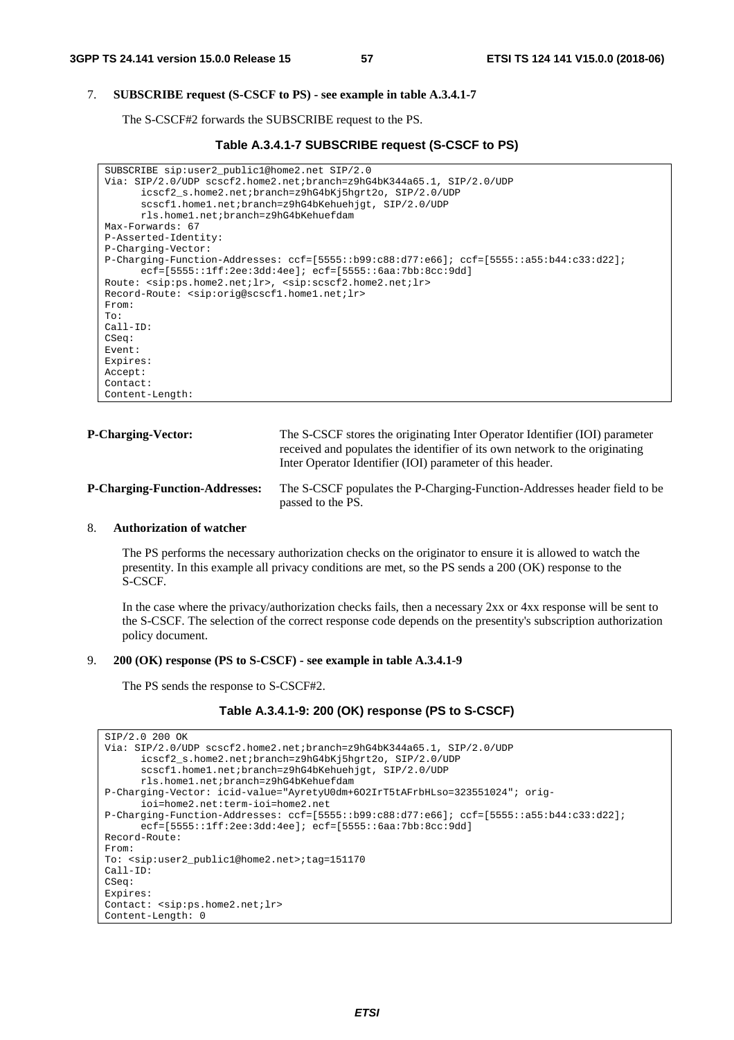7. **SUBSCRIBE request (S-CSCF to PS) - see example in table A.3.4.1-7**

   The S-CSCF#2 forwards the SUBSCRIBE request to the PS.

**Table A.3.4.1-7 SUBSCRIBE request (S-CSCF to PS)**

```
SUBSCRIBE sip:user2_public1@home2.net SIP/2.0
Via: SIP/2.0/UDP scscf2.home2.net;branch=z9hG4bK344a65.1, SIP/2.0/UDP
      icscf2_s.home2.net;branch=z9hG4bKj5hgrt2o, SIP/2.0/UDP
      scscf1.home1.net;branch=z9hG4bKehuehjgt, SIP/2.0/UDP
      rls.home1.net;branch=z9hG4bKehuefdam
Max-Forwards: 67
P-Asserted-Identity:
P-Charging-Vector:
P-Charging-Function-Addresses: ccf=[5555::b99:c88:d77:e66]; ccf=[5555::a55:b44:c33:d22];
      ecf=[5555::1ff:2ee:3dd:4ee]; ecf=[5555::6aa:7bb:8cc:9dd]
Route: <sip:ps.home2.net;lr>, <sip:scscf2.home2.net;lr>
Record-Route: <sip:orig@scscf1.home1.net;lr>
From:
To:
Call-ID:
CSeq:
Event:
Expires:
Accept:
Contact:
Content-Length:
```

**P-Charging-Vector:** The S-CSCF stores the originating Inter Operator Identifier (IOI) parameter received and populates the identifier of its own network to the originating Inter Operator Identifier (IOI) parameter of this header.

**P-Charging-Function-Addresses:** The S-CSCF populates the P-Charging-Function-Addresses header field to be passed to the PS.

8. **Authorization of watcher**

   The PS performs the necessary authorization checks on the originator to ensure it is allowed to watch the presentity. In this example all privacy conditions are met, so the PS sends a 200 (OK) response to the S-CSCF.

   In the case where the privacy/authorization checks fails, then a necessary 2xx or 4xx response will be sent to the S-CSCF. The selection of the correct response code depends on the presentity's subscription authorization policy document.

9. **200 (OK) response (PS to S-CSCF) - see example in table A.3.4.1-9**

   The PS sends the response to S-CSCF#2.

**Table A.3.4.1-9: 200 (OK) response (PS to S-CSCF)**

```
SIP/2.0 200 OK
Via: SIP/2.0/UDP scscf2.home2.net;branch=z9hG4bK344a65.1, SIP/2.0/UDP
      icscf2_s.home2.net;branch=z9hG4bKj5hgrt2o, SIP/2.0/UDP
      scscf1.home1.net;branch=z9hG4bKehuehjgt, SIP/2.0/UDP
      rls.home1.net;branch=z9hG4bKehuefdam
P-Charging-Vector: icid-value="AyretyU0dm+6O2IrT5tAFrbHLso=323551024"; orig-
      ioi=home2.net:term-ioi=home2.net
P-Charging-Function-Addresses: ccf=[5555::b99:c88:d77:e66]; ccf=[5555::a55:b44:c33:d22];
      ecf=[5555::1ff:2ee:3dd:4ee]; ecf=[5555::6aa:7bb:8cc:9dd]
Record-Route:
From:
To: <sip:user2_public1@home2.net>;tag=151170
Call-ID:
CSeq:
Expires:
Contact: <sip:ps.home2.net;lr>
Content-Length: 0
```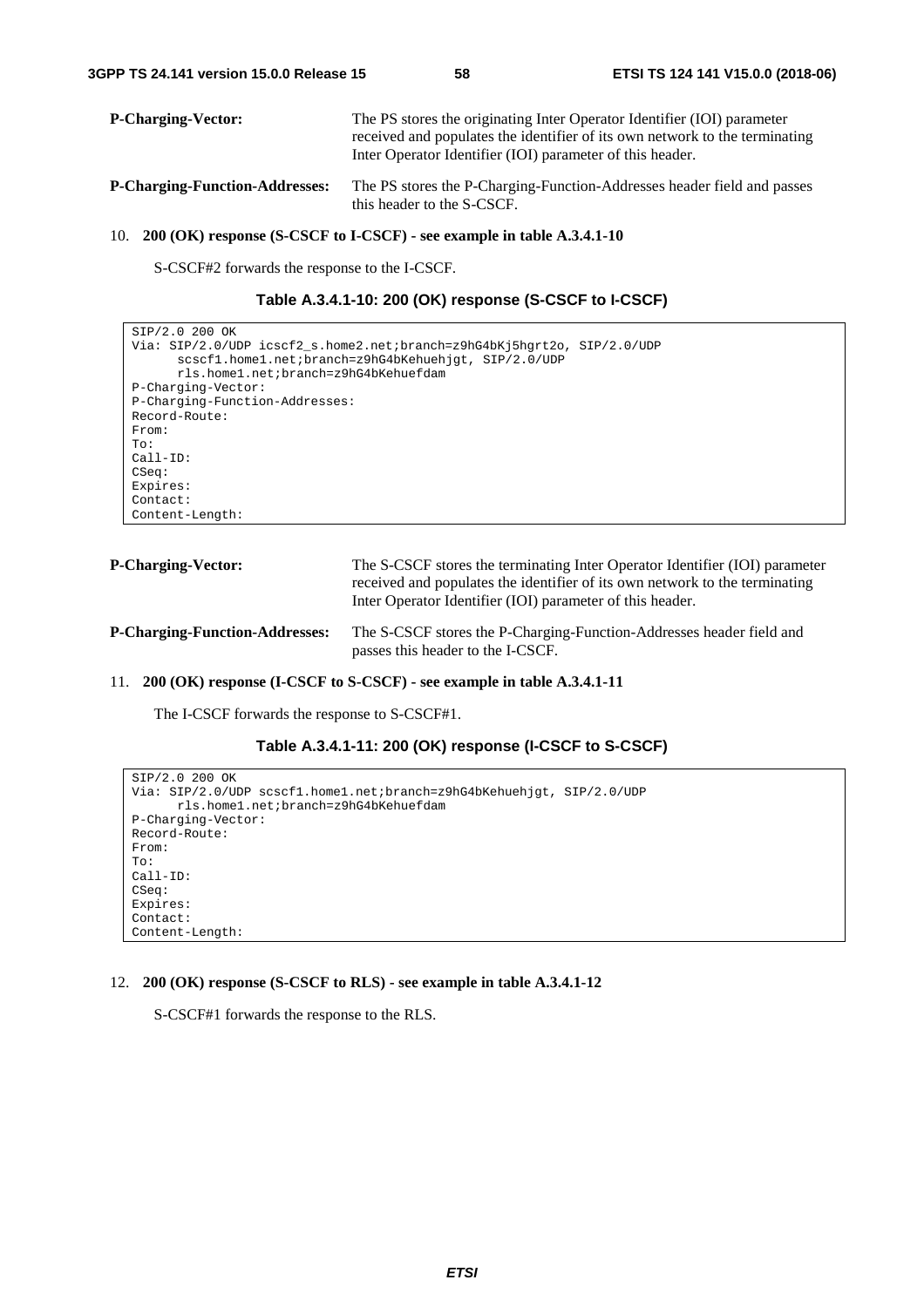**P-Charging-Vector:** The PS stores the originating Inter Operator Identifier (IOI) parameter received and populates the identifier of its own network to the terminating Inter Operator Identifier (IOI) parameter of this header.

**P-Charging-Function-Addresses:** The PS stores the P-Charging-Function-Addresses header field and passes this header to the S-CSCF.

10. **200 (OK) response (S-CSCF to I-CSCF) - see example in table A.3.4.1-10**

 S-CSCF#2 forwards the response to the I-CSCF.

**Table A.3.4.1-10: 200 (OK) response (S-CSCF to I-CSCF)**

```
SIP/2.0 200 OK
Via: SIP/2.0/UDP icscf2_s.home2.net;branch=z9hG4bKj5hgrt2o, SIP/2.0/UDP
      scscf1.home1.net;branch=z9hG4bKehuehjgt, SIP/2.0/UDP
      rls.home1.net;branch=z9hG4bKehuefdam
P-Charging-Vector:
P-Charging-Function-Addresses:
Record-Route:
From:
To:
Call-ID:
CSeq:
Expires:
Contact:
Content-Length:
```

**P-Charging-Vector:** The S-CSCF stores the terminating Inter Operator Identifier (IOI) parameter received and populates the identifier of its own network to the terminating Inter Operator Identifier (IOI) parameter of this header.

**P-Charging-Function-Addresses:** The S-CSCF stores the P-Charging-Function-Addresses header field and passes this header to the I-CSCF.

11. **200 (OK) response (I-CSCF to S-CSCF) - see example in table A.3.4.1-11**

 The I-CSCF forwards the response to S-CSCF#1.

**Table A.3.4.1-11: 200 (OK) response (I-CSCF to S-CSCF)**

```
SIP/2.0 200 OK
Via: SIP/2.0/UDP scscf1.home1.net;branch=z9hG4bKehuehjgt, SIP/2.0/UDP
      rls.home1.net;branch=z9hG4bKehuefdam
P-Charging-Vector:
Record-Route:
From:
To:
Call-ID:
CSeq:
Expires:
Contact:
Content-Length:
```

12. **200 (OK) response (S-CSCF to RLS) - see example in table A.3.4.1-12**

 S-CSCF#1 forwards the response to the RLS.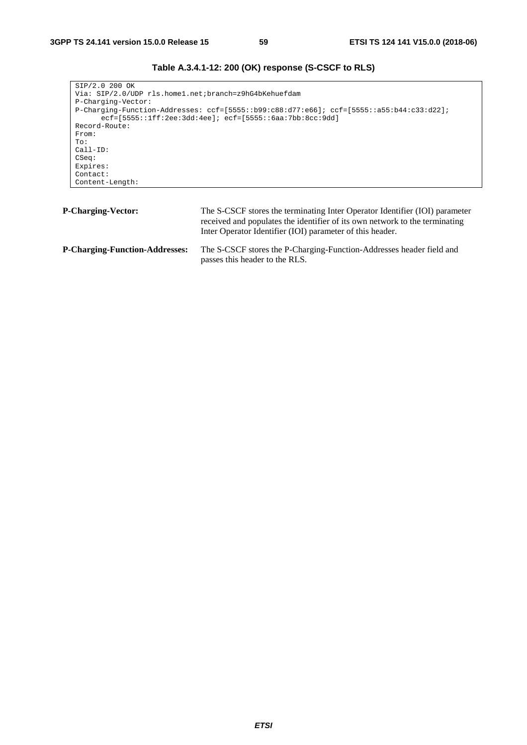**Table A.3.4.1-12: 200 (OK) response (S-CSCF to RLS)**

```
SIP/2.0 200 OK
Via: SIP/2.0/UDP rls.home1.net;branch=z9hG4bKehuefdam
P-Charging-Vector:
P-Charging-Function-Addresses: ccf=[5555::b99:c88:d77:e66]; ccf=[5555::a55:b44:c33:d22];
      ecf=[5555::1ff:2ee:3dd:4ee]; ecf=[5555::6aa:7bb:8cc:9dd]
Record-Route:
From:
To:
Call-ID:
CSeq:
Expires:
Contact:
Content-Length:
```

**P-Charging-Vector:** The S-CSCF stores the terminating Inter Operator Identifier (IOI) parameter received and populates the identifier of its own network to the terminating Inter Operator Identifier (IOI) parameter of this header.

**P-Charging-Function-Addresses:** The S-CSCF stores the P-Charging-Function-Addresses header field and passes this header to the RLS.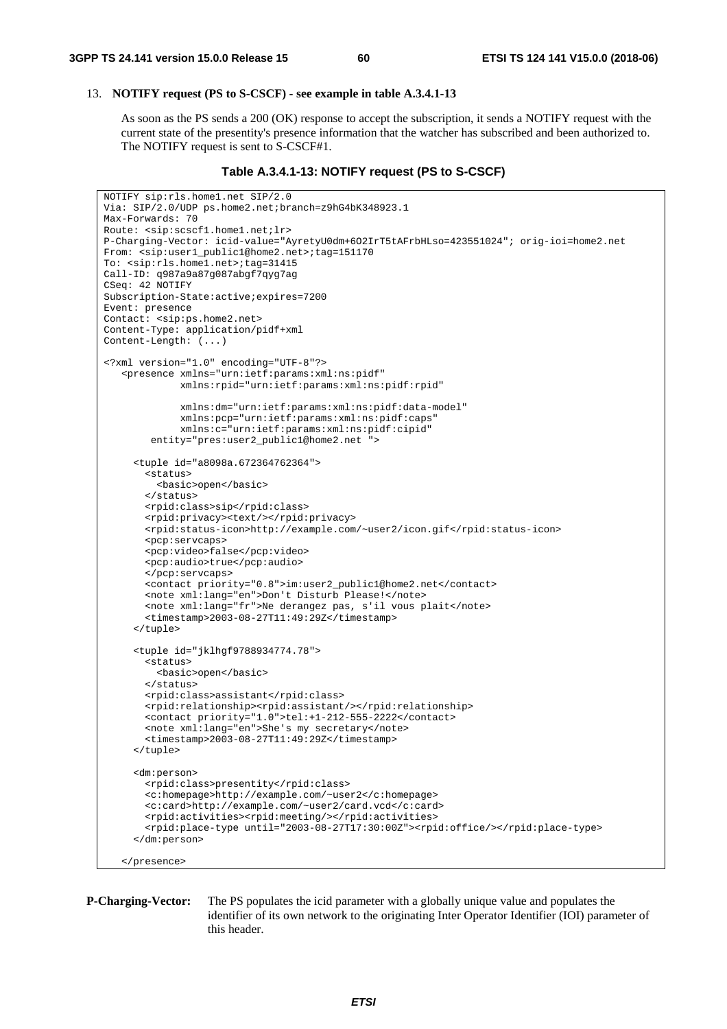13. **NOTIFY request (PS to S-CSCF) - see example in table A.3.4.1-13**

    As soon as the PS sends a 200 (OK) response to accept the subscription, it sends a NOTIFY request with the current state of the presentity's presence information that the watcher has subscribed and been authorized to. The NOTIFY request is sent to S-CSCF#1.

**Table A.3.4.1-13: NOTIFY request (PS to S-CSCF)**

```
NOTIFY sip:rls.home1.net SIP/2.0
Via: SIP/2.0/UDP ps.home2.net;branch=z9hG4bK348923.1
Max-Forwards: 70
Route: <sip:scscf1.home1.net;lr>
P-Charging-Vector: icid-value="AyretyU0dm+6O2IrT5tAFrbHLso=423551024"; orig-ioi=home2.net
From: <sip:user1_public1@home2.net>;tag=151170
To: <sip:rls.home1.net>;tag=31415
Call-ID: q987a9a87g087abgf7qyg7ag
CSeq: 42 NOTIFY
Subscription-State:active;expires=7200
Event: presence
Contact: <sip:ps.home2.net>
Content-Type: application/pidf+xml
Content-Length: (...)

<?xml version="1.0" encoding="UTF-8"?>
   <presence xmlns="urn:ietf:params:xml:ns:pidf"
             xmlns:rpid="urn:ietf:params:xml:ns:pidf:rpid"

             xmlns:dm="urn:ietf:params:xml:ns:pidf:data-model"
             xmlns:pcp="urn:ietf:params:xml:ns:pidf:caps"
             xmlns:c="urn:ietf:params:xml:ns:pidf:cipid"
        entity="pres:user2_public1@home2.net ">

     <tuple id="a8098a.672364762364">
       <status>
         <basic>open</basic>
       </status>
       <rpid:class>sip</rpid:class>
       <rpid:privacy><text/></rpid:privacy>
       <rpid:status-icon>http://example.com/~user2/icon.gif</rpid:status-icon>
       <pcp:servcaps>
       <pcp:video>false</pcp:video>
       <pcp:audio>true</pcp:audio>
       </pcp:servcaps>
       <contact priority="0.8">im:user2_public1@home2.net</contact>
       <note xml:lang="en">Don't Disturb Please!</note>
       <note xml:lang="fr">Ne derangez pas, s'il vous plait</note>
       <timestamp>2003-08-27T11:49:29Z</timestamp>
     </tuple>

     <tuple id="jklhgf9788934774.78">
       <status>
         <basic>open</basic>
       </status>
       <rpid:class>assistant</rpid:class>
       <rpid:relationship><rpid:assistant/></rpid:relationship>
       <contact priority="1.0">tel:+1-212-555-2222</contact>
       <note xml:lang="en">She's my secretary</note>
       <timestamp>2003-08-27T11:49:29Z</timestamp>
     </tuple>

     <dm:person>
       <rpid:class>presentity</rpid:class>
       <c:homepage>http://example.com/~user2</c:homepage>
       <c:card>http://example.com/~user2/card.vcd</c:card>
       <rpid:activities><rpid:meeting/></rpid:activities>
       <rpid:place-type until="2003-08-27T17:30:00Z"><rpid:office/></rpid:place-type>
     </dm:person>

   </presence>
```

**P-Charging-Vector:** The PS populates the icid parameter with a globally unique value and populates the identifier of its own network to the originating Inter Operator Identifier (IOI) parameter of this header.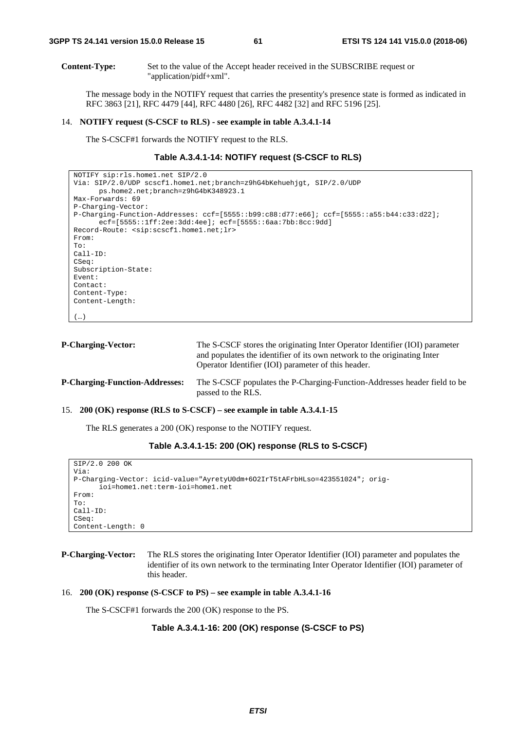**Content-Type:** Set to the value of the Accept header received in the SUBSCRIBE request or "application/pidf+xml".

The message body in the NOTIFY request that carries the presentity's presence state is formed as indicated in RFC 3863 [21], RFC 4479 [44], RFC 4480 [26], RFC 4482 [32] and RFC 5196 [25].

14. **NOTIFY request (S-CSCF to RLS) - see example in table A.3.4.1-14**

The S-CSCF#1 forwards the NOTIFY request to the RLS.

**Table A.3.4.1-14: NOTIFY request (S-CSCF to RLS)**

```
NOTIFY sip:rls.home1.net SIP/2.0
Via: SIP/2.0/UDP scscf1.home1.net;branch=z9hG4bKehuehjgt, SIP/2.0/UDP
      ps.home2.net;branch=z9hG4bK348923.1
Max-Forwards: 69
P-Charging-Vector:
P-Charging-Function-Addresses: ccf=[5555::b99:c88:d77:e66]; ccf=[5555::a55:b44:c33:d22];
      ecf=[5555::1ff:2ee:3dd:4ee]; ecf=[5555::6aa:7bb:8cc:9dd]
Record-Route: <sip:scscf1.home1.net;lr>
From:
To:
Call-ID:
CSeq:
Subscription-State:
Event:
Contact:
Content-Type:
Content-Length:

(…)
```

**P-Charging-Vector:** The S-CSCF stores the originating Inter Operator Identifier (IOI) parameter and populates the identifier of its own network to the originating Inter Operator Identifier (IOI) parameter of this header.

**P-Charging-Function-Addresses:** The S-CSCF populates the P-Charging-Function-Addresses header field to be passed to the RLS.

15. **200 (OK) response (RLS to S-CSCF) – see example in table A.3.4.1-15**

The RLS generates a 200 (OK) response to the NOTIFY request.

**Table A.3.4.1-15: 200 (OK) response (RLS to S-CSCF)**

```
SIP/2.0 200 OK
Via:
P-Charging-Vector: icid-value="AyretyU0dm+6O2IrT5tAFrbHLso=423551024"; orig-
      ioi=home1.net:term-ioi=home1.net
From:
To:
Call-ID:
CSeq:
Content-Length: 0
```

**P-Charging-Vector:** The RLS stores the originating Inter Operator Identifier (IOI) parameter and populates the identifier of its own network to the terminating Inter Operator Identifier (IOI) parameter of this header.

16. **200 (OK) response (S-CSCF to PS) – see example in table A.3.4.1-16**

The S-CSCF#1 forwards the 200 (OK) response to the PS.

**Table A.3.4.1-16: 200 (OK) response (S-CSCF to PS)**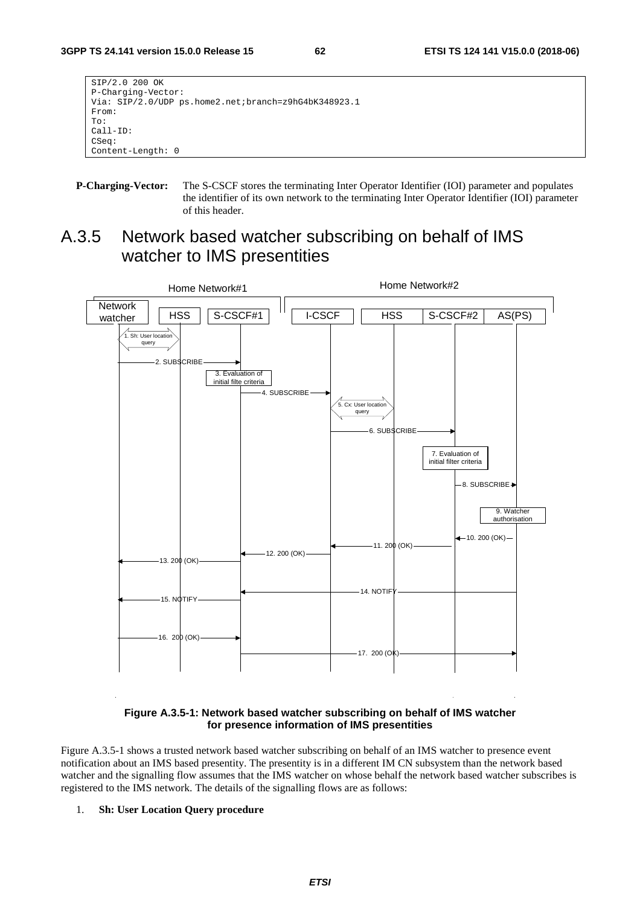```
SIP/2.0 200 OK
P-Charging-Vector:
Via: SIP/2.0/UDP ps.home2.net;branch=z9hG4bK348923.1
From:
To:
Call-ID:
CSeq:
Content-Length: 0
```

**P-Charging-Vector:** The S-CSCF stores the terminating Inter Operator Identifier (IOI) parameter and populates the identifier of its own network to the terminating Inter Operator Identifier (IOI) parameter of this header.

## A.3.5 Network based watcher subscribing on behalf of IMS watcher to IMS presentities

**Figure A.3.5-1: Network based watcher subscribing on behalf of IMS watcher for presence information of IMS presentities**

Figure A.3.5-1 shows a trusted network based watcher subscribing on behalf of an IMS watcher to presence event notification about an IMS based presentity. The presentity is in a different IM CN subsystem than the network based watcher and the signalling flow assumes that the IMS watcher on whose behalf the network based watcher subscribes is registered to the IMS network. The details of the signalling flows are as follows:

1. **Sh: User Location Query procedure**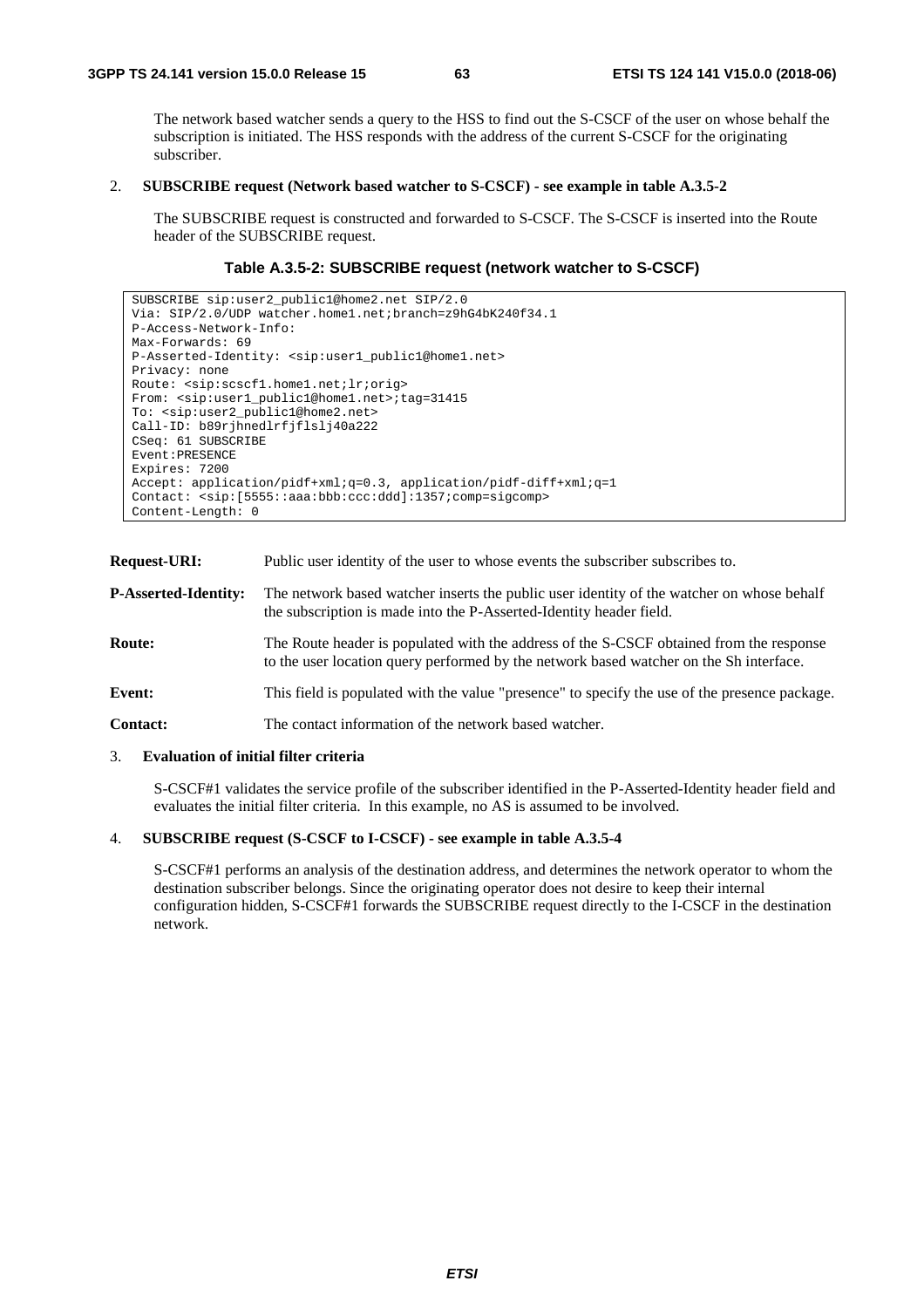The network based watcher sends a query to the HSS to find out the S-CSCF of the user on whose behalf the subscription is initiated. The HSS responds with the address of the current S-CSCF for the originating subscriber.

2. **SUBSCRIBE request (Network based watcher to S-CSCF) - see example in table A.3.5-2**

 The SUBSCRIBE request is constructed and forwarded to S-CSCF. The S-CSCF is inserted into the Route header of the SUBSCRIBE request.

**Table A.3.5-2: SUBSCRIBE request (network watcher to S-CSCF)**

```
SUBSCRIBE sip:user2_public1@home2.net SIP/2.0
Via: SIP/2.0/UDP watcher.home1.net;branch=z9hG4bK240f34.1
P-Access-Network-Info:
Max-Forwards: 69
P-Asserted-Identity: <sip:user1_public1@home1.net>
Privacy: none
Route: <sip:scscf1.home1.net;lr;orig>
From: <sip:user1_public1@home1.net>;tag=31415
To: <sip:user2_public1@home2.net>
Call-ID: b89rjhnedlrfjflslj40a222
CSeq: 61 SUBSCRIBE
Event:PRESENCE
Expires: 7200
Accept: application/pidf+xml;q=0.3, application/pidf-diff+xml;q=1
Contact: <sip:[5555::aaa:bbb:ccc:ddd]:1357;comp=sigcomp>
Content-Length: 0
```

**Request-URI:** Public user identity of the user to whose events the subscriber subscribes to.

**P-Asserted-Identity:** The network based watcher inserts the public user identity of the watcher on whose behalf the subscription is made into the P-Asserted-Identity header field.

**Route:** The Route header is populated with the address of the S-CSCF obtained from the response to the user location query performed by the network based watcher on the Sh interface.

**Event:** This field is populated with the value "presence" to specify the use of the presence package.

**Contact:** The contact information of the network based watcher.

3. **Evaluation of initial filter criteria**

 S-CSCF#1 validates the service profile of the subscriber identified in the P-Asserted-Identity header field and evaluates the initial filter criteria. In this example, no AS is assumed to be involved.

4. **SUBSCRIBE request (S-CSCF to I-CSCF) - see example in table A.3.5-4**

 S-CSCF#1 performs an analysis of the destination address, and determines the network operator to whom the destination subscriber belongs. Since the originating operator does not desire to keep their internal configuration hidden, S-CSCF#1 forwards the SUBSCRIBE request directly to the I-CSCF in the destination network.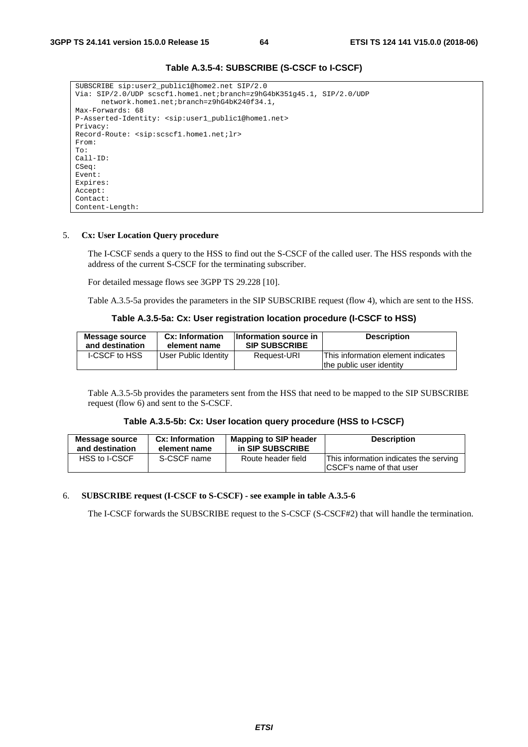**Table A.3.5-4: SUBSCRIBE (S-CSCF to I-CSCF)**

```
SUBSCRIBE sip:user2_public1@home2.net SIP/2.0
Via: SIP/2.0/UDP scscf1.home1.net;branch=z9hG4bK351g45.1, SIP/2.0/UDP
      network.home1.net;branch=z9hG4bK240f34.1,
Max-Forwards: 68
P-Asserted-Identity: <sip:user1_public1@home1.net>
Privacy:
Record-Route: <sip:scscf1.home1.net;lr>
From:
To:
Call-ID:
CSeq:
Event:
Expires:
Accept:
Contact:
Content-Length:
```

5. **Cx: User Location Query procedure**

The I-CSCF sends a query to the HSS to find out the S-CSCF of the called user. The HSS responds with the address of the current S-CSCF for the terminating subscriber.

For detailed message flows see 3GPP TS 29.228 [10].

Table A.3.5-5a provides the parameters in the SIP SUBSCRIBE request (flow 4), which are sent to the HSS.

**Table A.3.5-5a: Cx: User registration location procedure (I-CSCF to HSS)**

| Message source and destination | Cx: Information element name | Information source in SIP SUBSCRIBE | Description |
|---|---|---|---|
| I-CSCF to HSS | User Public Identity | Request-URI | This information element indicates the public user identity |

Table A.3.5-5b provides the parameters sent from the HSS that need to be mapped to the SIP SUBSCRIBE request (flow 6) and sent to the S-CSCF.

**Table A.3.5-5b: Cx: User location query procedure (HSS to I-CSCF)**

| Message source and destination | Cx: Information element name | Mapping to SIP header in SIP SUBSCRIBE | Description |
|---|---|---|---|
| HSS to I-CSCF | S-CSCF name | Route header field | This information indicates the serving CSCF's name of that user |

6. **SUBSCRIBE request (I-CSCF to S-CSCF) - see example in table A.3.5-6**

The I-CSCF forwards the SUBSCRIBE request to the S-CSCF (S-CSCF#2) that will handle the termination.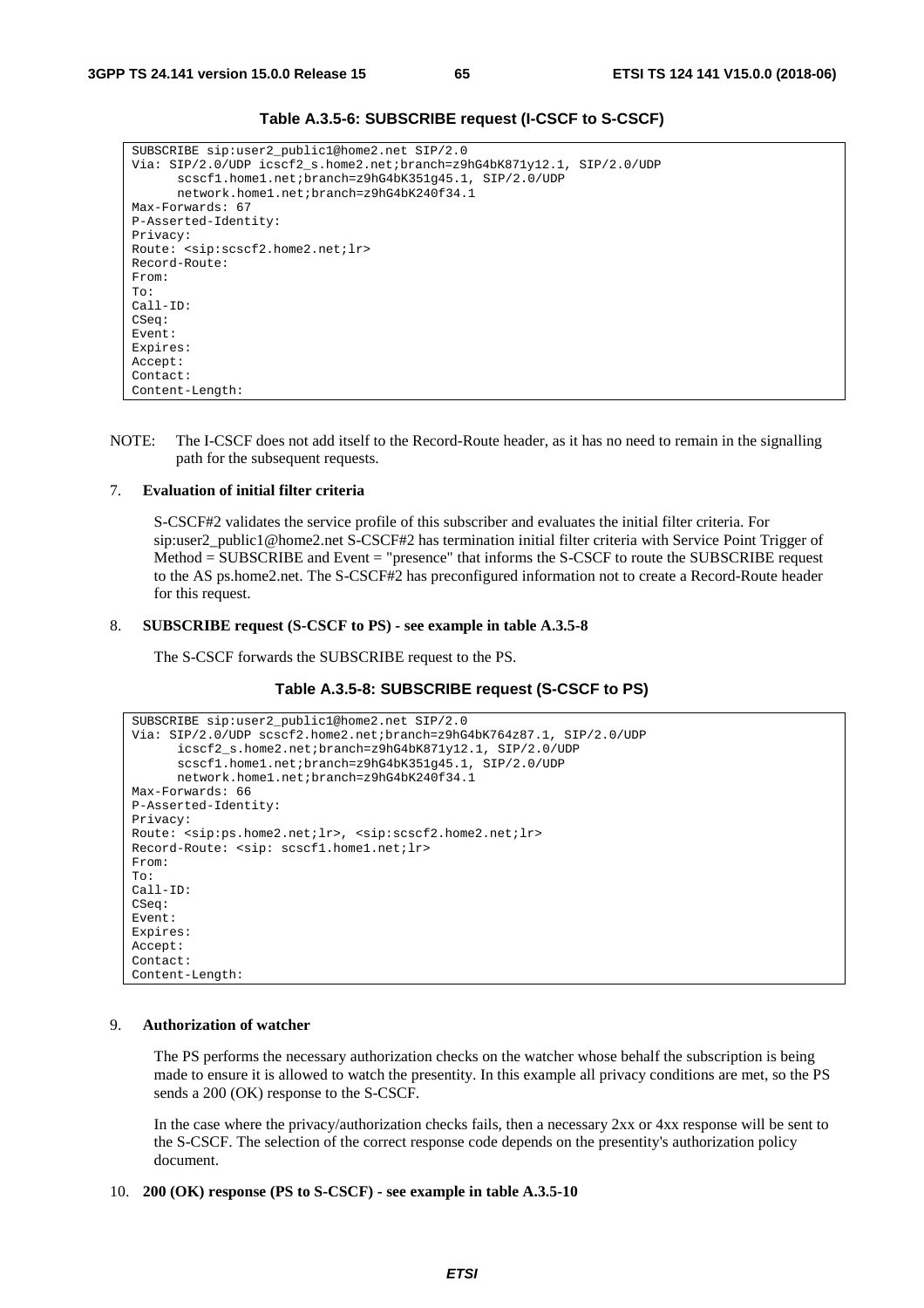**Table A.3.5-6: SUBSCRIBE request (I-CSCF to S-CSCF)**

```
SUBSCRIBE sip:user2_public1@home2.net SIP/2.0
Via: SIP/2.0/UDP icscf2_s.home2.net;branch=z9hG4bK871y12.1, SIP/2.0/UDP
      scscf1.home1.net;branch=z9hG4bK351g45.1, SIP/2.0/UDP
      network.home1.net;branch=z9hG4bK240f34.1
Max-Forwards: 67
P-Asserted-Identity:
Privacy:
Route: <sip:scscf2.home2.net;lr>
Record-Route:
From:
To:
Call-ID:
CSeq:
Event:
Expires:
Accept:
Contact:
Content-Length:
```

NOTE: The I-CSCF does not add itself to the Record-Route header, as it has no need to remain in the signalling path for the subsequent requests.

7. **Evaluation of initial filter criteria**

   S-CSCF#2 validates the service profile of this subscriber and evaluates the initial filter criteria. For sip:user2_public1@home2.net S-CSCF#2 has termination initial filter criteria with Service Point Trigger of Method = SUBSCRIBE and Event = "presence" that informs the S-CSCF to route the SUBSCRIBE request to the AS ps.home2.net. The S-CSCF#2 has preconfigured information not to create a Record-Route header for this request.

8. **SUBSCRIBE request (S-CSCF to PS) - see example in table A.3.5-8**

   The S-CSCF forwards the SUBSCRIBE request to the PS.

**Table A.3.5-8: SUBSCRIBE request (S-CSCF to PS)**

```
SUBSCRIBE sip:user2_public1@home2.net SIP/2.0
Via: SIP/2.0/UDP scscf2.home2.net;branch=z9hG4bK764z87.1, SIP/2.0/UDP
      icscf2_s.home2.net;branch=z9hG4bK871y12.1, SIP/2.0/UDP
      scscf1.home1.net;branch=z9hG4bK351g45.1, SIP/2.0/UDP
      network.home1.net;branch=z9hG4bK240f34.1
Max-Forwards: 66
P-Asserted-Identity:
Privacy:
Route: <sip:ps.home2.net;lr>, <sip:scscf2.home2.net;lr>
Record-Route: <sip: scscf1.home1.net;lr>
From:
To:
Call-ID:
CSeq:
Event:
Expires:
Accept:
Contact:
Content-Length:
```

9. **Authorization of watcher**

   The PS performs the necessary authorization checks on the watcher whose behalf the subscription is being made to ensure it is allowed to watch the presentity. In this example all privacy conditions are met, so the PS sends a 200 (OK) response to the S-CSCF.

   In the case where the privacy/authorization checks fails, then a necessary 2xx or 4xx response will be sent to the S-CSCF. The selection of the correct response code depends on the presentity's authorization policy document.

10. **200 (OK) response (PS to S-CSCF) - see example in table A.3.5-10**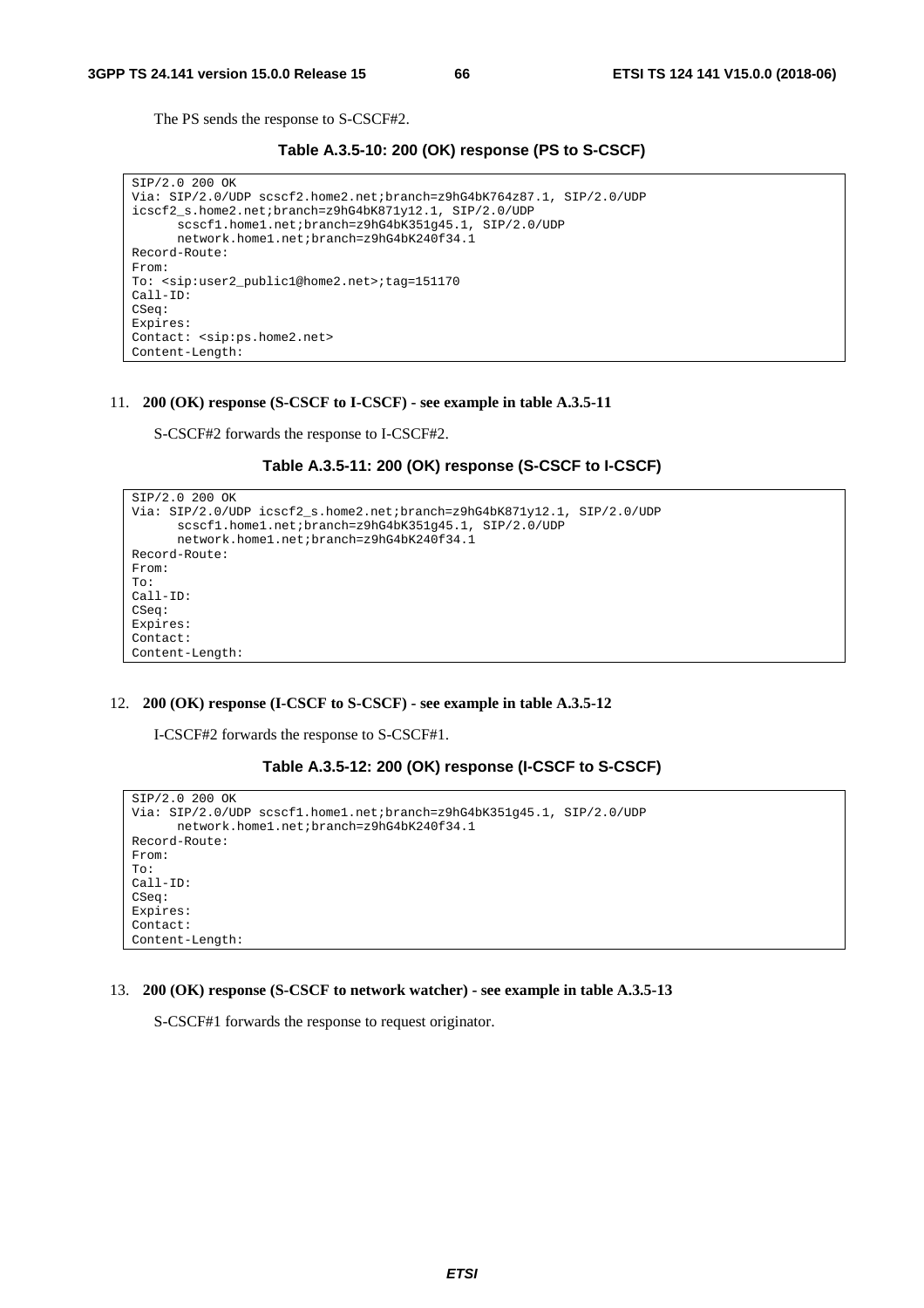The PS sends the response to S-CSCF#2.

**Table A.3.5-10: 200 (OK) response (PS to S-CSCF)**

```
SIP/2.0 200 OK
Via: SIP/2.0/UDP scscf2.home2.net;branch=z9hG4bK764z87.1, SIP/2.0/UDP
icscf2_s.home2.net;branch=z9hG4bK871y12.1, SIP/2.0/UDP
      scscf1.home1.net;branch=z9hG4bK351g45.1, SIP/2.0/UDP
      network.home1.net;branch=z9hG4bK240f34.1
Record-Route:
From:
To: <sip:user2_public1@home2.net>;tag=151170
Call-ID:
CSeq:
Expires:
Contact: <sip:ps.home2.net>
Content-Length:
```

11. **200 (OK) response (S-CSCF to I-CSCF) - see example in table A.3.5-11**

    S-CSCF#2 forwards the response to I-CSCF#2.

**Table A.3.5-11: 200 (OK) response (S-CSCF to I-CSCF)**

```
SIP/2.0 200 OK
Via: SIP/2.0/UDP icscf2_s.home2.net;branch=z9hG4bK871y12.1, SIP/2.0/UDP
      scscf1.home1.net;branch=z9hG4bK351g45.1, SIP/2.0/UDP
      network.home1.net;branch=z9hG4bK240f34.1
Record-Route:
From:
To:
Call-ID:
CSeq:
Expires:
Contact:
Content-Length:
```

12. **200 (OK) response (I-CSCF to S-CSCF) - see example in table A.3.5-12**

    I-CSCF#2 forwards the response to S-CSCF#1.

**Table A.3.5-12: 200 (OK) response (I-CSCF to S-CSCF)**

```
SIP/2.0 200 OK
Via: SIP/2.0/UDP scscf1.home1.net;branch=z9hG4bK351g45.1, SIP/2.0/UDP
      network.home1.net;branch=z9hG4bK240f34.1
Record-Route:
From:
To:
Call-ID:
CSeq:
Expires:
Contact:
Content-Length:
```

13. **200 (OK) response (S-CSCF to network watcher) - see example in table A.3.5-13**

    S-CSCF#1 forwards the response to request originator.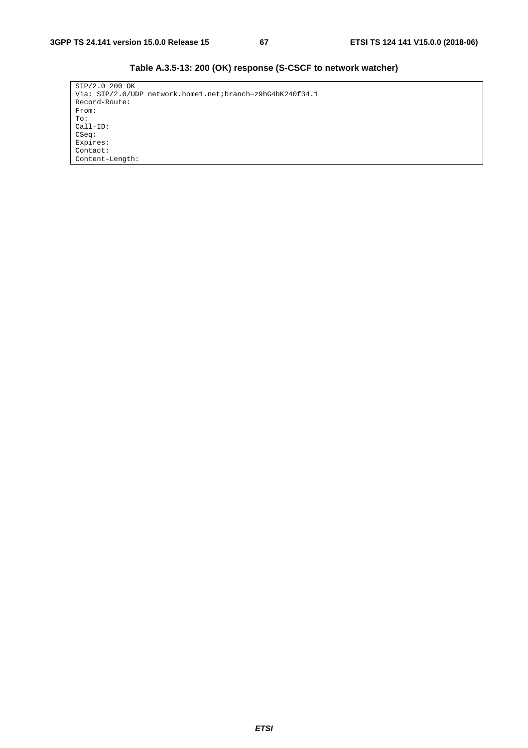**Table A.3.5-13: 200 (OK) response (S-CSCF to network watcher)**

```
SIP/2.0 200 OK
Via: SIP/2.0/UDP network.home1.net;branch=z9hG4bK240f34.1
Record-Route:
From:
To:
Call-ID:
CSeq:
Expires:
Contact:
Content-Length:
```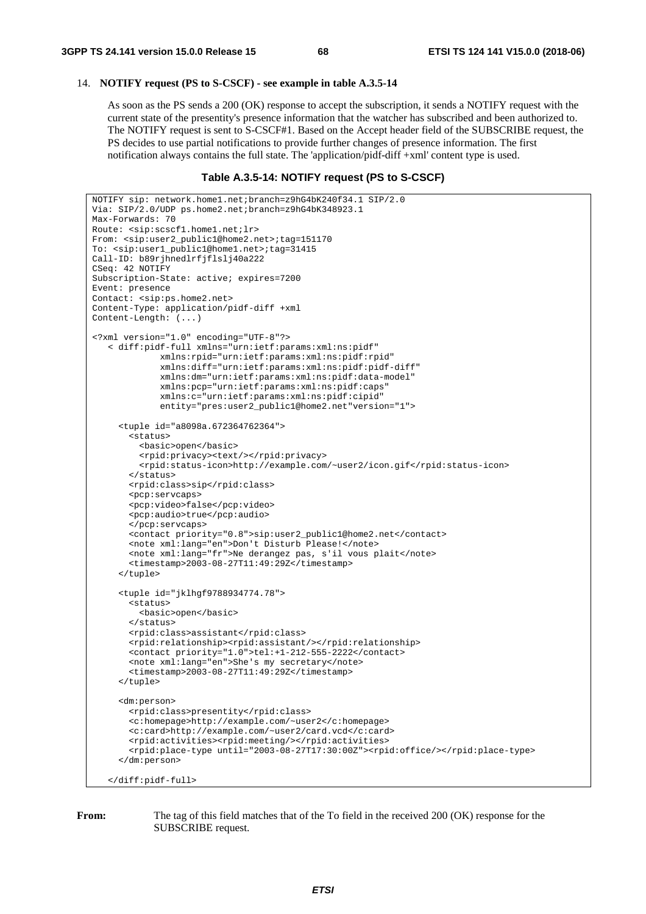14. **NOTIFY request (PS to S-CSCF) - see example in table A.3.5-14**

As soon as the PS sends a 200 (OK) response to accept the subscription, it sends a NOTIFY request with the current state of the presentity's presence information that the watcher has subscribed and been authorized to. The NOTIFY request is sent to S-CSCF#1. Based on the Accept header field of the SUBSCRIBE request, the PS decides to use partial notifications to provide further changes of presence information. The first notification always contains the full state. The 'application/pidf-diff +xml' content type is used.

**Table A.3.5-14: NOTIFY request (PS to S-CSCF)**

```
NOTIFY sip: network.home1.net;branch=z9hG4bK240f34.1 SIP/2.0
Via: SIP/2.0/UDP ps.home2.net;branch=z9hG4bK348923.1
Max-Forwards: 70
Route: <sip:scscf1.home1.net;lr>
From: <sip:user2_public1@home2.net>;tag=151170
To: <sip:user1_public1@home1.net>;tag=31415
Call-ID: b89rjhnedlrfjflslj40a222
CSeq: 42 NOTIFY
Subscription-State: active; expires=7200
Event: presence
Contact: <sip:ps.home2.net>
Content-Type: application/pidf-diff +xml
Content-Length: (...)

<?xml version="1.0" encoding="UTF-8"?>
   < diff:pidf-full xmlns="urn:ietf:params:xml:ns:pidf"
             xmlns:rpid="urn:ietf:params:xml:ns:pidf:rpid"
             xmlns:diff="urn:ietf:params:xml:ns:pidf:pidf-diff"
             xmlns:dm="urn:ietf:params:xml:ns:pidf:data-model"
             xmlns:pcp="urn:ietf:params:xml:ns:pidf:caps"
             xmlns:c="urn:ietf:params:xml:ns:pidf:cipid"
             entity="pres:user2_public1@home2.net"version="1">

     <tuple id="a8098a.672364762364">
       <status>
         <basic>open</basic>
         <rpid:privacy><text/></rpid:privacy>
         <rpid:status-icon>http://example.com/~user2/icon.gif</rpid:status-icon>
       </status>
       <rpid:class>sip</rpid:class>
       <pcp:servcaps>
       <pcp:video>false</pcp:video>
       <pcp:audio>true</pcp:audio>
       </pcp:servcaps>
       <contact priority="0.8">sip:user2_public1@home2.net</contact>
       <note xml:lang="en">Don't Disturb Please!</note>
       <note xml:lang="fr">Ne derangez pas, s'il vous plait</note>
       <timestamp>2003-08-27T11:49:29Z</timestamp>
     </tuple>

     <tuple id="jklhgf9788934774.78">
       <status>
         <basic>open</basic>
       </status>
       <rpid:class>assistant</rpid:class>
       <rpid:relationship><rpid:assistant/></rpid:relationship>
       <contact priority="1.0">tel:+1-212-555-2222</contact>
       <note xml:lang="en">She's my secretary</note>
       <timestamp>2003-08-27T11:49:29Z</timestamp>
     </tuple>

     <dm:person>
       <rpid:class>presentity</rpid:class>
       <c:homepage>http://example.com/~user2</c:homepage>
       <c:card>http://example.com/~user2/card.vcd</c:card>
       <rpid:activities><rpid:meeting/></rpid:activities>
       <rpid:place-type until="2003-08-27T17:30:00Z"><rpid:office/></rpid:place-type>
     </dm:person>

   </diff:pidf-full>
```

**From:** The tag of this field matches that of the To field in the received 200 (OK) response for the SUBSCRIBE request.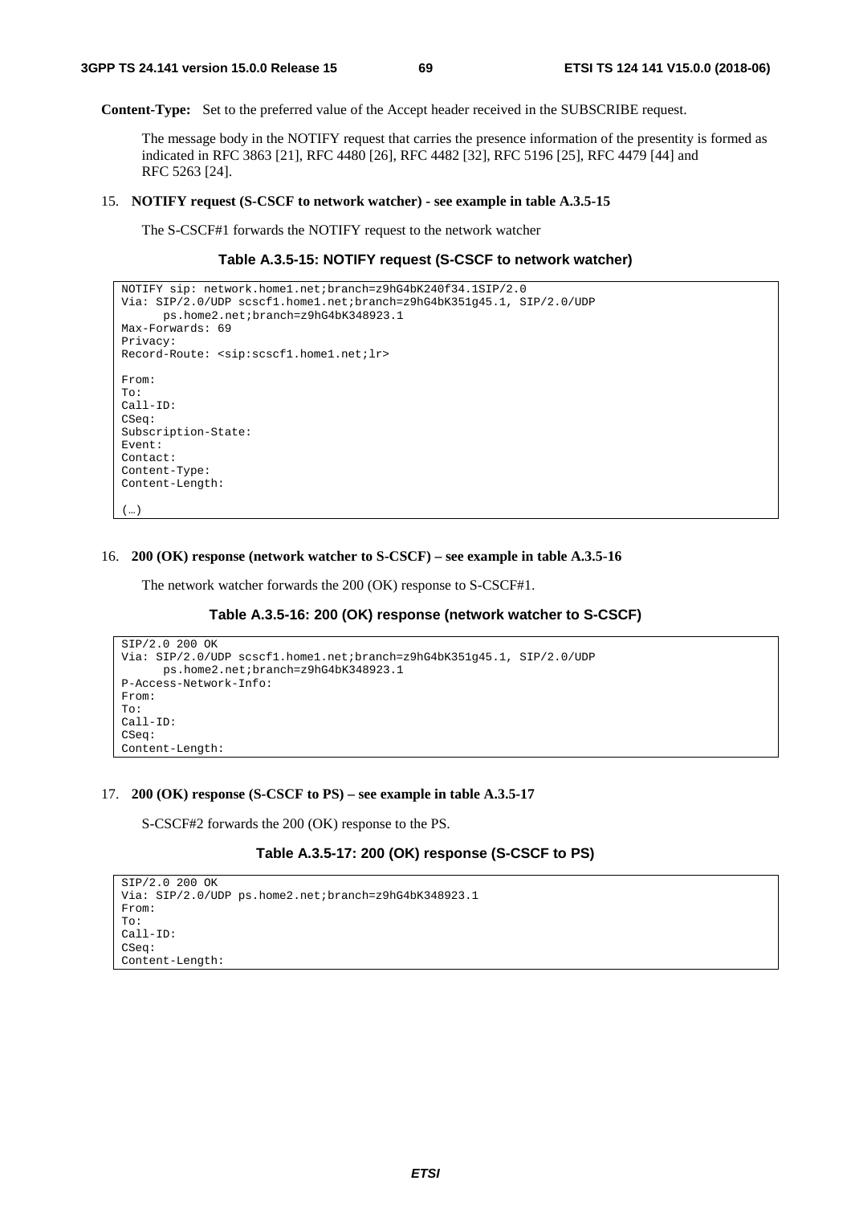**Content-Type:** Set to the preferred value of the Accept header received in the SUBSCRIBE request.

The message body in the NOTIFY request that carries the presence information of the presentity is formed as indicated in RFC 3863 [21], RFC 4480 [26], RFC 4482 [32], RFC 5196 [25], RFC 4479 [44] and RFC 5263 [24].

15. **NOTIFY request (S-CSCF to network watcher) - see example in table A.3.5-15**

The S-CSCF#1 forwards the NOTIFY request to the network watcher

**Table A.3.5-15: NOTIFY request (S-CSCF to network watcher)**

```
NOTIFY sip: network.home1.net;branch=z9hG4bK240f34.1SIP/2.0
Via: SIP/2.0/UDP scscf1.home1.net;branch=z9hG4bK351g45.1, SIP/2.0/UDP
      ps.home2.net;branch=z9hG4bK348923.1
Max-Forwards: 69
Privacy:
Record-Route: <sip:scscf1.home1.net;lr>

From:
To:
Call-ID:
CSeq:
Subscription-State:
Event:
Contact:
Content-Type:
Content-Length:

(…)
```

16. **200 (OK) response (network watcher to S-CSCF) – see example in table A.3.5-16**

The network watcher forwards the 200 (OK) response to S-CSCF#1.

**Table A.3.5-16: 200 (OK) response (network watcher to S-CSCF)**

```
SIP/2.0 200 OK
Via: SIP/2.0/UDP scscf1.home1.net;branch=z9hG4bK351g45.1, SIP/2.0/UDP
      ps.home2.net;branch=z9hG4bK348923.1
P-Access-Network-Info:
From:
To:
Call-ID:
CSeq:
Content-Length:
```

17. **200 (OK) response (S-CSCF to PS) – see example in table A.3.5-17**

S-CSCF#2 forwards the 200 (OK) response to the PS.

**Table A.3.5-17: 200 (OK) response (S-CSCF to PS)**

```
SIP/2.0 200 OK
Via: SIP/2.0/UDP ps.home2.net;branch=z9hG4bK348923.1
From:
To:
Call-ID:
CSeq:
Content-Length:
```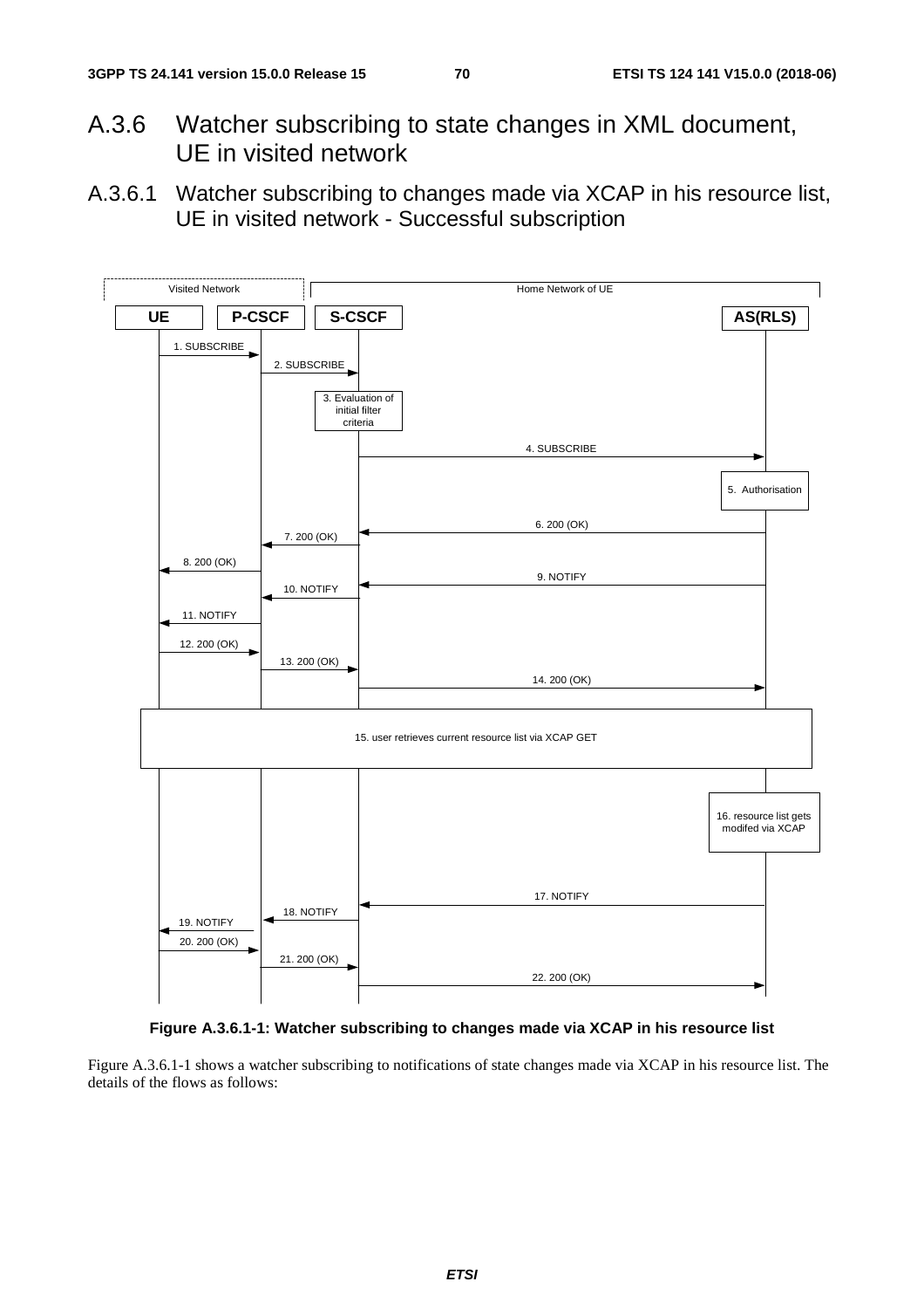## A.3.6 Watcher subscribing to state changes in XML document, UE in visited network

### A.3.6.1 Watcher subscribing to changes made via XCAP in his resource list, UE in visited network - Successful subscription

**Figure A.3.6.1-1: Watcher subscribing to changes made via XCAP in his resource list**

Figure A.3.6.1-1 shows a watcher subscribing to notifications of state changes made via XCAP in his resource list. The details of the flows as follows: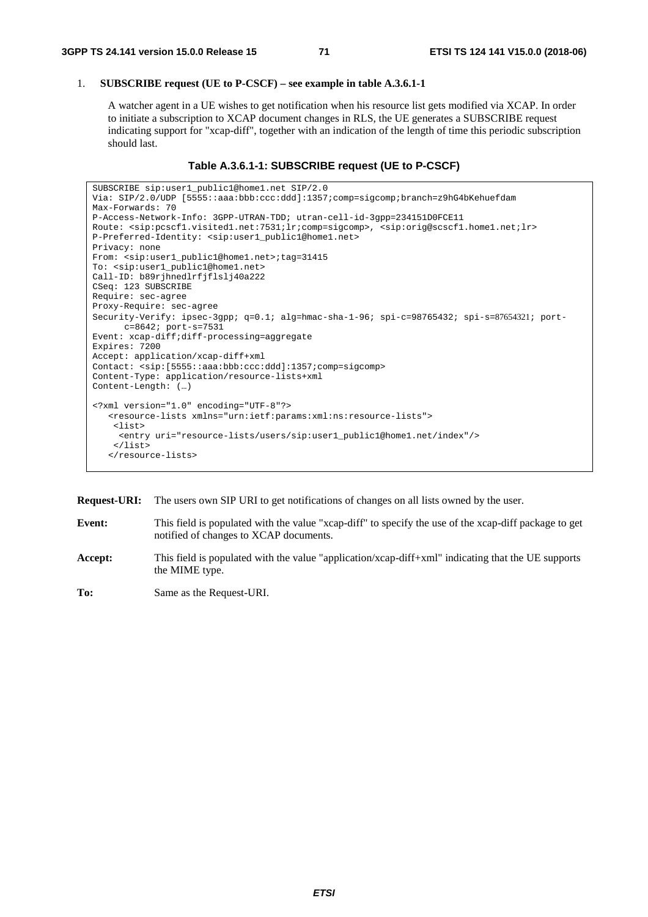1. **SUBSCRIBE request (UE to P-CSCF) – see example in table A.3.6.1-1**

   A watcher agent in a UE wishes to get notification when his resource list gets modified via XCAP. In order to initiate a subscription to XCAP document changes in RLS, the UE generates a SUBSCRIBE request indicating support for "xcap-diff", together with an indication of the length of time this periodic subscription should last.

**Table A.3.6.1-1: SUBSCRIBE request (UE to P-CSCF)**

```
SUBSCRIBE sip:user1_public1@home1.net SIP/2.0
Via: SIP/2.0/UDP [5555::aaa:bbb:ccc:ddd]:1357;comp=sigcomp;branch=z9hG4bKehuefdam
Max-Forwards: 70
P-Access-Network-Info: 3GPP-UTRAN-TDD; utran-cell-id-3gpp=234151D0FCE11
Route: <sip:pcscf1.visited1.net:7531;lr;comp=sigcomp>, <sip:orig@scscf1.home1.net;lr>
P-Preferred-Identity: <sip:user1_public1@home1.net>
Privacy: none
From: <sip:user1_public1@home1.net>;tag=31415
To: <sip:user1_public1@home1.net>
Call-ID: b89rjhnedlrfjflslj40a222
CSeq: 123 SUBSCRIBE
Require: sec-agree
Proxy-Require: sec-agree
Security-Verify: ipsec-3gpp; q=0.1; alg=hmac-sha-1-96; spi-c=98765432; spi-s=87654321; port-
      c=8642; port-s=7531
Event: xcap-diff;diff-processing=aggregate
Expires: 7200
Accept: application/xcap-diff+xml
Contact: <sip:[5555::aaa:bbb:ccc:ddd]:1357;comp=sigcomp>
Content-Type: application/resource-lists+xml
Content-Length: (…)

<?xml version="1.0" encoding="UTF-8"?>
   <resource-lists xmlns="urn:ietf:params:xml:ns:resource-lists">
    <list>
     <entry uri="resource-lists/users/sip:user1_public1@home1.net/index"/>
    </list>
   </resource-lists>
```

**Request-URI:** The users own SIP URI to get notifications of changes on all lists owned by the user.

**Event:** This field is populated with the value "xcap-diff" to specify the use of the xcap-diff package to get notified of changes to XCAP documents.

**Accept:** This field is populated with the value "application/xcap-diff+xml" indicating that the UE supports the MIME type.

**To:** Same as the Request-URI.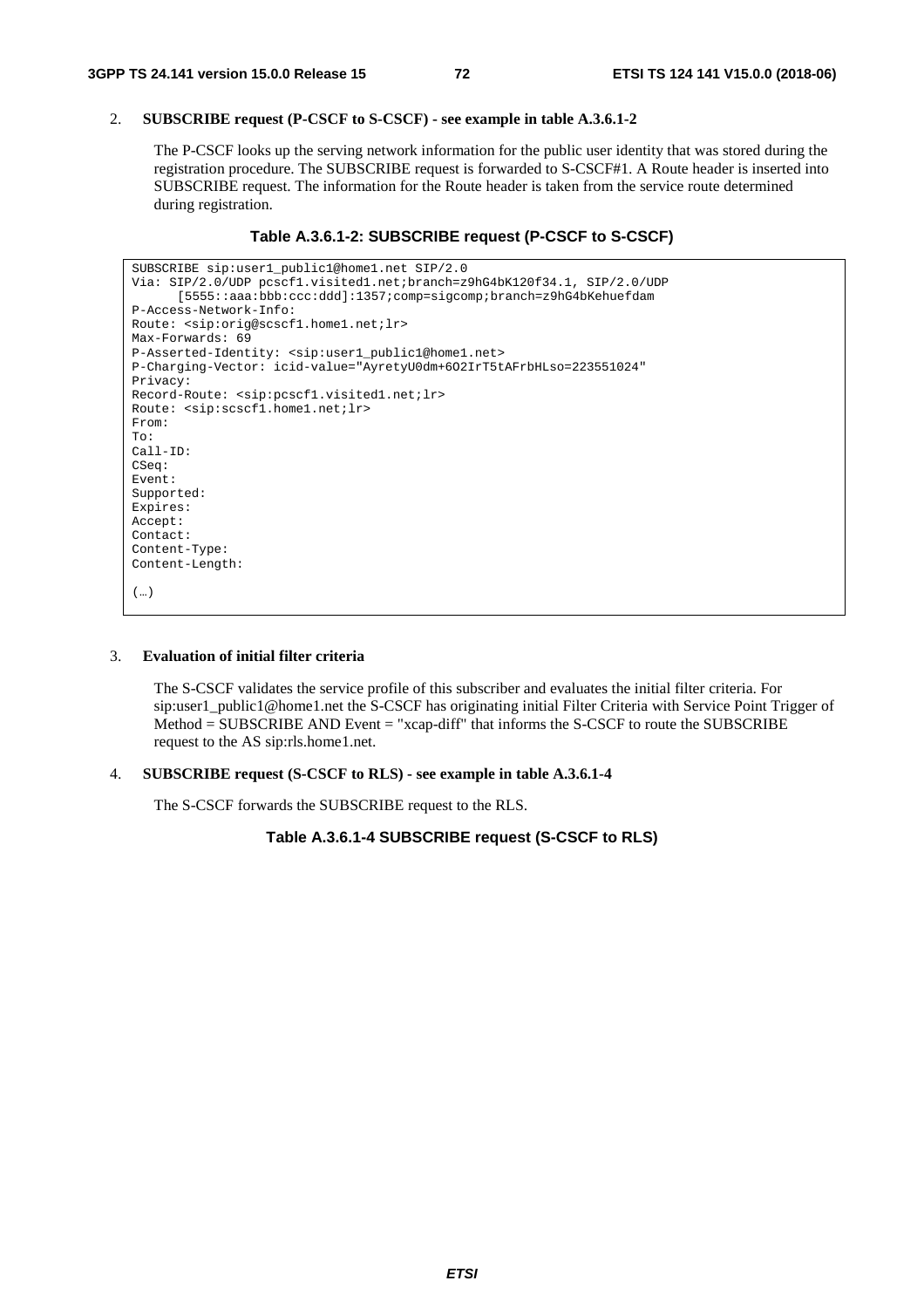2. **SUBSCRIBE request (P-CSCF to S-CSCF) - see example in table A.3.6.1-2**

   The P-CSCF looks up the serving network information for the public user identity that was stored during the registration procedure. The SUBSCRIBE request is forwarded to S-CSCF#1. A Route header is inserted into SUBSCRIBE request. The information for the Route header is taken from the service route determined during registration.

**Table A.3.6.1-2: SUBSCRIBE request (P-CSCF to S-CSCF)**

```
SUBSCRIBE sip:user1_public1@home1.net SIP/2.0
Via: SIP/2.0/UDP pcscf1.visited1.net;branch=z9hG4bK120f34.1, SIP/2.0/UDP
      [5555::aaa:bbb:ccc:ddd]:1357;comp=sigcomp;branch=z9hG4bKehuefdam
P-Access-Network-Info:
Route: <sip:orig@scscf1.home1.net;lr>
Max-Forwards: 69
P-Asserted-Identity: <sip:user1_public1@home1.net>
P-Charging-Vector: icid-value="AyretyU0dm+6O2IrT5tAFrbHLso=223551024"
Privacy:
Record-Route: <sip:pcscf1.visited1.net;lr>
Route: <sip:scscf1.home1.net;lr>
From:
To:
Call-ID:
CSeq:
Event:
Supported:
Expires:
Accept:
Contact:
Content-Type:
Content-Length:

(…)
```

3. **Evaluation of initial filter criteria**

   The S-CSCF validates the service profile of this subscriber and evaluates the initial filter criteria. For sip:user1_public1@home1.net the S-CSCF has originating initial Filter Criteria with Service Point Trigger of Method = SUBSCRIBE AND Event = "xcap-diff" that informs the S-CSCF to route the SUBSCRIBE request to the AS sip:rls.home1.net.

4. **SUBSCRIBE request (S-CSCF to RLS) - see example in table A.3.6.1-4**

   The S-CSCF forwards the SUBSCRIBE request to the RLS.

**Table A.3.6.1-4 SUBSCRIBE request (S-CSCF to RLS)**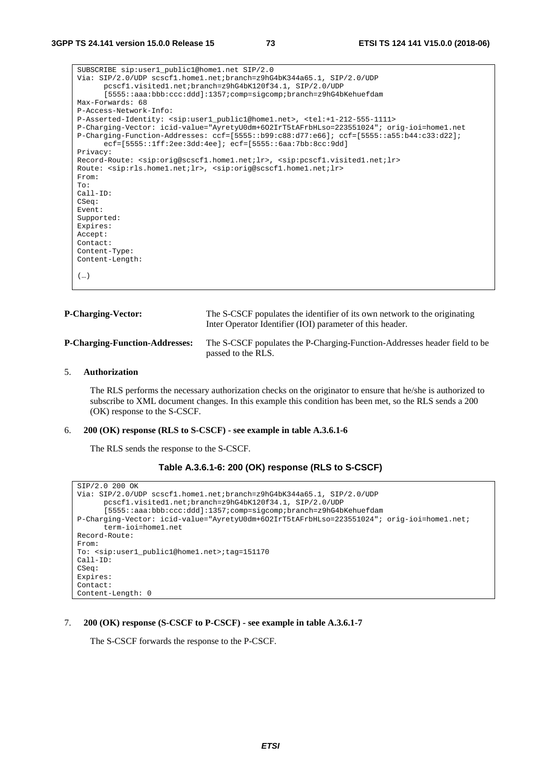```
SUBSCRIBE sip:user1_public1@home1.net SIP/2.0
Via: SIP/2.0/UDP scscf1.home1.net;branch=z9hG4bK344a65.1, SIP/2.0/UDP
      pcscf1.visited1.net;branch=z9hG4bK120f34.1, SIP/2.0/UDP
      [5555::aaa:bbb:ccc:ddd]:1357;comp=sigcomp;branch=z9hG4bKehuefdam
Max-Forwards: 68
P-Access-Network-Info:
P-Asserted-Identity: <sip:user1_public1@home1.net>, <tel:+1-212-555-1111>
P-Charging-Vector: icid-value="AyretyU0dm+6O2IrT5tAFrbHLso=223551024"; orig-ioi=home1.net
P-Charging-Function-Addresses: ccf=[5555::b99:c88:d77:e66]; ccf=[5555::a55:b44:c33:d22];
      ecf=[5555::1ff:2ee:3dd:4ee]; ecf=[5555::6aa:7bb:8cc:9dd]
Privacy:
Record-Route: <sip:orig@scscf1.home1.net;lr>, <sip:pcscf1.visited1.net;lr>
Route: <sip:rls.home1.net;lr>, <sip:orig@scscf1.home1.net;lr>
From:
To:
Call-ID:
CSeq:
Event:
Supported:
Expires:
Accept:
Contact:
Content-Type:
Content-Length:

(…)
```

**P-Charging-Vector:** The S-CSCF populates the identifier of its own network to the originating Inter Operator Identifier (IOI) parameter of this header.

**P-Charging-Function-Addresses:** The S-CSCF populates the P-Charging-Function-Addresses header field to be passed to the RLS.

5. **Authorization**

   The RLS performs the necessary authorization checks on the originator to ensure that he/she is authorized to subscribe to XML document changes. In this example this condition has been met, so the RLS sends a 200 (OK) response to the S-CSCF.

6. **200 (OK) response (RLS to S-CSCF) - see example in table A.3.6.1-6**

   The RLS sends the response to the S-CSCF.

**Table A.3.6.1-6: 200 (OK) response (RLS to S-CSCF)**

```
SIP/2.0 200 OK
Via: SIP/2.0/UDP scscf1.home1.net;branch=z9hG4bK344a65.1, SIP/2.0/UDP
      pcscf1.visited1.net;branch=z9hG4bK120f34.1, SIP/2.0/UDP
      [5555::aaa:bbb:ccc:ddd]:1357;comp=sigcomp;branch=z9hG4bKehuefdam
P-Charging-Vector: icid-value="AyretyU0dm+6O2IrT5tAFrbHLso=223551024"; orig-ioi=home1.net;
      term-ioi=home1.net
Record-Route:
From:
To: <sip:user1_public1@home1.net>;tag=151170
Call-ID:
CSeq:
Expires:
Contact:
Content-Length: 0
```

7. **200 (OK) response (S-CSCF to P-CSCF) - see example in table A.3.6.1-7**

   The S-CSCF forwards the response to the P-CSCF.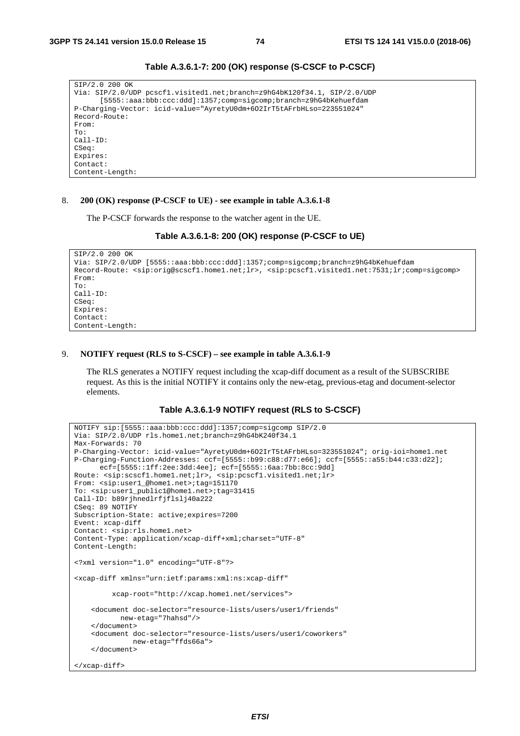**Table A.3.6.1-7: 200 (OK) response (S-CSCF to P-CSCF)**

```
SIP/2.0 200 OK
Via: SIP/2.0/UDP pcscf1.visited1.net;branch=z9hG4bK120f34.1, SIP/2.0/UDP
      [5555::aaa:bbb:ccc:ddd]:1357;comp=sigcomp;branch=z9hG4bKehuefdam
P-Charging-Vector: icid-value="AyretyU0dm+6O2IrT5tAFrbHLso=223551024"
Record-Route:
From:
To:
Call-ID:
CSeq:
Expires:
Contact:
Content-Length:
```

8. **200 (OK) response (P-CSCF to UE) - see example in table A.3.6.1-8**

   The P-CSCF forwards the response to the watcher agent in the UE.

**Table A.3.6.1-8: 200 (OK) response (P-CSCF to UE)**

```
SIP/2.0 200 OK
Via: SIP/2.0/UDP [5555::aaa:bbb:ccc:ddd]:1357;comp=sigcomp;branch=z9hG4bKehuefdam
Record-Route: <sip:orig@scscf1.home1.net;lr>, <sip:pcscf1.visited1.net:7531;lr;comp=sigcomp>
From:
To:
Call-ID:
CSeq:
Expires:
Contact:
Content-Length:
```

9. **NOTIFY request (RLS to S-CSCF) – see example in table A.3.6.1-9**

   The RLS generates a NOTIFY request including the xcap-diff document as a result of the SUBSCRIBE request. As this is the initial NOTIFY it contains only the new-etag, previous-etag and document-selector elements.

**Table A.3.6.1-9 NOTIFY request (RLS to S-CSCF)**

```
NOTIFY sip:[5555::aaa:bbb:ccc:ddd]:1357;comp=sigcomp SIP/2.0
Via: SIP/2.0/UDP rls.home1.net;branch=z9hG4bK240f34.1
Max-Forwards: 70
P-Charging-Vector: icid-value="AyretyU0dm+6O2IrT5tAFrbHLso=323551024"; orig-ioi=home1.net
P-Charging-Function-Addresses: ccf=[5555::b99:c88:d77:e66]; ccf=[5555::a55:b44:c33:d22];
      ecf=[5555::1ff:2ee:3dd:4ee]; ecf=[5555::6aa:7bb:8cc:9dd]
Route: <sip:scscf1.home1.net;lr>, <sip:pcscf1.visited1.net;lr>
From: <sip:user1_@home1.net>;tag=151170
To: <sip:user1_public1@home1.net>;tag=31415
Call-ID: b89rjhnedlrfjflslj40a222
CSeq: 89 NOTIFY
Subscription-State: active;expires=7200
Event: xcap-diff
Contact: <sip:rls.home1.net>
Content-Type: application/xcap-diff+xml;charset="UTF-8"
Content-Length:

<?xml version="1.0" encoding="UTF-8"?>

<xcap-diff xmlns="urn:ietf:params:xml:ns:xcap-diff"

         xcap-root="http://xcap.home1.net/services">

    <document doc-selector="resource-lists/users/user1/friends"
           new-etag="7hahsd"/>
    </document>
    <document doc-selector="resource-lists/users/user1/coworkers"
              new-etag="ffds66a">
    </document>

</xcap-diff>
```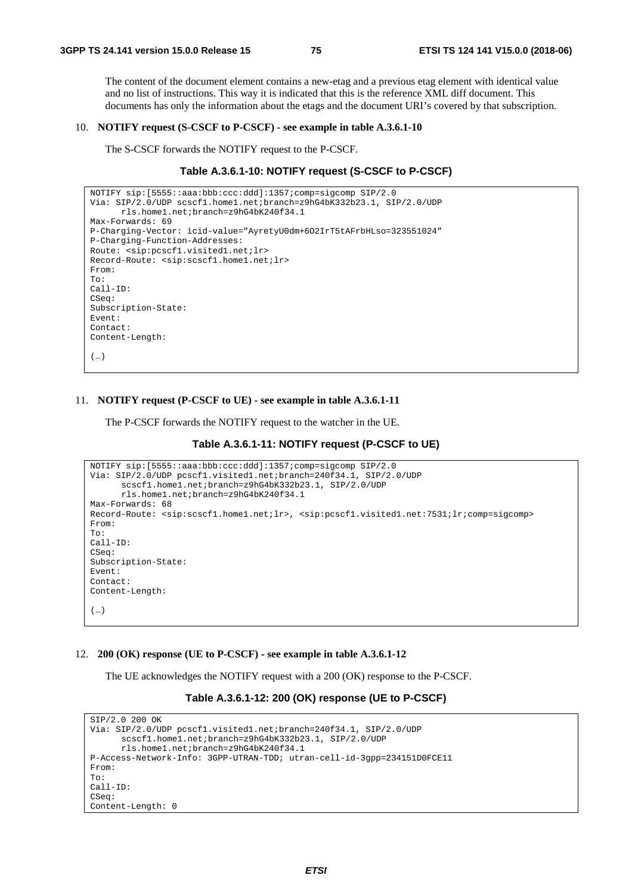The content of the document element contains a new-etag and a previous etag element with identical value and no list of instructions. This way it is indicated that this is the reference XML diff document. This documents has only the information about the etags and the document URI's covered by that subscription.

10. **NOTIFY request (S-CSCF to P-CSCF) - see example in table A.3.6.1-10**

    The S-CSCF forwards the NOTIFY request to the P-CSCF.

**Table A.3.6.1-10: NOTIFY request (S-CSCF to P-CSCF)**

```
NOTIFY sip:[5555::aaa:bbb:ccc:ddd]:1357;comp=sigcomp SIP/2.0
Via: SIP/2.0/UDP scscf1.home1.net;branch=z9hG4bK332b23.1, SIP/2.0/UDP
      rls.home1.net;branch=z9hG4bK240f34.1
Max-Forwards: 69
P-Charging-Vector: icid-value="AyretyU0dm+6O2IrT5tAFrbHLso=323551024"
P-Charging-Function-Addresses:
Route: <sip:pcscf1.visited1.net;lr>
Record-Route: <sip:scscf1.home1.net;lr>
From:
To:
Call-ID:
CSeq:
Subscription-State:
Event:
Contact:
Content-Length:

(…)
```

11. **NOTIFY request (P-CSCF to UE) - see example in table A.3.6.1-11**

    The P-CSCF forwards the NOTIFY request to the watcher in the UE.

**Table A.3.6.1-11: NOTIFY request (P-CSCF to UE)**

```
NOTIFY sip:[5555::aaa:bbb:ccc:ddd]:1357;comp=sigcomp SIP/2.0
Via: SIP/2.0/UDP pcscf1.visited1.net;branch=240f34.1, SIP/2.0/UDP
      scscf1.home1.net;branch=z9hG4bK332b23.1, SIP/2.0/UDP
      rls.home1.net;branch=z9hG4bK240f34.1
Max-Forwards: 68
Record-Route: <sip:scscf1.home1.net;lr>, <sip:pcscf1.visited1.net:7531;lr;comp=sigcomp>
From:
To:
Call-ID:
CSeq:
Subscription-State:
Event:
Contact:
Content-Length:

(…)
```

12. **200 (OK) response (UE to P-CSCF) - see example in table A.3.6.1-12**

    The UE acknowledges the NOTIFY request with a 200 (OK) response to the P-CSCF.

**Table A.3.6.1-12: 200 (OK) response (UE to P-CSCF)**

```
SIP/2.0 200 OK
Via: SIP/2.0/UDP pcscf1.visited1.net;branch=240f34.1, SIP/2.0/UDP
      scscf1.home1.net;branch=z9hG4bK332b23.1, SIP/2.0/UDP
      rls.home1.net;branch=z9hG4bK240f34.1
P-Access-Network-Info: 3GPP-UTRAN-TDD; utran-cell-id-3gpp=234151D0FCE11
From:
To:
Call-ID:
CSeq:
Content-Length: 0
```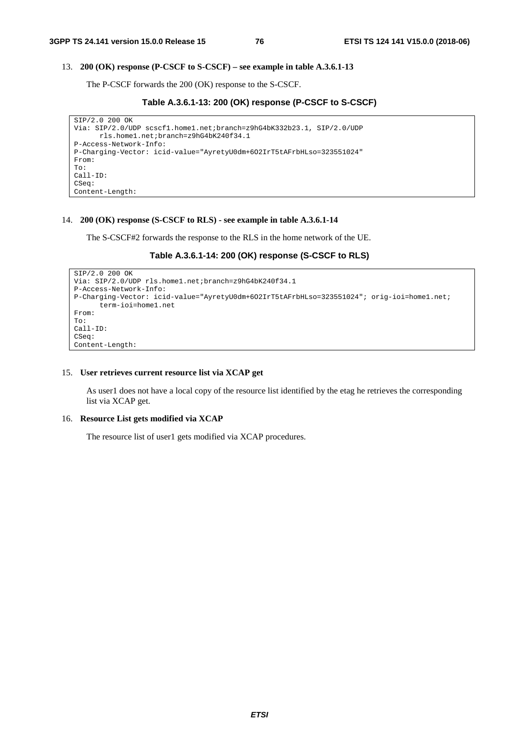13. **200 (OK) response (P-CSCF to S-CSCF) – see example in table A.3.6.1-13**

    The P-CSCF forwards the 200 (OK) response to the S-CSCF.

### Table A.3.6.1-13: 200 (OK) response (P-CSCF to S-CSCF)

```
SIP/2.0 200 OK
Via: SIP/2.0/UDP scscf1.home1.net;branch=z9hG4bK332b23.1, SIP/2.0/UDP
      rls.home1.net;branch=z9hG4bK240f34.1
P-Access-Network-Info:
P-Charging-Vector: icid-value="AyretyU0dm+6O2IrT5tAFrbHLso=323551024"
From:
To:
Call-ID:
CSeq:
Content-Length:
```

14. **200 (OK) response (S-CSCF to RLS) - see example in table A.3.6.1-14**

    The S-CSCF#2 forwards the response to the RLS in the home network of the UE.

### Table A.3.6.1-14: 200 (OK) response (S-CSCF to RLS)

```
SIP/2.0 200 OK
Via: SIP/2.0/UDP rls.home1.net;branch=z9hG4bK240f34.1
P-Access-Network-Info:
P-Charging-Vector: icid-value="AyretyU0dm+6O2IrT5tAFrbHLso=323551024"; orig-ioi=home1.net;
      term-ioi=home1.net
From:
To:
Call-ID:
CSeq:
Content-Length:
```

15. **User retrieves current resource list via XCAP get**

    As user1 does not have a local copy of the resource list identified by the etag he retrieves the corresponding list via XCAP get.

16. **Resource List gets modified via XCAP**

    The resource list of user1 gets modified via XCAP procedures.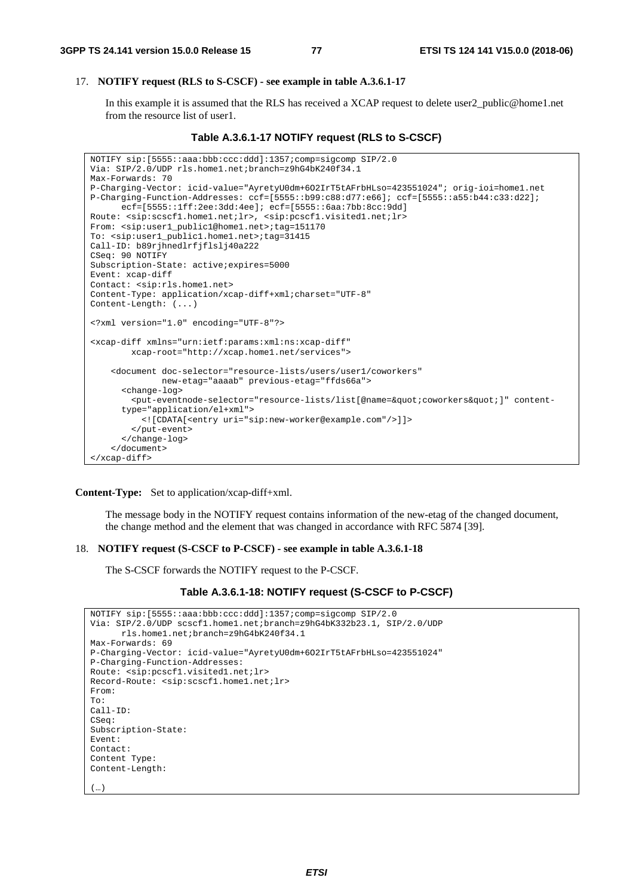17. **NOTIFY request (RLS to S-CSCF) - see example in table A.3.6.1-17**

    In this example it is assumed that the RLS has received a XCAP request to delete user2_public@home1.net from the resource list of user1.

**Table A.3.6.1-17 NOTIFY request (RLS to S-CSCF)**

```
NOTIFY sip:[5555::aaa:bbb:ccc:ddd]:1357;comp=sigcomp SIP/2.0
Via: SIP/2.0/UDP rls.home1.net;branch=z9hG4bK240f34.1
Max-Forwards: 70
P-Charging-Vector: icid-value="AyretyU0dm+6O2IrT5tAFrbHLso=423551024"; orig-ioi=home1.net
P-Charging-Function-Addresses: ccf=[5555::b99:c88:d77:e66]; ccf=[5555::a55:b44:c33:d22];
      ecf=[5555::1ff:2ee:3dd:4ee]; ecf=[5555::6aa:7bb:8cc:9dd]
Route: <sip:scscf1.home1.net;lr>, <sip:pcscf1.visited1.net;lr>
From: <sip:user1_public1@home1.net>;tag=151170
To: <sip:user1_public1.home1.net>;tag=31415
Call-ID: b89rjhnedlrfjflslj40a222
CSeq: 90 NOTIFY
Subscription-State: active;expires=5000
Event: xcap-diff
Contact: <sip:rls.home1.net>
Content-Type: application/xcap-diff+xml;charset="UTF-8"
Content-Length: (...)

<?xml version="1.0" encoding="UTF-8"?>

<xcap-diff xmlns="urn:ietf:params:xml:ns:xcap-diff"
        xcap-root="http://xcap.home1.net/services">

    <document doc-selector="resource-lists/users/user1/coworkers"
              new-etag="aaaab" previous-etag="ffds66a">
      <change-log>
        <put-eventnode-selector="resource-lists/list[@name=&quot;coworkers&quot;]" content-
      type="application/el+xml">
          <![CDATA[<entry uri="sip:new-worker@example.com"/>]]>
        </put-event>
      </change-log>
    </document>
</xcap-diff>
```

**Content-Type:** Set to application/xcap-diff+xml.

The message body in the NOTIFY request contains information of the new-etag of the changed document, the change method and the element that was changed in accordance with RFC 5874 [39].

18. **NOTIFY request (S-CSCF to P-CSCF) - see example in table A.3.6.1-18**

    The S-CSCF forwards the NOTIFY request to the P-CSCF.

**Table A.3.6.1-18: NOTIFY request (S-CSCF to P-CSCF)**

```
NOTIFY sip:[5555::aaa:bbb:ccc:ddd]:1357;comp=sigcomp SIP/2.0
Via: SIP/2.0/UDP scscf1.home1.net;branch=z9hG4bK332b23.1, SIP/2.0/UDP
      rls.home1.net;branch=z9hG4bK240f34.1
Max-Forwards: 69
P-Charging-Vector: icid-value="AyretyU0dm+6O2IrT5tAFrbHLso=423551024"
P-Charging-Function-Addresses:
Route: <sip:pcscf1.visited1.net;lr>
Record-Route: <sip:scscf1.home1.net;lr>
From:
To:
Call-ID:
CSeq:
Subscription-State:
Event:
Contact:
Content Type:
Content-Length:

(…)
```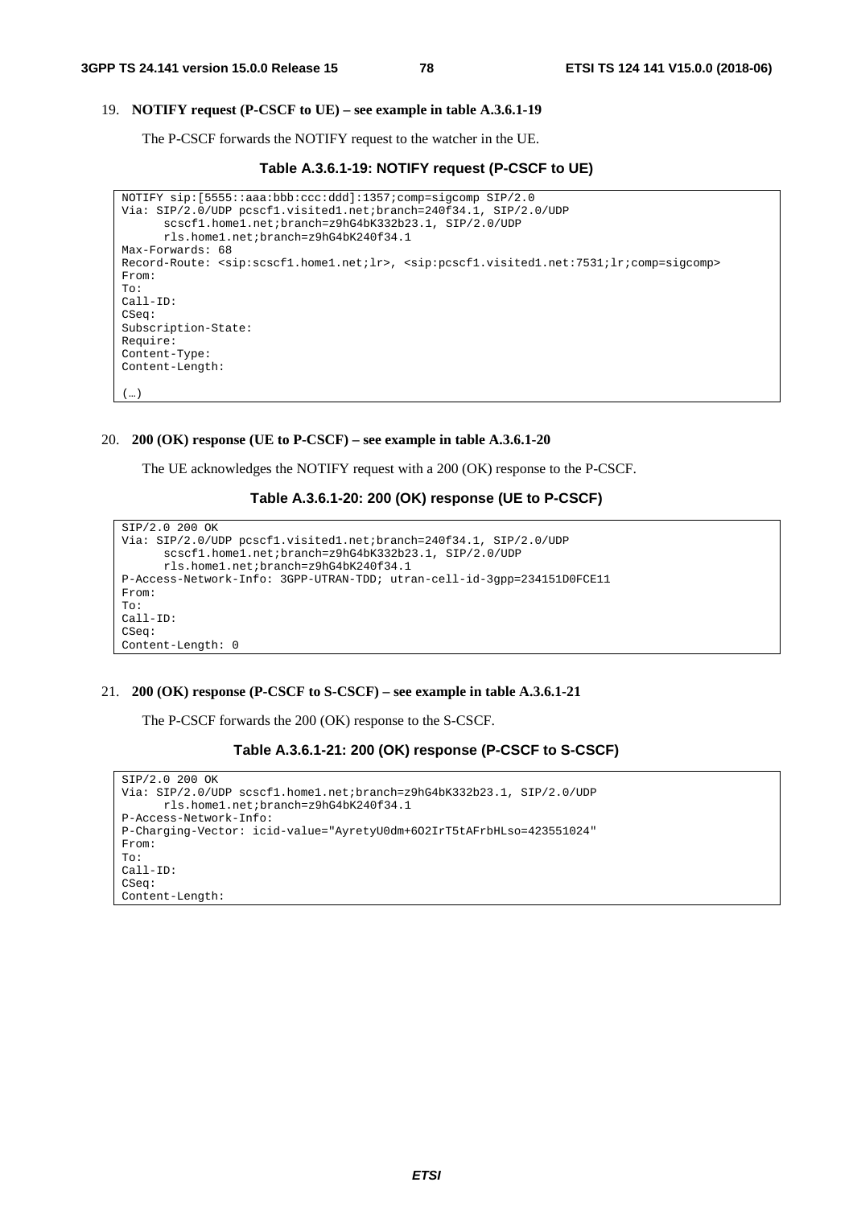19. **NOTIFY request (P-CSCF to UE) – see example in table A.3.6.1-19**

    The P-CSCF forwards the NOTIFY request to the watcher in the UE.

**Table A.3.6.1-19: NOTIFY request (P-CSCF to UE)**

```
NOTIFY sip:[5555::aaa:bbb:ccc:ddd]:1357;comp=sigcomp SIP/2.0
Via: SIP/2.0/UDP pcscf1.visited1.net;branch=240f34.1, SIP/2.0/UDP
      scscf1.home1.net;branch=z9hG4bK332b23.1, SIP/2.0/UDP
      rls.home1.net;branch=z9hG4bK240f34.1
Max-Forwards: 68
Record-Route: <sip:scscf1.home1.net;lr>, <sip:pcscf1.visited1.net:7531;lr;comp=sigcomp>
From:
To:
Call-ID:
CSeq:
Subscription-State:
Require:
Content-Type:
Content-Length:

(…)
```

20. **200 (OK) response (UE to P-CSCF) – see example in table A.3.6.1-20**

    The UE acknowledges the NOTIFY request with a 200 (OK) response to the P-CSCF.

**Table A.3.6.1-20: 200 (OK) response (UE to P-CSCF)**

```
SIP/2.0 200 OK
Via: SIP/2.0/UDP pcscf1.visited1.net;branch=240f34.1, SIP/2.0/UDP
      scscf1.home1.net;branch=z9hG4bK332b23.1, SIP/2.0/UDP
      rls.home1.net;branch=z9hG4bK240f34.1
P-Access-Network-Info: 3GPP-UTRAN-TDD; utran-cell-id-3gpp=234151D0FCE11
From:
To:
Call-ID:
CSeq:
Content-Length: 0
```

21. **200 (OK) response (P-CSCF to S-CSCF) – see example in table A.3.6.1-21**

    The P-CSCF forwards the 200 (OK) response to the S-CSCF.

**Table A.3.6.1-21: 200 (OK) response (P-CSCF to S-CSCF)**

```
SIP/2.0 200 OK
Via: SIP/2.0/UDP scscf1.home1.net;branch=z9hG4bK332b23.1, SIP/2.0/UDP
      rls.home1.net;branch=z9hG4bK240f34.1
P-Access-Network-Info:
P-Charging-Vector: icid-value="AyretyU0dm+6O2IrT5tAFrbHLso=423551024"
From:
To:
Call-ID:
CSeq:
Content-Length:
```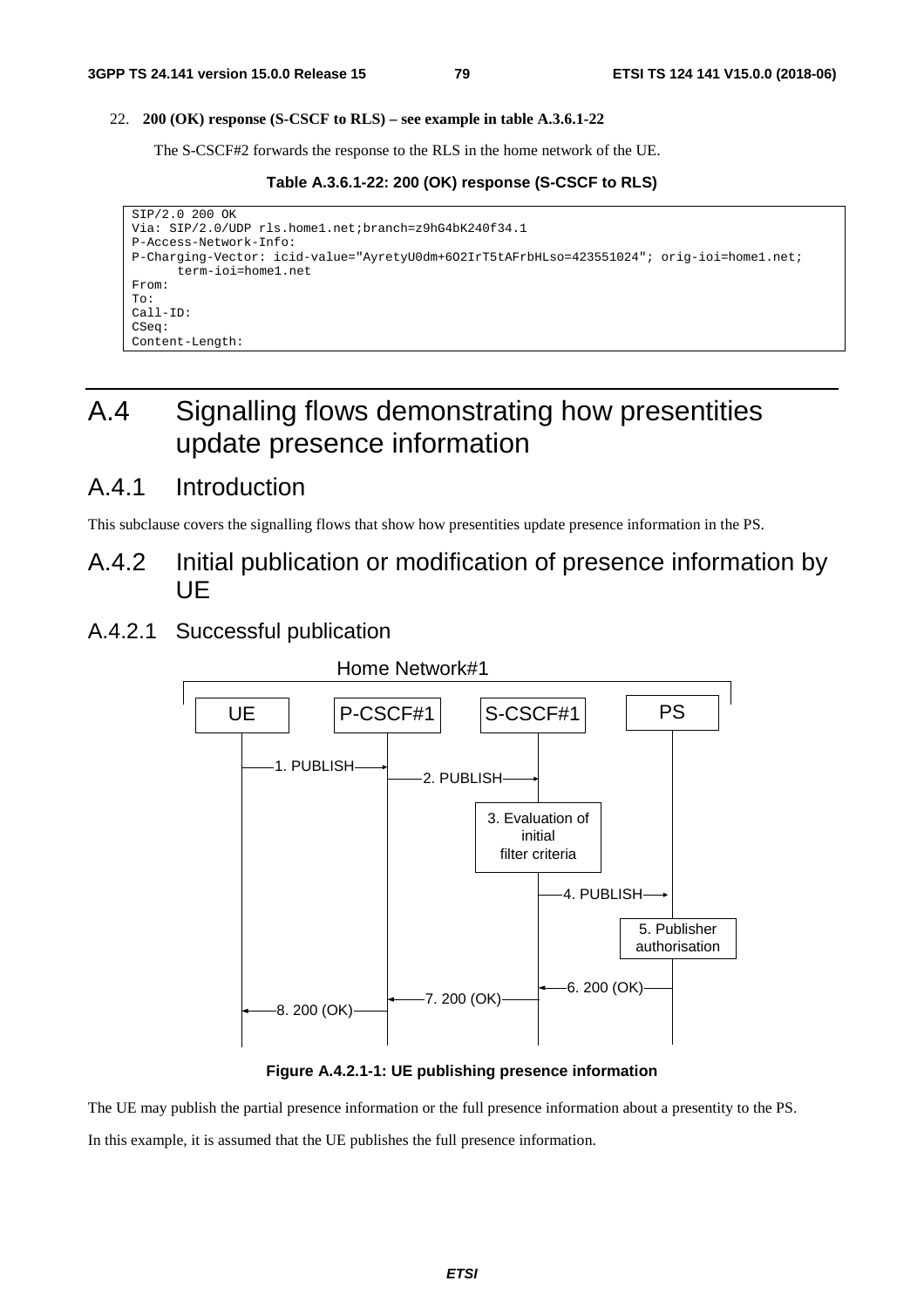22. **200 (OK) response (S-CSCF to RLS) – see example in table A.3.6.1-22**

The S-CSCF#2 forwards the response to the RLS in the home network of the UE.

**Table A.3.6.1-22: 200 (OK) response (S-CSCF to RLS)**

```
SIP/2.0 200 OK
Via: SIP/2.0/UDP rls.home1.net;branch=z9hG4bK240f34.1
P-Access-Network-Info:
P-Charging-Vector: icid-value="AyretyU0dm+6O2IrT5tAFrbHLso=423551024"; orig-ioi=home1.net;
      term-ioi=home1.net
From:
To:
Call-ID:
CSeq:
Content-Length:
```

# A.4 Signalling flows demonstrating how presentities update presence information

## A.4.1 Introduction

This subclause covers the signalling flows that show how presentities update presence information in the PS.

## A.4.2 Initial publication or modification of presence information by UE

### A.4.2.1 Successful publication

Home Network#1

UE | P-CSCF#1 | S-CSCF#1 | PS

1. PUBLISH (UE → P-CSCF#1)
2. PUBLISH (P-CSCF#1 → S-CSCF#1)
3. Evaluation of initial filter criteria (S-CSCF#1)
4. PUBLISH (S-CSCF#1 → PS)
5. Publisher authorisation (PS)
6. 200 (OK) (PS → S-CSCF#1)
7. 200 (OK) (S-CSCF#1 → P-CSCF#1)
8. 200 (OK) (P-CSCF#1 → UE)

**Figure A.4.2.1-1: UE publishing presence information**

The UE may publish the partial presence information or the full presence information about a presentity to the PS.

In this example, it is assumed that the UE publishes the full presence information.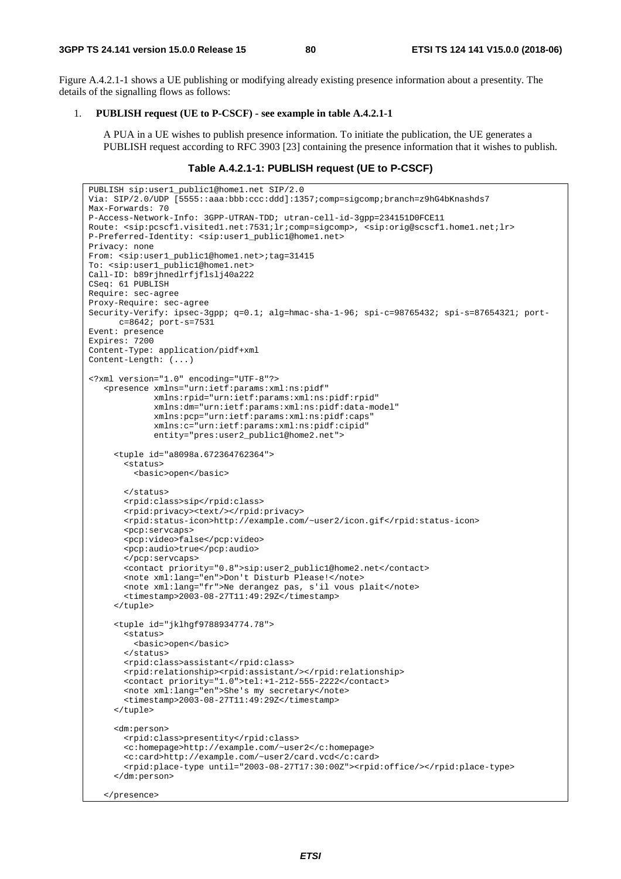Figure A.4.2.1-1 shows a UE publishing or modifying already existing presence information about a presentity. The details of the signalling flows as follows:

1. **PUBLISH request (UE to P-CSCF) - see example in table A.4.2.1-1**

   A PUA in a UE wishes to publish presence information. To initiate the publication, the UE generates a PUBLISH request according to RFC 3903 [23] containing the presence information that it wishes to publish.

**Table A.4.2.1-1: PUBLISH request (UE to P-CSCF)**

```
PUBLISH sip:user1_public1@home1.net SIP/2.0
Via: SIP/2.0/UDP [5555::aaa:bbb:ccc:ddd]:1357;comp=sigcomp;branch=z9hG4bKnashds7
Max-Forwards: 70
P-Access-Network-Info: 3GPP-UTRAN-TDD; utran-cell-id-3gpp=234151D0FCE11
Route: <sip:pcscf1.visited1.net:7531;lr;comp=sigcomp>, <sip:orig@scscf1.home1.net;lr>
P-Preferred-Identity: <sip:user1_public1@home1.net>
Privacy: none
From: <sip:user1_public1@home1.net>;tag=31415
To: <sip:user1_public1@home1.net>
Call-ID: b89rjhnedlrfjflslj40a222
CSeq: 61 PUBLISH
Require: sec-agree
Proxy-Require: sec-agree
Security-Verify: ipsec-3gpp; q=0.1; alg=hmac-sha-1-96; spi-c=98765432; spi-s=87654321; port-
      c=8642; port-s=7531
Event: presence
Expires: 7200
Content-Type: application/pidf+xml
Content-Length: (...)

<?xml version="1.0" encoding="UTF-8"?>
   <presence xmlns="urn:ietf:params:xml:ns:pidf"
            xmlns:rpid="urn:ietf:params:xml:ns:pidf:rpid"
            xmlns:dm="urn:ietf:params:xml:ns:pidf:data-model"
            xmlns:pcp="urn:ietf:params:xml:ns:pidf:caps"
            xmlns:c="urn:ietf:params:xml:ns:pidf:cipid"
            entity="pres:user2_public1@home2.net">

     <tuple id="a8098a.672364762364">
       <status>
         <basic>open</basic>

       </status>
       <rpid:class>sip</rpid:class>
       <rpid:privacy><text/></rpid:privacy>
       <rpid:status-icon>http://example.com/~user2/icon.gif</rpid:status-icon>
       <pcp:servcaps>
       <pcp:video>false</pcp:video>
       <pcp:audio>true</pcp:audio>
       </pcp:servcaps>
       <contact priority="0.8">sip:user2_public1@home2.net</contact>
       <note xml:lang="en">Don't Disturb Please!</note>
       <note xml:lang="fr">Ne derangez pas, s'il vous plait</note>
       <timestamp>2003-08-27T11:49:29Z</timestamp>
     </tuple>

     <tuple id="jklhgf9788934774.78">
       <status>
         <basic>open</basic>
       </status>
       <rpid:class>assistant</rpid:class>
       <rpid:relationship><rpid:assistant/></rpid:relationship>
       <contact priority="1.0">tel:+1-212-555-2222</contact>
       <note xml:lang="en">She's my secretary</note>
       <timestamp>2003-08-27T11:49:29Z</timestamp>
     </tuple>

     <dm:person>
       <rpid:class>presentity</rpid:class>
       <c:homepage>http://example.com/~user2</c:homepage>
       <c:card>http://example.com/~user2/card.vcd</c:card>
       <rpid:place-type until="2003-08-27T17:30:00Z"><rpid:office/></rpid:place-type>
     </dm:person>

   </presence>
```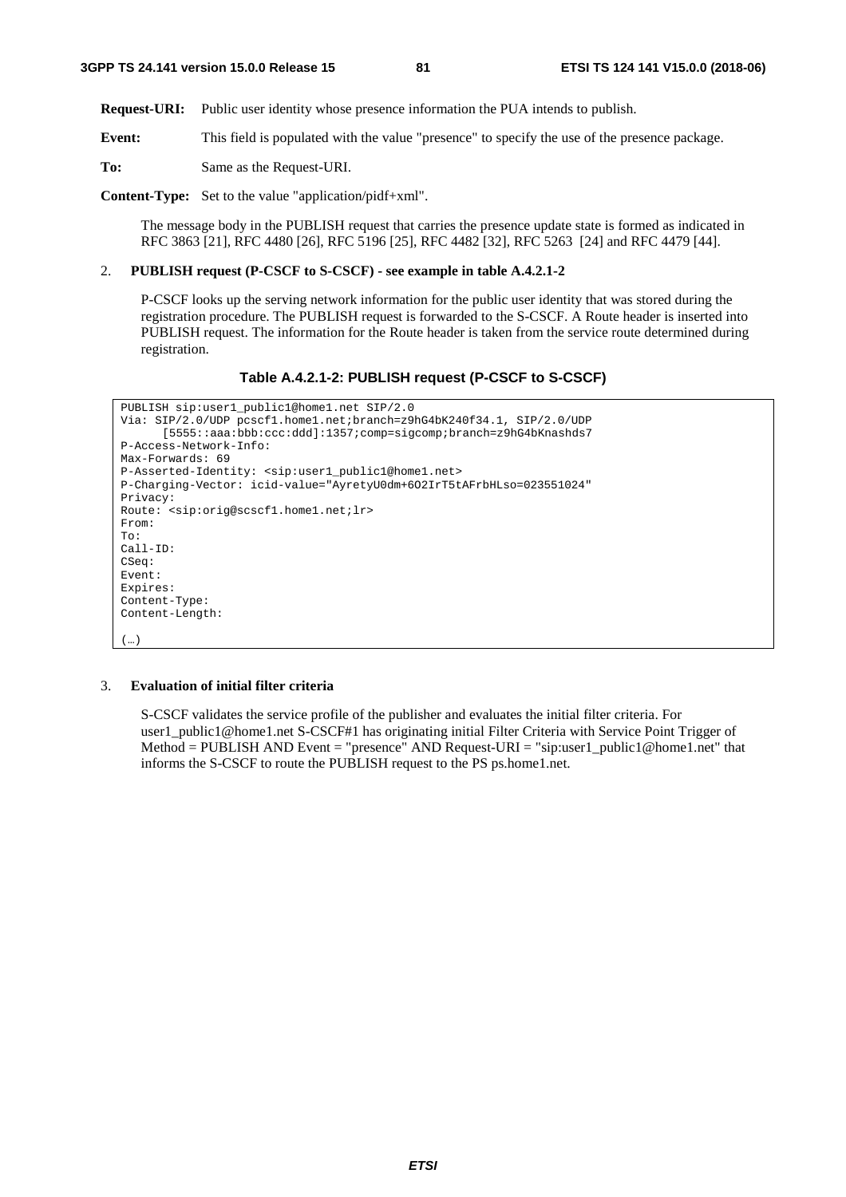**Request-URI:** Public user identity whose presence information the PUA intends to publish.

**Event:** This field is populated with the value "presence" to specify the use of the presence package.

**To:** Same as the Request-URI.

**Content-Type:** Set to the value "application/pidf+xml".

The message body in the PUBLISH request that carries the presence update state is formed as indicated in RFC 3863 [21], RFC 4480 [26], RFC 5196 [25], RFC 4482 [32], RFC 5263 [24] and RFC 4479 [44].

2. **PUBLISH request (P-CSCF to S-CSCF) - see example in table A.4.2.1-2**

   P-CSCF looks up the serving network information for the public user identity that was stored during the registration procedure. The PUBLISH request is forwarded to the S-CSCF. A Route header is inserted into PUBLISH request. The information for the Route header is taken from the service route determined during registration.

**Table A.4.2.1-2: PUBLISH request (P-CSCF to S-CSCF)**

```
PUBLISH sip:user1_public1@home1.net SIP/2.0
Via: SIP/2.0/UDP pcscf1.home1.net;branch=z9hG4bK240f34.1, SIP/2.0/UDP
     [5555::aaa:bbb:ccc:ddd]:1357;comp=sigcomp;branch=z9hG4bKnashds7
P-Access-Network-Info:
Max-Forwards: 69
P-Asserted-Identity: <sip:user1_public1@home1.net>
P-Charging-Vector: icid-value="AyretyU0dm+6O2IrT5tAFrbHLso=023551024"
Privacy:
Route: <sip:orig@scscf1.home1.net;lr>
From:
To:
Call-ID:
CSeq:
Event:
Expires:
Content-Type:
Content-Length:

(…)
```

3. **Evaluation of initial filter criteria**

   S-CSCF validates the service profile of the publisher and evaluates the initial filter criteria. For user1_public1@home1.net S-CSCF#1 has originating initial Filter Criteria with Service Point Trigger of Method = PUBLISH AND Event = "presence" AND Request-URI = "sip:user1_public1@home1.net" that informs the S-CSCF to route the PUBLISH request to the PS ps.home1.net.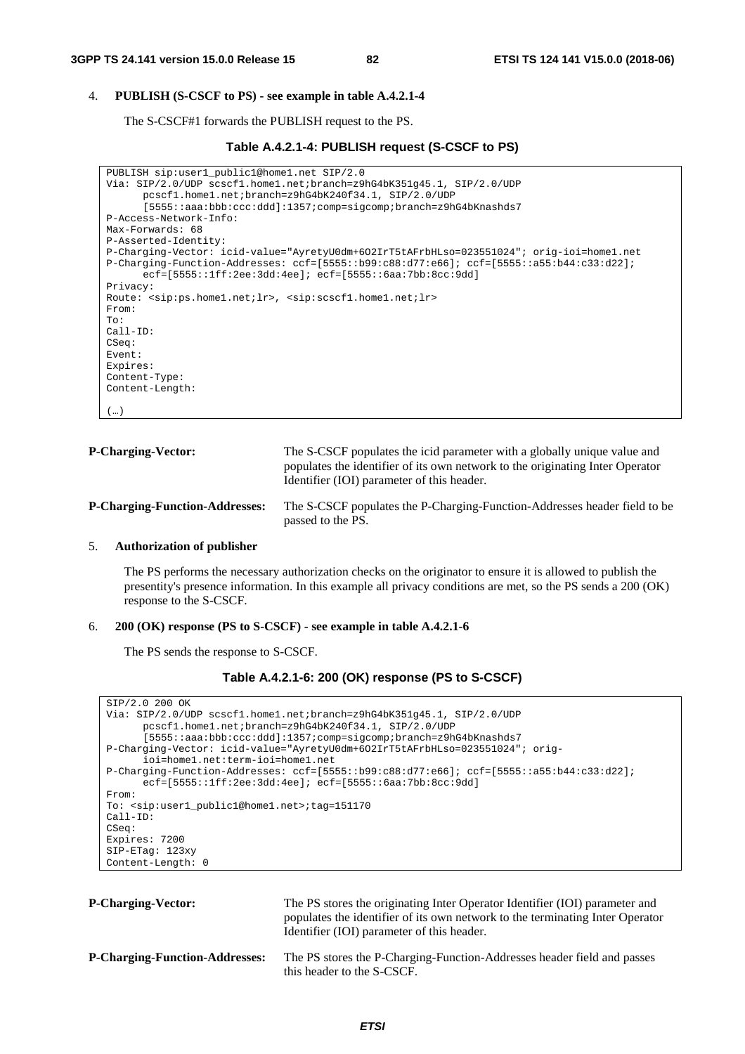4. **PUBLISH (S-CSCF to PS) - see example in table A.4.2.1-4**

   The S-CSCF#1 forwards the PUBLISH request to the PS.

**Table A.4.2.1-4: PUBLISH request (S-CSCF to PS)**

```
PUBLISH sip:user1_public1@home1.net SIP/2.0
Via: SIP/2.0/UDP scscf1.home1.net;branch=z9hG4bK351g45.1, SIP/2.0/UDP
      pcscf1.home1.net;branch=z9hG4bK240f34.1, SIP/2.0/UDP
      [5555::aaa:bbb:ccc:ddd]:1357;comp=sigcomp;branch=z9hG4bKnashds7
P-Access-Network-Info:
Max-Forwards: 68
P-Asserted-Identity:
P-Charging-Vector: icid-value="AyretyU0dm+6O2IrT5tAFrbHLso=023551024"; orig-ioi=home1.net
P-Charging-Function-Addresses: ccf=[5555::b99:c88:d77:e66]; ccf=[5555::a55:b44:c33:d22];
      ecf=[5555::1ff:2ee:3dd:4ee]; ecf=[5555::6aa:7bb:8cc:9dd]
Privacy:
Route: <sip:ps.home1.net;lr>, <sip:scscf1.home1.net;lr>
From:
To:
Call-ID:
CSeq:
Event:
Expires:
Content-Type:
Content-Length:

(…)
```

**P-Charging-Vector:** The S-CSCF populates the icid parameter with a globally unique value and populates the identifier of its own network to the originating Inter Operator Identifier (IOI) parameter of this header.

**P-Charging-Function-Addresses:** The S-CSCF populates the P-Charging-Function-Addresses header field to be passed to the PS.

5. **Authorization of publisher**

   The PS performs the necessary authorization checks on the originator to ensure it is allowed to publish the presentity's presence information. In this example all privacy conditions are met, so the PS sends a 200 (OK) response to the S-CSCF.

6. **200 (OK) response (PS to S-CSCF) - see example in table A.4.2.1-6**

   The PS sends the response to S-CSCF.

**Table A.4.2.1-6: 200 (OK) response (PS to S-CSCF)**

```
SIP/2.0 200 OK
Via: SIP/2.0/UDP scscf1.home1.net;branch=z9hG4bK351g45.1, SIP/2.0/UDP
      pcscf1.home1.net;branch=z9hG4bK240f34.1, SIP/2.0/UDP
      [5555::aaa:bbb:ccc:ddd]:1357;comp=sigcomp;branch=z9hG4bKnashds7
P-Charging-Vector: icid-value="AyretyU0dm+6O2IrT5tAFrbHLso=023551024"; orig-
      ioi=home1.net:term-ioi=home1.net
P-Charging-Function-Addresses: ccf=[5555::b99:c88:d77:e66]; ccf=[5555::a55:b44:c33:d22];
      ecf=[5555::1ff:2ee:3dd:4ee]; ecf=[5555::6aa:7bb:8cc:9dd]
From:
To: <sip:user1_public1@home1.net>;tag=151170
Call-ID:
CSeq:
Expires: 7200
SIP-ETag: 123xy
Content-Length: 0
```

**P-Charging-Vector:** The PS stores the originating Inter Operator Identifier (IOI) parameter and populates the identifier of its own network to the terminating Inter Operator Identifier (IOI) parameter of this header.

**P-Charging-Function-Addresses:** The PS stores the P-Charging-Function-Addresses header field and passes this header to the S-CSCF.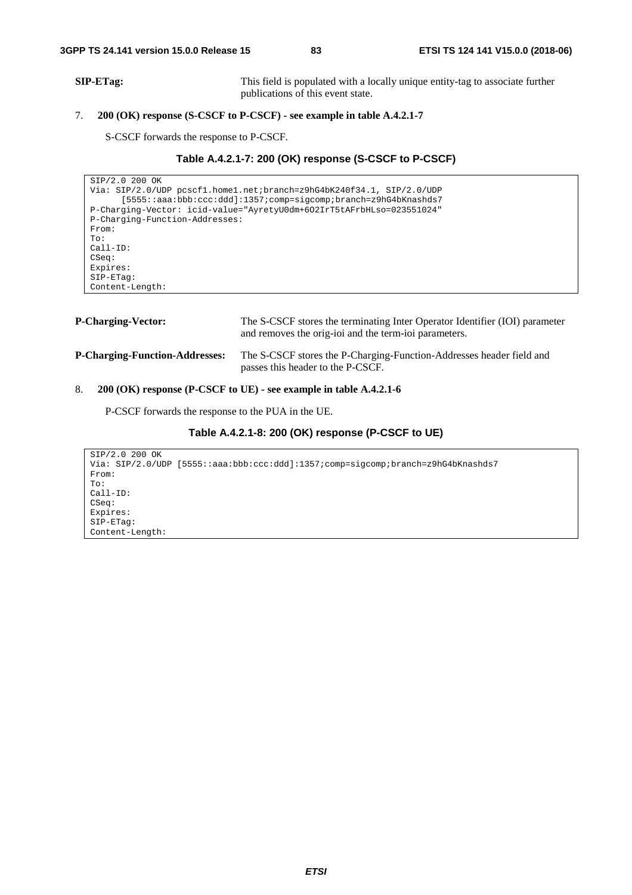**SIP-ETag:** This field is populated with a locally unique entity-tag to associate further publications of this event state.

7. **200 (OK) response (S-CSCF to P-CSCF) - see example in table A.4.2.1-7**

   S-CSCF forwards the response to P-CSCF.

**Table A.4.2.1-7: 200 (OK) response (S-CSCF to P-CSCF)**

```
SIP/2.0 200 OK
Via: SIP/2.0/UDP pcscf1.home1.net;branch=z9hG4bK240f34.1, SIP/2.0/UDP
      [5555::aaa:bbb:ccc:ddd]:1357;comp=sigcomp;branch=z9hG4bKnashds7
P-Charging-Vector: icid-value="AyretyU0dm+6O2IrT5tAFrbHLso=023551024"
P-Charging-Function-Addresses:
From:
To:
Call-ID:
CSeq:
Expires:
SIP-ETag:
Content-Length:
```

**P-Charging-Vector:** The S-CSCF stores the terminating Inter Operator Identifier (IOI) parameter and removes the orig-ioi and the term-ioi parameters.

**P-Charging-Function-Addresses:** The S-CSCF stores the P-Charging-Function-Addresses header field and passes this header to the P-CSCF.

8. **200 (OK) response (P-CSCF to UE) - see example in table A.4.2.1-6**

   P-CSCF forwards the response to the PUA in the UE.

**Table A.4.2.1-8: 200 (OK) response (P-CSCF to UE)**

```
SIP/2.0 200 OK
Via: SIP/2.0/UDP [5555::aaa:bbb:ccc:ddd]:1357;comp=sigcomp;branch=z9hG4bKnashds7
From:
To:
Call-ID:
CSeq:
Expires:
SIP-ETag:
Content-Length:
```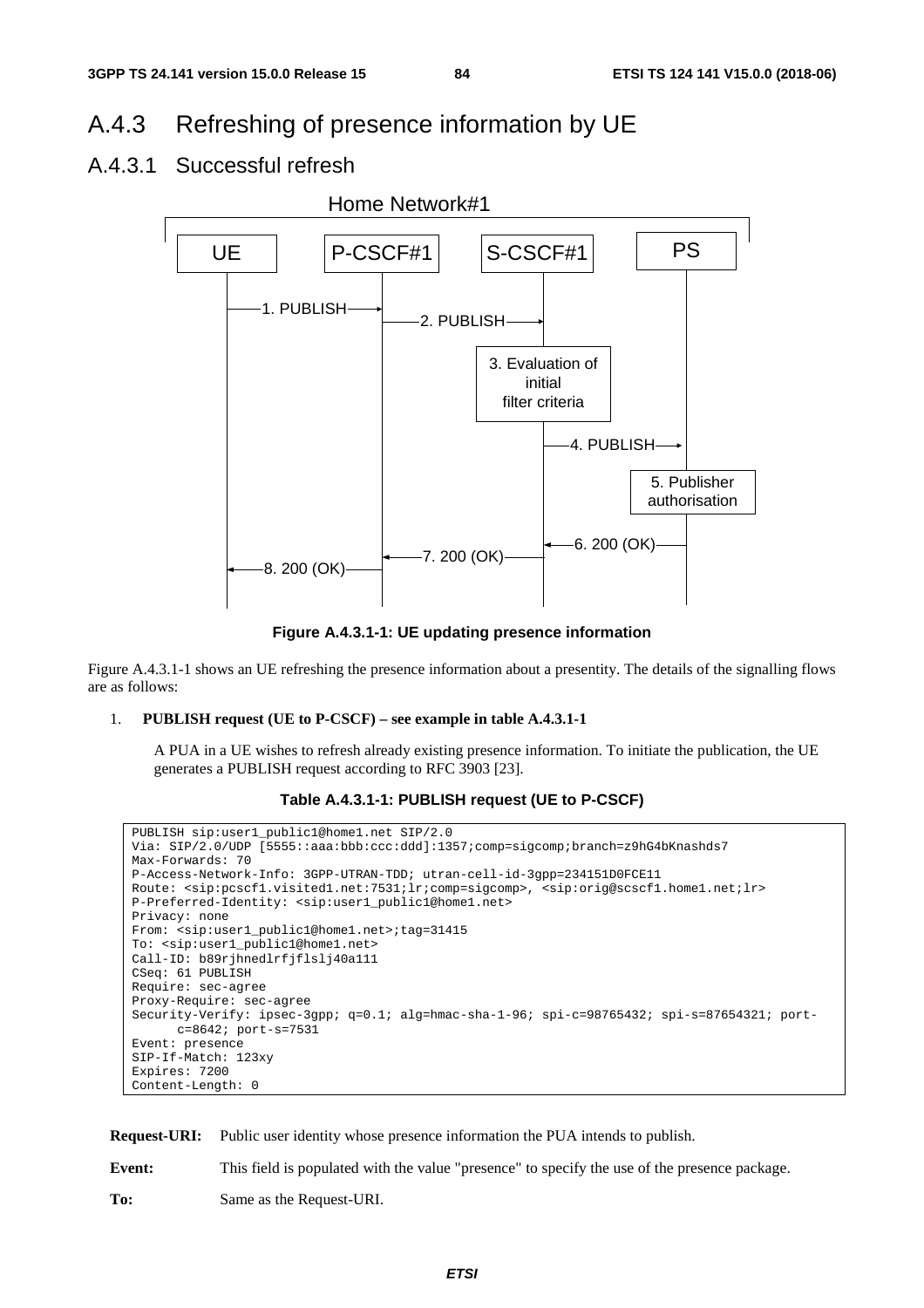## A.4.3 Refreshing of presence information by UE

### A.4.3.1 Successful refresh

**Figure A.4.3.1-1: UE updating presence information**

Figure A.4.3.1-1 shows an UE refreshing the presence information about a presentity. The details of the signalling flows are as follows:

1. **PUBLISH request (UE to P-CSCF) – see example in table A.4.3.1-1**

   A PUA in a UE wishes to refresh already existing presence information. To initiate the publication, the UE generates a PUBLISH request according to RFC 3903 [23].

**Table A.4.3.1-1: PUBLISH request (UE to P-CSCF)**

```
PUBLISH sip:user1_public1@home1.net SIP/2.0
Via: SIP/2.0/UDP [5555::aaa:bbb:ccc:ddd]:1357;comp=sigcomp;branch=z9hG4bKnashds7
Max-Forwards: 70
P-Access-Network-Info: 3GPP-UTRAN-TDD; utran-cell-id-3gpp=234151D0FCE11
Route: <sip:pcscf1.visited1.net:7531;lr;comp=sigcomp>, <sip:orig@scscf1.home1.net;lr>
P-Preferred-Identity: <sip:user1_public1@home1.net>
Privacy: none
From: <sip:user1_public1@home1.net>;tag=31415
To: <sip:user1_public1@home1.net>
Call-ID: b89rjhnedlrfjflslj40a111
CSeq: 61 PUBLISH
Require: sec-agree
Proxy-Require: sec-agree
Security-Verify: ipsec-3gpp; q=0.1; alg=hmac-sha-1-96; spi-c=98765432; spi-s=87654321; port-
      c=8642; port-s=7531
Event: presence
SIP-If-Match: 123xy
Expires: 7200
Content-Length: 0
```

**Request-URI:** Public user identity whose presence information the PUA intends to publish.

**Event:** This field is populated with the value "presence" to specify the use of the presence package.

**To:** Same as the Request-URI.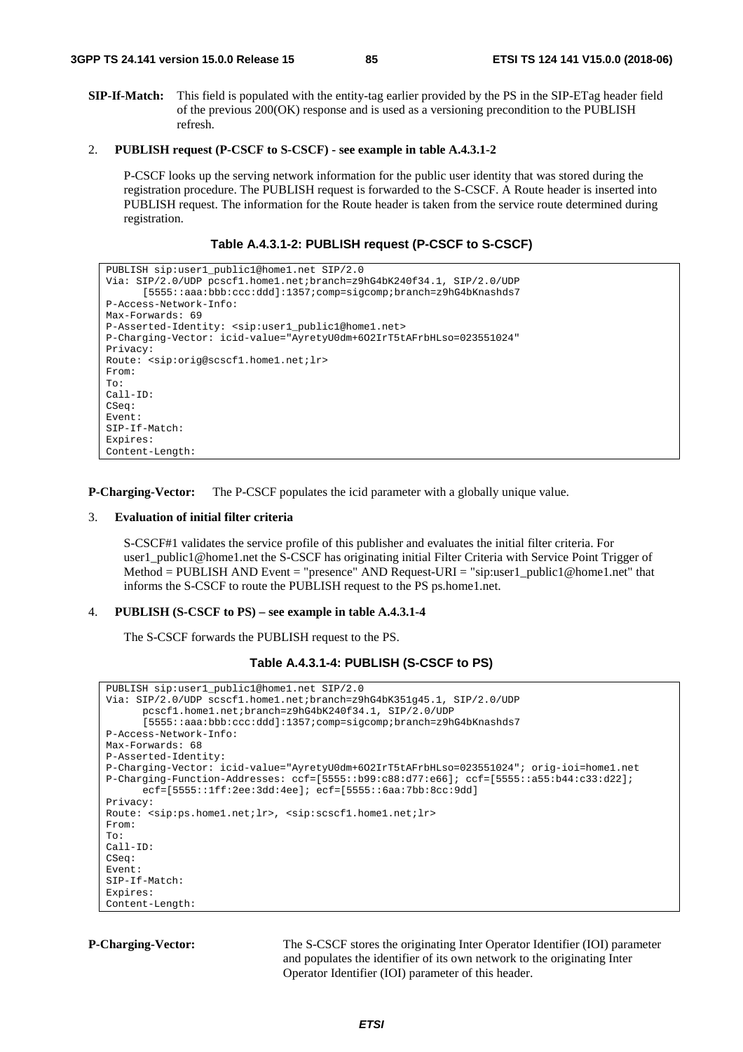**SIP-If-Match:** This field is populated with the entity-tag earlier provided by the PS in the SIP-ETag header field of the previous 200(OK) response and is used as a versioning precondition to the PUBLISH refresh.

2. **PUBLISH request (P-CSCF to S-CSCF) - see example in table A.4.3.1-2**

   P-CSCF looks up the serving network information for the public user identity that was stored during the registration procedure. The PUBLISH request is forwarded to the S-CSCF. A Route header is inserted into PUBLISH request. The information for the Route header is taken from the service route determined during registration.

**Table A.4.3.1-2: PUBLISH request (P-CSCF to S-CSCF)**

```
PUBLISH sip:user1_public1@home1.net SIP/2.0
Via: SIP/2.0/UDP pcscf1.home1.net;branch=z9hG4bK240f34.1, SIP/2.0/UDP
      [5555::aaa:bbb:ccc:ddd]:1357;comp=sigcomp;branch=z9hG4bKnashds7
P-Access-Network-Info:
Max-Forwards: 69
P-Asserted-Identity: <sip:user1_public1@home1.net>
P-Charging-Vector: icid-value="AyretyU0dm+6O2IrT5tAFrbHLso=023551024"
Privacy:
Route: <sip:orig@scscf1.home1.net;lr>
From:
To:
Call-ID:
CSeq:
Event:
SIP-If-Match:
Expires:
Content-Length:
```

**P-Charging-Vector:** The P-CSCF populates the icid parameter with a globally unique value.

3. **Evaluation of initial filter criteria**

   S-CSCF#1 validates the service profile of this publisher and evaluates the initial filter criteria. For user1_public1@home1.net the S-CSCF has originating initial Filter Criteria with Service Point Trigger of Method = PUBLISH AND Event = "presence" AND Request-URI = "sip:user1_public1@home1.net" that informs the S-CSCF to route the PUBLISH request to the PS ps.home1.net.

4. **PUBLISH (S-CSCF to PS) – see example in table A.4.3.1-4**

   The S-CSCF forwards the PUBLISH request to the PS.

**Table A.4.3.1-4: PUBLISH (S-CSCF to PS)**

```
PUBLISH sip:user1_public1@home1.net SIP/2.0
Via: SIP/2.0/UDP scscf1.home1.net;branch=z9hG4bK351g45.1, SIP/2.0/UDP
      pcscf1.home1.net;branch=z9hG4bK240f34.1, SIP/2.0/UDP
      [5555::aaa:bbb:ccc:ddd]:1357;comp=sigcomp;branch=z9hG4bKnashds7
P-Access-Network-Info:
Max-Forwards: 68
P-Asserted-Identity:
P-Charging-Vector: icid-value="AyretyU0dm+6O2IrT5tAFrbHLso=023551024"; orig-ioi=home1.net
P-Charging-Function-Addresses: ccf=[5555::b99:c88:d77:e66]; ccf=[5555::a55:b44:c33:d22];
      ecf=[5555::1ff:2ee:3dd:4ee]; ecf=[5555::6aa:7bb:8cc:9dd]
Privacy:
Route: <sip:ps.home1.net;lr>, <sip:scscf1.home1.net;lr>
From:
To:
Call-ID:
CSeq:
Event:
SIP-If-Match:
Expires:
Content-Length:
```

**P-Charging-Vector:** The S-CSCF stores the originating Inter Operator Identifier (IOI) parameter and populates the identifier of its own network to the originating Inter Operator Identifier (IOI) parameter of this header.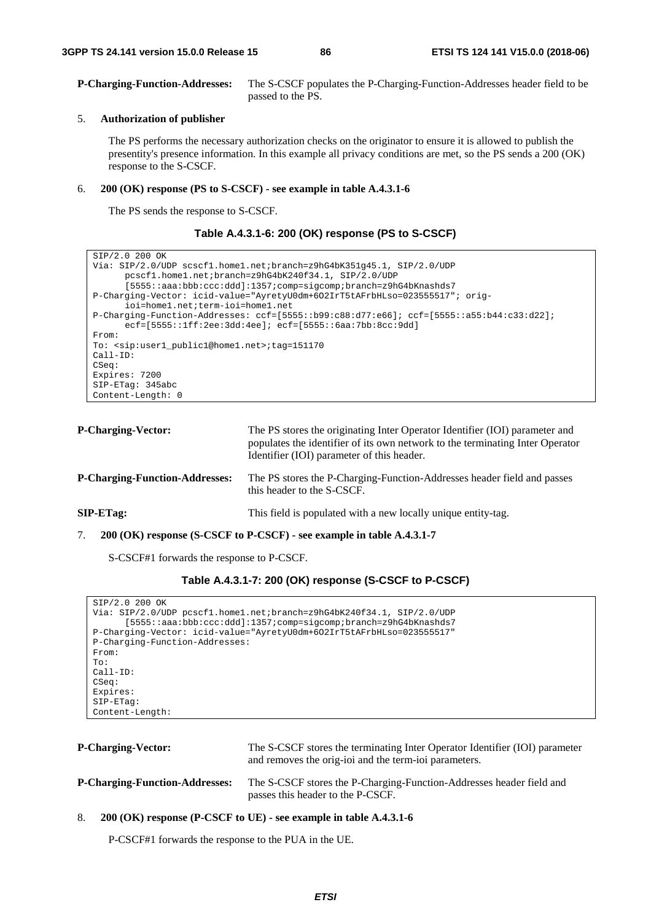**P-Charging-Function-Addresses:** The S-CSCF populates the P-Charging-Function-Addresses header field to be passed to the PS.

5. **Authorization of publisher**

   The PS performs the necessary authorization checks on the originator to ensure it is allowed to publish the presentity's presence information. In this example all privacy conditions are met, so the PS sends a 200 (OK) response to the S-CSCF.

6. **200 (OK) response (PS to S-CSCF) - see example in table A.4.3.1-6**

   The PS sends the response to S-CSCF.

**Table A.4.3.1-6: 200 (OK) response (PS to S-CSCF)**

```
SIP/2.0 200 OK
Via: SIP/2.0/UDP scscf1.home1.net;branch=z9hG4bK351g45.1, SIP/2.0/UDP
      pcscf1.home1.net;branch=z9hG4bK240f34.1, SIP/2.0/UDP
      [5555::aaa:bbb:ccc:ddd]:1357;comp=sigcomp;branch=z9hG4bKnashds7
P-Charging-Vector: icid-value="AyretyU0dm+6O2IrT5tAFrbHLso=023555517"; orig-
      ioi=home1.net;term-ioi=home1.net
P-Charging-Function-Addresses: ccf=[5555::b99:c88:d77:e66]; ccf=[5555::a55:b44:c33:d22];
      ecf=[5555::1ff:2ee:3dd:4ee]; ecf=[5555::6aa:7bb:8cc:9dd]
From:
To: <sip:user1_public1@home1.net>;tag=151170
Call-ID:
CSeq:
Expires: 7200
SIP-ETag: 345abc
Content-Length: 0
```

**P-Charging-Vector:** The PS stores the originating Inter Operator Identifier (IOI) parameter and populates the identifier of its own network to the terminating Inter Operator Identifier (IOI) parameter of this header.

**P-Charging-Function-Addresses:** The PS stores the P-Charging-Function-Addresses header field and passes this header to the S-CSCF.

**SIP-ETag:** This field is populated with a new locally unique entity-tag.

7. **200 (OK) response (S-CSCF to P-CSCF) - see example in table A.4.3.1-7**

   S-CSCF#1 forwards the response to P-CSCF.

**Table A.4.3.1-7: 200 (OK) response (S-CSCF to P-CSCF)**

```
SIP/2.0 200 OK
Via: SIP/2.0/UDP pcscf1.home1.net;branch=z9hG4bK240f34.1, SIP/2.0/UDP
      [5555::aaa:bbb:ccc:ddd]:1357;comp=sigcomp;branch=z9hG4bKnashds7
P-Charging-Vector: icid-value="AyretyU0dm+6O2IrT5tAFrbHLso=023555517"
P-Charging-Function-Addresses:
From:
To:
Call-ID:
CSeq:
Expires:
SIP-ETag:
Content-Length:
```

**P-Charging-Vector:** The S-CSCF stores the terminating Inter Operator Identifier (IOI) parameter and removes the orig-ioi and the term-ioi parameters.

**P-Charging-Function-Addresses:** The S-CSCF stores the P-Charging-Function-Addresses header field and passes this header to the P-CSCF.

8. **200 (OK) response (P-CSCF to UE) - see example in table A.4.3.1-6**

   P-CSCF#1 forwards the response to the PUA in the UE.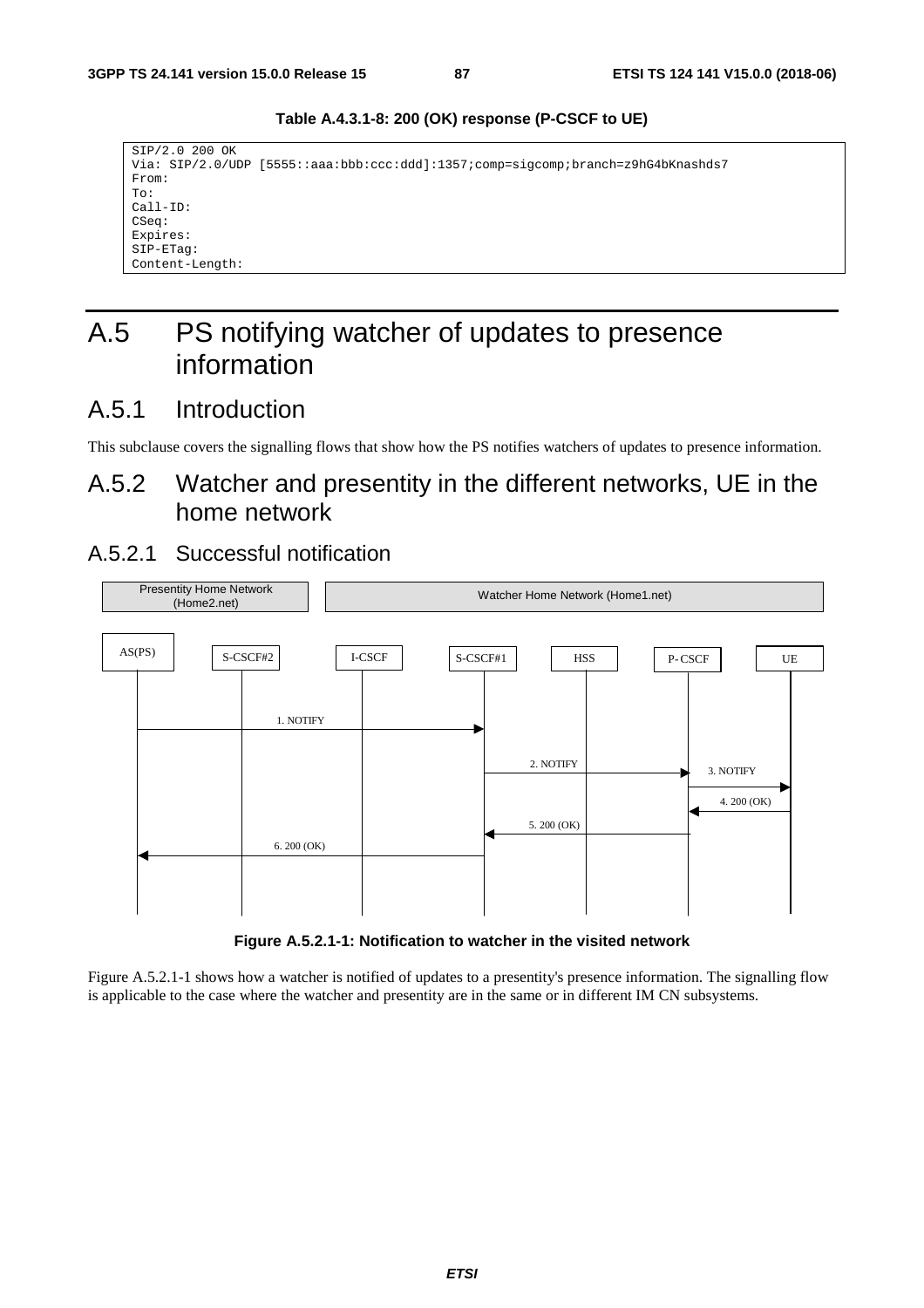**Table A.4.3.1-8: 200 (OK) response (P-CSCF to UE)**

```
SIP/2.0 200 OK
Via: SIP/2.0/UDP [5555::aaa:bbb:ccc:ddd]:1357;comp=sigcomp;branch=z9hG4bKnashds7
From:
To:
Call-ID:
CSeq:
Expires:
SIP-ETag:
Content-Length:
```

# A.5 PS notifying watcher of updates to presence information

## A.5.1 Introduction

This subclause covers the signalling flows that show how the PS notifies watchers of updates to presence information.

## A.5.2 Watcher and presentity in the different networks, UE in the home network

### A.5.2.1 Successful notification

Presentity Home Network (Home2.net) | Watcher Home Network (Home1.net)

AS(PS) | S-CSCF#2 | I-CSCF | S-CSCF#1 | HSS | P-CSCF | UE

1. NOTIFY
2. NOTIFY
3. NOTIFY
4. 200 (OK)
5. 200 (OK)
6. 200 (OK)

**Figure A.5.2.1-1: Notification to watcher in the visited network**

Figure A.5.2.1-1 shows how a watcher is notified of updates to a presentity's presence information. The signalling flow is applicable to the case where the watcher and presentity are in the same or in different IM CN subsystems.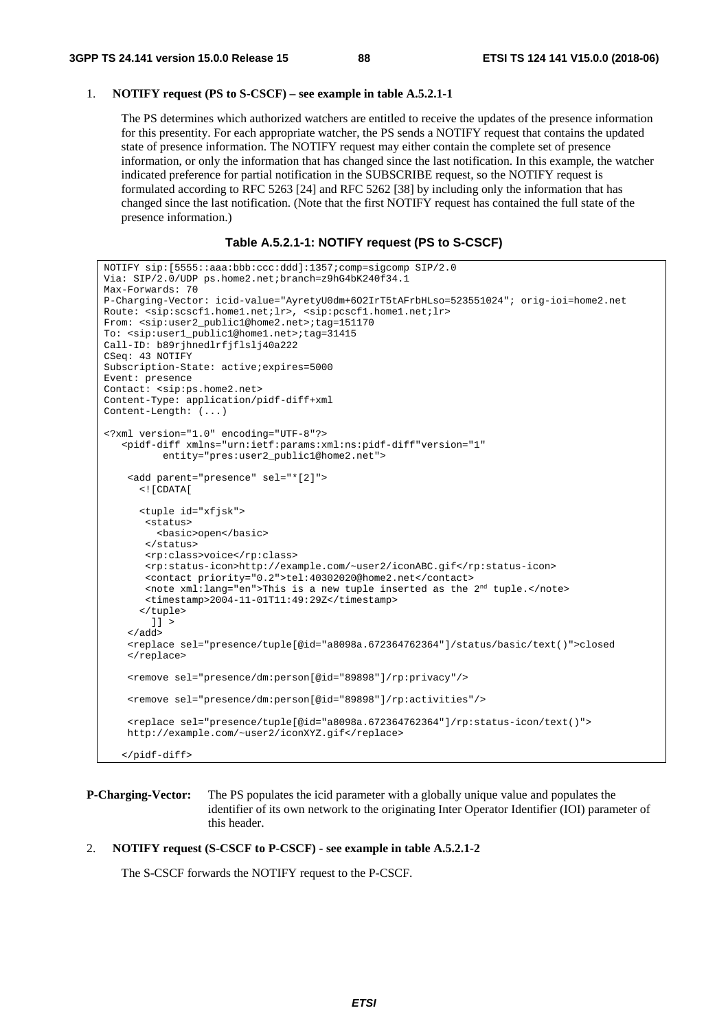1. **NOTIFY request (PS to S-CSCF) – see example in table A.5.2.1-1**

   The PS determines which authorized watchers are entitled to receive the updates of the presence information for this presentity. For each appropriate watcher, the PS sends a NOTIFY request that contains the updated state of presence information. The NOTIFY request may either contain the complete set of presence information, or only the information that has changed since the last notification. In this example, the watcher indicated preference for partial notification in the SUBSCRIBE request, so the NOTIFY request is formulated according to RFC 5263 [24] and RFC 5262 [38] by including only the information that has changed since the last notification. (Note that the first NOTIFY request has contained the full state of the presence information.)

**Table A.5.2.1-1: NOTIFY request (PS to S-CSCF)**

```
NOTIFY sip:[5555::aaa:bbb:ccc:ddd]:1357;comp=sigcomp SIP/2.0
Via: SIP/2.0/UDP ps.home2.net;branch=z9hG4bK240f34.1
Max-Forwards: 70
P-Charging-Vector: icid-value="AyretyU0dm+6O2IrT5tAFrbHLso=523551024"; orig-ioi=home2.net
Route: <sip:scscf1.home1.net;lr>, <sip:pcscf1.home1.net;lr>
From: <sip:user2_public1@home2.net>;tag=151170
To: <sip:user1_public1@home1.net>;tag=31415
Call-ID: b89rjhnedlrfjflslj40a222
CSeq: 43 NOTIFY
Subscription-State: active;expires=5000
Event: presence
Contact: <sip:ps.home2.net>
Content-Type: application/pidf-diff+xml
Content-Length: (...)

<?xml version="1.0" encoding="UTF-8"?>
   <pidf-diff xmlns="urn:ietf:params:xml:ns:pidf-diff"version="1"
          entity="pres:user2_public1@home2.net">

    <add parent="presence" sel="*[2]">
      <![CDATA[

      <tuple id="xfjsk">
       <status>
         <basic>open</basic>
       </status>
       <rp:class>voice</rp:class>
       <rp:status-icon>http://example.com/~user2/iconABC.gif</rp:status-icon>
       <contact priority="0.2">tel:40302020@home2.net</contact>
       <note xml:lang="en">This is a new tuple inserted as the 2nd tuple.</note>
       <timestamp>2004-11-01T11:49:29Z</timestamp>
      </tuple>
        ]] >
    </add>
    <replace sel="presence/tuple[@id="a8098a.672364762364"]/status/basic/text()">closed
    </replace>

    <remove sel="presence/dm:person[@id="89898"]/rp:privacy"/>

    <remove sel="presence/dm:person[@id="89898"]/rp:activities"/>

    <replace sel="presence/tuple[@id="a8098a.672364762364"]/rp:status-icon/text()">
    http://example.com/~user2/iconXYZ.gif</replace>

   </pidf-diff>
```

**P-Charging-Vector:** The PS populates the icid parameter with a globally unique value and populates the identifier of its own network to the originating Inter Operator Identifier (IOI) parameter of this header.

2. **NOTIFY request (S-CSCF to P-CSCF) - see example in table A.5.2.1-2**

   The S-CSCF forwards the NOTIFY request to the P-CSCF.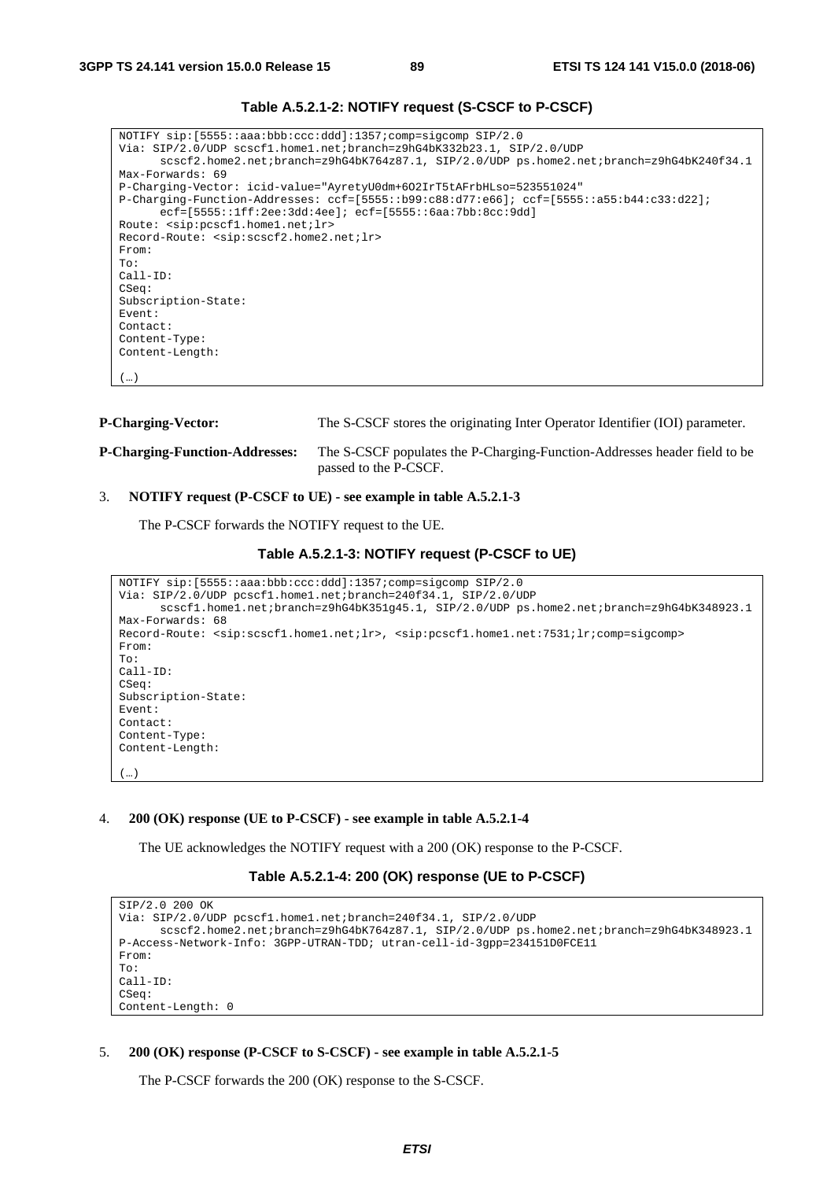**Table A.5.2.1-2: NOTIFY request (S-CSCF to P-CSCF)**

```
NOTIFY sip:[5555::aaa:bbb:ccc:ddd]:1357;comp=sigcomp SIP/2.0
Via: SIP/2.0/UDP scscf1.home1.net;branch=z9hG4bK332b23.1, SIP/2.0/UDP
      scscf2.home2.net;branch=z9hG4bK764z87.1, SIP/2.0/UDP ps.home2.net;branch=z9hG4bK240f34.1
Max-Forwards: 69
P-Charging-Vector: icid-value="AyretyU0dm+6O2IrT5tAFrbHLso=523551024"
P-Charging-Function-Addresses: ccf=[5555::b99:c88:d77:e66]; ccf=[5555::a55:b44:c33:d22];
      ecf=[5555::1ff:2ee:3dd:4ee]; ecf=[5555::6aa:7bb:8cc:9dd]
Route: <sip:pcscf1.home1.net;lr>
Record-Route: <sip:scscf2.home2.net;lr>
From:
To:
Call-ID:
CSeq:
Subscription-State:
Event:
Contact:
Content-Type:
Content-Length:

(…)
```

**P-Charging-Vector:** The S-CSCF stores the originating Inter Operator Identifier (IOI) parameter.

**P-Charging-Function-Addresses:** The S-CSCF populates the P-Charging-Function-Addresses header field to be passed to the P-CSCF.

3. **NOTIFY request (P-CSCF to UE) - see example in table A.5.2.1-3**

   The P-CSCF forwards the NOTIFY request to the UE.

**Table A.5.2.1-3: NOTIFY request (P-CSCF to UE)**

```
NOTIFY sip:[5555::aaa:bbb:ccc:ddd]:1357;comp=sigcomp SIP/2.0
Via: SIP/2.0/UDP pcscf1.home1.net;branch=240f34.1, SIP/2.0/UDP
      scscf1.home1.net;branch=z9hG4bK351g45.1, SIP/2.0/UDP ps.home2.net;branch=z9hG4bK348923.1
Max-Forwards: 68
Record-Route: <sip:scscf1.home1.net;lr>, <sip:pcscf1.home1.net:7531;lr;comp=sigcomp>
From:
To:
Call-ID:
CSeq:
Subscription-State:
Event:
Contact:
Content-Type:
Content-Length:

(…)
```

4. **200 (OK) response (UE to P-CSCF) - see example in table A.5.2.1-4**

   The UE acknowledges the NOTIFY request with a 200 (OK) response to the P-CSCF.

**Table A.5.2.1-4: 200 (OK) response (UE to P-CSCF)**

```
SIP/2.0 200 OK
Via: SIP/2.0/UDP pcscf1.home1.net;branch=240f34.1, SIP/2.0/UDP
      scscf2.home2.net;branch=z9hG4bK764z87.1, SIP/2.0/UDP ps.home2.net;branch=z9hG4bK348923.1
P-Access-Network-Info: 3GPP-UTRAN-TDD; utran-cell-id-3gpp=234151D0FCE11
From:
To:
Call-ID:
CSeq:
Content-Length: 0
```

5. **200 (OK) response (P-CSCF to S-CSCF) - see example in table A.5.2.1-5**

   The P-CSCF forwards the 200 (OK) response to the S-CSCF.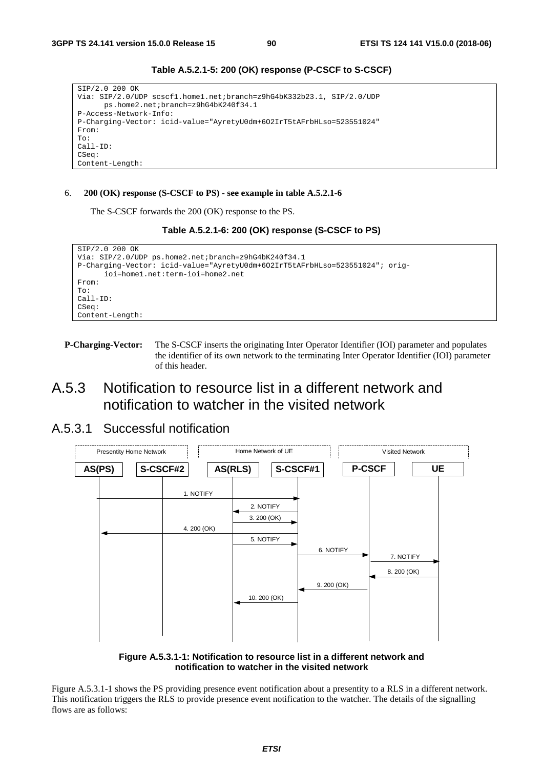**Table A.5.2.1-5: 200 (OK) response (P-CSCF to S-CSCF)**

```
SIP/2.0 200 OK
Via: SIP/2.0/UDP scscf1.home1.net;branch=z9hG4bK332b23.1, SIP/2.0/UDP
      ps.home2.net;branch=z9hG4bK240f34.1
P-Access-Network-Info:
P-Charging-Vector: icid-value="AyretyU0dm+6O2IrT5tAFrbHLso=523551024"
From:
To:
Call-ID:
CSeq:
Content-Length:
```

6. **200 (OK) response (S-CSCF to PS) - see example in table A.5.2.1-6**

The S-CSCF forwards the 200 (OK) response to the PS.

**Table A.5.2.1-6: 200 (OK) response (S-CSCF to PS)**

```
SIP/2.0 200 OK
Via: SIP/2.0/UDP ps.home2.net;branch=z9hG4bK240f34.1
P-Charging-Vector: icid-value="AyretyU0dm+6O2IrT5tAFrbHLso=523551024"; orig-
      ioi=home1.net:term-ioi=home2.net
From:
To:
Call-ID:
CSeq:
Content-Length:
```

**P-Charging-Vector:** The S-CSCF inserts the originating Inter Operator Identifier (IOI) parameter and populates the identifier of its own network to the terminating Inter Operator Identifier (IOI) parameter of this header.

## A.5.3 Notification to resource list in a different network and notification to watcher in the visited network

### A.5.3.1 Successful notification

Presentity Home Network: AS(PS), S-CSCF#2 | Home Network of UE: AS(RLS), S-CSCF#1 | Visited Network: P-CSCF, UE

1. NOTIFY
2. NOTIFY
3. 200 (OK)
4. 200 (OK)
5. NOTIFY
6. NOTIFY
7. NOTIFY
8. 200 (OK)
9. 200 (OK)
10. 200 (OK)

**Figure A.5.3.1-1: Notification to resource list in a different network and notification to watcher in the visited network**

Figure A.5.3.1-1 shows the PS providing presence event notification about a presentity to a RLS in a different network. This notification triggers the RLS to provide presence event notification to the watcher. The details of the signalling flows are as follows: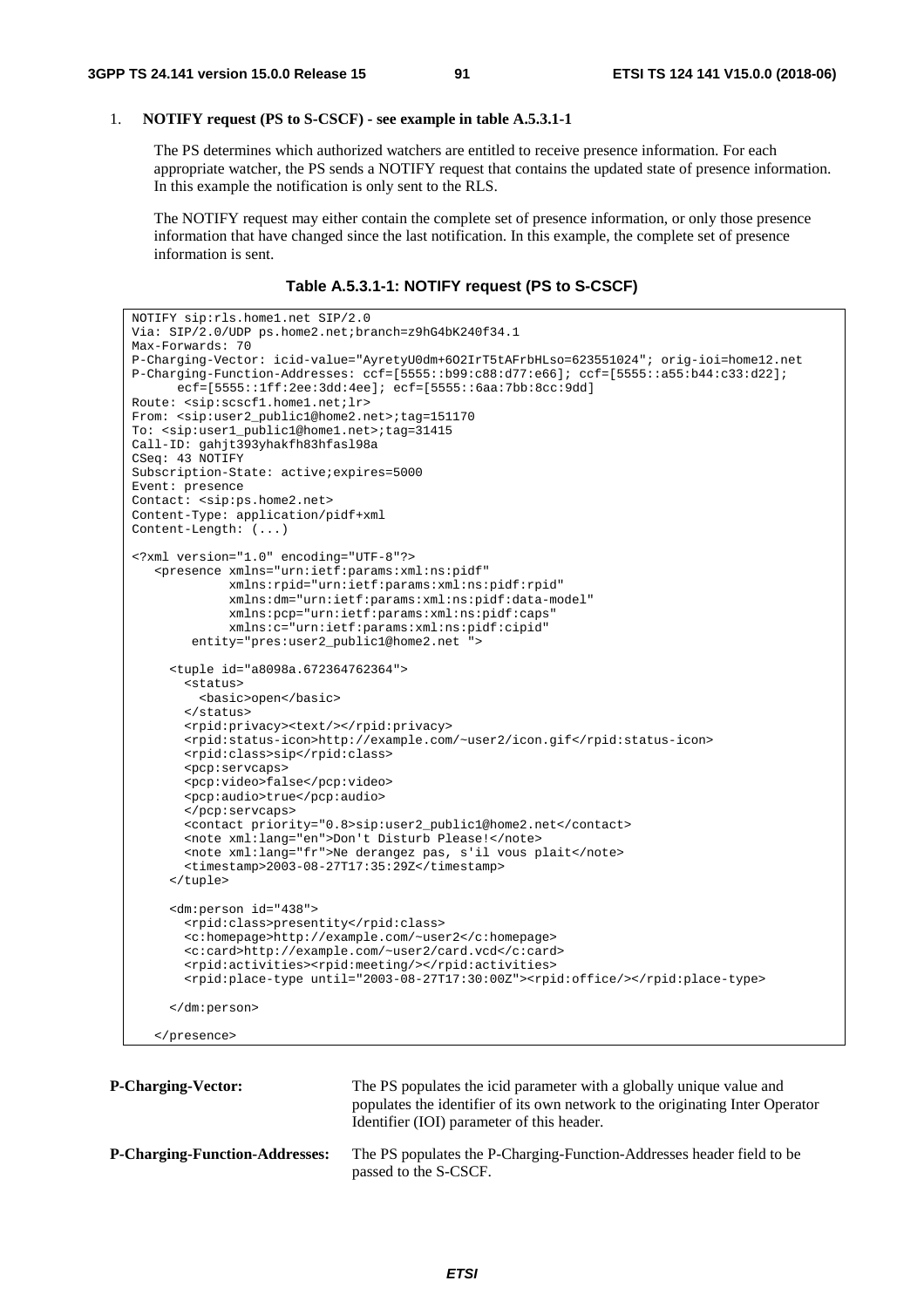1. **NOTIFY request (PS to S-CSCF) - see example in table A.5.3.1-1**

   The PS determines which authorized watchers are entitled to receive presence information. For each appropriate watcher, the PS sends a NOTIFY request that contains the updated state of presence information. In this example the notification is only sent to the RLS.

   The NOTIFY request may either contain the complete set of presence information, or only those presence information that have changed since the last notification. In this example, the complete set of presence information is sent.

**Table A.5.3.1-1: NOTIFY request (PS to S-CSCF)**

```
NOTIFY sip:rls.home1.net SIP/2.0
Via: SIP/2.0/UDP ps.home2.net;branch=z9hG4bK240f34.1
Max-Forwards: 70
P-Charging-Vector: icid-value="AyretyU0dm+6O2IrT5tAFrbHLso=623551024"; orig-ioi=home12.net
P-Charging-Function-Addresses: ccf=[5555::b99:c88:d77:e66]; ccf=[5555::a55:b44:c33:d22];
      ecf=[5555::1ff:2ee:3dd:4ee]; ecf=[5555::6aa:7bb:8cc:9dd]
Route: <sip:scscf1.home1.net;lr>
From: <sip:user2_public1@home2.net>;tag=151170
To: <sip:user1_public1@home1.net>;tag=31415
Call-ID: gahjt393yhakfh83hfasl98a
CSeq: 43 NOTIFY
Subscription-State: active;expires=5000
Event: presence
Contact: <sip:ps.home2.net>
Content-Type: application/pidf+xml
Content-Length: (...)

<?xml version="1.0" encoding="UTF-8"?>
   <presence xmlns="urn:ietf:params:xml:ns:pidf"
            xmlns:rpid="urn:ietf:params:xml:ns:pidf:rpid"
            xmlns:dm="urn:ietf:params:xml:ns:pidf:data-model"
            xmlns:pcp="urn:ietf:params:xml:ns:pidf:caps"
            xmlns:c="urn:ietf:params:xml:ns:pidf:cipid"
        entity="pres:user2_public1@home2.net ">

     <tuple id="a8098a.672364762364">
       <status>
         <basic>open</basic>
       </status>
       <rpid:privacy><text/></rpid:privacy>
       <rpid:status-icon>http://example.com/~user2/icon.gif</rpid:status-icon>
       <rpid:class>sip</rpid:class>
       <pcp:servcaps>
       <pcp:video>false</pcp:video>
       <pcp:audio>true</pcp:audio>
       </pcp:servcaps>
       <contact priority="0.8">sip:user2_public1@home2.net</contact>
       <note xml:lang="en">Don't Disturb Please!</note>
       <note xml:lang="fr">Ne derangez pas, s'il vous plait</note>
       <timestamp>2003-08-27T17:35:29Z</timestamp>
     </tuple>

     <dm:person id="438">
       <rpid:class>presentity</rpid:class>
       <c:homepage>http://example.com/~user2</c:homepage>
       <c:card>http://example.com/~user2/card.vcd</c:card>
       <rpid:activities><rpid:meeting/></rpid:activities>
       <rpid:place-type until="2003-08-27T17:30:00Z"><rpid:office/></rpid:place-type>

     </dm:person>

   </presence>
```

**P-Charging-Vector:** The PS populates the icid parameter with a globally unique value and populates the identifier of its own network to the originating Inter Operator Identifier (IOI) parameter of this header.

**P-Charging-Function-Addresses:** The PS populates the P-Charging-Function-Addresses header field to be passed to the S-CSCF.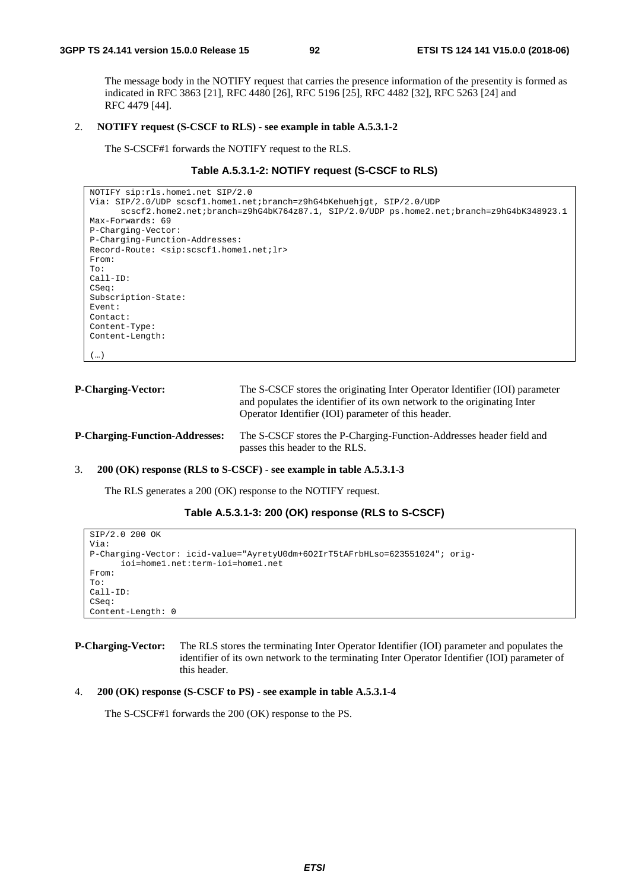The message body in the NOTIFY request that carries the presence information of the presentity is formed as indicated in RFC 3863 [21], RFC 4480 [26], RFC 5196 [25], RFC 4482 [32], RFC 5263 [24] and RFC 4479 [44].

2. **NOTIFY request (S-CSCF to RLS) - see example in table A.5.3.1-2**

   The S-CSCF#1 forwards the NOTIFY request to the RLS.

**Table A.5.3.1-2: NOTIFY request (S-CSCF to RLS)**

```
NOTIFY sip:rls.home1.net SIP/2.0
Via: SIP/2.0/UDP scscf1.home1.net;branch=z9hG4bKehuehjgt, SIP/2.0/UDP
      scscf2.home2.net;branch=z9hG4bK764z87.1, SIP/2.0/UDP ps.home2.net;branch=z9hG4bK348923.1
Max-Forwards: 69
P-Charging-Vector:
P-Charging-Function-Addresses:
Record-Route: <sip:scscf1.home1.net;lr>
From:
To:
Call-ID:
CSeq:
Subscription-State:
Event:
Contact:
Content-Type:
Content-Length:

(…)
```

**P-Charging-Vector:** The S-CSCF stores the originating Inter Operator Identifier (IOI) parameter and populates the identifier of its own network to the originating Inter Operator Identifier (IOI) parameter of this header.

**P-Charging-Function-Addresses:** The S-CSCF stores the P-Charging-Function-Addresses header field and passes this header to the RLS.

3. **200 (OK) response (RLS to S-CSCF) - see example in table A.5.3.1-3**

   The RLS generates a 200 (OK) response to the NOTIFY request.

**Table A.5.3.1-3: 200 (OK) response (RLS to S-CSCF)**

```
SIP/2.0 200 OK
Via:
P-Charging-Vector: icid-value="AyretyU0dm+6O2IrT5tAFrbHLso=623551024"; orig-
      ioi=home1.net:term-ioi=home1.net
From:
To:
Call-ID:
CSeq:
Content-Length: 0
```

**P-Charging-Vector:** The RLS stores the terminating Inter Operator Identifier (IOI) parameter and populates the identifier of its own network to the terminating Inter Operator Identifier (IOI) parameter of this header.

4. **200 (OK) response (S-CSCF to PS) - see example in table A.5.3.1-4**

   The S-CSCF#1 forwards the 200 (OK) response to the PS.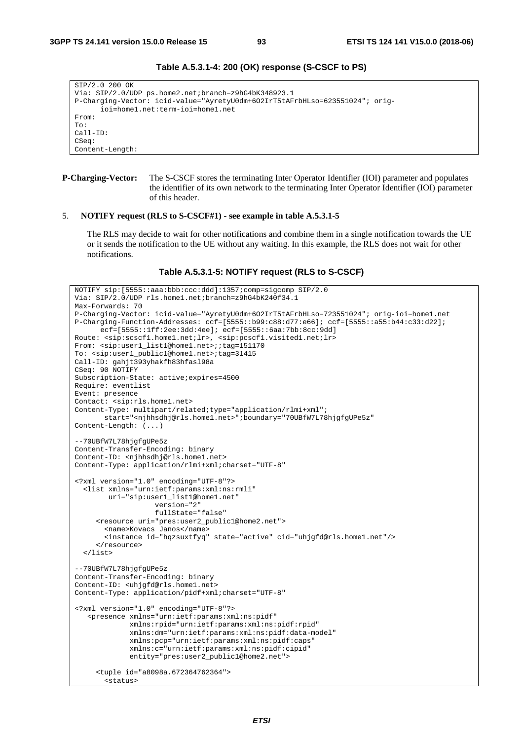**Table A.5.3.1-4: 200 (OK) response (S-CSCF to PS)**

```
SIP/2.0 200 OK
Via: SIP/2.0/UDP ps.home2.net;branch=z9hG4bK348923.1
P-Charging-Vector: icid-value="AyretyU0dm+6O2IrT5tAFrbHLso=623551024"; orig-
      ioi=home1.net:term-ioi=home1.net
From:
To:
Call-ID:
CSeq:
Content-Length:
```

**P-Charging-Vector:** The S-CSCF stores the terminating Inter Operator Identifier (IOI) parameter and populates the identifier of its own network to the terminating Inter Operator Identifier (IOI) parameter of this header.

5. **NOTIFY request (RLS to S-CSCF#1) - see example in table A.5.3.1-5**

   The RLS may decide to wait for other notifications and combine them in a single notification towards the UE or it sends the notification to the UE without any waiting. In this example, the RLS does not wait for other notifications.

**Table A.5.3.1-5: NOTIFY request (RLS to S-CSCF)**

```
NOTIFY sip:[5555::aaa:bbb:ccc:ddd]:1357;comp=sigcomp SIP/2.0
Via: SIP/2.0/UDP rls.home1.net;branch=z9hG4bK240f34.1
Max-Forwards: 70
P-Charging-Vector: icid-value="AyretyU0dm+6O2IrT5tAFrbHLso=723551024"; orig-ioi=home1.net
P-Charging-Function-Addresses: ccf=[5555::b99:c88:d77:e66]; ccf=[5555::a55:b44:c33:d22];
      ecf=[5555::1ff:2ee:3dd:4ee]; ecf=[5555::6aa:7bb:8cc:9dd]
Route: <sip:scscf1.home1.net;lr>, <sip:pcscf1.visited1.net;lr>
From: <sip:user1_list1@home1.net>;;tag=151170
To: <sip:user1_public1@home1.net>;tag=31415
Call-ID: gahjt393yhakfh83hfasl98a
CSeq: 90 NOTIFY
Subscription-State: active;expires=4500
Require: eventlist
Event: presence
Contact: <sip:rls.home1.net>
Content-Type: multipart/related;type="application/rlmi+xml";
       start="<njhhsdhj@rls.home1.net>";boundary="70UBfW7L78hjgfgUPe5z"
Content-Length: (...)

--70UBfW7L78hjgfgUPe5z
Content-Transfer-Encoding: binary
Content-ID: <njhhsdhj@rls.home1.net>
Content-Type: application/rlmi+xml;charset="UTF-8"

<?xml version="1.0" encoding="UTF-8"?>
  <list xmlns="urn:ietf:params:xml:ns:rmli"
        uri="sip:user1_list1@home1.net"
                   version="2"
                   fullState="false"
     <resource uri="pres:user2_public1@home2.net">
       <name>Kovacs Janos</name>
       <instance id="hqzsuxtfyq" state="active" cid="uhjgfd@rls.home1.net"/>
     </resource>
  </list>

--70UBfW7L78hjgfgUPe5z
Content-Transfer-Encoding: binary
Content-ID: <uhjgfd@rls.home1.net>
Content-Type: application/pidf+xml;charset="UTF-8"

<?xml version="1.0" encoding="UTF-8"?>
   <presence xmlns="urn:ietf:params:xml:ns:pidf"
             xmlns:rpid="urn:ietf:params:xml:ns:pidf:rpid"
             xmlns:dm="urn:ietf:params:xml:ns:pidf:data-model"
             xmlns:pcp="urn:ietf:params:xml:ns:pidf:caps"
             xmlns:c="urn:ietf:params:xml:ns:pidf:cipid"
             entity="pres:user2_public1@home2.net">

     <tuple id="a8098a.672364762364">
       <status>
```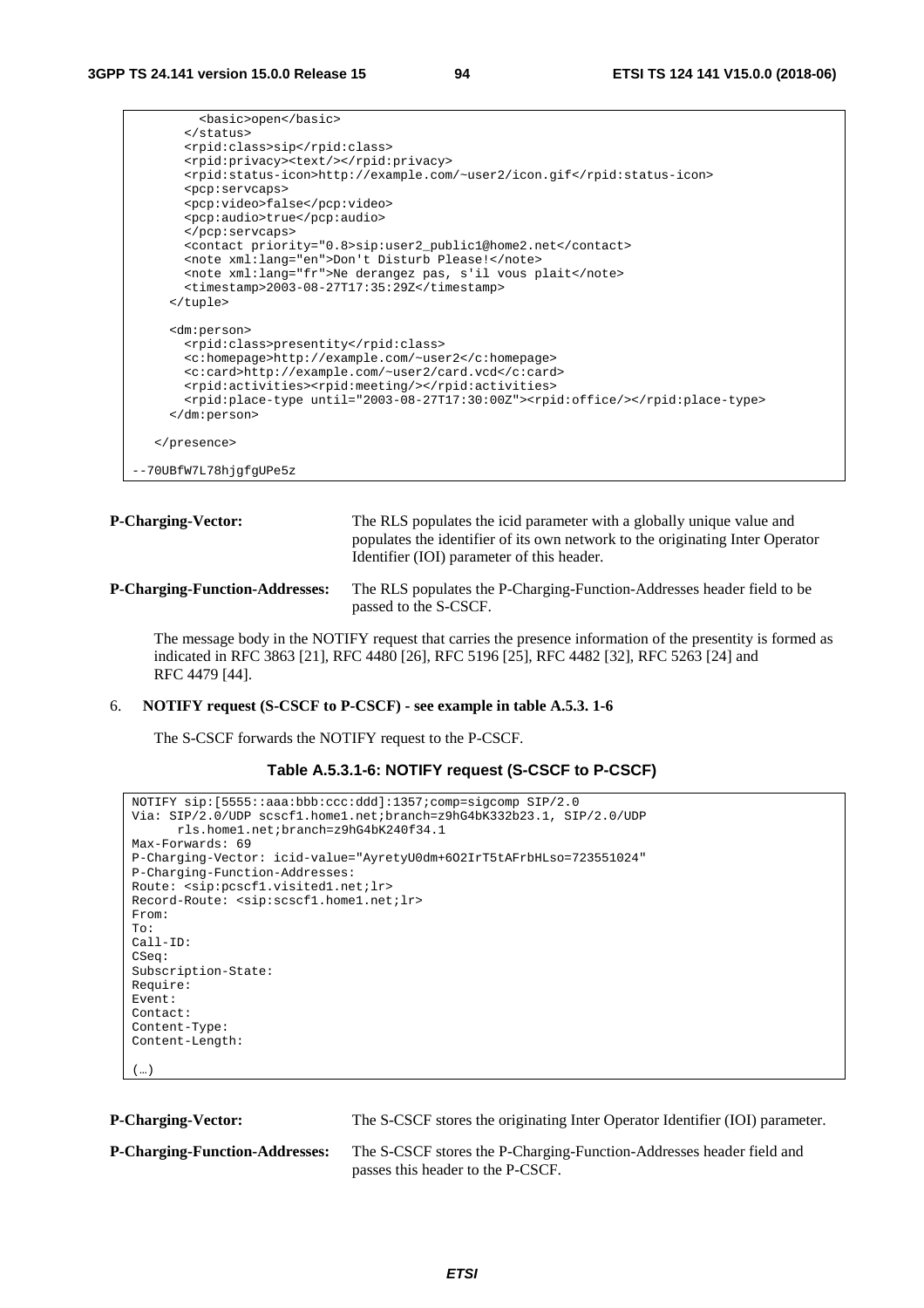```
        <basic>open</basic>
      </status>
      <rpid:class>sip</rpid:class>
      <rpid:privacy><text/></rpid:privacy>
      <rpid:status-icon>http://example.com/~user2/icon.gif</rpid:status-icon>
      <pcp:servcaps>
      <pcp:video>false</pcp:video>
      <pcp:audio>true</pcp:audio>
      </pcp:servcaps>
      <contact priority="0.8>sip:user2_public1@home2.net</contact>
      <note xml:lang="en">Don't Disturb Please!</note>
      <note xml:lang="fr">Ne derangez pas, s'il vous plait</note>
      <timestamp>2003-08-27T17:35:29Z</timestamp>
    </tuple>

    <dm:person>
      <rpid:class>presentity</rpid:class>
      <c:homepage>http://example.com/~user2</c:homepage>
      <c:card>http://example.com/~user2/card.vcd</c:card>
      <rpid:activities><rpid:meeting/></rpid:activities>
      <rpid:place-type until="2003-08-27T17:30:00Z"><rpid:office/></rpid:place-type>
    </dm:person>

  </presence>

--70UBfW7L78hjgfgUPe5z
```

**P-Charging-Vector:** The RLS populates the icid parameter with a globally unique value and populates the identifier of its own network to the originating Inter Operator Identifier (IOI) parameter of this header.

**P-Charging-Function-Addresses:** The RLS populates the P-Charging-Function-Addresses header field to be passed to the S-CSCF.

The message body in the NOTIFY request that carries the presence information of the presentity is formed as indicated in RFC 3863 [21], RFC 4480 [26], RFC 5196 [25], RFC 4482 [32], RFC 5263 [24] and RFC 4479 [44].

6. **NOTIFY request (S-CSCF to P-CSCF) - see example in table A.5.3. 1-6**

   The S-CSCF forwards the NOTIFY request to the P-CSCF.

**Table A.5.3.1-6: NOTIFY request (S-CSCF to P-CSCF)**

```
NOTIFY sip:[5555::aaa:bbb:ccc:ddd]:1357;comp=sigcomp SIP/2.0
Via: SIP/2.0/UDP scscf1.home1.net;branch=z9hG4bK332b23.1, SIP/2.0/UDP
     rls.home1.net;branch=z9hG4bK240f34.1
Max-Forwards: 69
P-Charging-Vector: icid-value="AyretyU0dm+6O2IrT5tAFrbHLso=723551024"
P-Charging-Function-Addresses:
Route: <sip:pcscf1.visited1.net;lr>
Record-Route: <sip:scscf1.home1.net;lr>
From:
To:
Call-ID:
CSeq:
Subscription-State:
Require:
Event:
Contact:
Content-Type:
Content-Length:

(…)
```

**P-Charging-Vector:** The S-CSCF stores the originating Inter Operator Identifier (IOI) parameter.

**P-Charging-Function-Addresses:** The S-CSCF stores the P-Charging-Function-Addresses header field and passes this header to the P-CSCF.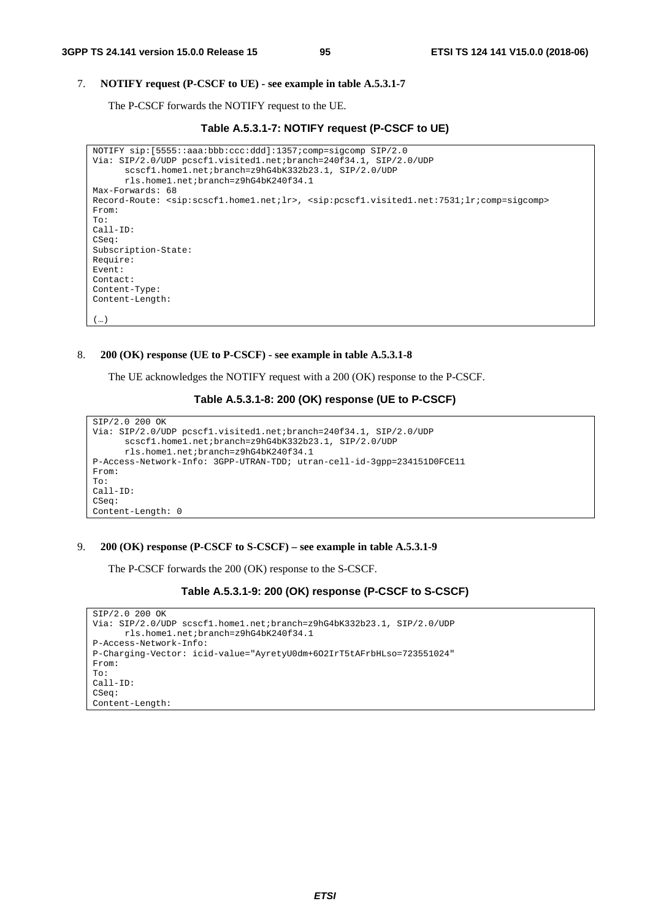7. **NOTIFY request (P-CSCF to UE) - see example in table A.5.3.1-7**

   The P-CSCF forwards the NOTIFY request to the UE.

**Table A.5.3.1-7: NOTIFY request (P-CSCF to UE)**

```
NOTIFY sip:[5555::aaa:bbb:ccc:ddd]:1357;comp=sigcomp SIP/2.0
Via: SIP/2.0/UDP pcscf1.visited1.net;branch=240f34.1, SIP/2.0/UDP
      scscf1.home1.net;branch=z9hG4bK332b23.1, SIP/2.0/UDP
      rls.home1.net;branch=z9hG4bK240f34.1
Max-Forwards: 68
Record-Route: <sip:scscf1.home1.net;lr>, <sip:pcscf1.visited1.net:7531;lr;comp=sigcomp>
From:
To:
Call-ID:
CSeq:
Subscription-State:
Require:
Event:
Contact:
Content-Type:
Content-Length:

(…)
```

8. **200 (OK) response (UE to P-CSCF) - see example in table A.5.3.1-8**

   The UE acknowledges the NOTIFY request with a 200 (OK) response to the P-CSCF.

**Table A.5.3.1-8: 200 (OK) response (UE to P-CSCF)**

```
SIP/2.0 200 OK
Via: SIP/2.0/UDP pcscf1.visited1.net;branch=240f34.1, SIP/2.0/UDP
      scscf1.home1.net;branch=z9hG4bK332b23.1, SIP/2.0/UDP
      rls.home1.net;branch=z9hG4bK240f34.1
P-Access-Network-Info: 3GPP-UTRAN-TDD; utran-cell-id-3gpp=234151D0FCE11
From:
To:
Call-ID:
CSeq:
Content-Length: 0
```

9. **200 (OK) response (P-CSCF to S-CSCF) – see example in table A.5.3.1-9**

   The P-CSCF forwards the 200 (OK) response to the S-CSCF.

**Table A.5.3.1-9: 200 (OK) response (P-CSCF to S-CSCF)**

```
SIP/2.0 200 OK
Via: SIP/2.0/UDP scscf1.home1.net;branch=z9hG4bK332b23.1, SIP/2.0/UDP
      rls.home1.net;branch=z9hG4bK240f34.1
P-Access-Network-Info:
P-Charging-Vector: icid-value="AyretyU0dm+6O2IrT5tAFrbHLso=723551024"
From:
To:
Call-ID:
CSeq:
Content-Length:
```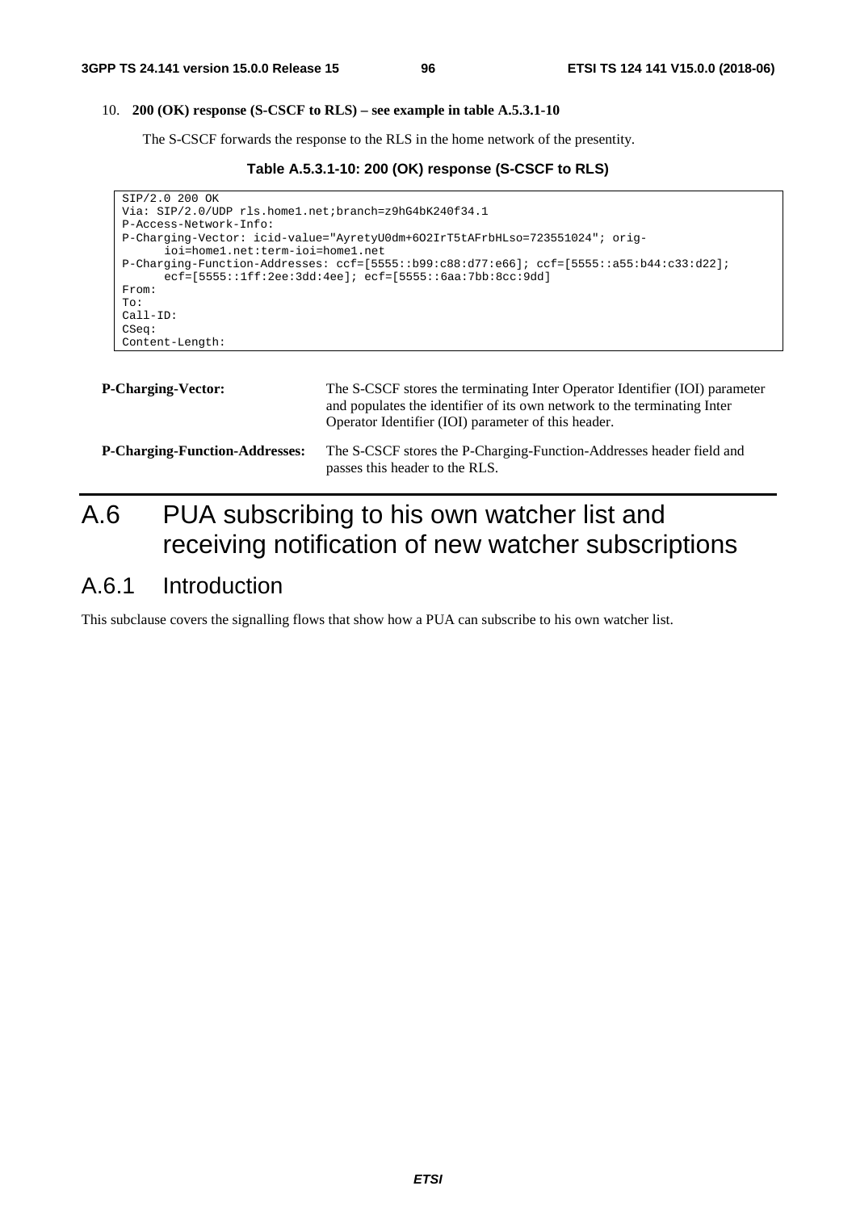10. **200 (OK) response (S-CSCF to RLS) – see example in table A.5.3.1-10**

The S-CSCF forwards the response to the RLS in the home network of the presentity.

**Table A.5.3.1-10: 200 (OK) response (S-CSCF to RLS)**

```
SIP/2.0 200 OK
Via: SIP/2.0/UDP rls.home1.net;branch=z9hG4bK240f34.1
P-Access-Network-Info:
P-Charging-Vector: icid-value="AyretyU0dm+6O2IrT5tAFrbHLso=723551024"; orig-
      ioi=home1.net:term-ioi=home1.net
P-Charging-Function-Addresses: ccf=[5555::b99:c88:d77:e66]; ccf=[5555::a55:b44:c33:d22];
      ecf=[5555::1ff:2ee:3dd:4ee]; ecf=[5555::6aa:7bb:8cc:9dd]
From:
To:
Call-ID:
CSeq:
Content-Length:
```

**P-Charging-Vector:** The S-CSCF stores the terminating Inter Operator Identifier (IOI) parameter and populates the identifier of its own network to the terminating Inter Operator Identifier (IOI) parameter of this header.

**P-Charging-Function-Addresses:** The S-CSCF stores the P-Charging-Function-Addresses header field and passes this header to the RLS.

# A.6 PUA subscribing to his own watcher list and receiving notification of new watcher subscriptions

## A.6.1 Introduction

This subclause covers the signalling flows that show how a PUA can subscribe to his own watcher list.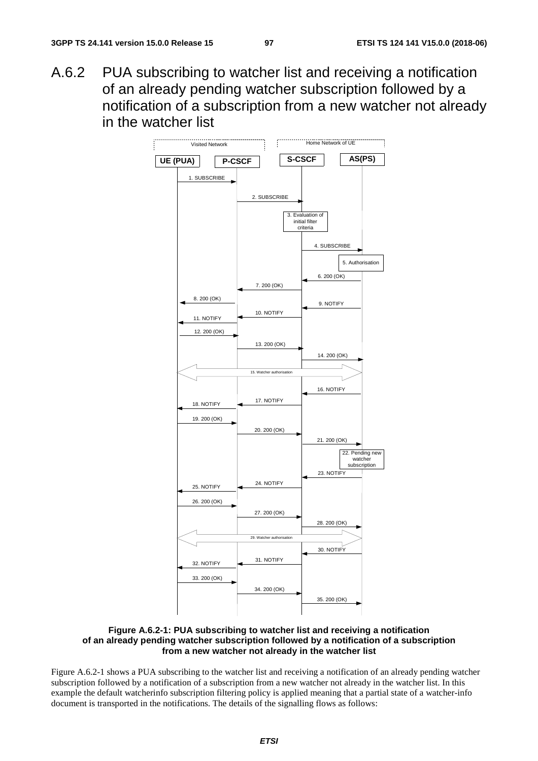# A.6.2 PUA subscribing to watcher list and receiving a notification of an already pending watcher subscription followed by a notification of a subscription from a new watcher not already in the watcher list

**Figure A.6.2-1: PUA subscribing to watcher list and receiving a notification of an already pending watcher subscription followed by a notification of a subscription from a new watcher not already in the watcher list**

Figure A.6.2-1 shows a PUA subscribing to the watcher list and receiving a notification of an already pending watcher subscription followed by a notification of a subscription from a new watcher not already in the watcher list. In this example the default watcherinfo subscription filtering policy is applied meaning that a partial state of a watcher-info document is transported in the notifications. The details of the signalling flows as follows: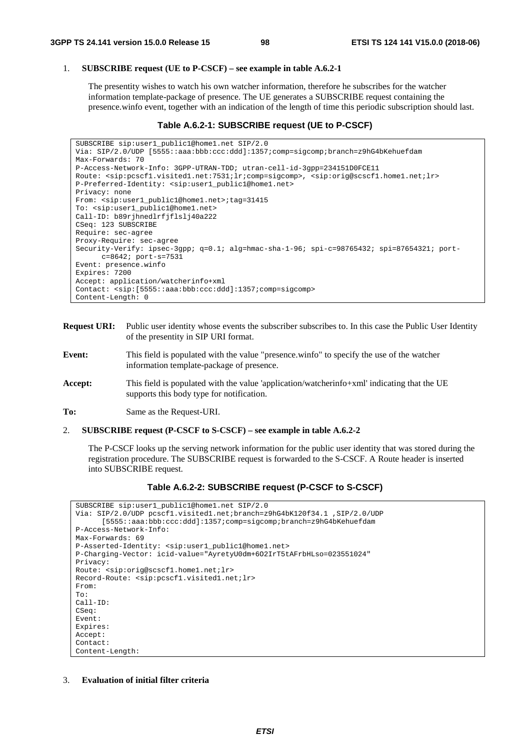1. **SUBSCRIBE request (UE to P-CSCF) – see example in table A.6.2-1**

   The presentity wishes to watch his own watcher information, therefore he subscribes for the watcher information template-package of presence. The UE generates a SUBSCRIBE request containing the presence.winfo event, together with an indication of the length of time this periodic subscription should last.

**Table A.6.2-1: SUBSCRIBE request (UE to P-CSCF)**

```
SUBSCRIBE sip:user1_public1@home1.net SIP/2.0
Via: SIP/2.0/UDP [5555::aaa:bbb:ccc:ddd]:1357;comp=sigcomp;branch=z9hG4bKehuefdam
Max-Forwards: 70
P-Access-Network-Info: 3GPP-UTRAN-TDD; utran-cell-id-3gpp=234151D0FCE11
Route: <sip:pcscf1.visited1.net:7531;lr;comp=sigcomp>, <sip:orig@scscf1.home1.net;lr>
P-Preferred-Identity: <sip:user1_public1@home1.net>
Privacy: none
From: <sip:user1_public1@home1.net>;tag=31415
To: <sip:user1_public1@home1.net>
Call-ID: b89rjhnedlrfjflslj40a222
CSeq: 123 SUBSCRIBE
Require: sec-agree
Proxy-Require: sec-agree
Security-Verify: ipsec-3gpp; q=0.1; alg=hmac-sha-1-96; spi-c=98765432; spi=87654321; port-
      c=8642; port-s=7531
Event: presence.winfo
Expires: 7200
Accept: application/watcherinfo+xml
Contact: <sip:[5555::aaa:bbb:ccc:ddd]:1357;comp=sigcomp>
Content-Length: 0
```

**Request URI:** Public user identity whose events the subscriber subscribes to. In this case the Public User Identity of the presentity in SIP URI format.

**Event:** This field is populated with the value "presence.winfo" to specify the use of the watcher information template-package of presence.

**Accept:** This field is populated with the value 'application/watcherinfo+xml' indicating that the UE supports this body type for notification.

**To:** Same as the Request-URI.

2. **SUBSCRIBE request (P-CSCF to S-CSCF) – see example in table A.6.2-2**

   The P-CSCF looks up the serving network information for the public user identity that was stored during the registration procedure. The SUBSCRIBE request is forwarded to the S-CSCF. A Route header is inserted into SUBSCRIBE request.

**Table A.6.2-2: SUBSCRIBE request (P-CSCF to S-CSCF)**

```
SUBSCRIBE sip:user1_public1@home1.net SIP/2.0
Via: SIP/2.0/UDP pcscf1.visited1.net;branch=z9hG4bK120f34.1 ,SIP/2.0/UDP
      [5555::aaa:bbb:ccc:ddd]:1357;comp=sigcomp;branch=z9hG4bKehuefdam
P-Access-Network-Info:
Max-Forwards: 69
P-Asserted-Identity: <sip:user1_public1@home1.net>
P-Charging-Vector: icid-value="AyretyU0dm+6O2IrT5tAFrbHLso=023551024"
Privacy:
Route: <sip:orig@scscf1.home1.net;lr>
Record-Route: <sip:pcscf1.visited1.net;lr>
From:
To:
Call-ID:
CSeq:
Event:
Expires:
Accept:
Contact:
Content-Length:
```

3. **Evaluation of initial filter criteria**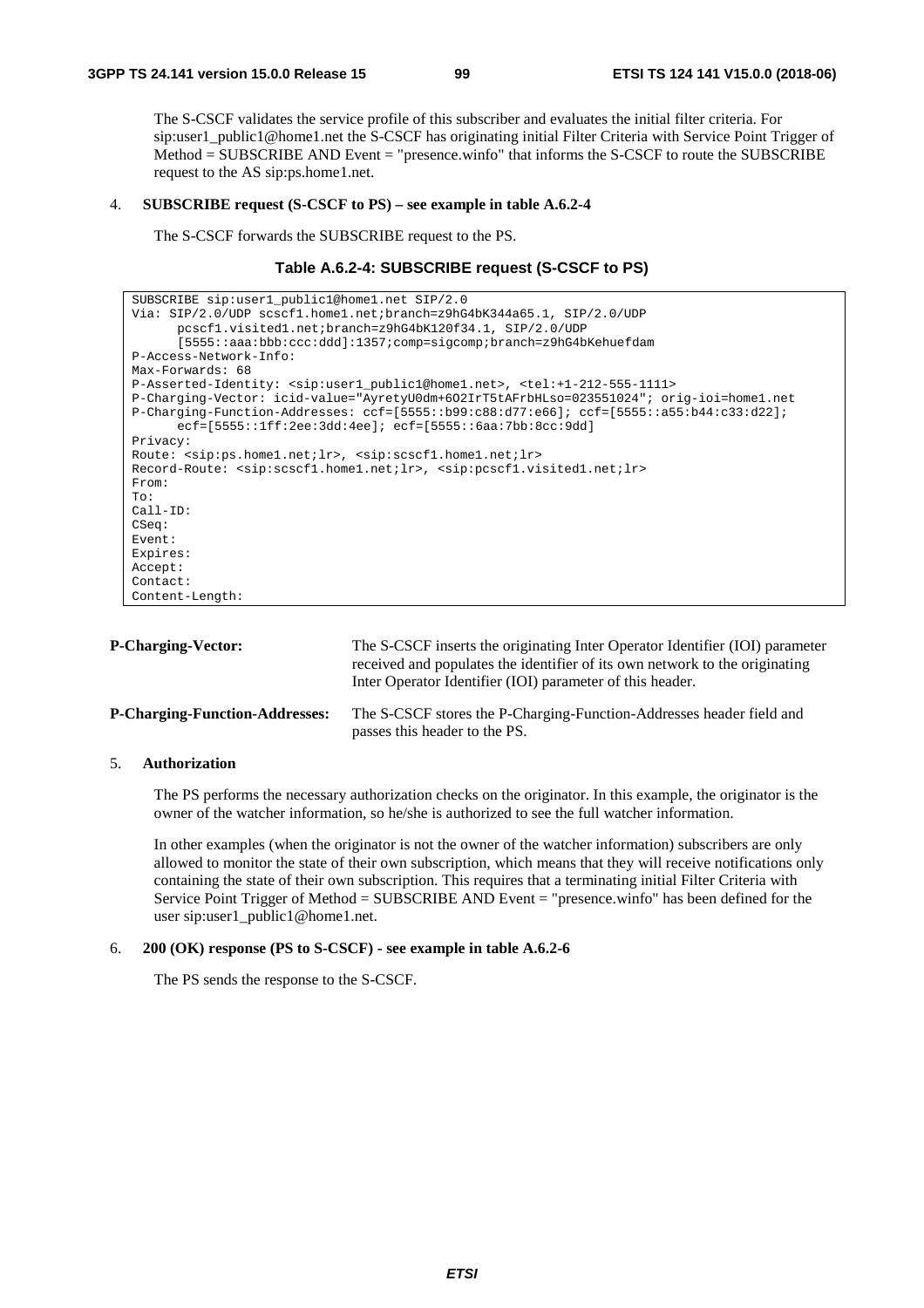The S-CSCF validates the service profile of this subscriber and evaluates the initial filter criteria. For sip:user1_public1@home1.net the S-CSCF has originating initial Filter Criteria with Service Point Trigger of Method = SUBSCRIBE AND Event = "presence.winfo" that informs the S-CSCF to route the SUBSCRIBE request to the AS sip:ps.home1.net.

4. **SUBSCRIBE request (S-CSCF to PS) – see example in table A.6.2-4**

   The S-CSCF forwards the SUBSCRIBE request to the PS.

**Table A.6.2-4: SUBSCRIBE request (S-CSCF to PS)**

```
SUBSCRIBE sip:user1_public1@home1.net SIP/2.0
Via: SIP/2.0/UDP scscf1.home1.net;branch=z9hG4bK344a65.1, SIP/2.0/UDP
      pcscf1.visited1.net;branch=z9hG4bK120f34.1, SIP/2.0/UDP
      [5555::aaa:bbb:ccc:ddd]:1357;comp=sigcomp;branch=z9hG4bKehuefdam
P-Access-Network-Info:
Max-Forwards: 68
P-Asserted-Identity: <sip:user1_public1@home1.net>, <tel:+1-212-555-1111>
P-Charging-Vector: icid-value="AyretyU0dm+6O2IrT5tAFrbHLso=023551024"; orig-ioi=home1.net
P-Charging-Function-Addresses: ccf=[5555::b99:c88:d77:e66]; ccf=[5555::a55:b44:c33:d22];
      ecf=[5555::1ff:2ee:3dd:4ee]; ecf=[5555::6aa:7bb:8cc:9dd]
Privacy:
Route: <sip:ps.home1.net;lr>, <sip:scscf1.home1.net;lr>
Record-Route: <sip:scscf1.home1.net;lr>, <sip:pcscf1.visited1.net;lr>
From:
To:
Call-ID:
CSeq:
Event:
Expires:
Accept:
Contact:
Content-Length:
```

**P-Charging-Vector:** The S-CSCF inserts the originating Inter Operator Identifier (IOI) parameter received and populates the identifier of its own network to the originating Inter Operator Identifier (IOI) parameter of this header.

**P-Charging-Function-Addresses:** The S-CSCF stores the P-Charging-Function-Addresses header field and passes this header to the PS.

5. **Authorization**

   The PS performs the necessary authorization checks on the originator. In this example, the originator is the owner of the watcher information, so he/she is authorized to see the full watcher information.

   In other examples (when the originator is not the owner of the watcher information) subscribers are only allowed to monitor the state of their own subscription, which means that they will receive notifications only containing the state of their own subscription. This requires that a terminating initial Filter Criteria with Service Point Trigger of Method = SUBSCRIBE AND Event = "presence.winfo" has been defined for the user sip:user1_public1@home1.net.

6. **200 (OK) response (PS to S-CSCF) - see example in table A.6.2-6**

   The PS sends the response to the S-CSCF.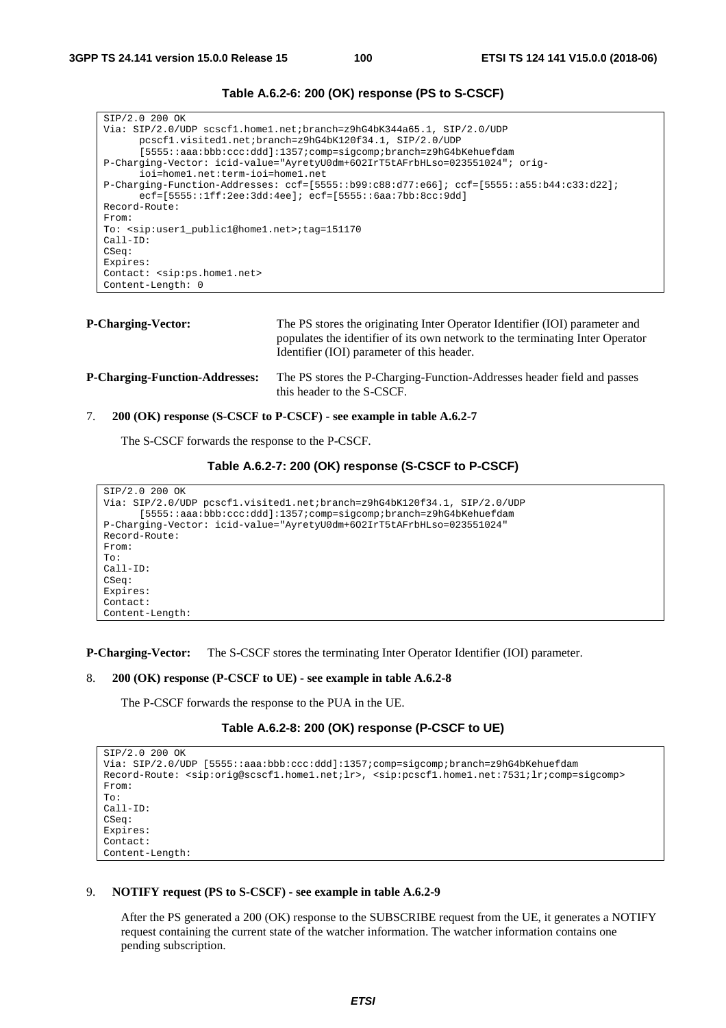**Table A.6.2-6: 200 (OK) response (PS to S-CSCF)**

```
SIP/2.0 200 OK
Via: SIP/2.0/UDP scscf1.home1.net;branch=z9hG4bK344a65.1, SIP/2.0/UDP
      pcscf1.visited1.net;branch=z9hG4bK120f34.1, SIP/2.0/UDP
      [5555::aaa:bbb:ccc:ddd]:1357;comp=sigcomp;branch=z9hG4bKehuefdam
P-Charging-Vector: icid-value="AyretyU0dm+6O2IrT5tAFrbHLso=023551024"; orig-
      ioi=home1.net:term-ioi=home1.net
P-Charging-Function-Addresses: ccf=[5555::b99:c88:d77:e66]; ccf=[5555::a55:b44:c33:d22];
      ecf=[5555::1ff:2ee:3dd:4ee]; ecf=[5555::6aa:7bb:8cc:9dd]
Record-Route:
From:
To: <sip:user1_public1@home1.net>;tag=151170
Call-ID:
CSeq:
Expires:
Contact: <sip:ps.home1.net>
Content-Length: 0
```

**P-Charging-Vector:** The PS stores the originating Inter Operator Identifier (IOI) parameter and populates the identifier of its own network to the terminating Inter Operator Identifier (IOI) parameter of this header.

**P-Charging-Function-Addresses:** The PS stores the P-Charging-Function-Addresses header field and passes this header to the S-CSCF.

7. **200 (OK) response (S-CSCF to P-CSCF) - see example in table A.6.2-7**

   The S-CSCF forwards the response to the P-CSCF.

**Table A.6.2-7: 200 (OK) response (S-CSCF to P-CSCF)**

```
SIP/2.0 200 OK
Via: SIP/2.0/UDP pcscf1.visited1.net;branch=z9hG4bK120f34.1, SIP/2.0/UDP
      [5555::aaa:bbb:ccc:ddd]:1357;comp=sigcomp;branch=z9hG4bKehuefdam
P-Charging-Vector: icid-value="AyretyU0dm+6O2IrT5tAFrbHLso=023551024"
Record-Route:
From:
To:
Call-ID:
CSeq:
Expires:
Contact:
Content-Length:
```

**P-Charging-Vector:** The S-CSCF stores the terminating Inter Operator Identifier (IOI) parameter.

8. **200 (OK) response (P-CSCF to UE) - see example in table A.6.2-8**

   The P-CSCF forwards the response to the PUA in the UE.

**Table A.6.2-8: 200 (OK) response (P-CSCF to UE)**

```
SIP/2.0 200 OK
Via: SIP/2.0/UDP [5555::aaa:bbb:ccc:ddd]:1357;comp=sigcomp;branch=z9hG4bKehuefdam
Record-Route: <sip:orig@scscf1.home1.net;lr>, <sip:pcscf1.home1.net:7531;lr;comp=sigcomp>
From:
To:
Call-ID:
CSeq:
Expires:
Contact:
Content-Length:
```

9. **NOTIFY request (PS to S-CSCF) - see example in table A.6.2-9**

   After the PS generated a 200 (OK) response to the SUBSCRIBE request from the UE, it generates a NOTIFY request containing the current state of the watcher information. The watcher information contains one pending subscription.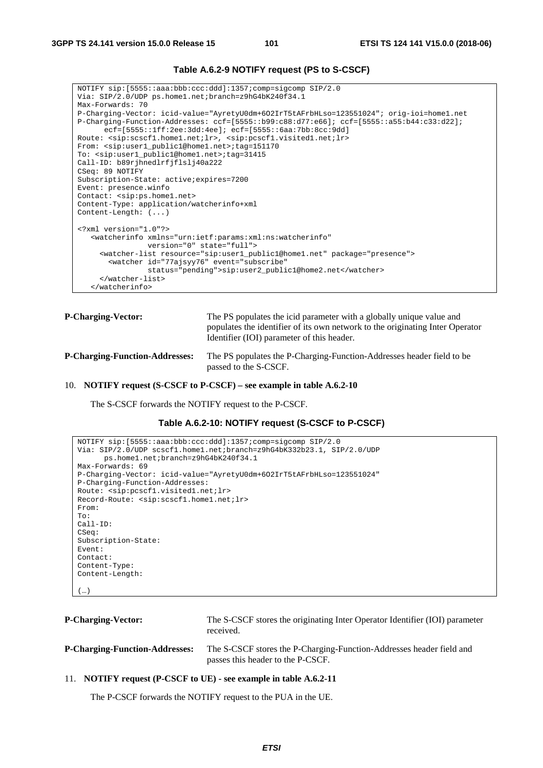**Table A.6.2-9 NOTIFY request (PS to S-CSCF)**

```
NOTIFY sip:[5555::aaa:bbb:ccc:ddd]:1357;comp=sigcomp SIP/2.0
Via: SIP/2.0/UDP ps.home1.net;branch=z9hG4bK240f34.1
Max-Forwards: 70
P-Charging-Vector: icid-value="AyretyU0dm+6O2IrT5tAFrbHLso=123551024"; orig-ioi=home1.net
P-Charging-Function-Addresses: ccf=[5555::b99:c88:d77:e66]; ccf=[5555::a55:b44:c33:d22];
      ecf=[5555::1ff:2ee:3dd:4ee]; ecf=[5555::6aa:7bb:8cc:9dd]
Route: <sip:scscf1.home1.net;lr>, <sip:pcscf1.visited1.net;lr>
From: <sip:user1_public1@home1.net>;tag=151170
To: <sip:user1_public1@home1.net>;tag=31415
Call-ID: b89rjhnedlrfjflslj40a222
CSeq: 89 NOTIFY
Subscription-State: active;expires=7200
Event: presence.winfo
Contact: <sip:ps.home1.net>
Content-Type: application/watcherinfo+xml
Content-Length: (...)

<?xml version="1.0"?>
   <watcherinfo xmlns="urn:ietf:params:xml:ns:watcherinfo"
                version="0" state="full">
     <watcher-list resource="sip:user1_public1@home1.net" package="presence">
       <watcher id="77ajsyy76" event="subscribe"
                status="pending">sip:user2_public1@home2.net</watcher>
     </watcher-list>
   </watcherinfo>
```

**P-Charging-Vector:** The PS populates the icid parameter with a globally unique value and populates the identifier of its own network to the originating Inter Operator Identifier (IOI) parameter of this header.

**P-Charging-Function-Addresses:** The PS populates the P-Charging-Function-Addresses header field to be passed to the S-CSCF.

10. **NOTIFY request (S-CSCF to P-CSCF) – see example in table A.6.2-10**

    The S-CSCF forwards the NOTIFY request to the P-CSCF.

**Table A.6.2-10: NOTIFY request (S-CSCF to P-CSCF)**

```
NOTIFY sip:[5555::aaa:bbb:ccc:ddd]:1357;comp=sigcomp SIP/2.0
Via: SIP/2.0/UDP scscf1.home1.net;branch=z9hG4bK332b23.1, SIP/2.0/UDP
      ps.home1.net;branch=z9hG4bK240f34.1
Max-Forwards: 69
P-Charging-Vector: icid-value="AyretyU0dm+6O2IrT5tAFrbHLso=123551024"
P-Charging-Function-Addresses:
Route: <sip:pcscf1.visited1.net;lr>
Record-Route: <sip:scscf1.home1.net;lr>
From:
To:
Call-ID:
CSeq:
Subscription-State:
Event:
Contact:
Content-Type:
Content-Length:

(…)
```

**P-Charging-Vector:** The S-CSCF stores the originating Inter Operator Identifier (IOI) parameter received.

**P-Charging-Function-Addresses:** The S-CSCF stores the P-Charging-Function-Addresses header field and passes this header to the P-CSCF.

11. **NOTIFY request (P-CSCF to UE) - see example in table A.6.2-11**

    The P-CSCF forwards the NOTIFY request to the PUA in the UE.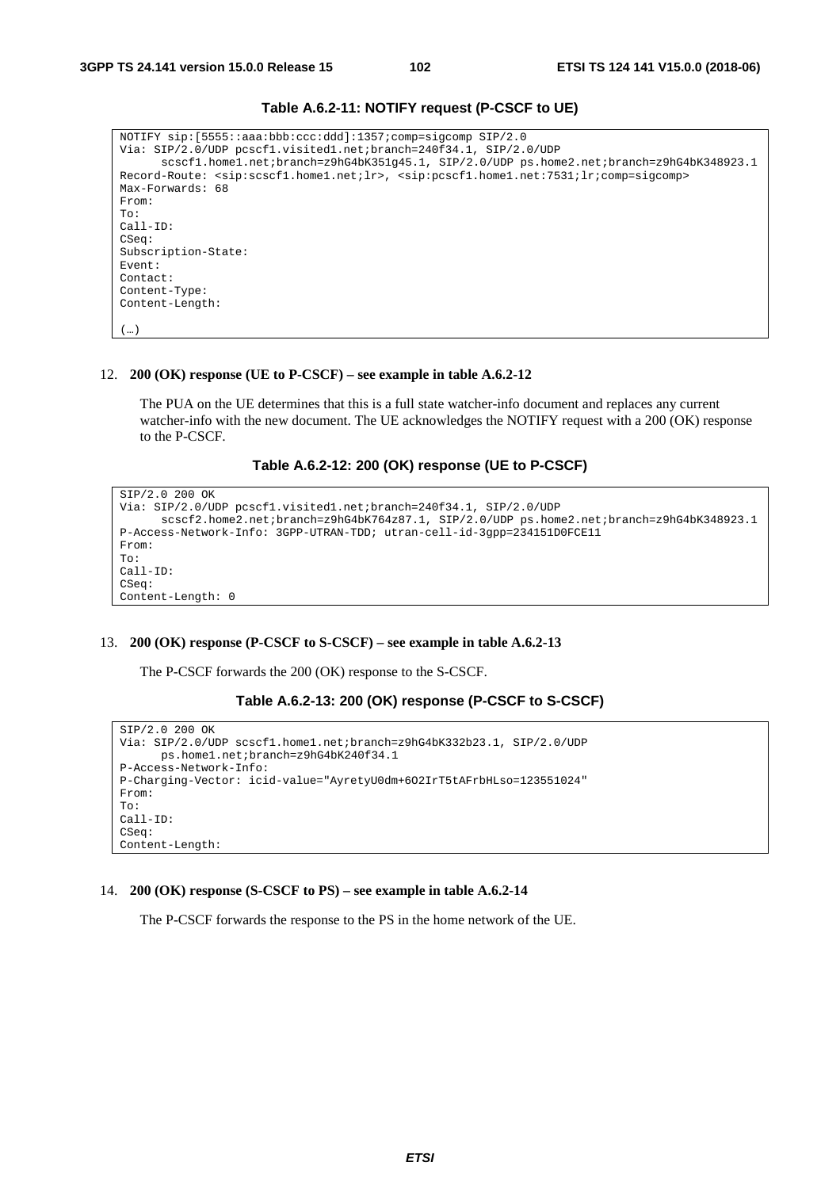**Table A.6.2-11: NOTIFY request (P-CSCF to UE)**

```
NOTIFY sip:[5555::aaa:bbb:ccc:ddd]:1357;comp=sigcomp SIP/2.0
Via: SIP/2.0/UDP pcscf1.visited1.net;branch=240f34.1, SIP/2.0/UDP
      scscf1.home1.net;branch=z9hG4bK351g45.1, SIP/2.0/UDP ps.home2.net;branch=z9hG4bK348923.1
Record-Route: <sip:scscf1.home1.net;lr>, <sip:pcscf1.home1.net:7531;lr;comp=sigcomp>
Max-Forwards: 68
From:
To:
Call-ID:
CSeq:
Subscription-State:
Event:
Contact:
Content-Type:
Content-Length:

(…)
```

12. **200 (OK) response (UE to P-CSCF) – see example in table A.6.2-12**

    The PUA on the UE determines that this is a full state watcher-info document and replaces any current watcher-info with the new document. The UE acknowledges the NOTIFY request with a 200 (OK) response to the P-CSCF.

**Table A.6.2-12: 200 (OK) response (UE to P-CSCF)**

```
SIP/2.0 200 OK
Via: SIP/2.0/UDP pcscf1.visited1.net;branch=240f34.1, SIP/2.0/UDP
      scscf2.home2.net;branch=z9hG4bK764z87.1, SIP/2.0/UDP ps.home2.net;branch=z9hG4bK348923.1
P-Access-Network-Info: 3GPP-UTRAN-TDD; utran-cell-id-3gpp=234151D0FCE11
From:
To:
Call-ID:
CSeq:
Content-Length: 0
```

13. **200 (OK) response (P-CSCF to S-CSCF) – see example in table A.6.2-13**

    The P-CSCF forwards the 200 (OK) response to the S-CSCF.

**Table A.6.2-13: 200 (OK) response (P-CSCF to S-CSCF)**

```
SIP/2.0 200 OK
Via: SIP/2.0/UDP scscf1.home1.net;branch=z9hG4bK332b23.1, SIP/2.0/UDP
      ps.home1.net;branch=z9hG4bK240f34.1
P-Access-Network-Info:
P-Charging-Vector: icid-value="AyretyU0dm+6O2IrT5tAFrbHLso=123551024"
From:
To:
Call-ID:
CSeq:
Content-Length:
```

14. **200 (OK) response (S-CSCF to PS) – see example in table A.6.2-14**

    The P-CSCF forwards the response to the PS in the home network of the UE.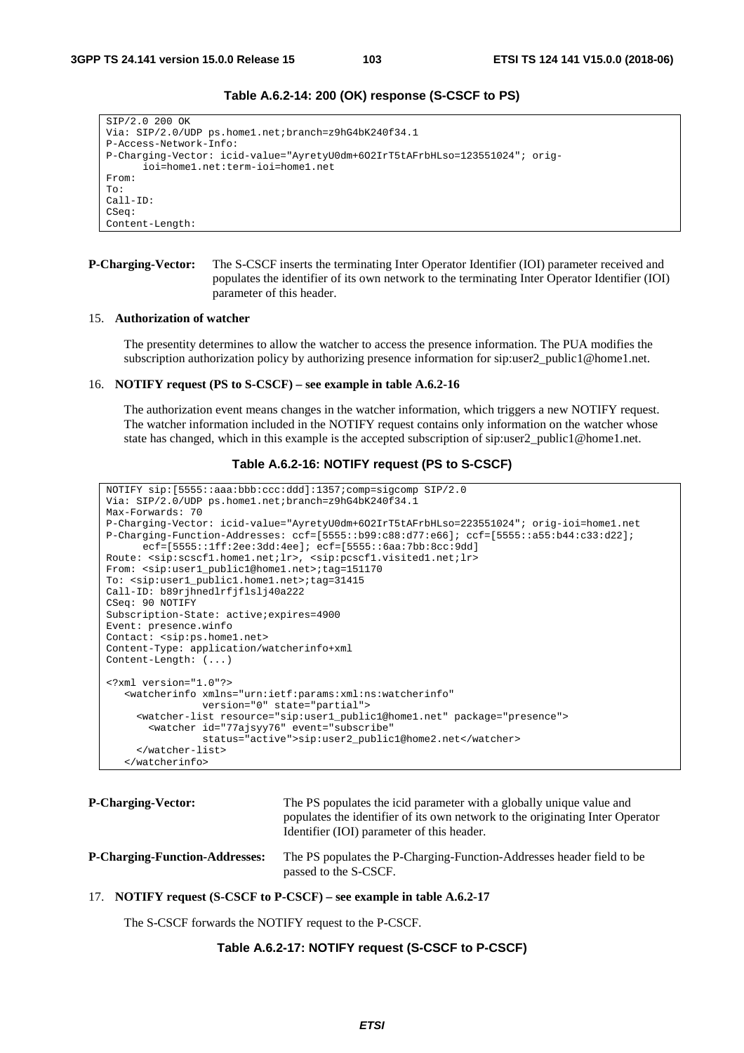**Table A.6.2-14: 200 (OK) response (S-CSCF to PS)**

```
SIP/2.0 200 OK
Via: SIP/2.0/UDP ps.home1.net;branch=z9hG4bK240f34.1
P-Access-Network-Info:
P-Charging-Vector: icid-value="AyretyU0dm+6O2IrT5tAFrbHLso=123551024"; orig-
      ioi=home1.net:term-ioi=home1.net
From:
To:
Call-ID:
CSeq:
Content-Length:
```

**P-Charging-Vector:** The S-CSCF inserts the terminating Inter Operator Identifier (IOI) parameter received and populates the identifier of its own network to the terminating Inter Operator Identifier (IOI) parameter of this header.

15. **Authorization of watcher**

    The presentity determines to allow the watcher to access the presence information. The PUA modifies the subscription authorization policy by authorizing presence information for sip:user2_public1@home1.net.

16. **NOTIFY request (PS to S-CSCF) – see example in table A.6.2-16**

    The authorization event means changes in the watcher information, which triggers a new NOTIFY request. The watcher information included in the NOTIFY request contains only information on the watcher whose state has changed, which in this example is the accepted subscription of sip:user2_public1@home1.net.

**Table A.6.2-16: NOTIFY request (PS to S-CSCF)**

```
NOTIFY sip:[5555::aaa:bbb:ccc:ddd]:1357;comp=sigcomp SIP/2.0
Via: SIP/2.0/UDP ps.home1.net;branch=z9hG4bK240f34.1
Max-Forwards: 70
P-Charging-Vector: icid-value="AyretyU0dm+6O2IrT5tAFrbHLso=223551024"; orig-ioi=home1.net
P-Charging-Function-Addresses: ccf=[5555::b99:c88:d77:e66]; ccf=[5555::a55:b44:c33:d22];
      ecf=[5555::1ff:2ee:3dd:4ee]; ecf=[5555::6aa:7bb:8cc:9dd]
Route: <sip:scscf1.home1.net;lr>, <sip:pcscf1.visited1.net;lr>
From: <sip:user1_public1@home1.net>;tag=151170
To: <sip:user1_public1.home1.net>;tag=31415
Call-ID: b89rjhnedlrfjflslj40a222
CSeq: 90 NOTIFY
Subscription-State: active;expires=4900
Event: presence.winfo
Contact: <sip:ps.home1.net>
Content-Type: application/watcherinfo+xml
Content-Length: (...)

<?xml version="1.0"?>
   <watcherinfo xmlns="urn:ietf:params:xml:ns:watcherinfo"
                version="0" state="partial">
     <watcher-list resource="sip:user1_public1@home1.net" package="presence">
       <watcher id="77ajsyy76" event="subscribe"
                status="active">sip:user2_public1@home2.net</watcher>
     </watcher-list>
   </watcherinfo>
```

**P-Charging-Vector:** The PS populates the icid parameter with a globally unique value and populates the identifier of its own network to the originating Inter Operator Identifier (IOI) parameter of this header.

**P-Charging-Function-Addresses:** The PS populates the P-Charging-Function-Addresses header field to be passed to the S-CSCF.

17. **NOTIFY request (S-CSCF to P-CSCF) – see example in table A.6.2-17**

    The S-CSCF forwards the NOTIFY request to the P-CSCF.

**Table A.6.2-17: NOTIFY request (S-CSCF to P-CSCF)**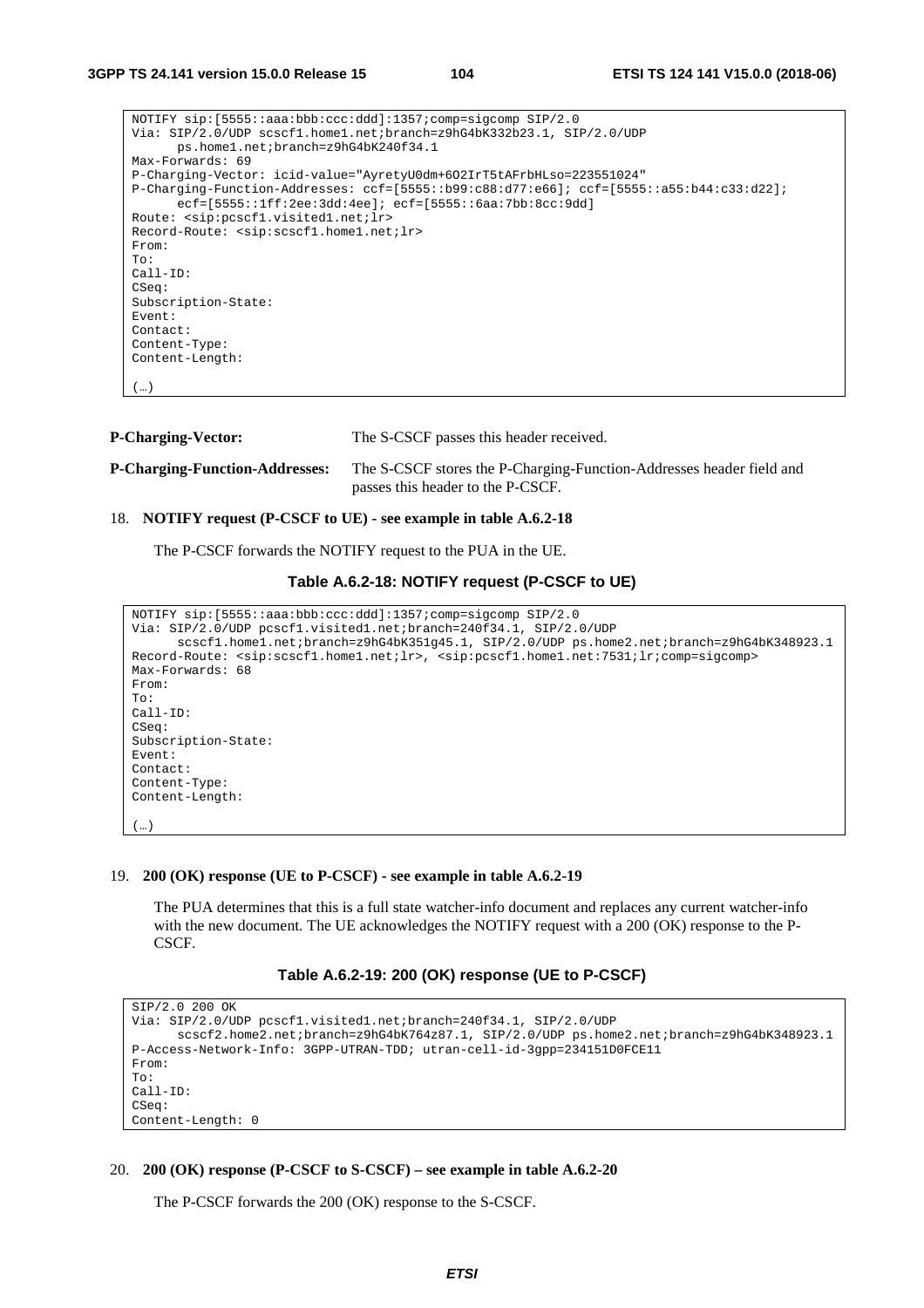```
NOTIFY sip:[5555::aaa:bbb:ccc:ddd]:1357;comp=sigcomp SIP/2.0
Via: SIP/2.0/UDP scscf1.home1.net;branch=z9hG4bK332b23.1, SIP/2.0/UDP
      ps.home1.net;branch=z9hG4bK240f34.1
Max-Forwards: 69
P-Charging-Vector: icid-value="AyretyU0dm+6O2IrT5tAFrbHLso=223551024"
P-Charging-Function-Addresses: ccf=[5555::b99:c88:d77:e66]; ccf=[5555::a55:b44:c33:d22];
      ecf=[5555::1ff:2ee:3dd:4ee]; ecf=[5555::6aa:7bb:8cc:9dd]
Route: <sip:pcscf1.visited1.net;lr>
Record-Route: <sip:scscf1.home1.net;lr>
From:
To:
Call-ID:
CSeq:
Subscription-State:
Event:
Contact:
Content-Type:
Content-Length:

(…)
```

**P-Charging-Vector:** The S-CSCF passes this header received.

**P-Charging-Function-Addresses:** The S-CSCF stores the P-Charging-Function-Addresses header field and passes this header to the P-CSCF.

18. **NOTIFY request (P-CSCF to UE) - see example in table A.6.2-18**

    The P-CSCF forwards the NOTIFY request to the PUA in the UE.

**Table A.6.2-18: NOTIFY request (P-CSCF to UE)**

```
NOTIFY sip:[5555::aaa:bbb:ccc:ddd]:1357;comp=sigcomp SIP/2.0
Via: SIP/2.0/UDP pcscf1.visited1.net;branch=240f34.1, SIP/2.0/UDP
      scscf1.home1.net;branch=z9hG4bK351g45.1, SIP/2.0/UDP ps.home2.net;branch=z9hG4bK348923.1
Record-Route: <sip:scscf1.home1.net;lr>, <sip:pcscf1.home1.net:7531;lr;comp=sigcomp>
Max-Forwards: 68
From:
To:
Call-ID:
CSeq:
Subscription-State:
Event:
Contact:
Content-Type:
Content-Length:

(…)
```

19. **200 (OK) response (UE to P-CSCF) - see example in table A.6.2-19**

    The PUA determines that this is a full state watcher-info document and replaces any current watcher-info with the new document. The UE acknowledges the NOTIFY request with a 200 (OK) response to the P-CSCF.

**Table A.6.2-19: 200 (OK) response (UE to P-CSCF)**

```
SIP/2.0 200 OK
Via: SIP/2.0/UDP pcscf1.visited1.net;branch=240f34.1, SIP/2.0/UDP
      scscf2.home2.net;branch=z9hG4bK764z87.1, SIP/2.0/UDP ps.home2.net;branch=z9hG4bK348923.1
P-Access-Network-Info: 3GPP-UTRAN-TDD; utran-cell-id-3gpp=234151D0FCE11
From:
To:
Call-ID:
CSeq:
Content-Length: 0
```

20. **200 (OK) response (P-CSCF to S-CSCF) – see example in table A.6.2-20**

    The P-CSCF forwards the 200 (OK) response to the S-CSCF.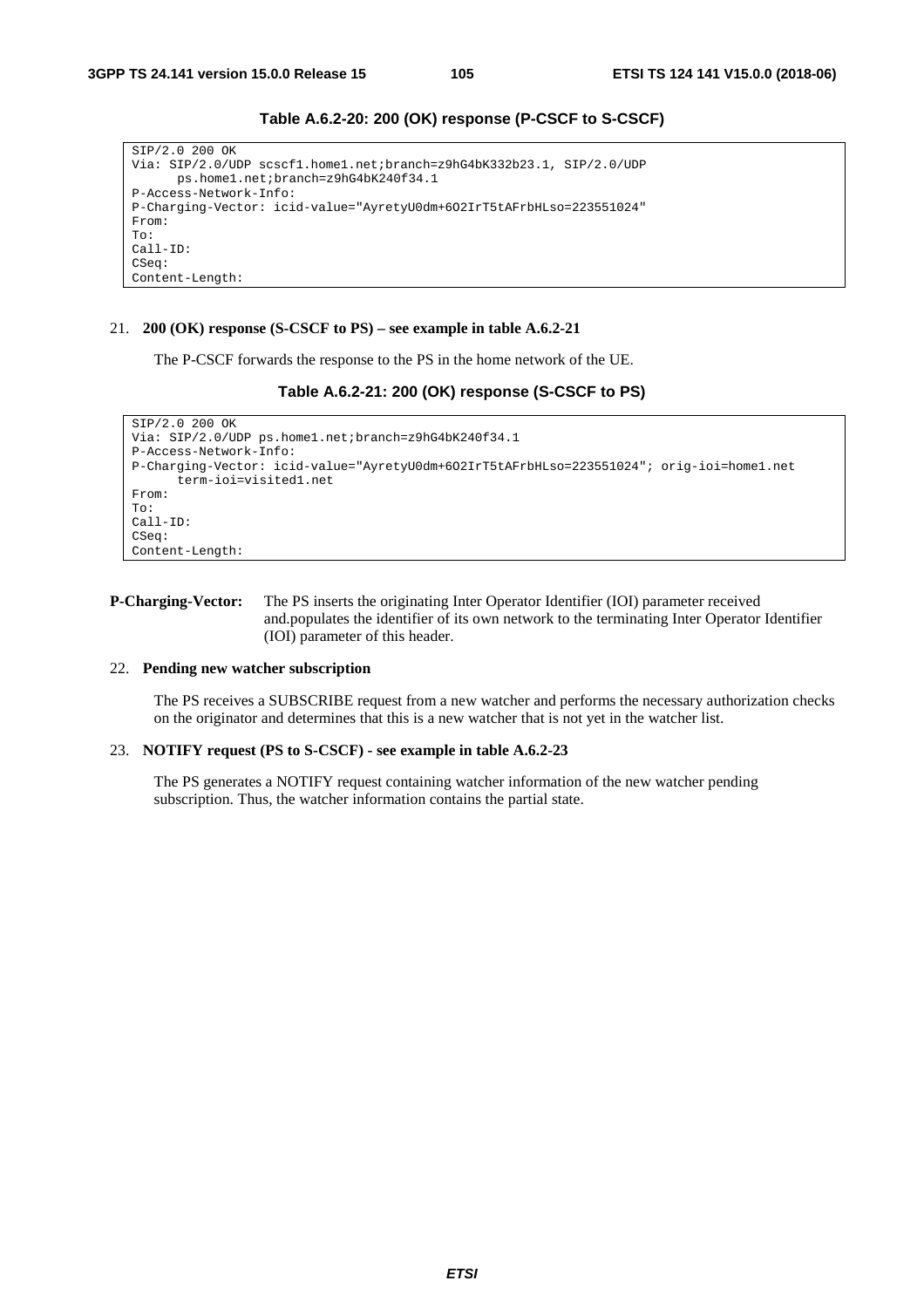**Table A.6.2-20: 200 (OK) response (P-CSCF to S-CSCF)**

```
SIP/2.0 200 OK
Via: SIP/2.0/UDP scscf1.home1.net;branch=z9hG4bK332b23.1, SIP/2.0/UDP
      ps.home1.net;branch=z9hG4bK240f34.1
P-Access-Network-Info:
P-Charging-Vector: icid-value="AyretyU0dm+6O2IrT5tAFrbHLso=223551024"
From:
To:
Call-ID:
CSeq:
Content-Length:
```

21. **200 (OK) response (S-CSCF to PS) – see example in table A.6.2-21**

    The P-CSCF forwards the response to the PS in the home network of the UE.

**Table A.6.2-21: 200 (OK) response (S-CSCF to PS)**

```
SIP/2.0 200 OK
Via: SIP/2.0/UDP ps.home1.net;branch=z9hG4bK240f34.1
P-Access-Network-Info:
P-Charging-Vector: icid-value="AyretyU0dm+6O2IrT5tAFrbHLso=223551024"; orig-ioi=home1.net
      term-ioi=visited1.net
From:
To:
Call-ID:
CSeq:
Content-Length:
```

**P-Charging-Vector:** The PS inserts the originating Inter Operator Identifier (IOI) parameter received and.populates the identifier of its own network to the terminating Inter Operator Identifier (IOI) parameter of this header.

22. **Pending new watcher subscription**

    The PS receives a SUBSCRIBE request from a new watcher and performs the necessary authorization checks on the originator and determines that this is a new watcher that is not yet in the watcher list.

23. **NOTIFY request (PS to S-CSCF) - see example in table A.6.2-23**

    The PS generates a NOTIFY request containing watcher information of the new watcher pending subscription. Thus, the watcher information contains the partial state.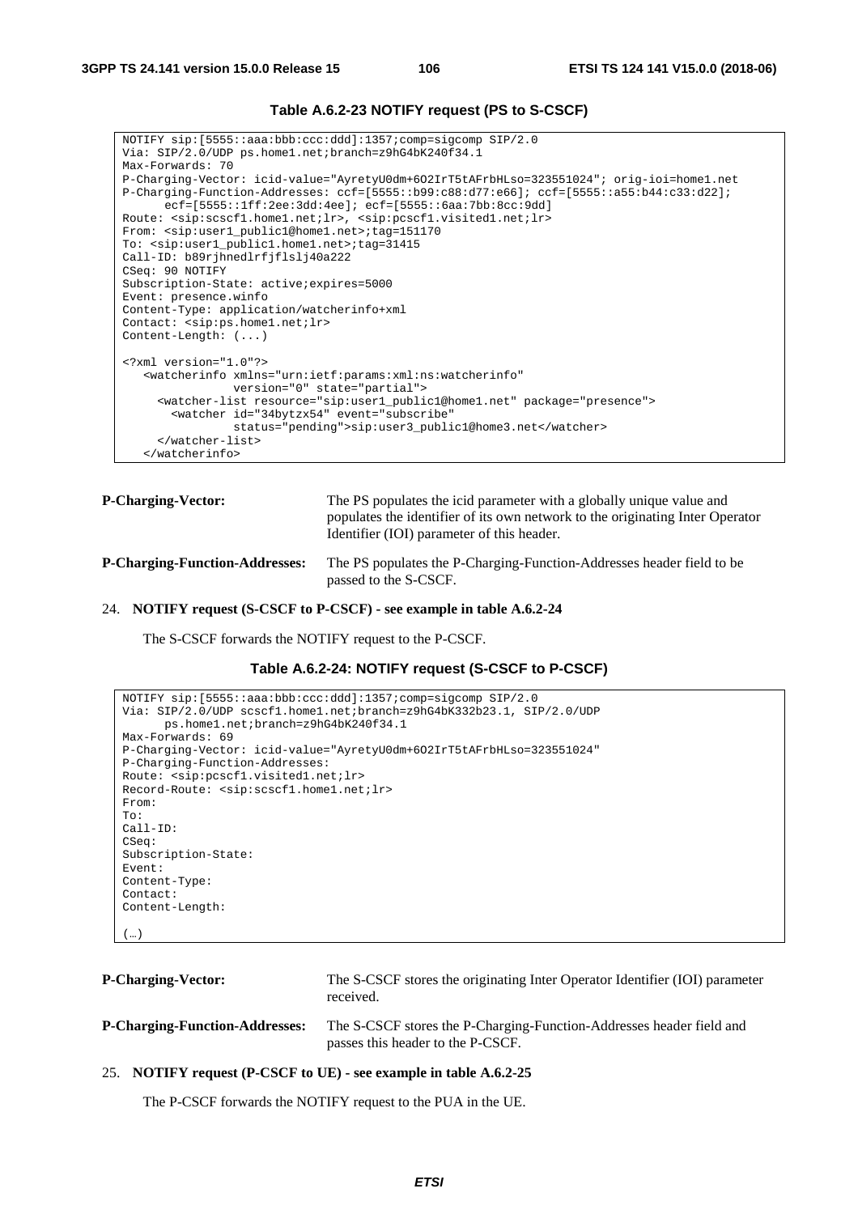**Table A.6.2-23 NOTIFY request (PS to S-CSCF)**

```
NOTIFY sip:[5555::aaa:bbb:ccc:ddd]:1357;comp=sigcomp SIP/2.0
Via: SIP/2.0/UDP ps.home1.net;branch=z9hG4bK240f34.1
Max-Forwards: 70
P-Charging-Vector: icid-value="AyretyU0dm+6O2IrT5tAFrbHLso=323551024"; orig-ioi=home1.net
P-Charging-Function-Addresses: ccf=[5555::b99:c88:d77:e66]; ccf=[5555::a55:b44:c33:d22];
      ecf=[5555::1ff:2ee:3dd:4ee]; ecf=[5555::6aa:7bb:8cc:9dd]
Route: <sip:scscf1.home1.net;lr>, <sip:pcscf1.visited1.net;lr>
From: <sip:user1_public1@home1.net>;tag=151170
To: <sip:user1_public1.home1.net>;tag=31415
Call-ID: b89rjhnedlrfjflslj40a222
CSeq: 90 NOTIFY
Subscription-State: active;expires=5000
Event: presence.winfo
Content-Type: application/watcherinfo+xml
Contact: <sip:ps.home1.net;lr>
Content-Length: (...)

<?xml version="1.0"?>
   <watcherinfo xmlns="urn:ietf:params:xml:ns:watcherinfo"
                version="0" state="partial">
     <watcher-list resource="sip:user1_public1@home1.net" package="presence">
       <watcher id="34bytzx54" event="subscribe"
                status="pending">sip:user3_public1@home3.net</watcher>
     </watcher-list>
   </watcherinfo>
```

**P-Charging-Vector:** The PS populates the icid parameter with a globally unique value and populates the identifier of its own network to the originating Inter Operator Identifier (IOI) parameter of this header.

**P-Charging-Function-Addresses:** The PS populates the P-Charging-Function-Addresses header field to be passed to the S-CSCF.

24. **NOTIFY request (S-CSCF to P-CSCF) - see example in table A.6.2-24**

The S-CSCF forwards the NOTIFY request to the P-CSCF.

**Table A.6.2-24: NOTIFY request (S-CSCF to P-CSCF)**

```
NOTIFY sip:[5555::aaa:bbb:ccc:ddd]:1357;comp=sigcomp SIP/2.0
Via: SIP/2.0/UDP scscf1.home1.net;branch=z9hG4bK332b23.1, SIP/2.0/UDP
      ps.home1.net;branch=z9hG4bK240f34.1
Max-Forwards: 69
P-Charging-Vector: icid-value="AyretyU0dm+6O2IrT5tAFrbHLso=323551024"
P-Charging-Function-Addresses:
Route: <sip:pcscf1.visited1.net;lr>
Record-Route: <sip:scscf1.home1.net;lr>
From:
To:
Call-ID:
CSeq:
Subscription-State:
Event:
Content-Type:
Contact:
Content-Length:

(…)
```

**P-Charging-Vector:** The S-CSCF stores the originating Inter Operator Identifier (IOI) parameter received.

**P-Charging-Function-Addresses:** The S-CSCF stores the P-Charging-Function-Addresses header field and passes this header to the P-CSCF.

25. **NOTIFY request (P-CSCF to UE) - see example in table A.6.2-25**

The P-CSCF forwards the NOTIFY request to the PUA in the UE.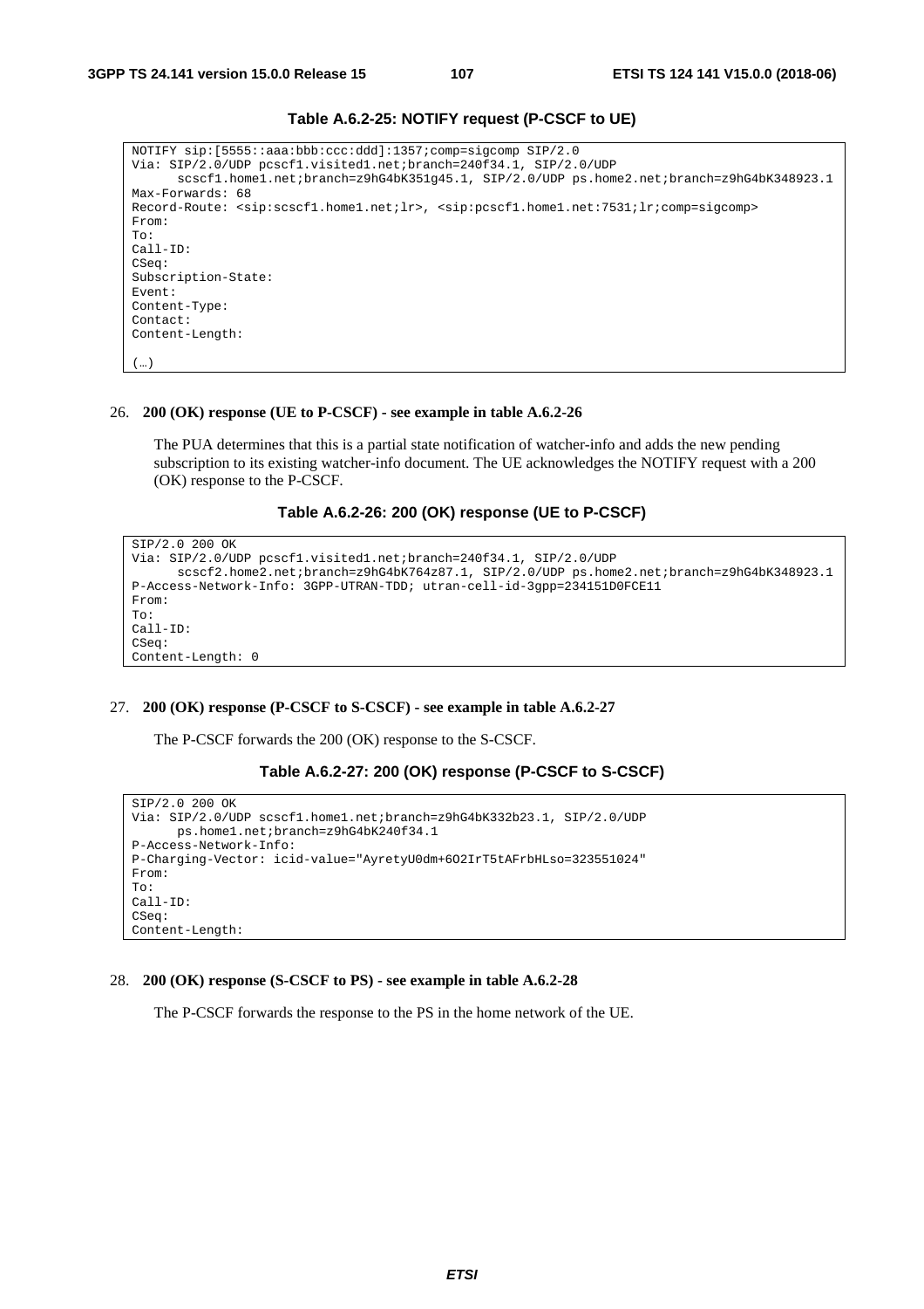**Table A.6.2-25: NOTIFY request (P-CSCF to UE)**

```
NOTIFY sip:[5555::aaa:bbb:ccc:ddd]:1357;comp=sigcomp SIP/2.0
Via: SIP/2.0/UDP pcscf1.visited1.net;branch=240f34.1, SIP/2.0/UDP
      scscf1.home1.net;branch=z9hG4bK351g45.1, SIP/2.0/UDP ps.home2.net;branch=z9hG4bK348923.1
Max-Forwards: 68
Record-Route: <sip:scscf1.home1.net;lr>, <sip:pcscf1.home1.net:7531;lr;comp=sigcomp>
From:
To:
Call-ID:
CSeq:
Subscription-State:
Event:
Content-Type:
Contact:
Content-Length:

(…)
```

26. **200 (OK) response (UE to P-CSCF) - see example in table A.6.2-26**

    The PUA determines that this is a partial state notification of watcher-info and adds the new pending subscription to its existing watcher-info document. The UE acknowledges the NOTIFY request with a 200 (OK) response to the P-CSCF.

**Table A.6.2-26: 200 (OK) response (UE to P-CSCF)**

```
SIP/2.0 200 OK
Via: SIP/2.0/UDP pcscf1.visited1.net;branch=240f34.1, SIP/2.0/UDP
      scscf2.home2.net;branch=z9hG4bK764z87.1, SIP/2.0/UDP ps.home2.net;branch=z9hG4bK348923.1
P-Access-Network-Info: 3GPP-UTRAN-TDD; utran-cell-id-3gpp=234151D0FCE11
From:
To:
Call-ID:
CSeq:
Content-Length: 0
```

27. **200 (OK) response (P-CSCF to S-CSCF) - see example in table A.6.2-27**

    The P-CSCF forwards the 200 (OK) response to the S-CSCF.

**Table A.6.2-27: 200 (OK) response (P-CSCF to S-CSCF)**

```
SIP/2.0 200 OK
Via: SIP/2.0/UDP scscf1.home1.net;branch=z9hG4bK332b23.1, SIP/2.0/UDP
      ps.home1.net;branch=z9hG4bK240f34.1
P-Access-Network-Info:
P-Charging-Vector: icid-value="AyretyU0dm+6O2IrT5tAFrbHLso=323551024"
From:
To:
Call-ID:
CSeq:
Content-Length:
```

28. **200 (OK) response (S-CSCF to PS) - see example in table A.6.2-28**

    The P-CSCF forwards the response to the PS in the home network of the UE.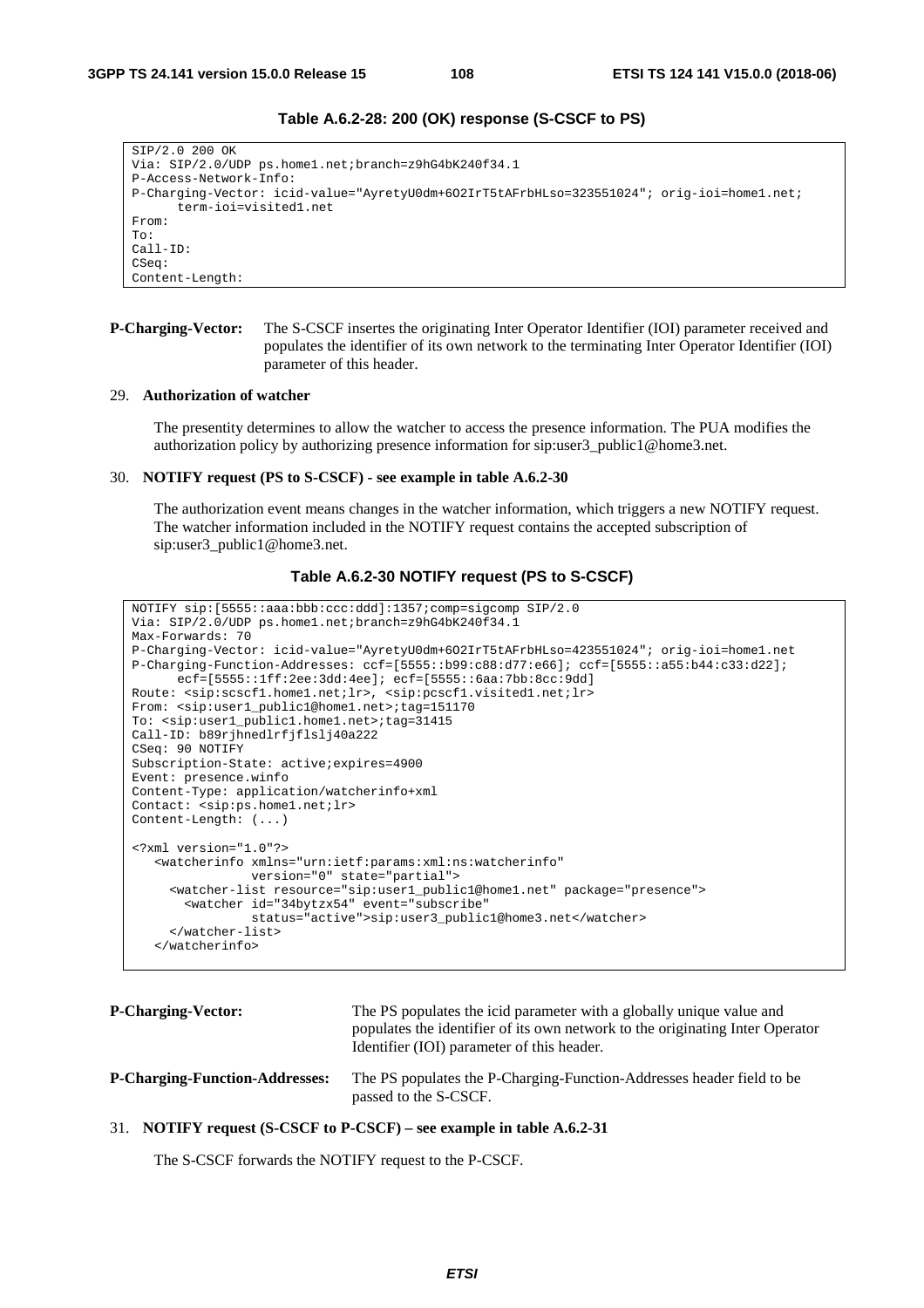**Table A.6.2-28: 200 (OK) response (S-CSCF to PS)**

```
SIP/2.0 200 OK
Via: SIP/2.0/UDP ps.home1.net;branch=z9hG4bK240f34.1
P-Access-Network-Info:
P-Charging-Vector: icid-value="AyretyU0dm+6O2IrT5tAFrbHLso=323551024"; orig-ioi=home1.net;
      term-ioi=visited1.net
From:
To:
Call-ID:
CSeq:
Content-Length:
```

**P-Charging-Vector:** The S-CSCF insertes the originating Inter Operator Identifier (IOI) parameter received and populates the identifier of its own network to the terminating Inter Operator Identifier (IOI) parameter of this header.

29. **Authorization of watcher**

    The presentity determines to allow the watcher to access the presence information. The PUA modifies the authorization policy by authorizing presence information for sip:user3_public1@home3.net.

30. **NOTIFY request (PS to S-CSCF) - see example in table A.6.2-30**

    The authorization event means changes in the watcher information, which triggers a new NOTIFY request. The watcher information included in the NOTIFY request contains the accepted subscription of sip:user3_public1@home3.net.

**Table A.6.2-30 NOTIFY request (PS to S-CSCF)**

```
NOTIFY sip:[5555::aaa:bbb:ccc:ddd]:1357;comp=sigcomp SIP/2.0
Via: SIP/2.0/UDP ps.home1.net;branch=z9hG4bK240f34.1
Max-Forwards: 70
P-Charging-Vector: icid-value="AyretyU0dm+6O2IrT5tAFrbHLso=423551024"; orig-ioi=home1.net
P-Charging-Function-Addresses: ccf=[5555::b99:c88:d77:e66]; ccf=[5555::a55:b44:c33:d22];
      ecf=[5555::1ff:2ee:3dd:4ee]; ecf=[5555::6aa:7bb:8cc:9dd]
Route: <sip:scscf1.home1.net;lr>, <sip:pcscf1.visited1.net;lr>
From: <sip:user1_public1@home1.net>;tag=151170
To: <sip:user1_public1.home1.net>;tag=31415
Call-ID: b89rjhnedlrfjflslj40a222
CSeq: 90 NOTIFY
Subscription-State: active;expires=4900
Event: presence.winfo
Content-Type: application/watcherinfo+xml
Contact: <sip:ps.home1.net;lr>
Content-Length: (...)

<?xml version="1.0"?>
   <watcherinfo xmlns="urn:ietf:params:xml:ns:watcherinfo"
                version="0" state="partial">
     <watcher-list resource="sip:user1_public1@home1.net" package="presence">
       <watcher id="34bytzx54" event="subscribe"
                status="active">sip:user3_public1@home3.net</watcher>
     </watcher-list>
   </watcherinfo>
```

**P-Charging-Vector:** The PS populates the icid parameter with a globally unique value and populates the identifier of its own network to the originating Inter Operator Identifier (IOI) parameter of this header.

**P-Charging-Function-Addresses:** The PS populates the P-Charging-Function-Addresses header field to be passed to the S-CSCF.

31. **NOTIFY request (S-CSCF to P-CSCF) – see example in table A.6.2-31**

    The S-CSCF forwards the NOTIFY request to the P-CSCF.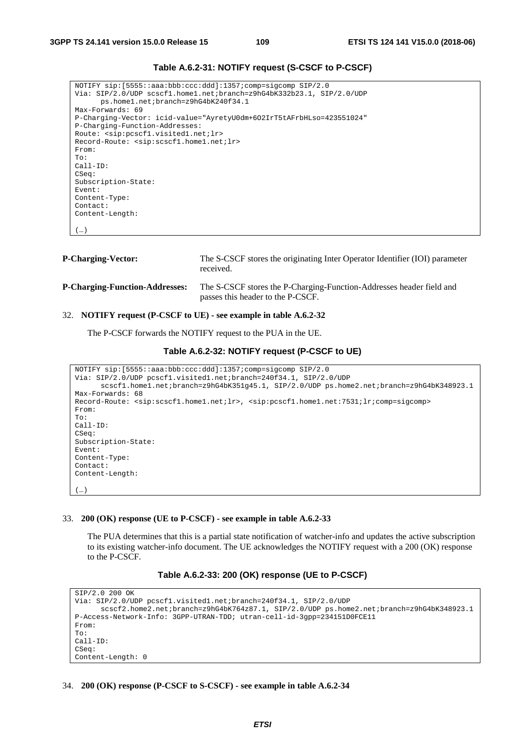**Table A.6.2-31: NOTIFY request (S-CSCF to P-CSCF)**

```
NOTIFY sip:[5555::aaa:bbb:ccc:ddd]:1357;comp=sigcomp SIP/2.0
Via: SIP/2.0/UDP scscf1.home1.net;branch=z9hG4bK332b23.1, SIP/2.0/UDP
      ps.home1.net;branch=z9hG4bK240f34.1
Max-Forwards: 69
P-Charging-Vector: icid-value="AyretyU0dm+6O2IrT5tAFrbHLso=423551024"
P-Charging-Function-Addresses:
Route: <sip:pcscf1.visited1.net;lr>
Record-Route: <sip:scscf1.home1.net;lr>
From:
To:
Call-ID:
CSeq:
Subscription-State:
Event:
Content-Type:
Contact:
Content-Length:

(…)
```

**P-Charging-Vector:** The S-CSCF stores the originating Inter Operator Identifier (IOI) parameter received.

**P-Charging-Function-Addresses:** The S-CSCF stores the P-Charging-Function-Addresses header field and passes this header to the P-CSCF.

32. **NOTIFY request (P-CSCF to UE) - see example in table A.6.2-32**

The P-CSCF forwards the NOTIFY request to the PUA in the UE.

**Table A.6.2-32: NOTIFY request (P-CSCF to UE)**

```
NOTIFY sip:[5555::aaa:bbb:ccc:ddd]:1357;comp=sigcomp SIP/2.0
Via: SIP/2.0/UDP pcscf1.visited1.net;branch=240f34.1, SIP/2.0/UDP
      scscf1.home1.net;branch=z9hG4bK351g45.1, SIP/2.0/UDP ps.home2.net;branch=z9hG4bK348923.1
Max-Forwards: 68
Record-Route: <sip:scscf1.home1.net;lr>, <sip:pcscf1.home1.net:7531;lr;comp=sigcomp>
From:
To:
Call-ID:
CSeq:
Subscription-State:
Event:
Content-Type:
Contact:
Content-Length:

(…)
```

33. **200 (OK) response (UE to P-CSCF) - see example in table A.6.2-33**

The PUA determines that this is a partial state notification of watcher-info and updates the active subscription to its existing watcher-info document. The UE acknowledges the NOTIFY request with a 200 (OK) response to the P-CSCF.

**Table A.6.2-33: 200 (OK) response (UE to P-CSCF)**

```
SIP/2.0 200 OK
Via: SIP/2.0/UDP pcscf1.visited1.net;branch=240f34.1, SIP/2.0/UDP
      scscf2.home2.net;branch=z9hG4bK764z87.1, SIP/2.0/UDP ps.home2.net;branch=z9hG4bK348923.1
P-Access-Network-Info: 3GPP-UTRAN-TDD; utran-cell-id-3gpp=234151D0FCE11
From:
To:
Call-ID:
CSeq:
Content-Length: 0
```

34. **200 (OK) response (P-CSCF to S-CSCF) - see example in table A.6.2-34**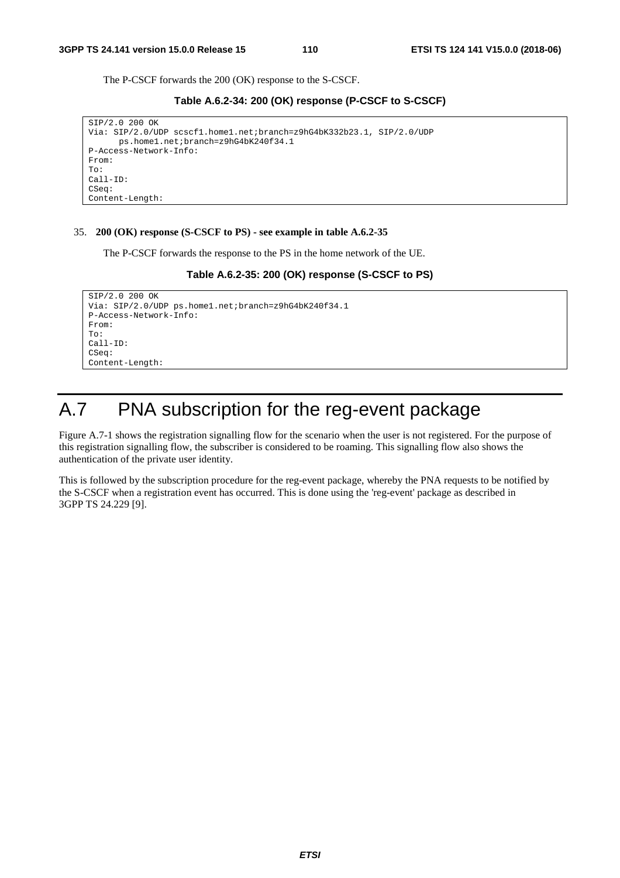The P-CSCF forwards the 200 (OK) response to the S-CSCF.

**Table A.6.2-34: 200 (OK) response (P-CSCF to S-CSCF)**

```
SIP/2.0 200 OK
Via: SIP/2.0/UDP scscf1.home1.net;branch=z9hG4bK332b23.1, SIP/2.0/UDP
      ps.home1.net;branch=z9hG4bK240f34.1
P-Access-Network-Info:
From:
To:
Call-ID:
CSeq:
Content-Length:
```

35. **200 (OK) response (S-CSCF to PS) - see example in table A.6.2-35**

    The P-CSCF forwards the response to the PS in the home network of the UE.

**Table A.6.2-35: 200 (OK) response (S-CSCF to PS)**

```
SIP/2.0 200 OK
Via: SIP/2.0/UDP ps.home1.net;branch=z9hG4bK240f34.1
P-Access-Network-Info:
From:
To:
Call-ID:
CSeq:
Content-Length:
```

# A.7 PNA subscription for the reg-event package

Figure A.7-1 shows the registration signalling flow for the scenario when the user is not registered. For the purpose of this registration signalling flow, the subscriber is considered to be roaming. This signalling flow also shows the authentication of the private user identity.

This is followed by the subscription procedure for the reg-event package, whereby the PNA requests to be notified by the S-CSCF when a registration event has occurred. This is done using the 'reg-event' package as described in 3GPP TS 24.229 [9].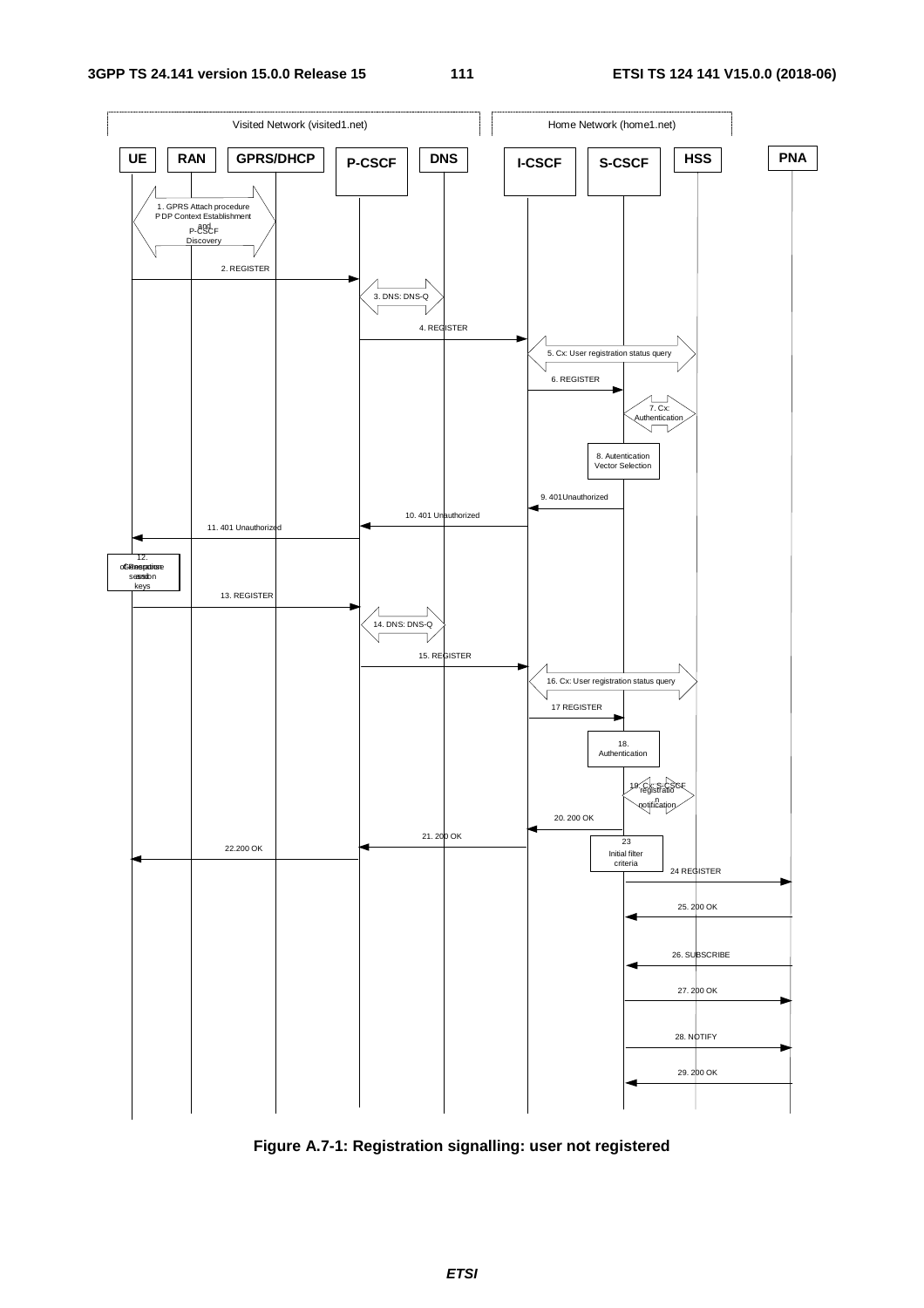Visited Network (visited1.net)

Home Network (home1.net)

UE | RAN | GPRS/DHCP | P-CSCF | DNS | I-CSCF | S-CSCF | HSS | PNA

1. GPRS Attach procedure PDP Context Establishment and P-CSCF Discovery

2. REGISTER

3. DNS: DNS-Q

4. REGISTER

5. Cx: User registration status query

6. REGISTER

7. Cx: Authentication

8. Autentication Vector Selection

9. 401Unauthorized

10. 401 Unauthorized

11. 401 Unauthorized

12. Generate response and session keys

13. REGISTER

14. DNS: DNS-Q

15. REGISTER

16. Cx: User registration status query

17 REGISTER

18. Authentication

19. Cx: S-CSCF registration notification

20. 200 OK

21. 200 OK

22.200 OK

23 Initial filter criteria

24 REGISTER

25. 200 OK

26. SUBSCRIBE

27. 200 OK

28. NOTIFY

29. 200 OK

**Figure A.7-1: Registration signalling: user not registered**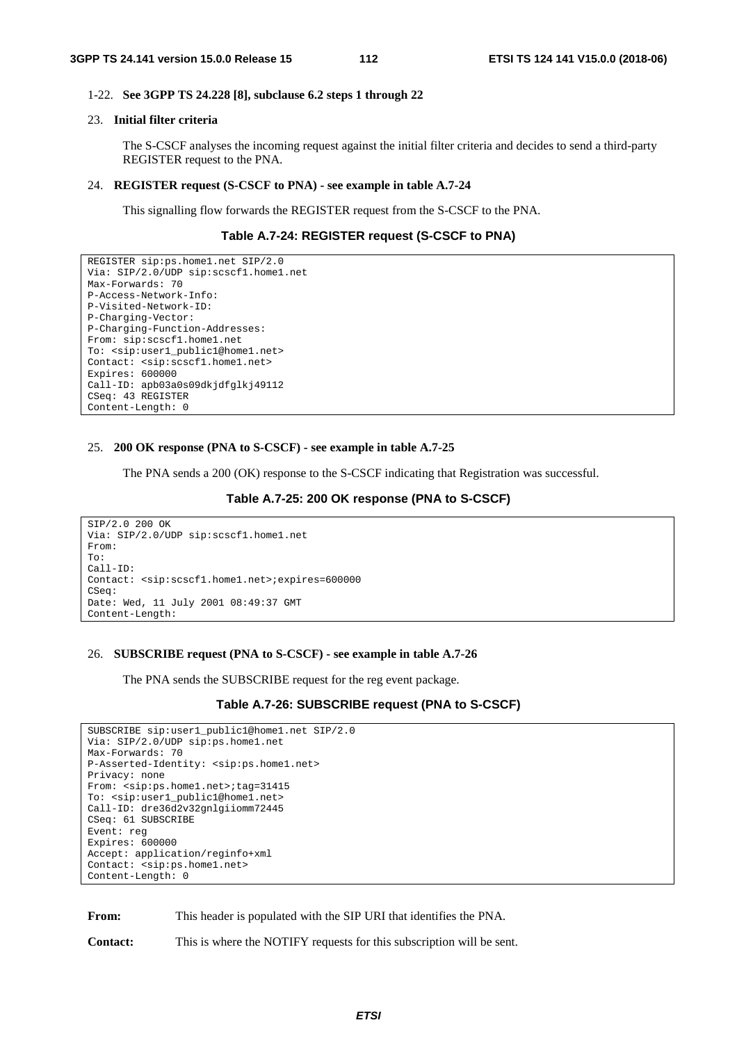1-22. **See 3GPP TS 24.228 [8], subclause 6.2 steps 1 through 22**

23. **Initial filter criteria**

The S-CSCF analyses the incoming request against the initial filter criteria and decides to send a third-party REGISTER request to the PNA.

24. **REGISTER request (S-CSCF to PNA) - see example in table A.7-24**

This signalling flow forwards the REGISTER request from the S-CSCF to the PNA.

**Table A.7-24: REGISTER request (S-CSCF to PNA)**

```
REGISTER sip:ps.home1.net SIP/2.0
Via: SIP/2.0/UDP sip:scscf1.home1.net
Max-Forwards: 70
P-Access-Network-Info:
P-Visited-Network-ID:
P-Charging-Vector:
P-Charging-Function-Addresses:
From: sip:scscf1.home1.net
To: <sip:user1_public1@home1.net>
Contact: <sip:scscf1.home1.net>
Expires: 600000
Call-ID: apb03a0s09dkjdfglkj49112
CSeq: 43 REGISTER
Content-Length: 0
```

25. **200 OK response (PNA to S-CSCF) - see example in table A.7-25**

The PNA sends a 200 (OK) response to the S-CSCF indicating that Registration was successful.

**Table A.7-25: 200 OK response (PNA to S-CSCF)**

```
SIP/2.0 200 OK
Via: SIP/2.0/UDP sip:scscf1.home1.net
From:
To:
Call-ID:
Contact: <sip:scscf1.home1.net>;expires=600000
CSeq:
Date: Wed, 11 July 2001 08:49:37 GMT
Content-Length:
```

26. **SUBSCRIBE request (PNA to S-CSCF) - see example in table A.7-26**

The PNA sends the SUBSCRIBE request for the reg event package.

**Table A.7-26: SUBSCRIBE request (PNA to S-CSCF)**

```
SUBSCRIBE sip:user1_public1@home1.net SIP/2.0
Via: SIP/2.0/UDP sip:ps.home1.net
Max-Forwards: 70
P-Asserted-Identity: <sip:ps.home1.net>
Privacy: none
From: <sip:ps.home1.net>;tag=31415
To: <sip:user1_public1@home1.net>
Call-ID: dre36d2v32gnlgiiomm72445
CSeq: 61 SUBSCRIBE
Event: reg
Expires: 600000
Accept: application/reginfo+xml
Contact: <sip:ps.home1.net>
Content-Length: 0
```

**From:** This header is populated with the SIP URI that identifies the PNA.

**Contact:** This is where the NOTIFY requests for this subscription will be sent.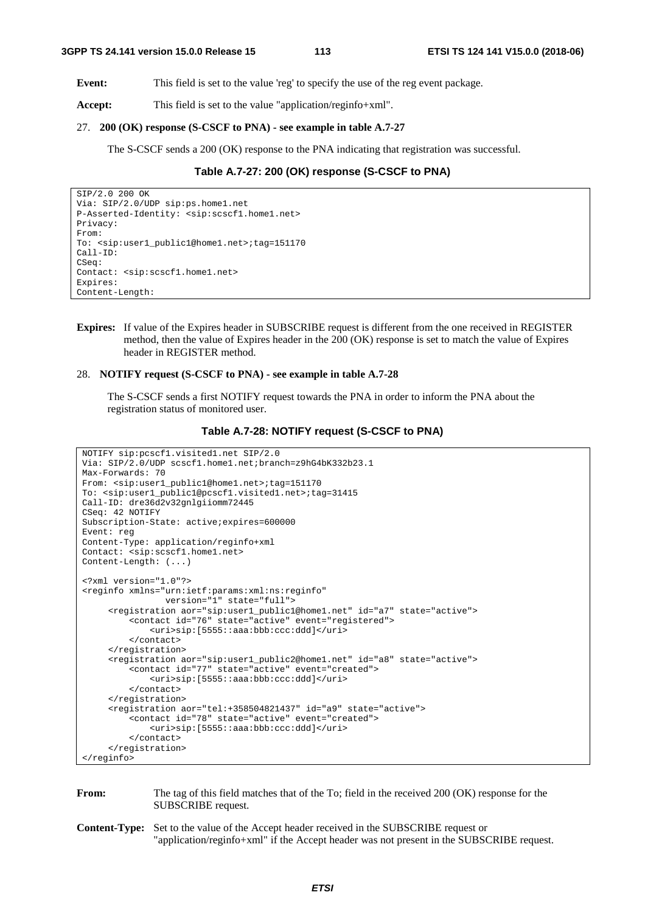**Event:** This field is set to the value 'reg' to specify the use of the reg event package.

**Accept:** This field is set to the value "application/reginfo+xml".

27. **200 (OK) response (S-CSCF to PNA) - see example in table A.7-27**

    The S-CSCF sends a 200 (OK) response to the PNA indicating that registration was successful.

**Table A.7-27: 200 (OK) response (S-CSCF to PNA)**

```
SIP/2.0 200 OK
Via: SIP/2.0/UDP sip:ps.home1.net
P-Asserted-Identity: <sip:scscf1.home1.net>
Privacy:
From:
To: <sip:user1_public1@home1.net>;tag=151170
Call-ID:
CSeq:
Contact: <sip:scscf1.home1.net>
Expires:
Content-Length:
```

**Expires:** If value of the Expires header in SUBSCRIBE request is different from the one received in REGISTER method, then the value of Expires header in the 200 (OK) response is set to match the value of Expires header in REGISTER method.

28. **NOTIFY request (S-CSCF to PNA) - see example in table A.7-28**

    The S-CSCF sends a first NOTIFY request towards the PNA in order to inform the PNA about the registration status of monitored user.

**Table A.7-28: NOTIFY request (S-CSCF to PNA)**

```
NOTIFY sip:pcscf1.visited1.net SIP/2.0
Via: SIP/2.0/UDP scscf1.home1.net;branch=z9hG4bK332b23.1
Max-Forwards: 70
From: <sip:user1_public1@home1.net>;tag=151170
To: <sip:user1_public1@pcscf1.visited1.net>;tag=31415
Call-ID: dre36d2v32gnlgiiomm72445
CSeq: 42 NOTIFY
Subscription-State: active;expires=600000
Event: reg
Content-Type: application/reginfo+xml
Contact: <sip:scscf1.home1.net>
Content-Length: (...)

<?xml version="1.0"?>
<reginfo xmlns="urn:ietf:params:xml:ns:reginfo"
               version="1" state="full">
     <registration aor="sip:user1_public1@home1.net" id="a7" state="active">
          <contact id="76" state="active" event="registered">
               <uri>sip:[5555::aaa:bbb:ccc:ddd]</uri>
          </contact>
     </registration>
     <registration aor="sip:user1_public2@home1.net" id="a8" state="active">
          <contact id="77" state="active" event="created">
               <uri>sip:[5555::aaa:bbb:ccc:ddd]</uri>
          </contact>
     </registration>
     <registration aor="tel:+358504821437" id="a9" state="active">
          <contact id="78" state="active" event="created">
               <uri>sip:[5555::aaa:bbb:ccc:ddd]</uri>
          </contact>
     </registration>
</reginfo>
```

**From:** The tag of this field matches that of the To; field in the received 200 (OK) response for the SUBSCRIBE request.

**Content-Type:** Set to the value of the Accept header received in the SUBSCRIBE request or "application/reginfo+xml" if the Accept header was not present in the SUBSCRIBE request.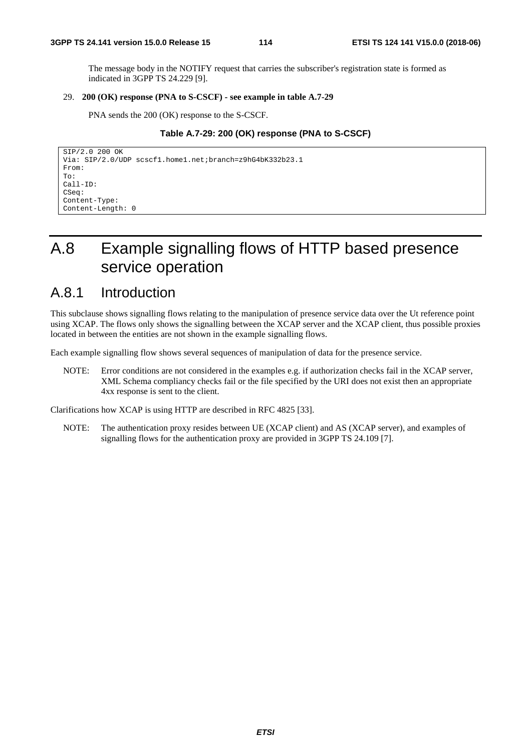The message body in the NOTIFY request that carries the subscriber's registration state is formed as indicated in 3GPP TS 24.229 [9].

29. **200 (OK) response (PNA to S-CSCF) - see example in table A.7-29**

PNA sends the 200 (OK) response to the S-CSCF.

**Table A.7-29: 200 (OK) response (PNA to S-CSCF)**

```
SIP/2.0 200 OK
Via: SIP/2.0/UDP scscf1.home1.net;branch=z9hG4bK332b23.1
From:
To:
Call-ID:
CSeq:
Content-Type:
Content-Length: 0
```

# A.8 Example signalling flows of HTTP based presence service operation

## A.8.1 Introduction

This subclause shows signalling flows relating to the manipulation of presence service data over the Ut reference point using XCAP. The flows only shows the signalling between the XCAP server and the XCAP client, thus possible proxies located in between the entities are not shown in the example signalling flows.

Each example signalling flow shows several sequences of manipulation of data for the presence service.

NOTE: Error conditions are not considered in the examples e.g. if authorization checks fail in the XCAP server, XML Schema compliancy checks fail or the file specified by the URI does not exist then an appropriate 4xx response is sent to the client.

Clarifications how XCAP is using HTTP are described in RFC 4825 [33].

NOTE: The authentication proxy resides between UE (XCAP client) and AS (XCAP server), and examples of signalling flows for the authentication proxy are provided in 3GPP TS 24.109 [7].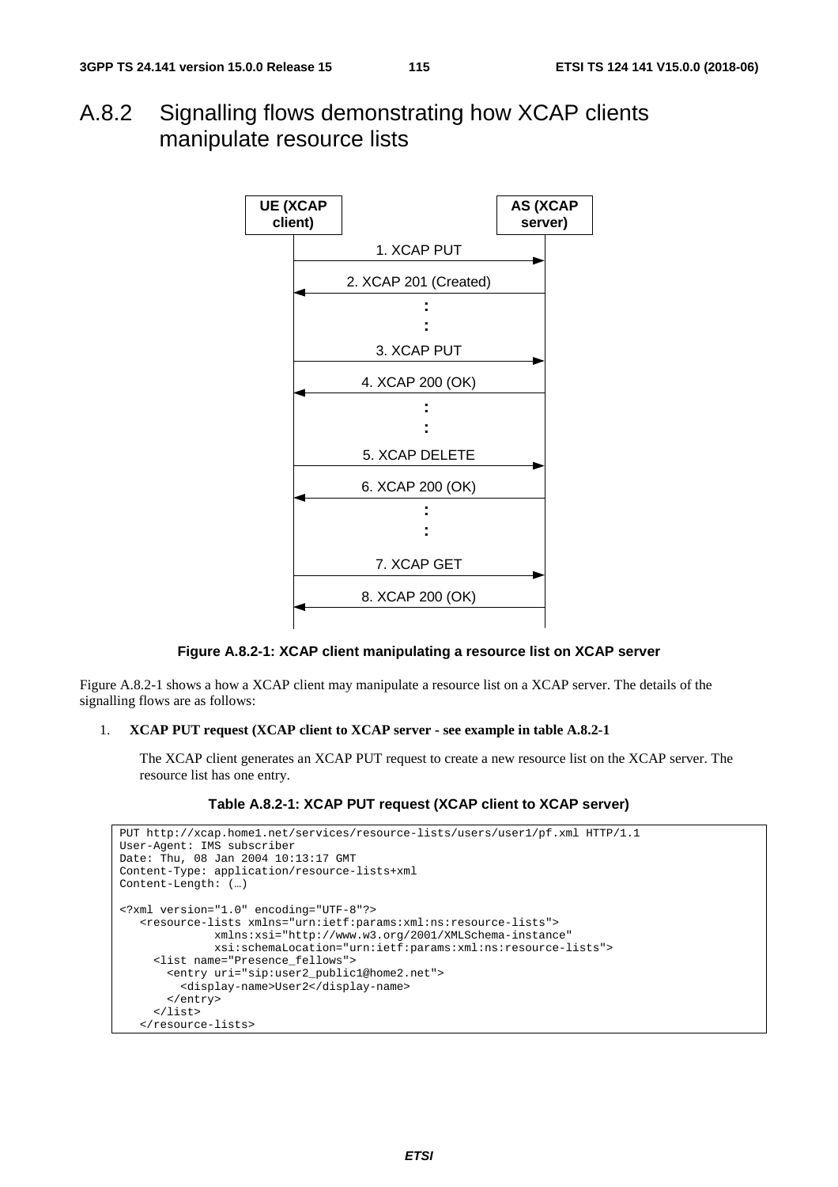## A.8.2 Signalling flows demonstrating how XCAP clients manipulate resource lists

```
UE (XCAP client)                                   AS (XCAP server)
      |                                                   |
      |------------------ 1. XCAP PUT ------------------->|
      |<-------------- 2. XCAP 201 (Created) -------------|
      :                                                   :
      |------------------ 3. XCAP PUT ------------------->|
      |<--------------- 4. XCAP 200 (OK) -----------------|
      :                                                   :
      |----------------- 5. XCAP DELETE ----------------->|
      |<--------------- 6. XCAP 200 (OK) -----------------|
      :                                                   :
      |------------------ 7. XCAP GET ------------------->|
      |<--------------- 8. XCAP 200 (OK) -----------------|
```

**Figure A.8.2-1: XCAP client manipulating a resource list on XCAP server**

Figure A.8.2-1 shows a how a XCAP client may manipulate a resource list on a XCAP server. The details of the signalling flows are as follows:

1. **XCAP PUT request (XCAP client to XCAP server - see example in table A.8.2-1**

   The XCAP client generates an XCAP PUT request to create a new resource list on the XCAP server. The resource list has one entry.

**Table A.8.2-1: XCAP PUT request (XCAP client to XCAP server)**

```
PUT http://xcap.home1.net/services/resource-lists/users/user1/pf.xml HTTP/1.1
User-Agent: IMS subscriber
Date: Thu, 08 Jan 2004 10:13:17 GMT
Content-Type: application/resource-lists+xml
Content-Length: (…)

<?xml version="1.0" encoding="UTF-8"?>
   <resource-lists xmlns="urn:ietf:params:xml:ns:resource-lists">
              xmlns:xsi="http://www.w3.org/2001/XMLSchema-instance"
              xsi:schemaLocation="urn:ietf:params:xml:ns:resource-lists">
     <list name="Presence_fellows">
       <entry uri="sip:user2_public1@home2.net">
         <display-name>User2</display-name>
       </entry>
     </list>
   </resource-lists>
```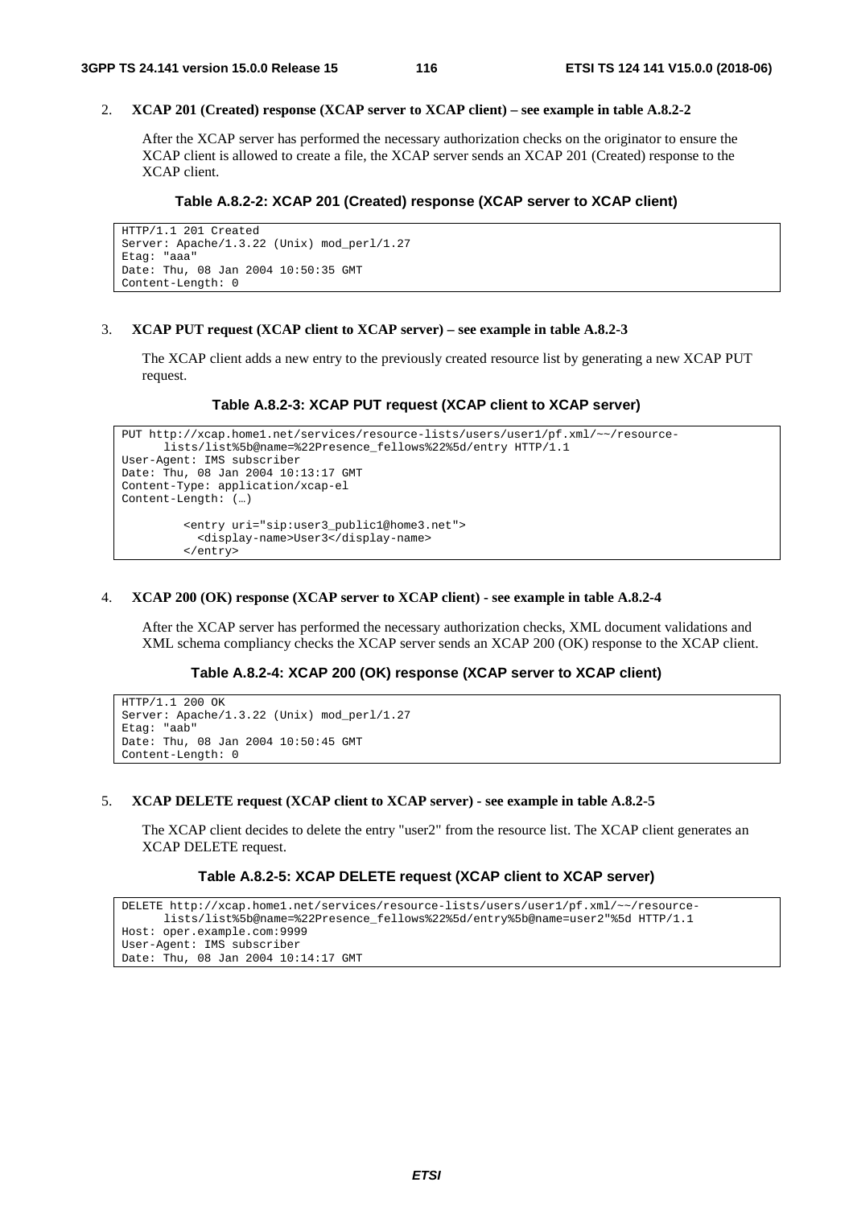2. **XCAP 201 (Created) response (XCAP server to XCAP client) – see example in table A.8.2-2**

   After the XCAP server has performed the necessary authorization checks on the originator to ensure the XCAP client is allowed to create a file, the XCAP server sends an XCAP 201 (Created) response to the XCAP client.

**Table A.8.2-2: XCAP 201 (Created) response (XCAP server to XCAP client)**

```
HTTP/1.1 201 Created
Server: Apache/1.3.22 (Unix) mod_perl/1.27
Etag: "aaa"
Date: Thu, 08 Jan 2004 10:50:35 GMT
Content-Length: 0
```

3. **XCAP PUT request (XCAP client to XCAP server) – see example in table A.8.2-3**

   The XCAP client adds a new entry to the previously created resource list by generating a new XCAP PUT request.

**Table A.8.2-3: XCAP PUT request (XCAP client to XCAP server)**

```
PUT http://xcap.home1.net/services/resource-lists/users/user1/pf.xml/~~/resource-
      lists/list%5b@name=%22Presence_fellows%22%5d/entry HTTP/1.1
User-Agent: IMS subscriber
Date: Thu, 08 Jan 2004 10:13:17 GMT
Content-Type: application/xcap-el
Content-Length: (…)

         <entry uri="sip:user3_public1@home3.net">
           <display-name>User3</display-name>
         </entry>
```

4. **XCAP 200 (OK) response (XCAP server to XCAP client) - see example in table A.8.2-4**

   After the XCAP server has performed the necessary authorization checks, XML document validations and XML schema compliancy checks the XCAP server sends an XCAP 200 (OK) response to the XCAP client.

**Table A.8.2-4: XCAP 200 (OK) response (XCAP server to XCAP client)**

```
HTTP/1.1 200 OK
Server: Apache/1.3.22 (Unix) mod_perl/1.27
Etag: "aab"
Date: Thu, 08 Jan 2004 10:50:45 GMT
Content-Length: 0
```

5. **XCAP DELETE request (XCAP client to XCAP server) - see example in table A.8.2-5**

   The XCAP client decides to delete the entry "user2" from the resource list. The XCAP client generates an XCAP DELETE request.

**Table A.8.2-5: XCAP DELETE request (XCAP client to XCAP server)**

```
DELETE http://xcap.home1.net/services/resource-lists/users/user1/pf.xml/~~/resource-
      lists/list%5b@name=%22Presence_fellows%22%5d/entry%5b@name=user2"%5d HTTP/1.1
Host: oper.example.com:9999
User-Agent: IMS subscriber
Date: Thu, 08 Jan 2004 10:14:17 GMT
```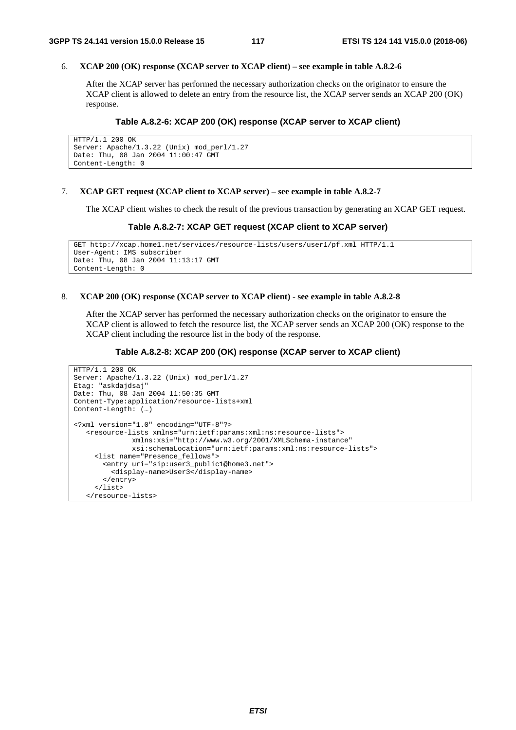6. **XCAP 200 (OK) response (XCAP server to XCAP client) – see example in table A.8.2-6**

   After the XCAP server has performed the necessary authorization checks on the originator to ensure the XCAP client is allowed to delete an entry from the resource list, the XCAP server sends an XCAP 200 (OK) response.

**Table A.8.2-6: XCAP 200 (OK) response (XCAP server to XCAP client)**

```
HTTP/1.1 200 OK
Server: Apache/1.3.22 (Unix) mod_perl/1.27
Date: Thu, 08 Jan 2004 11:00:47 GMT
Content-Length: 0
```

7. **XCAP GET request (XCAP client to XCAP server) – see example in table A.8.2-7**

   The XCAP client wishes to check the result of the previous transaction by generating an XCAP GET request.

**Table A.8.2-7: XCAP GET request (XCAP client to XCAP server)**

```
GET http://xcap.home1.net/services/resource-lists/users/user1/pf.xml HTTP/1.1
User-Agent: IMS subscriber
Date: Thu, 08 Jan 2004 11:13:17 GMT
Content-Length: 0
```

8. **XCAP 200 (OK) response (XCAP server to XCAP client) - see example in table A.8.2-8**

   After the XCAP server has performed the necessary authorization checks on the originator to ensure the XCAP client is allowed to fetch the resource list, the XCAP server sends an XCAP 200 (OK) response to the XCAP client including the resource list in the body of the response.

**Table A.8.2-8: XCAP 200 (OK) response (XCAP server to XCAP client)**

```
HTTP/1.1 200 OK
Server: Apache/1.3.22 (Unix) mod_perl/1.27
Etag: "askdajdsaj"
Date: Thu, 08 Jan 2004 11:50:35 GMT
Content-Type:application/resource-lists+xml
Content-Length: (…)

<?xml version="1.0" encoding="UTF-8"?>
   <resource-lists xmlns="urn:ietf:params:xml:ns:resource-lists">
              xmlns:xsi="http://www.w3.org/2001/XMLSchema-instance"
              xsi:schemaLocation="urn:ietf:params:xml:ns:resource-lists">
     <list name="Presence_fellows">
       <entry uri="sip:user3_public1@home3.net">
         <display-name>User3</display-name>
       </entry>
     </list>
   </resource-lists>
```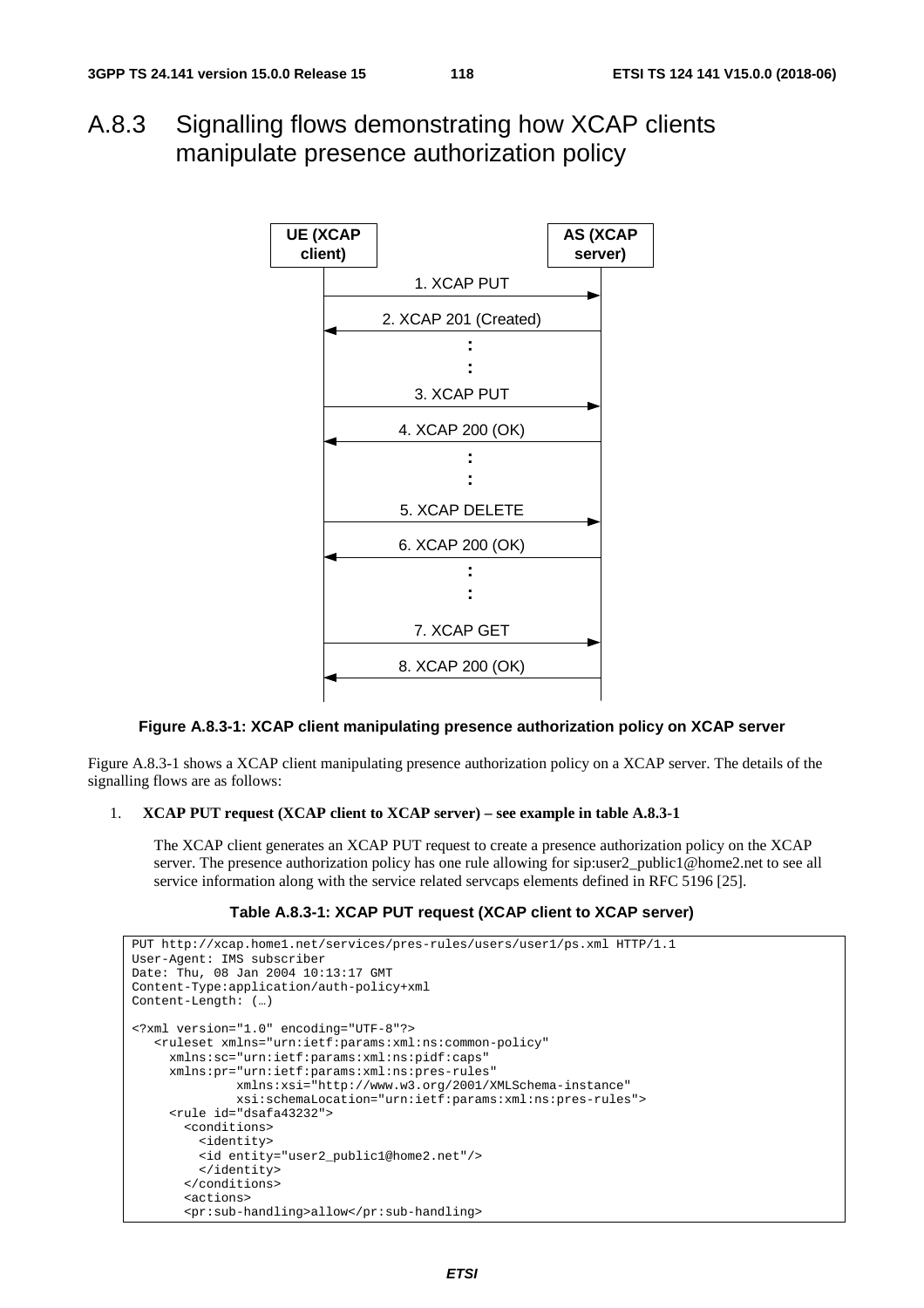# A.8.3 Signalling flows demonstrating how XCAP clients manipulate presence authorization policy

```
UE (XCAP client)                                AS (XCAP server)
      |                                               |
      |           1. XCAP PUT                         |
      |---------------------------------------------->|
      |           2. XCAP 201 (Created)               |
      |<----------------------------------------------|
      |                  :                            |
      |                  :                            |
      |           3. XCAP PUT                         |
      |---------------------------------------------->|
      |           4. XCAP 200 (OK)                    |
      |<----------------------------------------------|
      |                  :                            |
      |                  :                            |
      |           5. XCAP DELETE                      |
      |---------------------------------------------->|
      |           6. XCAP 200 (OK)                    |
      |<----------------------------------------------|
      |                  :                            |
      |                  :                            |
      |           7. XCAP GET                         |
      |---------------------------------------------->|
      |           8. XCAP 200 (OK)                    |
      |<----------------------------------------------|
```

**Figure A.8.3-1: XCAP client manipulating presence authorization policy on XCAP server**

Figure A.8.3-1 shows a XCAP client manipulating presence authorization policy on a XCAP server. The details of the signalling flows are as follows:

1. **XCAP PUT request (XCAP client to XCAP server) – see example in table A.8.3-1**

   The XCAP client generates an XCAP PUT request to create a presence authorization policy on the XCAP server. The presence authorization policy has one rule allowing for sip:user2_public1@home2.net to see all service information along with the service related servcaps elements defined in RFC 5196 [25].

**Table A.8.3-1: XCAP PUT request (XCAP client to XCAP server)**

```
PUT http://xcap.home1.net/services/pres-rules/users/user1/ps.xml HTTP/1.1
User-Agent: IMS subscriber
Date: Thu, 08 Jan 2004 10:13:17 GMT
Content-Type:application/auth-policy+xml
Content-Length: (…)

<?xml version="1.0" encoding="UTF-8"?>
   <ruleset xmlns="urn:ietf:params:xml:ns:common-policy"
     xmlns:sc="urn:ietf:params:xml:ns:pidf:caps"
     xmlns:pr="urn:ietf:params:xml:ns:pres-rules"
              xmlns:xsi="http://www.w3.org/2001/XMLSchema-instance"
              xsi:schemaLocation="urn:ietf:params:xml:ns:pres-rules">
     <rule id="dsafa43232">
       <conditions>
         <identity>
         <id entity="user2_public1@home2.net"/>
         </identity>
       </conditions>
       <actions>
       <pr:sub-handling>allow</pr:sub-handling>
```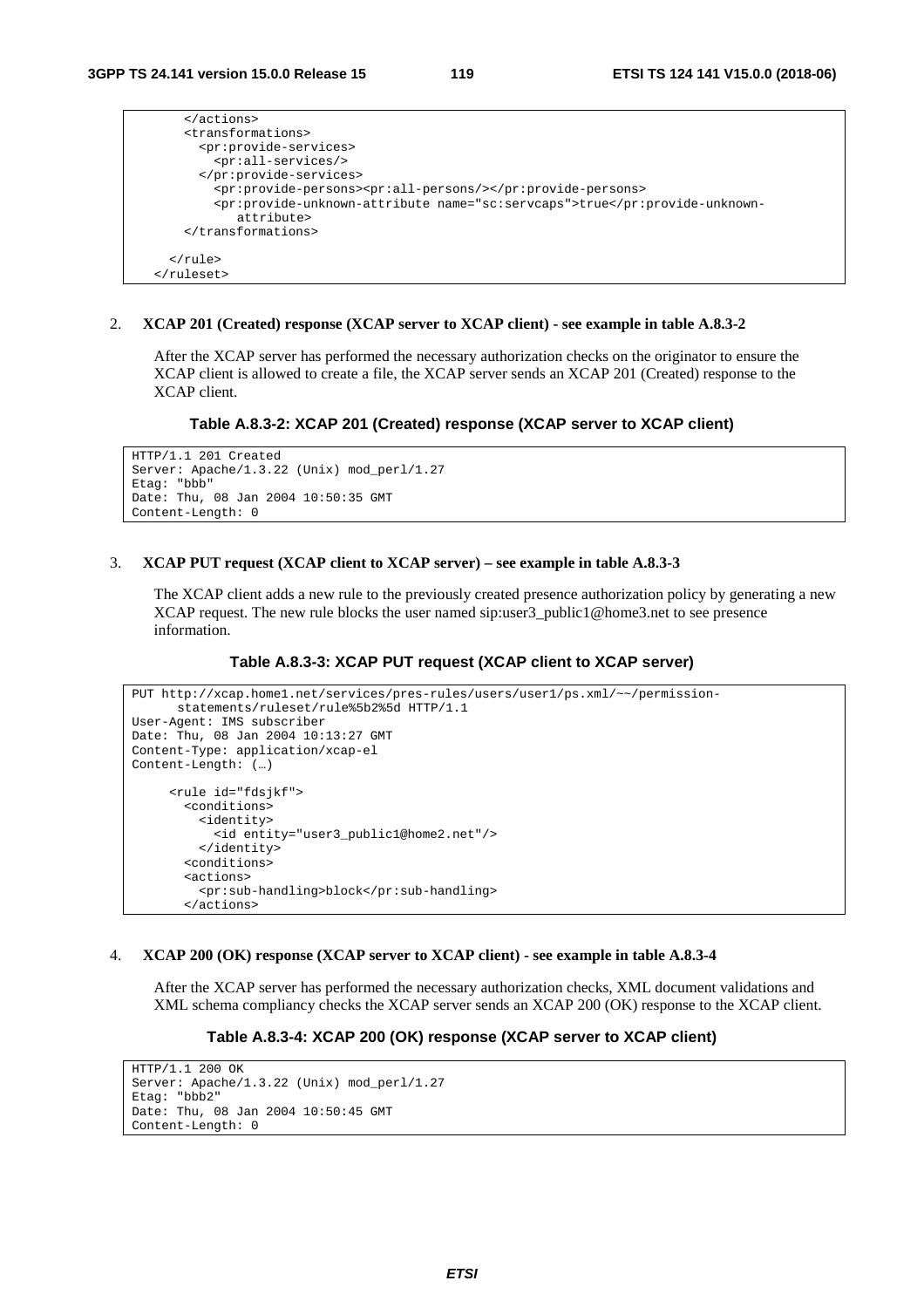```
      </actions>
      <transformations>
        <pr:provide-services>
          <pr:all-services/>
        </pr:provide-services>
          <pr:provide-persons><pr:all-persons/></pr:provide-persons>
          <pr:provide-unknown-attribute name="sc:servcaps">true</pr:provide-unknown-
             attribute>
      </transformations>

    </rule>
  </ruleset>
```

2. **XCAP 201 (Created) response (XCAP server to XCAP client) - see example in table A.8.3-2**

   After the XCAP server has performed the necessary authorization checks on the originator to ensure the XCAP client is allowed to create a file, the XCAP server sends an XCAP 201 (Created) response to the XCAP client.

**Table A.8.3-2: XCAP 201 (Created) response (XCAP server to XCAP client)**

```
HTTP/1.1 201 Created
Server: Apache/1.3.22 (Unix) mod_perl/1.27
Etag: "bbb"
Date: Thu, 08 Jan 2004 10:50:35 GMT
Content-Length: 0
```

3. **XCAP PUT request (XCAP client to XCAP server) – see example in table A.8.3-3**

   The XCAP client adds a new rule to the previously created presence authorization policy by generating a new XCAP request. The new rule blocks the user named sip:user3_public1@home3.net to see presence information.

**Table A.8.3-3: XCAP PUT request (XCAP client to XCAP server)**

```
PUT http://xcap.home1.net/services/pres-rules/users/user1/ps.xml/~~/permission-
      statements/ruleset/rule%5b2%5d HTTP/1.1
User-Agent: IMS subscriber
Date: Thu, 08 Jan 2004 10:13:27 GMT
Content-Type: application/xcap-el
Content-Length: (…)

     <rule id="fdsjkf">
       <conditions>
         <identity>
           <id entity="user3_public1@home2.net"/>
         </identity>
       <conditions>
       <actions>
         <pr:sub-handling>block</pr:sub-handling>
       </actions>
```

4. **XCAP 200 (OK) response (XCAP server to XCAP client) - see example in table A.8.3-4**

   After the XCAP server has performed the necessary authorization checks, XML document validations and XML schema compliancy checks the XCAP server sends an XCAP 200 (OK) response to the XCAP client.

**Table A.8.3-4: XCAP 200 (OK) response (XCAP server to XCAP client)**

```
HTTP/1.1 200 OK
Server: Apache/1.3.22 (Unix) mod_perl/1.27
Etag: "bbb2"
Date: Thu, 08 Jan 2004 10:50:45 GMT
Content-Length: 0
```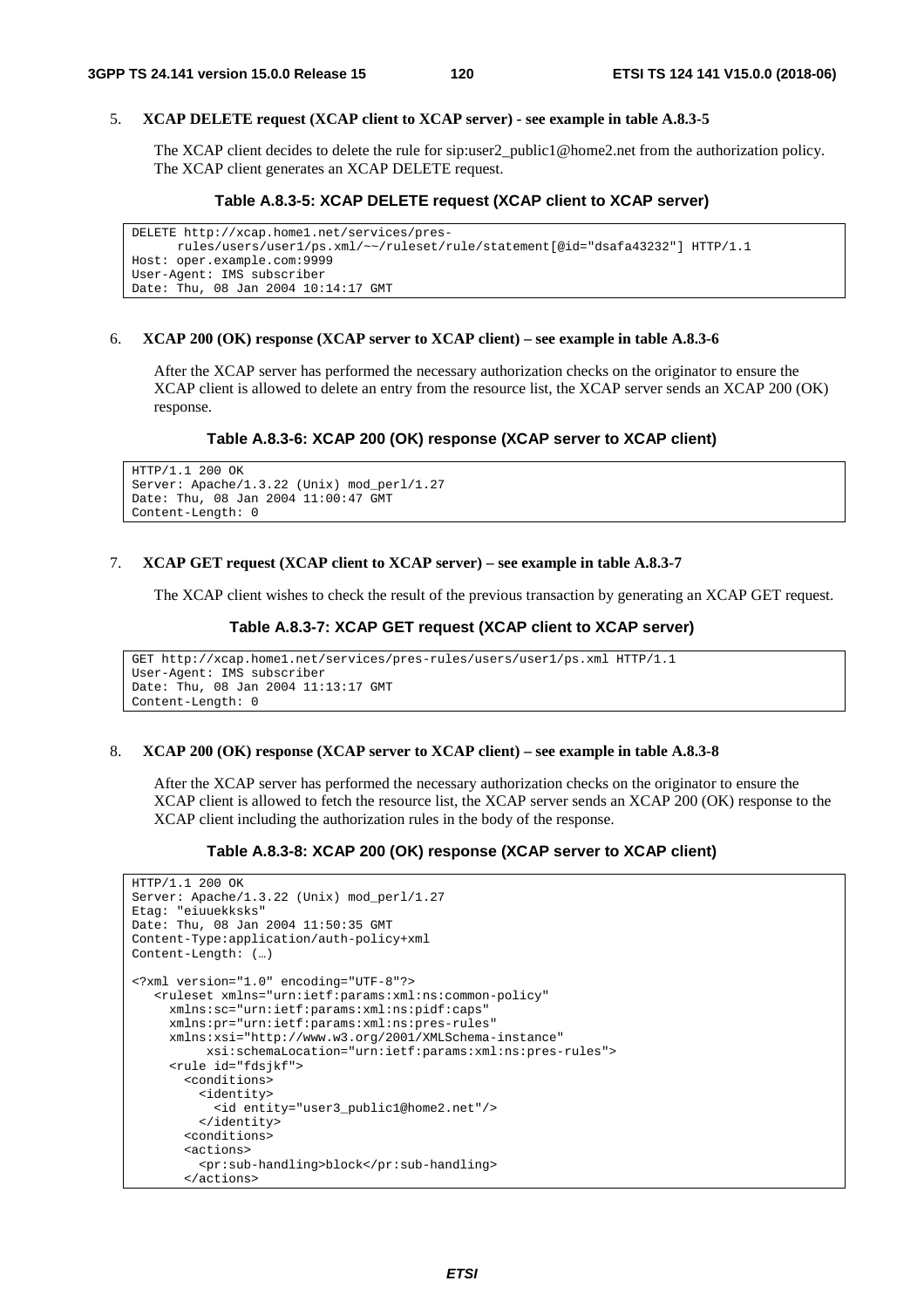5. **XCAP DELETE request (XCAP client to XCAP server) - see example in table A.8.3-5**

   The XCAP client decides to delete the rule for sip:user2_public1@home2.net from the authorization policy. The XCAP client generates an XCAP DELETE request.

**Table A.8.3-5: XCAP DELETE request (XCAP client to XCAP server)**

```
DELETE http://xcap.home1.net/services/pres-
      rules/users/user1/ps.xml/~~/ruleset/rule/statement[@id="dsafa43232"] HTTP/1.1
Host: oper.example.com:9999
User-Agent: IMS subscriber
Date: Thu, 08 Jan 2004 10:14:17 GMT
```

6. **XCAP 200 (OK) response (XCAP server to XCAP client) – see example in table A.8.3-6**

   After the XCAP server has performed the necessary authorization checks on the originator to ensure the XCAP client is allowed to delete an entry from the resource list, the XCAP server sends an XCAP 200 (OK) response.

**Table A.8.3-6: XCAP 200 (OK) response (XCAP server to XCAP client)**

```
HTTP/1.1 200 OK
Server: Apache/1.3.22 (Unix) mod_perl/1.27
Date: Thu, 08 Jan 2004 11:00:47 GMT
Content-Length: 0
```

7. **XCAP GET request (XCAP client to XCAP server) – see example in table A.8.3-7**

   The XCAP client wishes to check the result of the previous transaction by generating an XCAP GET request.

**Table A.8.3-7: XCAP GET request (XCAP client to XCAP server)**

```
GET http://xcap.home1.net/services/pres-rules/users/user1/ps.xml HTTP/1.1
User-Agent: IMS subscriber
Date: Thu, 08 Jan 2004 11:13:17 GMT
Content-Length: 0
```

8. **XCAP 200 (OK) response (XCAP server to XCAP client) – see example in table A.8.3-8**

   After the XCAP server has performed the necessary authorization checks on the originator to ensure the XCAP client is allowed to fetch the resource list, the XCAP server sends an XCAP 200 (OK) response to the XCAP client including the authorization rules in the body of the response.

**Table A.8.3-8: XCAP 200 (OK) response (XCAP server to XCAP client)**

```
HTTP/1.1 200 OK
Server: Apache/1.3.22 (Unix) mod_perl/1.27
Etag: "eiuuekksks"
Date: Thu, 08 Jan 2004 11:50:35 GMT
Content-Type:application/auth-policy+xml
Content-Length: (…)

<?xml version="1.0" encoding="UTF-8"?>
   <ruleset xmlns="urn:ietf:params:xml:ns:common-policy"
     xmlns:sc="urn:ietf:params:xml:ns:pidf:caps"
     xmlns:pr="urn:ietf:params:xml:ns:pres-rules"
     xmlns:xsi="http://www.w3.org/2001/XMLSchema-instance"
          xsi:schemaLocation="urn:ietf:params:xml:ns:pres-rules">
     <rule id="fdsjkf">
       <conditions>
         <identity>
           <id entity="user3_public1@home2.net"/>
         </identity>
       <conditions>
       <actions>
         <pr:sub-handling>block</pr:sub-handling>
       </actions>
```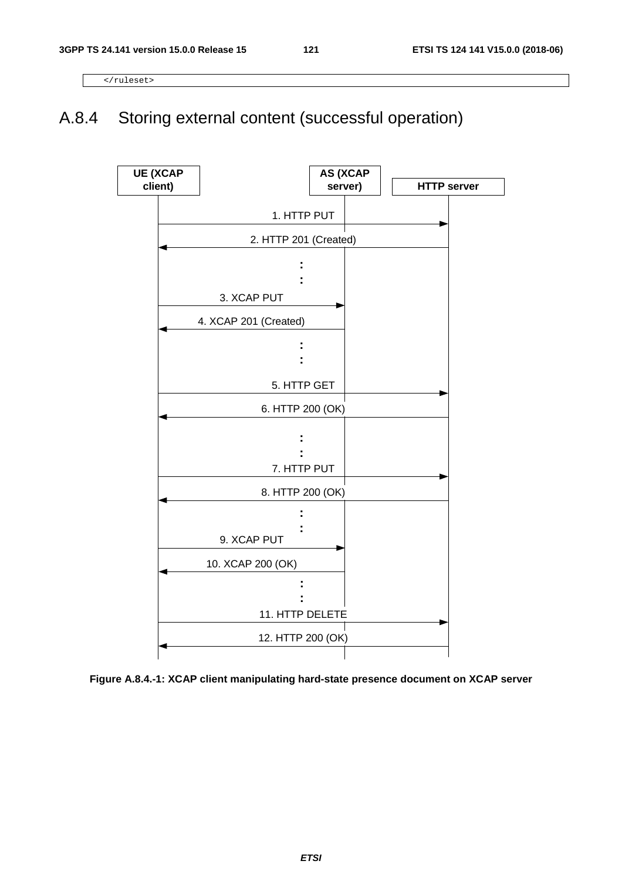```
</ruleset>
```

## A.8.4 Storing external content (successful operation)

UE (XCAP client) | AS (XCAP server) | HTTP server

1. HTTP PUT
2. HTTP 201 (Created)
3. XCAP PUT
4. XCAP 201 (Created)
5. HTTP GET
6. HTTP 200 (OK)
7. HTTP PUT
8. HTTP 200 (OK)
9. XCAP PUT
10. XCAP 200 (OK)
11. HTTP DELETE
12. HTTP 200 (OK)

**Figure A.8.4.-1: XCAP client manipulating hard-state presence document on XCAP server**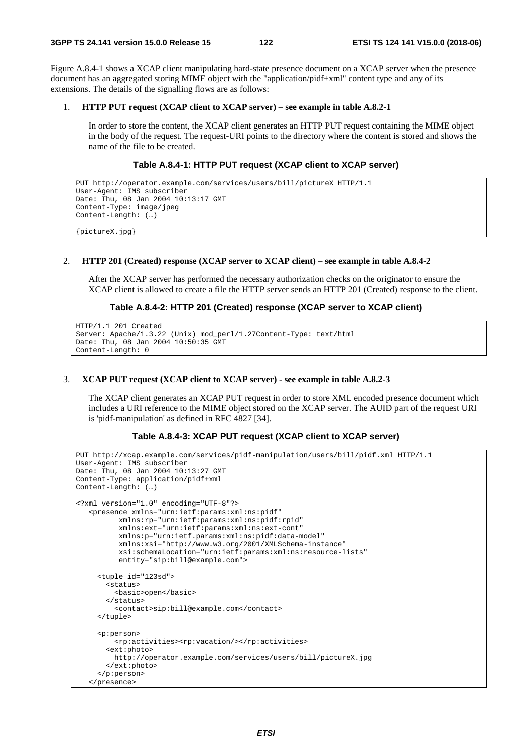Figure A.8.4-1 shows a XCAP client manipulating hard-state presence document on a XCAP server when the presence document has an aggregated storing MIME object with the "application/pidf+xml" content type and any of its extensions. The details of the signalling flows are as follows:

1. **HTTP PUT request (XCAP client to XCAP server) – see example in table A.8.2-1**

   In order to store the content, the XCAP client generates an HTTP PUT request containing the MIME object in the body of the request. The request-URI points to the directory where the content is stored and shows the name of the file to be created.

**Table A.8.4-1: HTTP PUT request (XCAP client to XCAP server)**

```
PUT http://operator.example.com/services/users/bill/pictureX HTTP/1.1
User-Agent: IMS subscriber
Date: Thu, 08 Jan 2004 10:13:17 GMT
Content-Type: image/jpeg
Content-Length: (…)

{pictureX.jpg}
```

2. **HTTP 201 (Created) response (XCAP server to XCAP client) – see example in table A.8.4-2**

   After the XCAP server has performed the necessary authorization checks on the originator to ensure the XCAP client is allowed to create a file the HTTP server sends an HTTP 201 (Created) response to the client.

**Table A.8.4-2: HTTP 201 (Created) response (XCAP server to XCAP client)**

```
HTTP/1.1 201 Created
Server: Apache/1.3.22 (Unix) mod_perl/1.27Content-Type: text/html
Date: Thu, 08 Jan 2004 10:50:35 GMT
Content-Length: 0
```

3. **XCAP PUT request (XCAP client to XCAP server) - see example in table A.8.2-3**

   The XCAP client generates an XCAP PUT request in order to store XML encoded presence document which includes a URI reference to the MIME object stored on the XCAP server. The AUID part of the request URI is 'pidf-manipulation' as defined in RFC 4827 [34].

**Table A.8.4-3: XCAP PUT request (XCAP client to XCAP server)**

```
PUT http://xcap.example.com/services/pidf-manipulation/users/bill/pidf.xml HTTP/1.1
User-Agent: IMS subscriber
Date: Thu, 08 Jan 2004 10:13:27 GMT
Content-Type: application/pidf+xml
Content-Length: (…)

<?xml version="1.0" encoding="UTF-8"?>
   <presence xmlns="urn:ietf:params:xml:ns:pidf"
          xmlns:rp="urn:ietf:params:xml:ns:pidf:rpid"
          xmlns:ext="urn:ietf:params:xml:ns:ext-cont"
          xmlns:p="urn:ietf:params:xml:ns:pidf:data-model"
          xmlns:xsi="http://www.w3.org/2001/XMLSchema-instance"
          xsi:schemaLocation="urn:ietf:params:xml:ns:resource-lists"
          entity="sip:bill@example.com">

     <tuple id="123sd">
       <status>
         <basic>open</basic>
       </status>
         <contact>sip:bill@example.com</contact>
     </tuple>

     <p:person>
         <rp:activities><rp:vacation/></rp:activities>
       <ext:photo>
         http://operator.example.com/services/users/bill/pictureX.jpg
       </ext:photo>
     </p:person>
   </presence>
```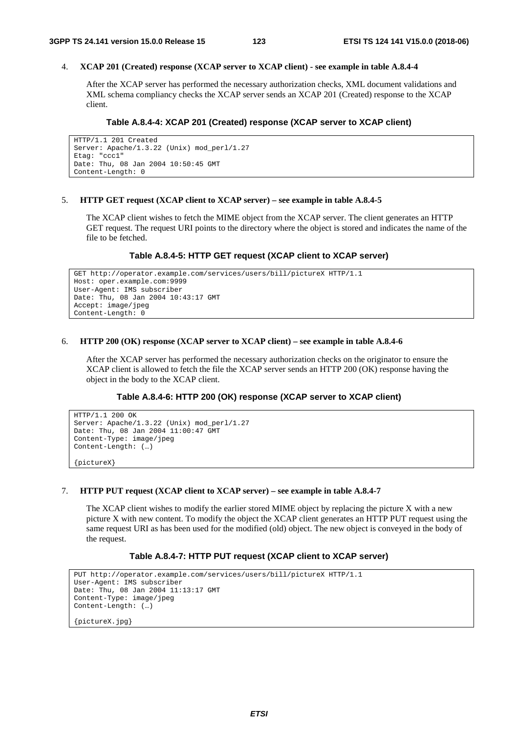4. **XCAP 201 (Created) response (XCAP server to XCAP client) - see example in table A.8.4-4**

   After the XCAP server has performed the necessary authorization checks, XML document validations and XML schema compliancy checks the XCAP server sends an XCAP 201 (Created) response to the XCAP client.

**Table A.8.4-4: XCAP 201 (Created) response (XCAP server to XCAP client)**

```
HTTP/1.1 201 Created
Server: Apache/1.3.22 (Unix) mod_perl/1.27
Etag: "ccc1"
Date: Thu, 08 Jan 2004 10:50:45 GMT
Content-Length: 0
```

5. **HTTP GET request (XCAP client to XCAP server) – see example in table A.8.4-5**

   The XCAP client wishes to fetch the MIME object from the XCAP server. The client generates an HTTP GET request. The request URI points to the directory where the object is stored and indicates the name of the file to be fetched.

**Table A.8.4-5: HTTP GET request (XCAP client to XCAP server)**

```
GET http://operator.example.com/services/users/bill/pictureX HTTP/1.1
Host: oper.example.com:9999
User-Agent: IMS subscriber
Date: Thu, 08 Jan 2004 10:43:17 GMT
Accept: image/jpeg
Content-Length: 0
```

6. **HTTP 200 (OK) response (XCAP server to XCAP client) – see example in table A.8.4-6**

   After the XCAP server has performed the necessary authorization checks on the originator to ensure the XCAP client is allowed to fetch the file the XCAP server sends an HTTP 200 (OK) response having the object in the body to the XCAP client.

**Table A.8.4-6: HTTP 200 (OK) response (XCAP server to XCAP client)**

```
HTTP/1.1 200 OK
Server: Apache/1.3.22 (Unix) mod_perl/1.27
Date: Thu, 08 Jan 2004 11:00:47 GMT
Content-Type: image/jpeg
Content-Length: (…)

{pictureX}
```

7. **HTTP PUT request (XCAP client to XCAP server) – see example in table A.8.4-7**

   The XCAP client wishes to modify the earlier stored MIME object by replacing the picture X with a new picture X with new content. To modify the object the XCAP client generates an HTTP PUT request using the same request URI as has been used for the modified (old) object. The new object is conveyed in the body of the request.

**Table A.8.4-7: HTTP PUT request (XCAP client to XCAP server)**

```
PUT http://operator.example.com/services/users/bill/pictureX HTTP/1.1
User-Agent: IMS subscriber
Date: Thu, 08 Jan 2004 11:13:17 GMT
Content-Type: image/jpeg
Content-Length: (…)

{pictureX.jpg}
```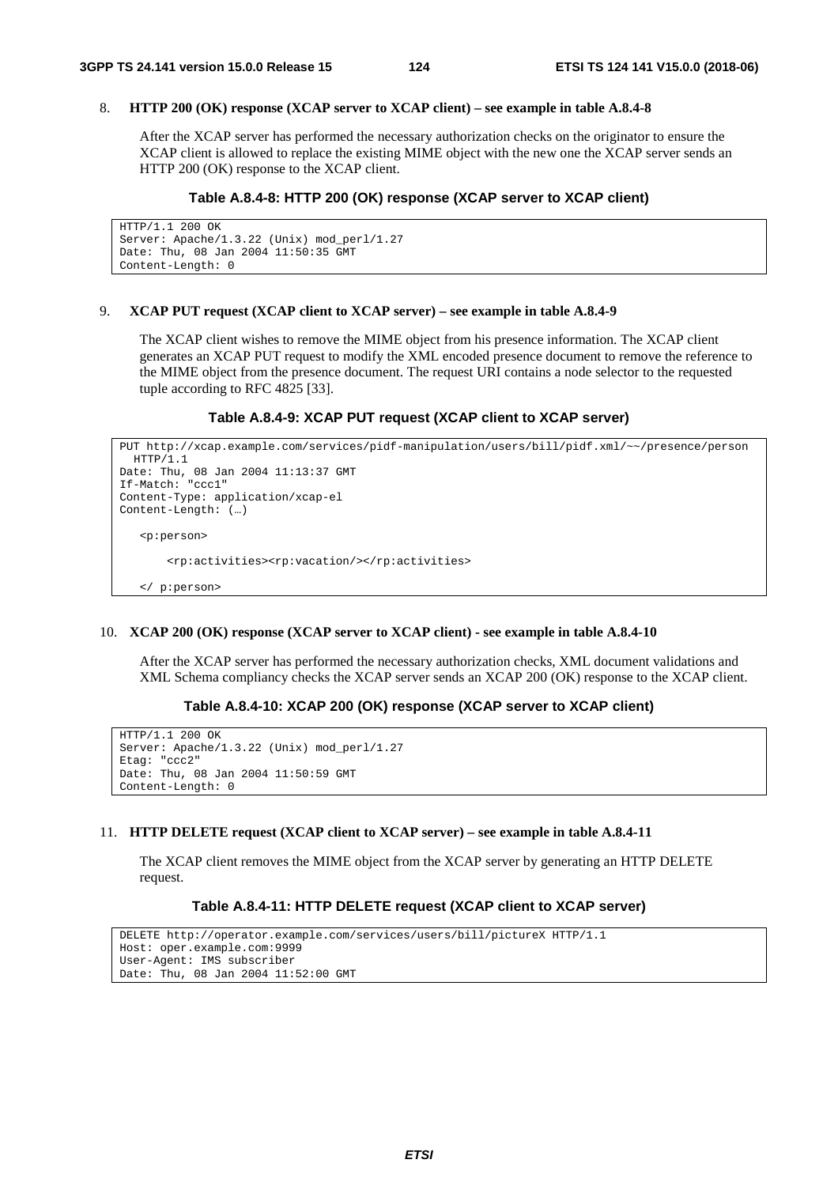8. **HTTP 200 (OK) response (XCAP server to XCAP client) – see example in table A.8.4-8**

   After the XCAP server has performed the necessary authorization checks on the originator to ensure the XCAP client is allowed to replace the existing MIME object with the new one the XCAP server sends an HTTP 200 (OK) response to the XCAP client.

**Table A.8.4-8: HTTP 200 (OK) response (XCAP server to XCAP client)**

```
HTTP/1.1 200 OK
Server: Apache/1.3.22 (Unix) mod_perl/1.27
Date: Thu, 08 Jan 2004 11:50:35 GMT
Content-Length: 0
```

9. **XCAP PUT request (XCAP client to XCAP server) – see example in table A.8.4-9**

   The XCAP client wishes to remove the MIME object from his presence information. The XCAP client generates an XCAP PUT request to modify the XML encoded presence document to remove the reference to the MIME object from the presence document. The request URI contains a node selector to the requested tuple according to RFC 4825 [33].

**Table A.8.4-9: XCAP PUT request (XCAP client to XCAP server)**

```
PUT http://xcap.example.com/services/pidf-manipulation/users/bill/pidf.xml/~~/presence/person
  HTTP/1.1
Date: Thu, 08 Jan 2004 11:13:37 GMT
If-Match: "ccc1"
Content-Type: application/xcap-el
Content-Length: (…)

   <p:person>

       <rp:activities><rp:vacation/></rp:activities>

   </ p:person>
```

10. **XCAP 200 (OK) response (XCAP server to XCAP client) - see example in table A.8.4-10**

    After the XCAP server has performed the necessary authorization checks, XML document validations and XML Schema compliancy checks the XCAP server sends an XCAP 200 (OK) response to the XCAP client.

**Table A.8.4-10: XCAP 200 (OK) response (XCAP server to XCAP client)**

```
HTTP/1.1 200 OK
Server: Apache/1.3.22 (Unix) mod_perl/1.27
Etag: "ccc2"
Date: Thu, 08 Jan 2004 11:50:59 GMT
Content-Length: 0
```

11. **HTTP DELETE request (XCAP client to XCAP server) – see example in table A.8.4-11**

    The XCAP client removes the MIME object from the XCAP server by generating an HTTP DELETE request.

**Table A.8.4-11: HTTP DELETE request (XCAP client to XCAP server)**

```
DELETE http://operator.example.com/services/users/bill/pictureX HTTP/1.1
Host: oper.example.com:9999
User-Agent: IMS subscriber
Date: Thu, 08 Jan 2004 11:52:00 GMT
```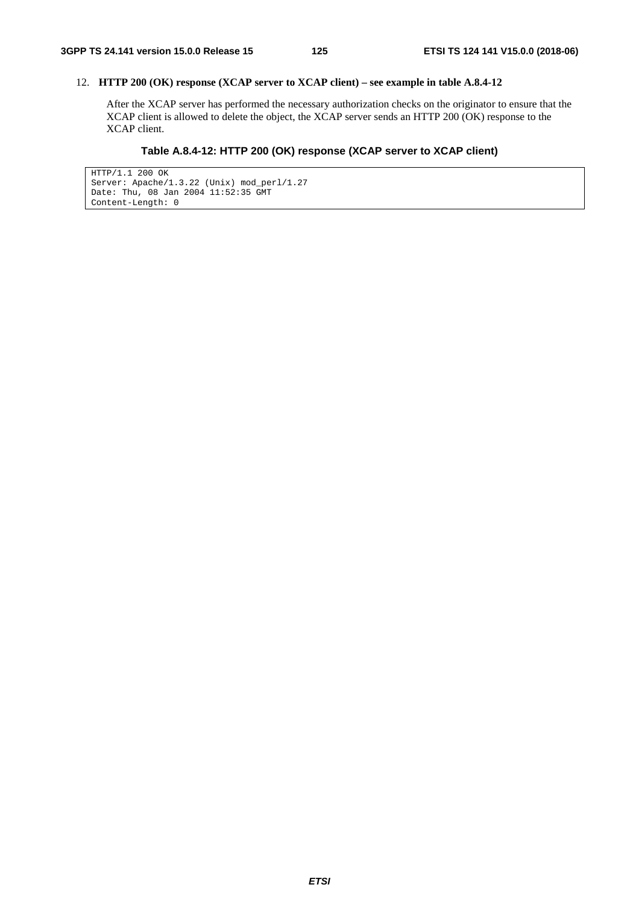12. **HTTP 200 (OK) response (XCAP server to XCAP client) – see example in table A.8.4-12**

    After the XCAP server has performed the necessary authorization checks on the originator to ensure that the XCAP client is allowed to delete the object, the XCAP server sends an HTTP 200 (OK) response to the XCAP client.

**Table A.8.4-12: HTTP 200 (OK) response (XCAP server to XCAP client)**

```
HTTP/1.1 200 OK
Server: Apache/1.3.22 (Unix) mod_perl/1.27
Date: Thu, 08 Jan 2004 11:52:35 GMT
Content-Length: 0
```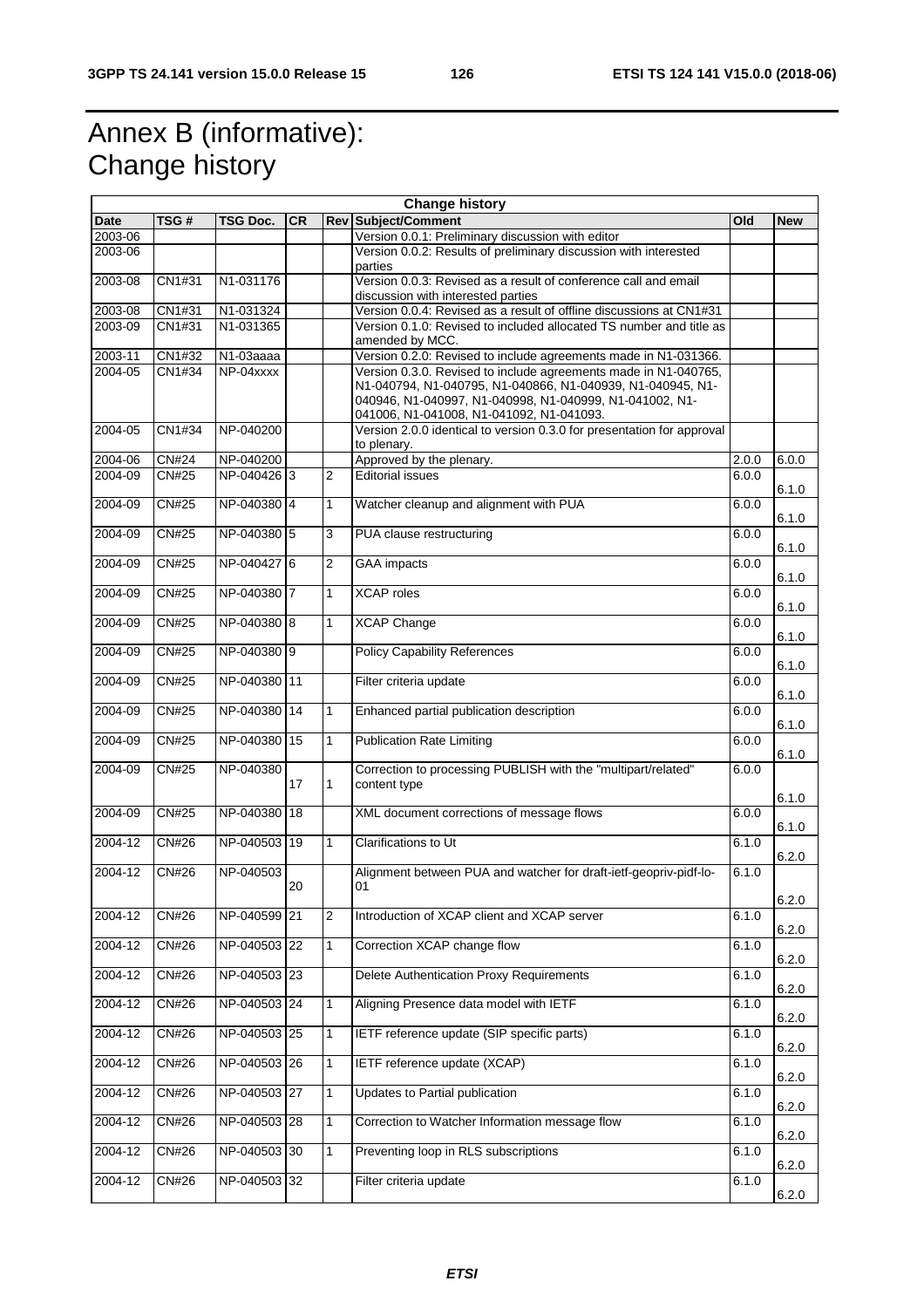# Annex B (informative): Change history

| Change history | | | | | | | |
|---|---|---|---|---|---|---|---|
| **Date** | **TSG #** | **TSG Doc.** | **CR** | **Rev** | **Subject/Comment** | **Old** | **New** |
| 2003-06 | | | | | Version 0.0.1: Preliminary discussion with editor | | |
| 2003-06 | | | | | Version 0.0.2: Results of preliminary discussion with interested parties | | |
| 2003-08 | CN1#31 | N1-031176 | | | Version 0.0.3: Revised as a result of conference call and email discussion with interested parties | | |
| 2003-08 | CN1#31 | N1-031324 | | | Version 0.0.4: Revised as a result of offline discussions at CN1#31 | | |
| 2003-09 | CN1#31 | N1-031365 | | | Version 0.1.0: Revised to included allocated TS number and title as amended by MCC. | | |
| 2003-11 | CN1#32 | N1-03aaaa | | | Version 0.2.0: Revised to include agreements made in N1-031366. | | |
| 2004-05 | CN1#34 | NP-04xxxx | | | Version 0.3.0. Revised to include agreements made in N1-040765, N1-040794, N1-040795, N1-040866, N1-040939, N1-040945, N1-040946, N1-040997, N1-040998, N1-040999, N1-041002, N1-041006, N1-041008, N1-041092, N1-041093. | | |
| 2004-05 | CN1#34 | NP-040200 | | | Version 2.0.0 identical to version 0.3.0 for presentation for approval to plenary. | | |
| 2004-06 | CN#24 | NP-040200 | | | Approved by the plenary. | 2.0.0 | 6.0.0 |
| 2004-09 | CN#25 | NP-040426 | 3 | 2 | Editorial issues | 6.0.0 | 6.1.0 |
| 2004-09 | CN#25 | NP-040380 | 4 | 1 | Watcher cleanup and alignment with PUA | 6.0.0 | 6.1.0 |
| 2004-09 | CN#25 | NP-040380 | 5 | 3 | PUA clause restructuring | 6.0.0 | 6.1.0 |
| 2004-09 | CN#25 | NP-040427 | 6 | 2 | GAA impacts | 6.0.0 | 6.1.0 |
| 2004-09 | CN#25 | NP-040380 | 7 | 1 | XCAP roles | 6.0.0 | 6.1.0 |
| 2004-09 | CN#25 | NP-040380 | 8 | 1 | XCAP Change | 6.0.0 | 6.1.0 |
| 2004-09 | CN#25 | NP-040380 | 9 | | Policy Capability References | 6.0.0 | 6.1.0 |
| 2004-09 | CN#25 | NP-040380 | 11 | | Filter criteria update | 6.0.0 | 6.1.0 |
| 2004-09 | CN#25 | NP-040380 | 14 | 1 | Enhanced partial publication description | 6.0.0 | 6.1.0 |
| 2004-09 | CN#25 | NP-040380 | 15 | 1 | Publication Rate Limiting | 6.0.0 | 6.1.0 |
| 2004-09 | CN#25 | NP-040380 | 17 | 1 | Correction to processing PUBLISH with the "multipart/related" content type | 6.0.0 | 6.1.0 |
| 2004-09 | CN#25 | NP-040380 | 18 | | XML document corrections of message flows | 6.0.0 | 6.1.0 |
| 2004-12 | CN#26 | NP-040503 | 19 | 1 | Clarifications to Ut | 6.1.0 | 6.2.0 |
| 2004-12 | CN#26 | NP-040503 | 20 | | Alignment between PUA and watcher for draft-ietf-geopriv-pidf-lo-01 | 6.1.0 | 6.2.0 |
| 2004-12 | CN#26 | NP-040599 | 21 | 2 | Introduction of XCAP client and XCAP server | 6.1.0 | 6.2.0 |
| 2004-12 | CN#26 | NP-040503 | 22 | 1 | Correction XCAP change flow | 6.1.0 | 6.2.0 |
| 2004-12 | CN#26 | NP-040503 | 23 | | Delete Authentication Proxy Requirements | 6.1.0 | 6.2.0 |
| 2004-12 | CN#26 | NP-040503 | 24 | 1 | Aligning Presence data model with IETF | 6.1.0 | 6.2.0 |
| 2004-12 | CN#26 | NP-040503 | 25 | 1 | IETF reference update (SIP specific parts) | 6.1.0 | 6.2.0 |
| 2004-12 | CN#26 | NP-040503 | 26 | 1 | IETF reference update (XCAP) | 6.1.0 | 6.2.0 |
| 2004-12 | CN#26 | NP-040503 | 27 | 1 | Updates to Partial publication | 6.1.0 | 6.2.0 |
| 2004-12 | CN#26 | NP-040503 | 28 | 1 | Correction to Watcher Information message flow | 6.1.0 | 6.2.0 |
| 2004-12 | CN#26 | NP-040503 | 30 | 1 | Preventing loop in RLS subscriptions | 6.1.0 | 6.2.0 |
| 2004-12 | CN#26 | NP-040503 | 32 | | Filter criteria update | 6.1.0 | 6.2.0 |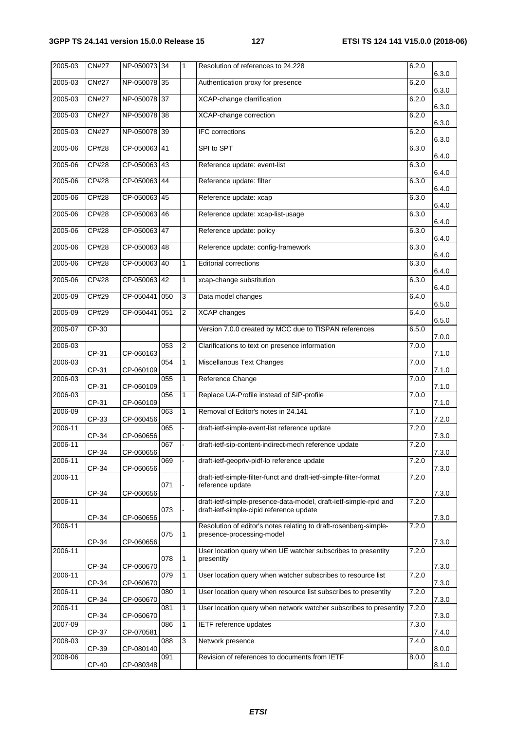| 2005-03 | CN#27 | NP-050073 | 34 | 1 | Resolution of references to 24.228 | 6.2.0 | 6.3.0 |
|---|---|---|---|---|---|---|---|
| 2005-03 | CN#27 | NP-050078 | 35 | | Authentication proxy for presence | 6.2.0 | 6.3.0 |
| 2005-03 | CN#27 | NP-050078 | 37 | | XCAP-change clarrification | 6.2.0 | 6.3.0 |
| 2005-03 | CN#27 | NP-050078 | 38 | | XCAP-change correction | 6.2.0 | 6.3.0 |
| 2005-03 | CN#27 | NP-050078 | 39 | | IFC corrections | 6.2.0 | 6.3.0 |
| 2005-06 | CP#28 | CP-050063 | 41 | | SPI to SPT | 6.3.0 | 6.4.0 |
| 2005-06 | CP#28 | CP-050063 | 43 | | Reference update: event-list | 6.3.0 | 6.4.0 |
| 2005-06 | CP#28 | CP-050063 | 44 | | Reference update: filter | 6.3.0 | 6.4.0 |
| 2005-06 | CP#28 | CP-050063 | 45 | | Reference update: xcap | 6.3.0 | 6.4.0 |
| 2005-06 | CP#28 | CP-050063 | 46 | | Reference update: xcap-list-usage | 6.3.0 | 6.4.0 |
| 2005-06 | CP#28 | CP-050063 | 47 | | Reference update: policy | 6.3.0 | 6.4.0 |
| 2005-06 | CP#28 | CP-050063 | 48 | | Reference update: config-framework | 6.3.0 | 6.4.0 |
| 2005-06 | CP#28 | CP-050063 | 40 | 1 | Editorial corrections | 6.3.0 | 6.4.0 |
| 2005-06 | CP#28 | CP-050063 | 42 | 1 | xcap-change substitution | 6.3.0 | 6.4.0 |
| 2005-09 | CP#29 | CP-050441 | 050 | 3 | Data model changes | 6.4.0 | 6.5.0 |
| 2005-09 | CP#29 | CP-050441 | 051 | 2 | XCAP changes | 6.4.0 | 6.5.0 |
| 2005-07 | CP-30 | | | | Version 7.0.0 created by MCC due to TISPAN references | 6.5.0 | 7.0.0 |
| 2006-03 | CP-31 | CP-060163 | 053 | 2 | Clarifications to text on presence information | 7.0.0 | 7.1.0 |
| 2006-03 | CP-31 | CP-060109 | 054 | 1 | Miscellanous Text Changes | 7.0.0 | 7.1.0 |
| 2006-03 | CP-31 | CP-060109 | 055 | 1 | Reference Change | 7.0.0 | 7.1.0 |
| 2006-03 | CP-31 | CP-060109 | 056 | 1 | Replace UA-Profile instead of SIP-profile | 7.0.0 | 7.1.0 |
| 2006-09 | CP-33 | CP-060456 | 063 | 1 | Removal of Editor's notes in 24.141 | 7.1.0 | 7.2.0 |
| 2006-11 | CP-34 | CP-060656 | 065 | - | draft-ietf-simple-event-list reference update | 7.2.0 | 7.3.0 |
| 2006-11 | CP-34 | CP-060656 | 067 | - | draft-ietf-sip-content-indirect-mech reference update | 7.2.0 | 7.3.0 |
| 2006-11 | CP-34 | CP-060656 | 069 | - | draft-ietf-geopriv-pidf-lo reference update | 7.2.0 | 7.3.0 |
| 2006-11 | CP-34 | CP-060656 | 071 | - | draft-ietf-simple-filter-funct and draft-ietf-simple-filter-format reference update | 7.2.0 | 7.3.0 |
| 2006-11 | CP-34 | CP-060656 | 073 | - | draft-ietf-simple-presence-data-model, draft-ietf-simple-rpid and draft-ietf-simple-cipid reference update | 7.2.0 | 7.3.0 |
| 2006-11 | CP-34 | CP-060656 | 075 | 1 | Resolution of editor's notes relating to draft-rosenberg-simple-presence-processing-model | 7.2.0 | 7.3.0 |
| 2006-11 | CP-34 | CP-060670 | 078 | 1 | User location query when UE watcher subscribes to presentity presentity | 7.2.0 | 7.3.0 |
| 2006-11 | CP-34 | CP-060670 | 079 | 1 | User location query when watcher subscribes to resource list | 7.2.0 | 7.3.0 |
| 2006-11 | CP-34 | CP-060670 | 080 | 1 | User location query when resource list subscribes to presentity | 7.2.0 | 7.3.0 |
| 2006-11 | CP-34 | CP-060670 | 081 | 1 | User location query when network watcher subscribes to presentity | 7.2.0 | 7.3.0 |
| 2007-09 | CP-37 | CP-070581 | 086 | 1 | IETF reference updates | 7.3.0 | 7.4.0 |
| 2008-03 | CP-39 | CP-080140 | 088 | 3 | Network presence | 7.4.0 | 8.0.0 |
| 2008-06 | CP-40 | CP-080348 | 091 | | Revision of references to documents from IETF | 8.0.0 | 8.1.0 |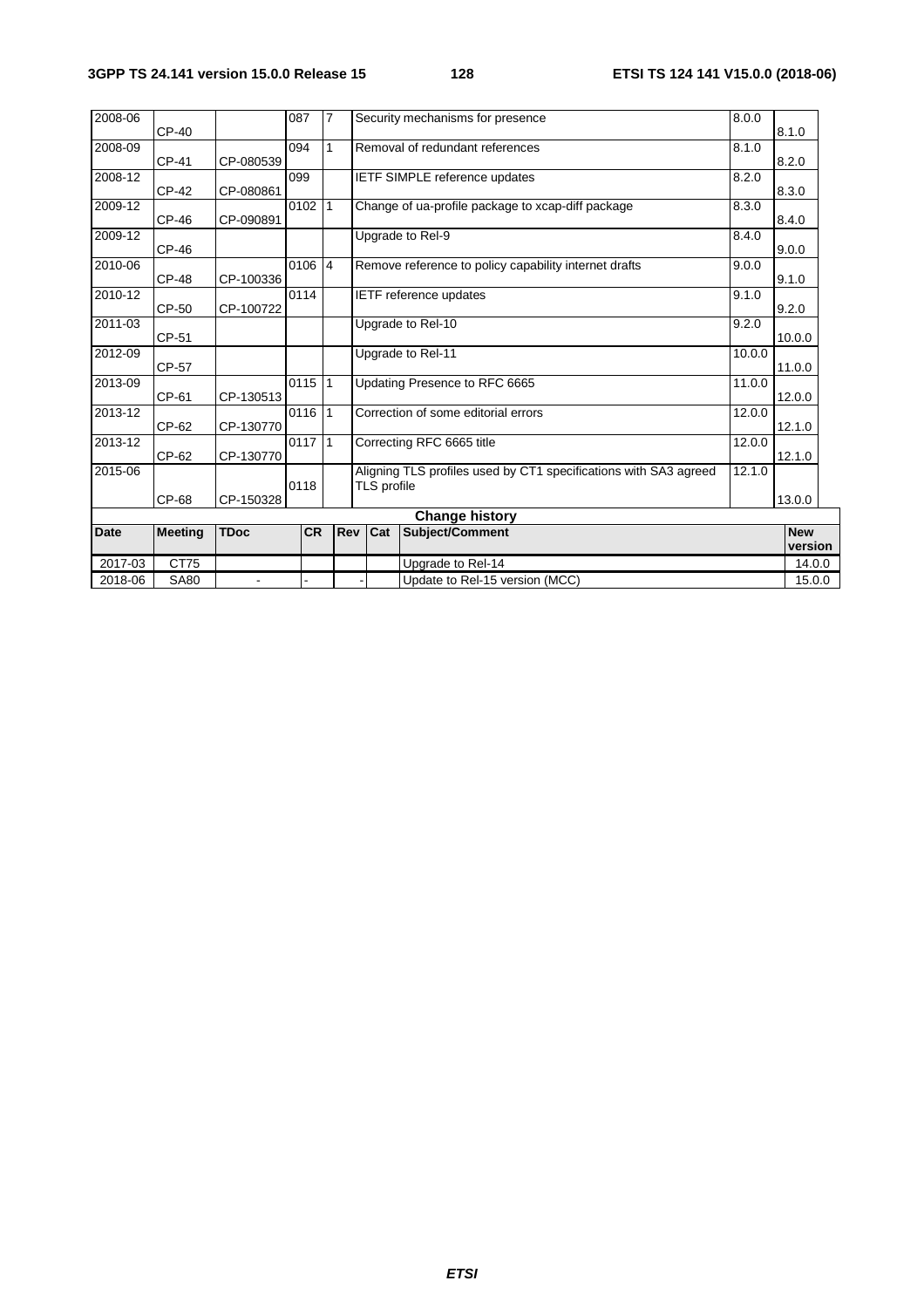| Date | Meeting | TDoc | CR | Rev | Cat | Subject/Comment | Old | New |
|---|---|---|---|---|---|---|---|---|
| 2008-06 | CP-40 | | 087 | 7 | | Security mechanisms for presence | 8.0.0 | 8.1.0 |
| 2008-09 | CP-41 | CP-080539 | 094 | 1 | | Removal of redundant references | 8.1.0 | 8.2.0 |
| 2008-12 | CP-42 | CP-080861 | 099 | | | IETF SIMPLE reference updates | 8.2.0 | 8.3.0 |
| 2009-12 | CP-46 | CP-090891 | 0102 | 1 | | Change of ua-profile package to xcap-diff package | 8.3.0 | 8.4.0 |
| 2009-12 | CP-46 | | | | | Upgrade to Rel-9 | 8.4.0 | 9.0.0 |
| 2010-06 | CP-48 | CP-100336 | 0106 | 4 | | Remove reference to policy capability internet drafts | 9.0.0 | 9.1.0 |
| 2010-12 | CP-50 | CP-100722 | 0114 | | | IETF reference updates | 9.1.0 | 9.2.0 |
| 2011-03 | CP-51 | | | | | Upgrade to Rel-10 | 9.2.0 | 10.0.0 |
| 2012-09 | CP-57 | | | | | Upgrade to Rel-11 | 10.0.0 | 11.0.0 |
| 2013-09 | CP-61 | CP-130513 | 0115 | 1 | | Updating Presence to RFC 6665 | 11.0.0 | 12.0.0 |
| 2013-12 | CP-62 | CP-130770 | 0116 | 1 | | Correction of some editorial errors | 12.0.0 | 12.1.0 |
| 2013-12 | CP-62 | CP-130770 | 0117 | 1 | | Correcting RFC 6665 title | 12.0.0 | 12.1.0 |
| 2015-06 | CP-68 | CP-150328 | 0118 | | | Aligning TLS profiles used by CT1 specifications with SA3 agreed TLS profile | 12.1.0 | 13.0.0 |

**Change history**

| Date | Meeting | TDoc | CR | Rev | Cat | Subject/Comment | New version |
|---|---|---|---|---|---|---|---|
| 2017-03 | CT75 | | | | | Upgrade to Rel-14 | 14.0.0 |
| 2018-06 | SA80 | - | - | - | | Update to Rel-15 version (MCC) | 15.0.0 |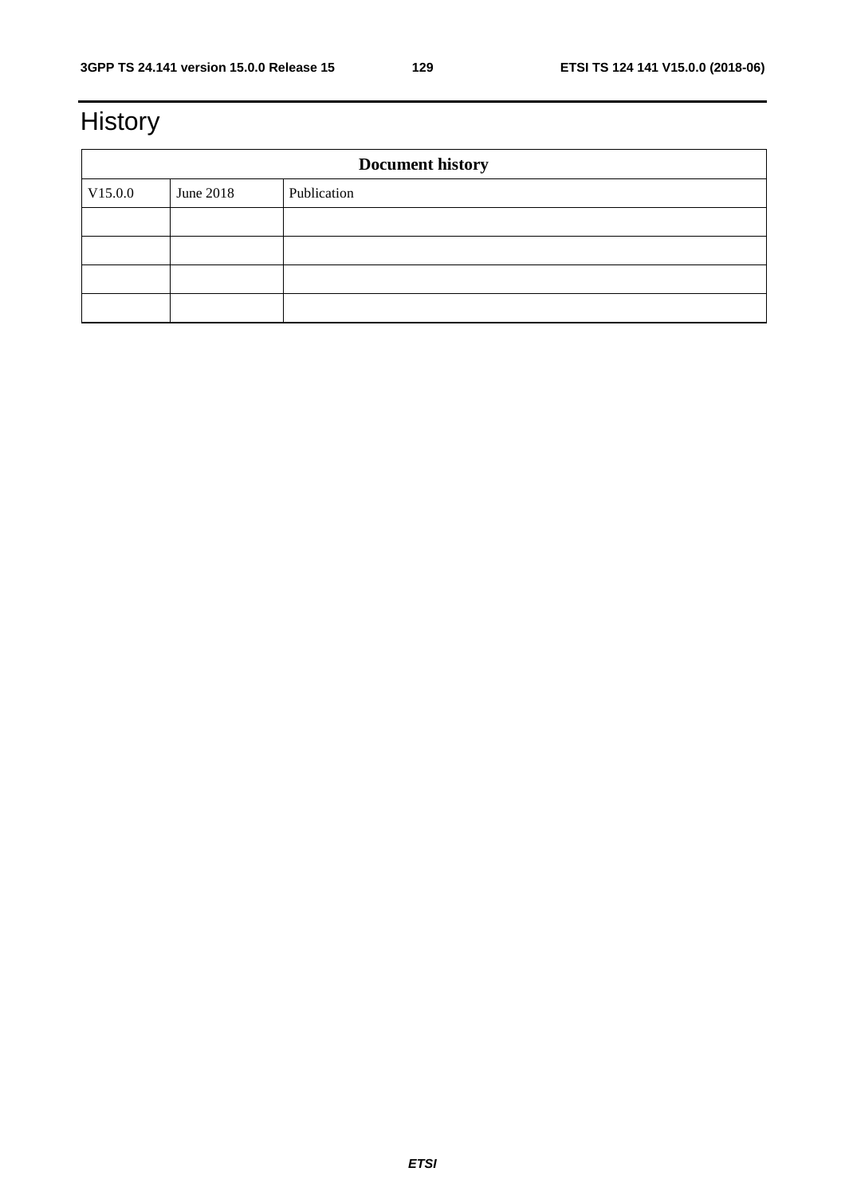# History

| Document history | | |
|---|---|---|
| V15.0.0 | June 2018 | Publication |
| | | |
| | | |
| | | |
| | | |